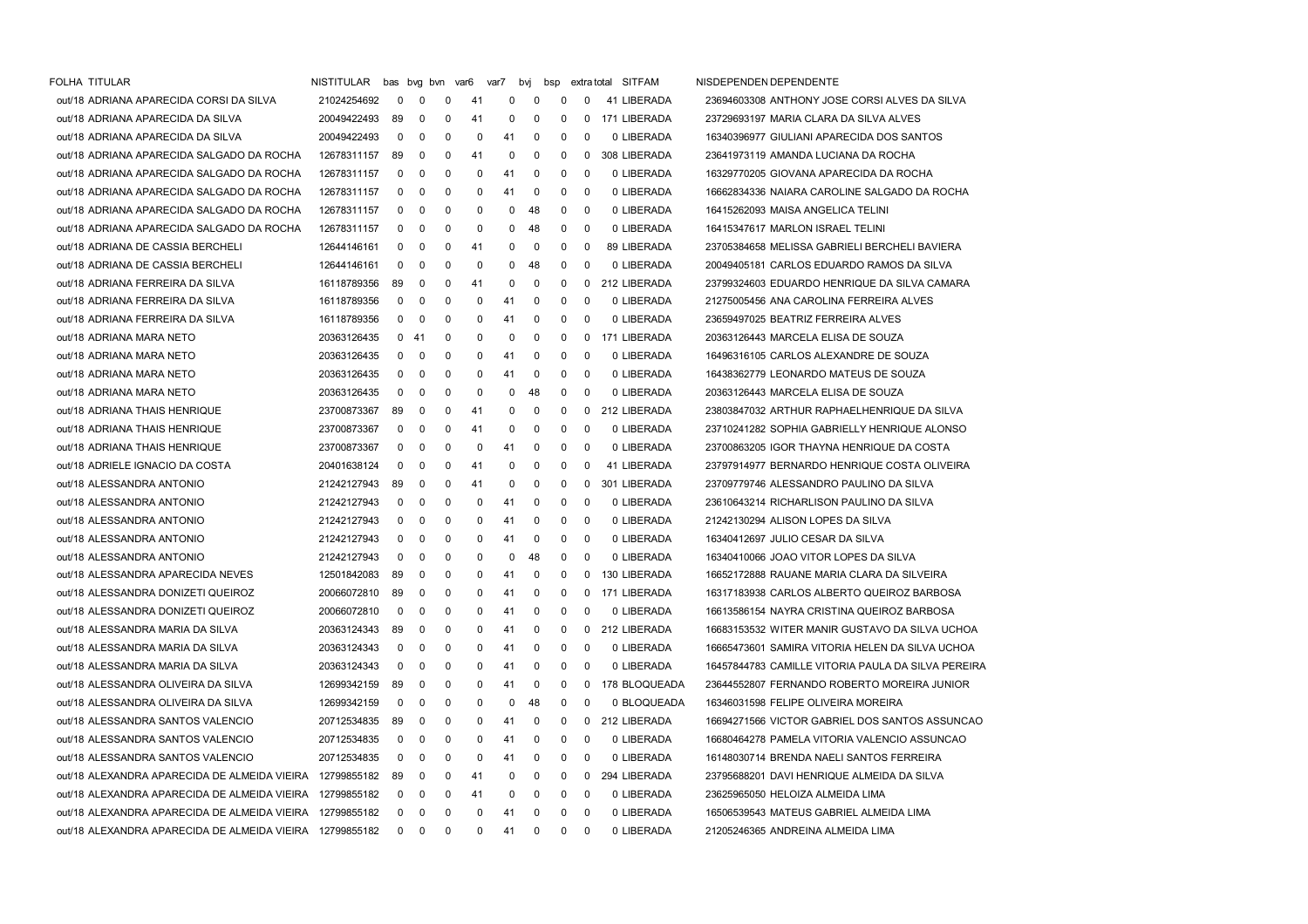| FOLHA | TITULAR | NISTITULAR | bas | bvg | bvn | var6 | var7 | bvj | bsp | extra | total | SITFAM | NISDEPENDEN | DEPENDENTE |
|---|---|---|---|---|---|---|---|---|---|---|---|---|---|---|
| out/18 | ADRIANA APARECIDA CORSI DA SILVA | 21024254692 | 0 | 0 | 0 | 41 | 0 | 0 | 0 | 0 | 41 | LIBERADA | 23694603308 | ANTHONY JOSE CORSI ALVES DA SILVA |
| out/18 | ADRIANA APARECIDA DA SILVA | 20049422493 | 89 | 0 | 0 | 41 | 0 | 0 | 0 | 0 | 171 | LIBERADA | 23729693197 | MARIA CLARA DA SILVA ALVES |
| out/18 | ADRIANA APARECIDA DA SILVA | 20049422493 | 0 | 0 | 0 | 0 | 41 | 0 | 0 | 0 | 0 | LIBERADA | 16340396977 | GIULIANI APARECIDA DOS SANTOS |
| out/18 | ADRIANA APARECIDA SALGADO DA ROCHA | 12678311157 | 89 | 0 | 0 | 41 | 0 | 0 | 0 | 0 | 308 | LIBERADA | 23641973119 | AMANDA LUCIANA DA ROCHA |
| out/18 | ADRIANA APARECIDA SALGADO DA ROCHA | 12678311157 | 0 | 0 | 0 | 0 | 41 | 0 | 0 | 0 | 0 | LIBERADA | 16329770205 | GIOVANA APARECIDA DA ROCHA |
| out/18 | ADRIANA APARECIDA SALGADO DA ROCHA | 12678311157 | 0 | 0 | 0 | 0 | 41 | 0 | 0 | 0 | 0 | LIBERADA | 16662834336 | NAIARA CAROLINE SALGADO DA ROCHA |
| out/18 | ADRIANA APARECIDA SALGADO DA ROCHA | 12678311157 | 0 | 0 | 0 | 0 | 0 | 48 | 0 | 0 | 0 | LIBERADA | 16415262093 | MAISA ANGELICA TELINI |
| out/18 | ADRIANA APARECIDA SALGADO DA ROCHA | 12678311157 | 0 | 0 | 0 | 0 | 0 | 48 | 0 | 0 | 0 | LIBERADA | 16415347617 | MARLON ISRAEL TELINI |
| out/18 | ADRIANA DE CASSIA BERCHELI | 12644146161 | 0 | 0 | 0 | 41 | 0 | 0 | 0 | 0 | 89 | LIBERADA | 23705384658 | MELISSA GABRIELI BERCHELI BAVIERA |
| out/18 | ADRIANA DE CASSIA BERCHELI | 12644146161 | 0 | 0 | 0 | 0 | 0 | 48 | 0 | 0 | 0 | LIBERADA | 20049405181 | CARLOS EDUARDO RAMOS DA SILVA |
| out/18 | ADRIANA FERREIRA DA SILVA | 16118789356 | 89 | 0 | 0 | 41 | 0 | 0 | 0 | 0 | 212 | LIBERADA | 23799324603 | EDUARDO HENRIQUE DA SILVA CAMARA |
| out/18 | ADRIANA FERREIRA DA SILVA | 16118789356 | 0 | 0 | 0 | 0 | 41 | 0 | 0 | 0 | 0 | LIBERADA | 21275005456 | ANA CAROLINA FERREIRA ALVES |
| out/18 | ADRIANA FERREIRA DA SILVA | 16118789356 | 0 | 0 | 0 | 0 | 41 | 0 | 0 | 0 | 0 | LIBERADA | 23659497025 | BEATRIZ FERREIRA ALVES |
| out/18 | ADRIANA MARA NETO | 20363126435 | 0 | 41 | 0 | 0 | 0 | 0 | 0 | 0 | 171 | LIBERADA | 20363126443 | MARCELA ELISA DE SOUZA |
| out/18 | ADRIANA MARA NETO | 20363126435 | 0 | 0 | 0 | 0 | 41 | 0 | 0 | 0 | 0 | LIBERADA | 16496316105 | CARLOS ALEXANDRE DE SOUZA |
| out/18 | ADRIANA MARA NETO | 20363126435 | 0 | 0 | 0 | 0 | 41 | 0 | 0 | 0 | 0 | LIBERADA | 16438362779 | LEONARDO MATEUS DE SOUZA |
| out/18 | ADRIANA MARA NETO | 20363126435 | 0 | 0 | 0 | 0 | 0 | 48 | 0 | 0 | 0 | LIBERADA | 20363126443 | MARCELA ELISA DE SOUZA |
| out/18 | ADRIANA THAIS HENRIQUE | 23700873367 | 89 | 0 | 0 | 41 | 0 | 0 | 0 | 0 | 212 | LIBERADA | 23803847032 | ARTHUR RAPHAELHENRIQUE DA SILVA |
| out/18 | ADRIANA THAIS HENRIQUE | 23700873367 | 0 | 0 | 0 | 41 | 0 | 0 | 0 | 0 | 0 | LIBERADA | 23710241282 | SOPHIA GABRIELLY HENRIQUE ALONSO |
| out/18 | ADRIANA THAIS HENRIQUE | 23700873367 | 0 | 0 | 0 | 0 | 41 | 0 | 0 | 0 | 0 | LIBERADA | 23700863205 | IGOR THAYNA HENRIQUE DA COSTA |
| out/18 | ADRIELE IGNACIO DA COSTA | 20401638124 | 0 | 0 | 0 | 41 | 0 | 0 | 0 | 0 | 41 | LIBERADA | 23797914977 | BERNARDO HENRIQUE COSTA OLIVEIRA |
| out/18 | ALESSANDRA ANTONIO | 21242127943 | 89 | 0 | 0 | 41 | 0 | 0 | 0 | 0 | 301 | LIBERADA | 23709779746 | ALESSANDRO PAULINO DA SILVA |
| out/18 | ALESSANDRA ANTONIO | 21242127943 | 0 | 0 | 0 | 0 | 41 | 0 | 0 | 0 | 0 | LIBERADA | 23610643214 | RICHARLISON PAULINO DA SILVA |
| out/18 | ALESSANDRA ANTONIO | 21242127943 | 0 | 0 | 0 | 0 | 41 | 0 | 0 | 0 | 0 | LIBERADA | 21242130294 | ALISON LOPES DA SILVA |
| out/18 | ALESSANDRA ANTONIO | 21242127943 | 0 | 0 | 0 | 0 | 41 | 0 | 0 | 0 | 0 | LIBERADA | 16340412697 | JULIO CESAR DA SILVA |
| out/18 | ALESSANDRA ANTONIO | 21242127943 | 0 | 0 | 0 | 0 | 0 | 48 | 0 | 0 | 0 | LIBERADA | 16340410066 | JOAO VITOR LOPES DA SILVA |
| out/18 | ALESSANDRA APARECIDA NEVES | 12501842083 | 89 | 0 | 0 | 0 | 41 | 0 | 0 | 0 | 130 | LIBERADA | 16652172888 | RAUANE MARIA CLARA DA SILVEIRA |
| out/18 | ALESSANDRA DONIZETI QUEIROZ | 20066072810 | 89 | 0 | 0 | 0 | 41 | 0 | 0 | 0 | 171 | LIBERADA | 16317183938 | CARLOS ALBERTO QUEIROZ BARBOSA |
| out/18 | ALESSANDRA DONIZETI QUEIROZ | 20066072810 | 0 | 0 | 0 | 0 | 41 | 0 | 0 | 0 | 0 | LIBERADA | 16613586154 | NAYRA CRISTINA QUEIROZ BARBOSA |
| out/18 | ALESSANDRA MARIA DA SILVA | 20363124343 | 89 | 0 | 0 | 0 | 41 | 0 | 0 | 0 | 212 | LIBERADA | 16683153532 | WITER MANIR GUSTAVO DA SILVA UCHOA |
| out/18 | ALESSANDRA MARIA DA SILVA | 20363124343 | 0 | 0 | 0 | 0 | 41 | 0 | 0 | 0 | 0 | LIBERADA | 16665473601 | SAMIRA VITORIA HELEN DA SILVA UCHOA |
| out/18 | ALESSANDRA MARIA DA SILVA | 20363124343 | 0 | 0 | 0 | 0 | 41 | 0 | 0 | 0 | 0 | LIBERADA | 16457844783 | CAMILLE VITORIA PAULA DA SILVA PEREIRA |
| out/18 | ALESSANDRA OLIVEIRA DA SILVA | 12699342159 | 89 | 0 | 0 | 0 | 41 | 0 | 0 | 0 | 178 | BLOQUEADA | 23644552807 | FERNANDO ROBERTO MOREIRA JUNIOR |
| out/18 | ALESSANDRA OLIVEIRA DA SILVA | 12699342159 | 0 | 0 | 0 | 0 | 0 | 48 | 0 | 0 | 0 | BLOQUEADA | 16346031598 | FELIPE OLIVEIRA MOREIRA |
| out/18 | ALESSANDRA SANTOS VALENCIO | 20712534835 | 89 | 0 | 0 | 0 | 41 | 0 | 0 | 0 | 212 | LIBERADA | 16694271566 | VICTOR GABRIEL DOS SANTOS ASSUNCAO |
| out/18 | ALESSANDRA SANTOS VALENCIO | 20712534835 | 0 | 0 | 0 | 0 | 41 | 0 | 0 | 0 | 0 | LIBERADA | 16680464278 | PAMELA VITORIA VALENCIO ASSUNCAO |
| out/18 | ALESSANDRA SANTOS VALENCIO | 20712534835 | 0 | 0 | 0 | 0 | 41 | 0 | 0 | 0 | 0 | LIBERADA | 16148030714 | BRENDA NAELI SANTOS FERREIRA |
| out/18 | ALEXANDRA APARECIDA DE ALMEIDA VIEIRA | 12799855182 | 89 | 0 | 0 | 41 | 0 | 0 | 0 | 0 | 294 | LIBERADA | 23795688201 | DAVI HENRIQUE ALMEIDA DA SILVA |
| out/18 | ALEXANDRA APARECIDA DE ALMEIDA VIEIRA | 12799855182 | 0 | 0 | 0 | 41 | 0 | 0 | 0 | 0 | 0 | LIBERADA | 23625965050 | HELOIZA ALMEIDA LIMA |
| out/18 | ALEXANDRA APARECIDA DE ALMEIDA VIEIRA | 12799855182 | 0 | 0 | 0 | 0 | 41 | 0 | 0 | 0 | 0 | LIBERADA | 16506539543 | MATEUS GABRIEL ALMEIDA LIMA |
| out/18 | ALEXANDRA APARECIDA DE ALMEIDA VIEIRA | 12799855182 | 0 | 0 | 0 | 0 | 41 | 0 | 0 | 0 | 0 | LIBERADA | 21205246365 | ANDREINA ALMEIDA LIMA |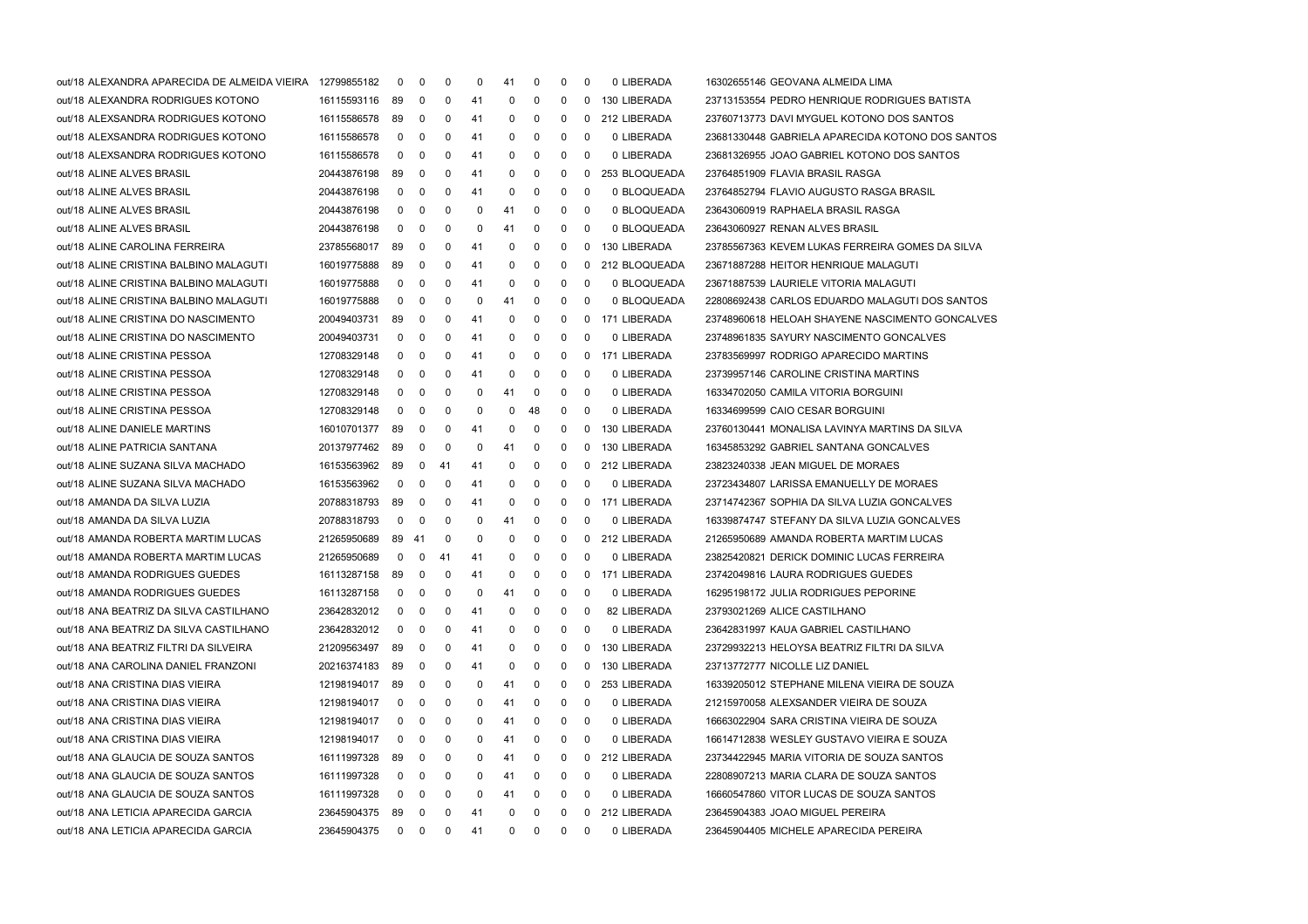| | | | | | | | | | | | | | |
|---|---|---|---|---|---|---|---|---|---|---|---|---|---|
| out/18 ALEXANDRA APARECIDA DE ALMEIDA VIEIRA | 12799855182 | 0 | 0 | 0 | 0 | 41 | 0 | 0 | 0 | 0 | LIBERADA | 16302655146 | GEOVANA ALMEIDA LIMA |
| out/18 ALEXANDRA RODRIGUES KOTONO | 16115593116 | 89 | 0 | 0 | 41 | 0 | 0 | 0 | 0 | 130 | LIBERADA | 23713153554 | PEDRO HENRIQUE RODRIGUES BATISTA |
| out/18 ALEXSANDRA RODRIGUES KOTONO | 16115586578 | 89 | 0 | 0 | 41 | 0 | 0 | 0 | 0 | 212 | LIBERADA | 23760713773 | DAVI MYGUEL KOTONO DOS SANTOS |
| out/18 ALEXSANDRA RODRIGUES KOTONO | 16115586578 | 0 | 0 | 0 | 41 | 0 | 0 | 0 | 0 | 0 | LIBERADA | 23681330448 | GABRIELA APARECIDA KOTONO DOS SANTOS |
| out/18 ALEXSANDRA RODRIGUES KOTONO | 16115586578 | 0 | 0 | 0 | 41 | 0 | 0 | 0 | 0 | 0 | LIBERADA | 23681326955 | JOAO GABRIEL KOTONO DOS SANTOS |
| out/18 ALINE ALVES BRASIL | 20443876198 | 89 | 0 | 0 | 41 | 0 | 0 | 0 | 0 | 253 | BLOQUEADA | 23764851909 | FLAVIA BRASIL RASGA |
| out/18 ALINE ALVES BRASIL | 20443876198 | 0 | 0 | 0 | 41 | 0 | 0 | 0 | 0 | 0 | BLOQUEADA | 23764852794 | FLAVIO AUGUSTO RASGA BRASIL |
| out/18 ALINE ALVES BRASIL | 20443876198 | 0 | 0 | 0 | 0 | 41 | 0 | 0 | 0 | 0 | BLOQUEADA | 23643060919 | RAPHAELA BRASIL RASGA |
| out/18 ALINE ALVES BRASIL | 20443876198 | 0 | 0 | 0 | 0 | 41 | 0 | 0 | 0 | 0 | BLOQUEADA | 23643060927 | RENAN ALVES BRASIL |
| out/18 ALINE CAROLINA FERREIRA | 23785568017 | 89 | 0 | 0 | 41 | 0 | 0 | 0 | 0 | 130 | LIBERADA | 23785567363 | KEVEM LUKAS FERREIRA GOMES DA SILVA |
| out/18 ALINE CRISTINA BALBINO MALAGUTI | 16019775888 | 89 | 0 | 0 | 41 | 0 | 0 | 0 | 0 | 212 | BLOQUEADA | 23671887288 | HEITOR HENRIQUE MALAGUTI |
| out/18 ALINE CRISTINA BALBINO MALAGUTI | 16019775888 | 0 | 0 | 0 | 41 | 0 | 0 | 0 | 0 | 0 | BLOQUEADA | 23671887539 | LAURIELE VITORIA MALAGUTI |
| out/18 ALINE CRISTINA BALBINO MALAGUTI | 16019775888 | 0 | 0 | 0 | 0 | 41 | 0 | 0 | 0 | 0 | BLOQUEADA | 22808692438 | CARLOS EDUARDO MALAGUTI DOS SANTOS |
| out/18 ALINE CRISTINA DO NASCIMENTO | 20049403731 | 89 | 0 | 0 | 41 | 0 | 0 | 0 | 0 | 171 | LIBERADA | 23748960618 | HELOAH SHAYENE NASCIMENTO GONCALVES |
| out/18 ALINE CRISTINA DO NASCIMENTO | 20049403731 | 0 | 0 | 0 | 41 | 0 | 0 | 0 | 0 | 0 | LIBERADA | 23748961835 | SAYURY NASCIMENTO GONCALVES |
| out/18 ALINE CRISTINA PESSOA | 12708329148 | 0 | 0 | 0 | 41 | 0 | 0 | 0 | 0 | 171 | LIBERADA | 23783569997 | RODRIGO APARECIDO MARTINS |
| out/18 ALINE CRISTINA PESSOA | 12708329148 | 0 | 0 | 0 | 41 | 0 | 0 | 0 | 0 | 0 | LIBERADA | 23739957146 | CAROLINE CRISTINA MARTINS |
| out/18 ALINE CRISTINA PESSOA | 12708329148 | 0 | 0 | 0 | 0 | 41 | 0 | 0 | 0 | 0 | LIBERADA | 16334702050 | CAMILA VITORIA BORGUINI |
| out/18 ALINE CRISTINA PESSOA | 12708329148 | 0 | 0 | 0 | 0 | 0 | 48 | 0 | 0 | 0 | LIBERADA | 16334699599 | CAIO CESAR BORGUINI |
| out/18 ALINE DANIELE MARTINS | 16010701377 | 89 | 0 | 0 | 41 | 0 | 0 | 0 | 0 | 130 | LIBERADA | 23760130441 | MONALISA LAVINYA MARTINS DA SILVA |
| out/18 ALINE PATRICIA SANTANA | 20137977462 | 89 | 0 | 0 | 0 | 41 | 0 | 0 | 0 | 130 | LIBERADA | 16345853292 | GABRIEL SANTANA GONCALVES |
| out/18 ALINE SUZANA SILVA MACHADO | 16153563962 | 89 | 0 | 41 | 41 | 0 | 0 | 0 | 0 | 212 | LIBERADA | 23823240338 | JEAN MIGUEL DE MORAES |
| out/18 ALINE SUZANA SILVA MACHADO | 16153563962 | 0 | 0 | 0 | 41 | 0 | 0 | 0 | 0 | 0 | LIBERADA | 23723434807 | LARISSA EMANUELLY DE MORAES |
| out/18 AMANDA DA SILVA LUZIA | 20788318793 | 89 | 0 | 0 | 41 | 0 | 0 | 0 | 0 | 171 | LIBERADA | 23714742367 | SOPHIA DA SILVA LUZIA GONCALVES |
| out/18 AMANDA DA SILVA LUZIA | 20788318793 | 0 | 0 | 0 | 0 | 41 | 0 | 0 | 0 | 0 | LIBERADA | 16339874747 | STEFANY DA SILVA LUZIA GONCALVES |
| out/18 AMANDA ROBERTA MARTIM LUCAS | 21265950689 | 89 | 41 | 0 | 0 | 0 | 0 | 0 | 0 | 212 | LIBERADA | 21265950689 | AMANDA ROBERTA MARTIM LUCAS |
| out/18 AMANDA ROBERTA MARTIM LUCAS | 21265950689 | 0 | 0 | 41 | 41 | 0 | 0 | 0 | 0 | 0 | LIBERADA | 23825420821 | DERICK DOMINIC LUCAS FERREIRA |
| out/18 AMANDA RODRIGUES GUEDES | 16113287158 | 89 | 0 | 0 | 41 | 0 | 0 | 0 | 0 | 171 | LIBERADA | 23742049816 | LAURA RODRIGUES GUEDES |
| out/18 AMANDA RODRIGUES GUEDES | 16113287158 | 0 | 0 | 0 | 0 | 41 | 0 | 0 | 0 | 0 | LIBERADA | 16295198172 | JULIA RODRIGUES PEPORINE |
| out/18 ANA BEATRIZ DA SILVA CASTILHANO | 23642832012 | 0 | 0 | 0 | 41 | 0 | 0 | 0 | 0 | 82 | LIBERADA | 23793021269 | ALICE CASTILHANO |
| out/18 ANA BEATRIZ DA SILVA CASTILHANO | 23642832012 | 0 | 0 | 0 | 41 | 0 | 0 | 0 | 0 | 0 | LIBERADA | 23642831997 | KAUA GABRIEL CASTILHANO |
| out/18 ANA BEATRIZ FILTRI DA SILVEIRA | 21209563497 | 89 | 0 | 0 | 41 | 0 | 0 | 0 | 0 | 130 | LIBERADA | 23729932213 | HELOYSA BEATRIZ FILTRI DA SILVA |
| out/18 ANA CAROLINA DANIEL FRANZONI | 20216374183 | 89 | 0 | 0 | 41 | 0 | 0 | 0 | 0 | 130 | LIBERADA | 23713772777 | NICOLLE LIZ DANIEL |
| out/18 ANA CRISTINA DIAS VIEIRA | 12198194017 | 89 | 0 | 0 | 0 | 41 | 0 | 0 | 0 | 253 | LIBERADA | 16339205012 | STEPHANE MILENA VIEIRA DE SOUZA |
| out/18 ANA CRISTINA DIAS VIEIRA | 12198194017 | 0 | 0 | 0 | 0 | 41 | 0 | 0 | 0 | 0 | LIBERADA | 21215970058 | ALEXSANDER VIEIRA DE SOUZA |
| out/18 ANA CRISTINA DIAS VIEIRA | 12198194017 | 0 | 0 | 0 | 0 | 41 | 0 | 0 | 0 | 0 | LIBERADA | 16663022904 | SARA CRISTINA VIEIRA DE SOUZA |
| out/18 ANA CRISTINA DIAS VIEIRA | 12198194017 | 0 | 0 | 0 | 0 | 41 | 0 | 0 | 0 | 0 | LIBERADA | 16614712838 | WESLEY GUSTAVO VIEIRA E SOUZA |
| out/18 ANA GLAUCIA DE SOUZA SANTOS | 16111997328 | 89 | 0 | 0 | 0 | 41 | 0 | 0 | 0 | 212 | LIBERADA | 23734422945 | MARIA VITORIA DE SOUZA SANTOS |
| out/18 ANA GLAUCIA DE SOUZA SANTOS | 16111997328 | 0 | 0 | 0 | 0 | 41 | 0 | 0 | 0 | 0 | LIBERADA | 22808907213 | MARIA CLARA DE SOUZA SANTOS |
| out/18 ANA GLAUCIA DE SOUZA SANTOS | 16111997328 | 0 | 0 | 0 | 0 | 41 | 0 | 0 | 0 | 0 | LIBERADA | 16660547860 | VITOR LUCAS DE SOUZA SANTOS |
| out/18 ANA LETICIA APARECIDA GARCIA | 23645904375 | 89 | 0 | 0 | 41 | 0 | 0 | 0 | 0 | 212 | LIBERADA | 23645904383 | JOAO MIGUEL PEREIRA |
| out/18 ANA LETICIA APARECIDA GARCIA | 23645904375 | 0 | 0 | 0 | 41 | 0 | 0 | 0 | 0 | 0 | LIBERADA | 23645904405 | MICHELE APARECIDA PEREIRA |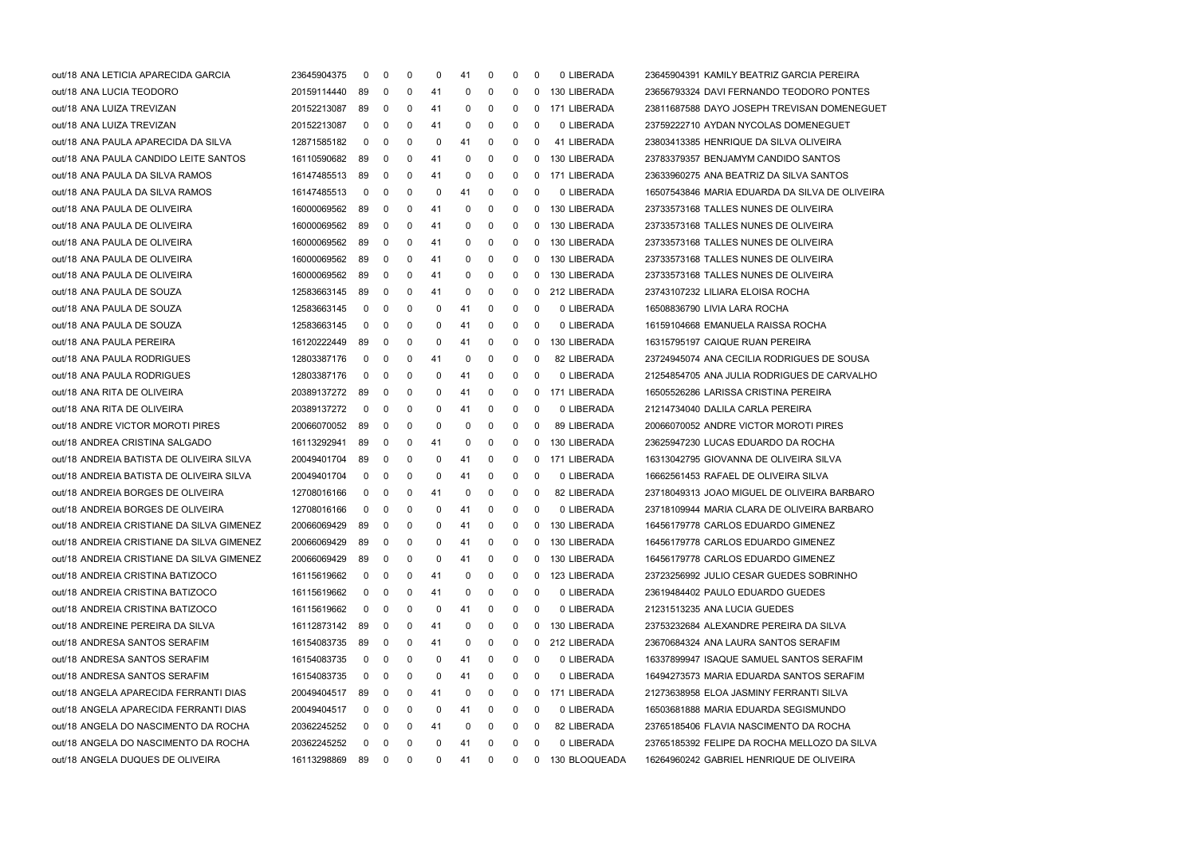| | | | | | | | | | | | | | |
|---|---|---|---|---|---|---|---|---|---|---|---|---|---|
| out/18 ANA LETICIA APARECIDA GARCIA | 23645904375 | 0 | 0 | 0 | 0 | 41 | 0 | 0 | 0 | 0 | LIBERADA | 23645904391 | KAMILY BEATRIZ GARCIA PEREIRA |
| out/18 ANA LUCIA TEODORO | 20159114440 | 89 | 0 | 0 | 41 | 0 | 0 | 0 | 0 | 130 | LIBERADA | 23656793324 | DAVI FERNANDO TEODORO PONTES |
| out/18 ANA LUIZA TREVIZAN | 20152213087 | 89 | 0 | 0 | 41 | 0 | 0 | 0 | 0 | 171 | LIBERADA | 23811687588 | DAYO JOSEPH TREVISAN DOMENEGUET |
| out/18 ANA LUIZA TREVIZAN | 20152213087 | 0 | 0 | 0 | 41 | 0 | 0 | 0 | 0 | 0 | LIBERADA | 23759222710 | AYDAN NYCOLAS DOMENEGUET |
| out/18 ANA PAULA APARECIDA DA SILVA | 12871585182 | 0 | 0 | 0 | 0 | 41 | 0 | 0 | 0 | 41 | LIBERADA | 23803413385 | HENRIQUE DA SILVA OLIVEIRA |
| out/18 ANA PAULA CANDIDO LEITE SANTOS | 16110590682 | 89 | 0 | 0 | 41 | 0 | 0 | 0 | 0 | 130 | LIBERADA | 23783379357 | BENJAMYM CANDIDO SANTOS |
| out/18 ANA PAULA DA SILVA RAMOS | 16147485513 | 89 | 0 | 0 | 41 | 0 | 0 | 0 | 0 | 171 | LIBERADA | 23633960275 | ANA BEATRIZ DA SILVA SANTOS |
| out/18 ANA PAULA DA SILVA RAMOS | 16147485513 | 0 | 0 | 0 | 0 | 41 | 0 | 0 | 0 | 0 | LIBERADA | 16507543846 | MARIA EDUARDA DA SILVA DE OLIVEIRA |
| out/18 ANA PAULA DE OLIVEIRA | 16000069562 | 89 | 0 | 0 | 41 | 0 | 0 | 0 | 0 | 130 | LIBERADA | 23733573168 | TALLES NUNES DE OLIVEIRA |
| out/18 ANA PAULA DE OLIVEIRA | 16000069562 | 89 | 0 | 0 | 41 | 0 | 0 | 0 | 0 | 130 | LIBERADA | 23733573168 | TALLES NUNES DE OLIVEIRA |
| out/18 ANA PAULA DE OLIVEIRA | 16000069562 | 89 | 0 | 0 | 41 | 0 | 0 | 0 | 0 | 130 | LIBERADA | 23733573168 | TALLES NUNES DE OLIVEIRA |
| out/18 ANA PAULA DE OLIVEIRA | 16000069562 | 89 | 0 | 0 | 41 | 0 | 0 | 0 | 0 | 130 | LIBERADA | 23733573168 | TALLES NUNES DE OLIVEIRA |
| out/18 ANA PAULA DE OLIVEIRA | 16000069562 | 89 | 0 | 0 | 41 | 0 | 0 | 0 | 0 | 130 | LIBERADA | 23733573168 | TALLES NUNES DE OLIVEIRA |
| out/18 ANA PAULA DE SOUZA | 12583663145 | 89 | 0 | 0 | 41 | 0 | 0 | 0 | 0 | 212 | LIBERADA | 23743107232 | LILIARA ELOISA ROCHA |
| out/18 ANA PAULA DE SOUZA | 12583663145 | 0 | 0 | 0 | 0 | 41 | 0 | 0 | 0 | 0 | LIBERADA | 16508836790 | LIVIA LARA ROCHA |
| out/18 ANA PAULA DE SOUZA | 12583663145 | 0 | 0 | 0 | 0 | 41 | 0 | 0 | 0 | 0 | LIBERADA | 16159104668 | EMANUELA RAISSA ROCHA |
| out/18 ANA PAULA PEREIRA | 16120222449 | 89 | 0 | 0 | 0 | 41 | 0 | 0 | 0 | 130 | LIBERADA | 16315795197 | CAIQUE RUAN PEREIRA |
| out/18 ANA PAULA RODRIGUES | 12803387176 | 0 | 0 | 0 | 41 | 0 | 0 | 0 | 0 | 82 | LIBERADA | 23724945074 | ANA CECILIA RODRIGUES DE SOUSA |
| out/18 ANA PAULA RODRIGUES | 12803387176 | 0 | 0 | 0 | 0 | 41 | 0 | 0 | 0 | 0 | LIBERADA | 21254854705 | ANA JULIA RODRIGUES DE CARVALHO |
| out/18 ANA RITA DE OLIVEIRA | 20389137272 | 89 | 0 | 0 | 0 | 41 | 0 | 0 | 0 | 171 | LIBERADA | 16505526286 | LARISSA CRISTINA PEREIRA |
| out/18 ANA RITA DE OLIVEIRA | 20389137272 | 0 | 0 | 0 | 0 | 41 | 0 | 0 | 0 | 0 | LIBERADA | 21214734040 | DALILA CARLA PEREIRA |
| out/18 ANDRE VICTOR MOROTI PIRES | 20066070052 | 89 | 0 | 0 | 0 | 0 | 0 | 0 | 0 | 89 | LIBERADA | 20066070052 | ANDRE VICTOR MOROTI PIRES |
| out/18 ANDREA CRISTINA SALGADO | 16113292941 | 89 | 0 | 0 | 41 | 0 | 0 | 0 | 0 | 130 | LIBERADA | 23625947230 | LUCAS EDUARDO DA ROCHA |
| out/18 ANDREIA BATISTA DE OLIVEIRA SILVA | 20049401704 | 89 | 0 | 0 | 0 | 41 | 0 | 0 | 0 | 171 | LIBERADA | 16313042795 | GIOVANNA DE OLIVEIRA SILVA |
| out/18 ANDREIA BATISTA DE OLIVEIRA SILVA | 20049401704 | 0 | 0 | 0 | 0 | 41 | 0 | 0 | 0 | 0 | LIBERADA | 16662561453 | RAFAEL DE OLIVEIRA SILVA |
| out/18 ANDREIA BORGES DE OLIVEIRA | 12708016166 | 0 | 0 | 0 | 41 | 0 | 0 | 0 | 0 | 82 | LIBERADA | 23718049313 | JOAO MIGUEL DE OLIVEIRA BARBARO |
| out/18 ANDREIA BORGES DE OLIVEIRA | 12708016166 | 0 | 0 | 0 | 0 | 41 | 0 | 0 | 0 | 0 | LIBERADA | 23718109944 | MARIA CLARA DE OLIVEIRA BARBARO |
| out/18 ANDREIA CRISTIANE DA SILVA GIMENEZ | 20066069429 | 89 | 0 | 0 | 0 | 41 | 0 | 0 | 0 | 130 | LIBERADA | 16456179778 | CARLOS EDUARDO GIMENEZ |
| out/18 ANDREIA CRISTIANE DA SILVA GIMENEZ | 20066069429 | 89 | 0 | 0 | 0 | 41 | 0 | 0 | 0 | 130 | LIBERADA | 16456179778 | CARLOS EDUARDO GIMENEZ |
| out/18 ANDREIA CRISTIANE DA SILVA GIMENEZ | 20066069429 | 89 | 0 | 0 | 0 | 41 | 0 | 0 | 0 | 130 | LIBERADA | 16456179778 | CARLOS EDUARDO GIMENEZ |
| out/18 ANDREIA CRISTINA BATIZOCO | 16115619662 | 0 | 0 | 0 | 41 | 0 | 0 | 0 | 0 | 123 | LIBERADA | 23723256992 | JULIO CESAR GUEDES SOBRINHO |
| out/18 ANDREIA CRISTINA BATIZOCO | 16115619662 | 0 | 0 | 0 | 41 | 0 | 0 | 0 | 0 | 0 | LIBERADA | 23619484402 | PAULO EDUARDO GUEDES |
| out/18 ANDREIA CRISTINA BATIZOCO | 16115619662 | 0 | 0 | 0 | 0 | 41 | 0 | 0 | 0 | 0 | LIBERADA | 21231513235 | ANA LUCIA GUEDES |
| out/18 ANDREINE PEREIRA DA SILVA | 16112873142 | 89 | 0 | 0 | 41 | 0 | 0 | 0 | 0 | 130 | LIBERADA | 23753232684 | ALEXANDRE PEREIRA DA SILVA |
| out/18 ANDRESA SANTOS SERAFIM | 16154083735 | 89 | 0 | 0 | 41 | 0 | 0 | 0 | 0 | 212 | LIBERADA | 23670684324 | ANA LAURA SANTOS SERAFIM |
| out/18 ANDRESA SANTOS SERAFIM | 16154083735 | 0 | 0 | 0 | 0 | 41 | 0 | 0 | 0 | 0 | LIBERADA | 16337899947 | ISAQUE SAMUEL SANTOS SERAFIM |
| out/18 ANDRESA SANTOS SERAFIM | 16154083735 | 0 | 0 | 0 | 0 | 41 | 0 | 0 | 0 | 0 | LIBERADA | 16494273573 | MARIA EDUARDA SANTOS SERAFIM |
| out/18 ANGELA APARECIDA FERRANTI DIAS | 20049404517 | 89 | 0 | 0 | 41 | 0 | 0 | 0 | 0 | 171 | LIBERADA | 21273638958 | ELOA JASMINY FERRANTI SILVA |
| out/18 ANGELA APARECIDA FERRANTI DIAS | 20049404517 | 0 | 0 | 0 | 0 | 41 | 0 | 0 | 0 | 0 | LIBERADA | 16503681888 | MARIA EDUARDA SEGISMUNDO |
| out/18 ANGELA DO NASCIMENTO DA ROCHA | 20362245252 | 0 | 0 | 0 | 41 | 0 | 0 | 0 | 0 | 82 | LIBERADA | 23765185406 | FLAVIA NASCIMENTO DA ROCHA |
| out/18 ANGELA DO NASCIMENTO DA ROCHA | 20362245252 | 0 | 0 | 0 | 0 | 41 | 0 | 0 | 0 | 0 | LIBERADA | 23765185392 | FELIPE DA ROCHA MELLOZO DA SILVA |
| out/18 ANGELA DUQUES DE OLIVEIRA | 16113298869 | 89 | 0 | 0 | 0 | 41 | 0 | 0 | 0 | 130 | BLOQUEADA | 16264960242 | GABRIEL HENRIQUE DE OLIVEIRA |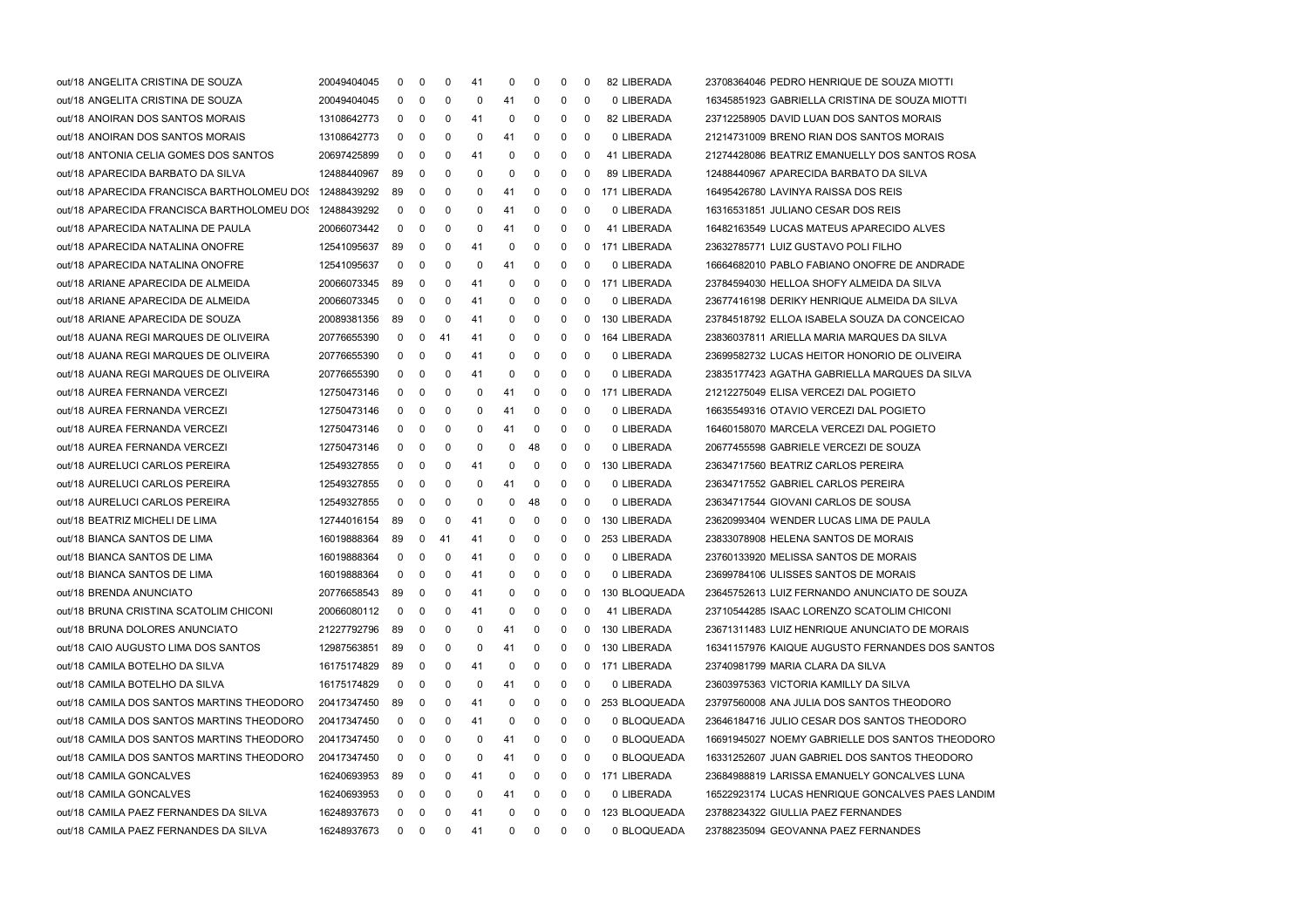| | | | | | | | | | | | | | |
|---|---|---|---|---|---|---|---|---|---|---|---|---|---|
| out/18 | ANGELITA CRISTINA DE SOUZA | 20049404045 | 0 | 0 | 0 | 41 | 0 | 0 | 0 | 0 | 82 | LIBERADA | 23708364046 PEDRO HENRIQUE DE SOUZA MIOTTI |
| out/18 | ANGELITA CRISTINA DE SOUZA | 20049404045 | 0 | 0 | 0 | 0 | 41 | 0 | 0 | 0 | 0 | LIBERADA | 16345851923 GABRIELLA CRISTINA DE SOUZA MIOTTI |
| out/18 | ANOIRAN DOS SANTOS MORAIS | 13108642773 | 0 | 0 | 0 | 41 | 0 | 0 | 0 | 0 | 82 | LIBERADA | 23712258905 DAVID LUAN DOS SANTOS MORAIS |
| out/18 | ANOIRAN DOS SANTOS MORAIS | 13108642773 | 0 | 0 | 0 | 0 | 41 | 0 | 0 | 0 | 0 | LIBERADA | 21214731009 BRENO RIAN DOS SANTOS MORAIS |
| out/18 | ANTONIA CELIA GOMES DOS SANTOS | 20697425899 | 0 | 0 | 0 | 41 | 0 | 0 | 0 | 0 | 41 | LIBERADA | 21274428086 BEATRIZ EMANUELLY DOS SANTOS ROSA |
| out/18 | APARECIDA BARBATO DA SILVA | 12488440967 | 89 | 0 | 0 | 0 | 0 | 0 | 0 | 0 | 89 | LIBERADA | 12488440967 APARECIDA BARBATO DA SILVA |
| out/18 | APARECIDA FRANCISCA BARTHOLOMEU DOS | 12488439292 | 89 | 0 | 0 | 0 | 41 | 0 | 0 | 0 | 171 | LIBERADA | 16495426780 LAVINYA RAISSA DOS REIS |
| out/18 | APARECIDA FRANCISCA BARTHOLOMEU DOS | 12488439292 | 0 | 0 | 0 | 0 | 41 | 0 | 0 | 0 | 0 | LIBERADA | 16316531851 JULIANO CESAR DOS REIS |
| out/18 | APARECIDA NATALINA DE PAULA | 20066073442 | 0 | 0 | 0 | 0 | 41 | 0 | 0 | 0 | 41 | LIBERADA | 16482163549 LUCAS MATEUS APARECIDO ALVES |
| out/18 | APARECIDA NATALINA ONOFRE | 12541095637 | 89 | 0 | 0 | 41 | 0 | 0 | 0 | 0 | 171 | LIBERADA | 23632785771 LUIZ GUSTAVO POLI FILHO |
| out/18 | APARECIDA NATALINA ONOFRE | 12541095637 | 0 | 0 | 0 | 0 | 41 | 0 | 0 | 0 | 0 | LIBERADA | 16664682010 PABLO FABIANO ONOFRE DE ANDRADE |
| out/18 | ARIANE APARECIDA DE ALMEIDA | 20066073345 | 89 | 0 | 0 | 41 | 0 | 0 | 0 | 0 | 171 | LIBERADA | 23784594030 HELLOA SHOFY ALMEIDA DA SILVA |
| out/18 | ARIANE APARECIDA DE ALMEIDA | 20066073345 | 0 | 0 | 0 | 41 | 0 | 0 | 0 | 0 | 0 | LIBERADA | 23677416198 DERIKY HENRIQUE ALMEIDA DA SILVA |
| out/18 | ARIANE APARECIDA DE SOUZA | 20089381356 | 89 | 0 | 0 | 41 | 0 | 0 | 0 | 0 | 130 | LIBERADA | 23784518792 ELLOA ISABELA SOUZA DA CONCEICAO |
| out/18 | AUANA REGI MARQUES DE OLIVEIRA | 20776655390 | 0 | 0 | 41 | 41 | 0 | 0 | 0 | 0 | 164 | LIBERADA | 23836037811 ARIELLA MARIA MARQUES DA SILVA |
| out/18 | AUANA REGI MARQUES DE OLIVEIRA | 20776655390 | 0 | 0 | 0 | 41 | 0 | 0 | 0 | 0 | 0 | LIBERADA | 23699582732 LUCAS HEITOR HONORIO DE OLIVEIRA |
| out/18 | AUANA REGI MARQUES DE OLIVEIRA | 20776655390 | 0 | 0 | 0 | 41 | 0 | 0 | 0 | 0 | 0 | LIBERADA | 23835177423 AGATHA GABRIELLA MARQUES DA SILVA |
| out/18 | AUREA FERNANDA VERCEZI | 12750473146 | 0 | 0 | 0 | 0 | 41 | 0 | 0 | 0 | 171 | LIBERADA | 21212275049 ELISA VERCEZI DAL POGIETO |
| out/18 | AUREA FERNANDA VERCEZI | 12750473146 | 0 | 0 | 0 | 0 | 41 | 0 | 0 | 0 | 0 | LIBERADA | 16635549316 OTAVIO VERCEZI DAL POGIETO |
| out/18 | AUREA FERNANDA VERCEZI | 12750473146 | 0 | 0 | 0 | 0 | 41 | 0 | 0 | 0 | 0 | LIBERADA | 16460158070 MARCELA VERCEZI DAL POGIETO |
| out/18 | AUREA FERNANDA VERCEZI | 12750473146 | 0 | 0 | 0 | 0 | 0 | 48 | 0 | 0 | 0 | LIBERADA | 20677455598 GABRIELE VERCEZI DE SOUZA |
| out/18 | AURELUCI CARLOS PEREIRA | 12549327855 | 0 | 0 | 0 | 41 | 0 | 0 | 0 | 0 | 130 | LIBERADA | 23634717560 BEATRIZ CARLOS PEREIRA |
| out/18 | AURELUCI CARLOS PEREIRA | 12549327855 | 0 | 0 | 0 | 0 | 41 | 0 | 0 | 0 | 0 | LIBERADA | 23634717552 GABRIEL CARLOS PEREIRA |
| out/18 | AURELUCI CARLOS PEREIRA | 12549327855 | 0 | 0 | 0 | 0 | 0 | 48 | 0 | 0 | 0 | LIBERADA | 23634717544 GIOVANI CARLOS DE SOUSA |
| out/18 | BEATRIZ MICHELI DE LIMA | 12744016154 | 89 | 0 | 0 | 41 | 0 | 0 | 0 | 0 | 130 | LIBERADA | 23620993404 WENDER LUCAS LIMA DE PAULA |
| out/18 | BIANCA SANTOS DE LIMA | 16019888364 | 89 | 0 | 41 | 41 | 0 | 0 | 0 | 0 | 253 | LIBERADA | 23833078908 HELENA SANTOS DE MORAIS |
| out/18 | BIANCA SANTOS DE LIMA | 16019888364 | 0 | 0 | 0 | 41 | 0 | 0 | 0 | 0 | 0 | LIBERADA | 23760133920 MELISSA SANTOS DE MORAIS |
| out/18 | BIANCA SANTOS DE LIMA | 16019888364 | 0 | 0 | 0 | 41 | 0 | 0 | 0 | 0 | 0 | LIBERADA | 23699784106 ULISSES SANTOS DE MORAIS |
| out/18 | BRENDA ANUNCIATO | 20776658543 | 89 | 0 | 0 | 41 | 0 | 0 | 0 | 0 | 130 | BLOQUEADA | 23645752613 LUIZ FERNANDO ANUNCIATO DE SOUZA |
| out/18 | BRUNA CRISTINA SCATOLIM CHICONI | 20066080112 | 0 | 0 | 0 | 41 | 0 | 0 | 0 | 0 | 41 | LIBERADA | 23710544285 ISAAC LORENZO SCATOLIM CHICONI |
| out/18 | BRUNA DOLORES ANUNCIATO | 21227792796 | 89 | 0 | 0 | 0 | 41 | 0 | 0 | 0 | 130 | LIBERADA | 23671311483 LUIZ HENRIQUE ANUNCIATO DE MORAIS |
| out/18 | CAIO AUGUSTO LIMA DOS SANTOS | 12987563851 | 89 | 0 | 0 | 0 | 41 | 0 | 0 | 0 | 130 | LIBERADA | 16341157976 KAIQUE AUGUSTO FERNANDES DOS SANTOS |
| out/18 | CAMILA BOTELHO DA SILVA | 16175174829 | 89 | 0 | 0 | 41 | 0 | 0 | 0 | 0 | 171 | LIBERADA | 23740981799 MARIA CLARA DA SILVA |
| out/18 | CAMILA BOTELHO DA SILVA | 16175174829 | 0 | 0 | 0 | 0 | 41 | 0 | 0 | 0 | 0 | LIBERADA | 23603975363 VICTORIA KAMILLY DA SILVA |
| out/18 | CAMILA DOS SANTOS MARTINS THEODORO | 20417347450 | 89 | 0 | 0 | 41 | 0 | 0 | 0 | 0 | 253 | BLOQUEADA | 23797560008 ANA JULIA DOS SANTOS THEODORO |
| out/18 | CAMILA DOS SANTOS MARTINS THEODORO | 20417347450 | 0 | 0 | 0 | 41 | 0 | 0 | 0 | 0 | 0 | BLOQUEADA | 23646184716 JULIO CESAR DOS SANTOS THEODORO |
| out/18 | CAMILA DOS SANTOS MARTINS THEODORO | 20417347450 | 0 | 0 | 0 | 0 | 41 | 0 | 0 | 0 | 0 | BLOQUEADA | 16691945027 NOEMY GABRIELLE DOS SANTOS THEODORO |
| out/18 | CAMILA DOS SANTOS MARTINS THEODORO | 20417347450 | 0 | 0 | 0 | 0 | 41 | 0 | 0 | 0 | 0 | BLOQUEADA | 16331252607 JUAN GABRIEL DOS SANTOS THEODORO |
| out/18 | CAMILA GONCALVES | 16240693953 | 89 | 0 | 0 | 41 | 0 | 0 | 0 | 0 | 171 | LIBERADA | 23684988819 LARISSA EMANUELY GONCALVES LUNA |
| out/18 | CAMILA GONCALVES | 16240693953 | 0 | 0 | 0 | 0 | 41 | 0 | 0 | 0 | 0 | LIBERADA | 16522923174 LUCAS HENRIQUE GONCALVES PAES LANDIM |
| out/18 | CAMILA PAEZ FERNANDES DA SILVA | 16248937673 | 0 | 0 | 0 | 41 | 0 | 0 | 0 | 0 | 123 | BLOQUEADA | 23788234322 GIULLIA PAEZ FERNANDES |
| out/18 | CAMILA PAEZ FERNANDES DA SILVA | 16248937673 | 0 | 0 | 0 | 41 | 0 | 0 | 0 | 0 | 0 | BLOQUEADA | 23788235094 GEOVANNA PAEZ FERNANDES |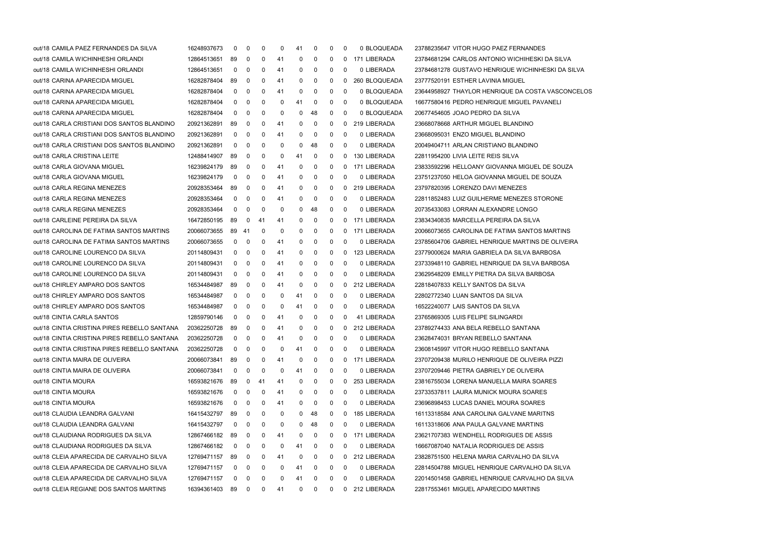| | | | | | | | | | | | | | |
|---|---|---|---|---|---|---|---|---|---|---|---|---|---|
| out/18 | CAMILA PAEZ FERNANDES DA SILVA | 16248937673 | 0 | 0 | 0 | 0 | 41 | 0 | 0 | 0 | 0 | BLOQUEADA | 23788235647 VITOR HUGO PAEZ FERNANDES |
| out/18 | CAMILA WICHINHESHI ORLANDI | 12864513651 | 89 | 0 | 0 | 41 | 0 | 0 | 0 | 0 | 171 | LIBERADA | 23784681294 CARLOS ANTONIO WICHIHESKI DA SILVA |
| out/18 | CAMILA WICHINHESHI ORLANDI | 12864513651 | 0 | 0 | 0 | 41 | 0 | 0 | 0 | 0 | 0 | LIBERADA | 23784681278 GUSTAVO HENRIQUE WICHINHESKI DA SILVA |
| out/18 | CARINA APARECIDA MIGUEL | 16282878404 | 89 | 0 | 0 | 41 | 0 | 0 | 0 | 0 | 260 | BLOQUEADA | 23777520191 ESTHER LAVINIA MIGUEL |
| out/18 | CARINA APARECIDA MIGUEL | 16282878404 | 0 | 0 | 0 | 41 | 0 | 0 | 0 | 0 | 0 | BLOQUEADA | 23644958927 THAYLOR HENRIQUE DA COSTA VASCONCELOS |
| out/18 | CARINA APARECIDA MIGUEL | 16282878404 | 0 | 0 | 0 | 0 | 41 | 0 | 0 | 0 | 0 | BLOQUEADA | 16677580416 PEDRO HENRIQUE MIGUEL PAVANELI |
| out/18 | CARINA APARECIDA MIGUEL | 16282878404 | 0 | 0 | 0 | 0 | 0 | 48 | 0 | 0 | 0 | BLOQUEADA | 20677454605 JOAO PEDRO DA SILVA |
| out/18 | CARLA CRISTIANI DOS SANTOS BLANDINO | 20921362891 | 89 | 0 | 0 | 41 | 0 | 0 | 0 | 0 | 219 | LIBERADA | 23668078668 ARTHUR MIGUEL BLANDINO |
| out/18 | CARLA CRISTIANI DOS SANTOS BLANDINO | 20921362891 | 0 | 0 | 0 | 41 | 0 | 0 | 0 | 0 | 0 | LIBERADA | 23668095031 ENZO MIGUEL BLANDINO |
| out/18 | CARLA CRISTIANI DOS SANTOS BLANDINO | 20921362891 | 0 | 0 | 0 | 0 | 0 | 48 | 0 | 0 | 0 | LIBERADA | 20049404711 ARLAN CRISTIANO BLANDINO |
| out/18 | CARLA CRISTINA LEITE | 12488414907 | 89 | 0 | 0 | 0 | 41 | 0 | 0 | 0 | 130 | LIBERADA | 22811954200 LIVIA LEITE REIS SILVA |
| out/18 | CARLA GIOVANA MIGUEL | 16239824179 | 89 | 0 | 0 | 41 | 0 | 0 | 0 | 0 | 171 | LIBERADA | 23833592296 HELLOANY GIOVANNA MIGUEL DE SOUZA |
| out/18 | CARLA GIOVANA MIGUEL | 16239824179 | 0 | 0 | 0 | 41 | 0 | 0 | 0 | 0 | 0 | LIBERADA | 23751237050 HELOA GIOVANNA MIGUEL DE SOUZA |
| out/18 | CARLA REGINA MENEZES | 20928353464 | 89 | 0 | 0 | 41 | 0 | 0 | 0 | 0 | 219 | LIBERADA | 23797820395 LORENZO DAVI MENEZES |
| out/18 | CARLA REGINA MENEZES | 20928353464 | 0 | 0 | 0 | 41 | 0 | 0 | 0 | 0 | 0 | LIBERADA | 22811852483 LUIZ GUILHERME MENEZES STORONE |
| out/18 | CARLA REGINA MENEZES | 20928353464 | 0 | 0 | 0 | 0 | 0 | 48 | 0 | 0 | 0 | LIBERADA | 20735433083 LORRAN ALEXANDRE LONGO |
| out/18 | CARLEINE PEREIRA DA SILVA | 16472850195 | 89 | 0 | 41 | 41 | 0 | 0 | 0 | 0 | 171 | LIBERADA | 23834340835 MARCELLA PEREIRA DA SILVA |
| out/18 | CAROLINA DE FATIMA SANTOS MARTINS | 20066073655 | 89 | 41 | 0 | 0 | 0 | 0 | 0 | 0 | 171 | LIBERADA | 20066073655 CAROLINA DE FATIMA SANTOS MARTINS |
| out/18 | CAROLINA DE FATIMA SANTOS MARTINS | 20066073655 | 0 | 0 | 0 | 41 | 0 | 0 | 0 | 0 | 0 | LIBERADA | 23785604706 GABRIEL HENRIQUE MARTINS DE OLIVEIRA |
| out/18 | CAROLINE LOURENCO DA SILVA | 20114809431 | 0 | 0 | 0 | 41 | 0 | 0 | 0 | 0 | 123 | LIBERADA | 23779000624 MARIA GABRIELA DA SILVA BARBOSA |
| out/18 | CAROLINE LOURENCO DA SILVA | 20114809431 | 0 | 0 | 0 | 41 | 0 | 0 | 0 | 0 | 0 | LIBERADA | 23733948110 GABRIEL HENRIQUE DA SILVA BARBOSA |
| out/18 | CAROLINE LOURENCO DA SILVA | 20114809431 | 0 | 0 | 0 | 41 | 0 | 0 | 0 | 0 | 0 | LIBERADA | 23629548209 EMILLY PIETRA DA SILVA BARBOSA |
| out/18 | CHIRLEY AMPARO DOS SANTOS | 16534484987 | 89 | 0 | 0 | 41 | 0 | 0 | 0 | 0 | 212 | LIBERADA | 22818407833 KELLY SANTOS DA SILVA |
| out/18 | CHIRLEY AMPARO DOS SANTOS | 16534484987 | 0 | 0 | 0 | 0 | 41 | 0 | 0 | 0 | 0 | LIBERADA | 22802772340 LUAN SANTOS DA SILVA |
| out/18 | CHIRLEY AMPARO DOS SANTOS | 16534484987 | 0 | 0 | 0 | 0 | 41 | 0 | 0 | 0 | 0 | LIBERADA | 16522240077 LAIS SANTOS DA SILVA |
| out/18 | CINTIA CARLA SANTOS | 12859790146 | 0 | 0 | 0 | 41 | 0 | 0 | 0 | 0 | 41 | LIBERADA | 23765869305 LUIS FELIPE SILINGARDI |
| out/18 | CINTIA CRISTINA PIRES REBELLO SANTANA | 20362250728 | 89 | 0 | 0 | 41 | 0 | 0 | 0 | 0 | 212 | LIBERADA | 23789274433 ANA BELA REBELLO SANTANA |
| out/18 | CINTIA CRISTINA PIRES REBELLO SANTANA | 20362250728 | 0 | 0 | 0 | 41 | 0 | 0 | 0 | 0 | 0 | LIBERADA | 23628474031 BRYAN REBELLO SANTANA |
| out/18 | CINTIA CRISTINA PIRES REBELLO SANTANA | 20362250728 | 0 | 0 | 0 | 0 | 41 | 0 | 0 | 0 | 0 | LIBERADA | 23608145997 VITOR HUGO REBELLO SANTANA |
| out/18 | CINTIA MAIRA DE OLIVEIRA | 20066073841 | 89 | 0 | 0 | 41 | 0 | 0 | 0 | 0 | 171 | LIBERADA | 23707209438 MURILO HENRIQUE DE OLIVEIRA PIZZI |
| out/18 | CINTIA MAIRA DE OLIVEIRA | 20066073841 | 0 | 0 | 0 | 0 | 41 | 0 | 0 | 0 | 0 | LIBERADA | 23707209446 PIETRA GABRIELY DE OLIVEIRA |
| out/18 | CINTIA MOURA | 16593821676 | 89 | 0 | 41 | 41 | 0 | 0 | 0 | 0 | 253 | LIBERADA | 23816755034 LORENA MANUELLA MAIRA SOARES |
| out/18 | CINTIA MOURA | 16593821676 | 0 | 0 | 0 | 41 | 0 | 0 | 0 | 0 | 0 | LIBERADA | 23733537811 LAURA MUNICK MOURA SOARES |
| out/18 | CINTIA MOURA | 16593821676 | 0 | 0 | 0 | 41 | 0 | 0 | 0 | 0 | 0 | LIBERADA | 23696898453 LUCAS DANIEL MOURA SOARES |
| out/18 | CLAUDIA LEANDRA GALVANI | 16415432797 | 89 | 0 | 0 | 0 | 0 | 48 | 0 | 0 | 185 | LIBERADA | 16113318584 ANA CAROLINA GALVANE MARITNS |
| out/18 | CLAUDIA LEANDRA GALVANI | 16415432797 | 0 | 0 | 0 | 0 | 0 | 48 | 0 | 0 | 0 | LIBERADA | 16113318606 ANA PAULA GALVANE MARTINS |
| out/18 | CLAUDIANA RODRIGUES DA SILVA | 12867466182 | 89 | 0 | 0 | 41 | 0 | 0 | 0 | 0 | 171 | LIBERADA | 23621707383 WENDHELL RODRIGUES DE ASSIS |
| out/18 | CLAUDIANA RODRIGUES DA SILVA | 12867466182 | 0 | 0 | 0 | 0 | 41 | 0 | 0 | 0 | 0 | LIBERADA | 16667087040 NATALIA RODRIGUES DE ASSIS |
| out/18 | CLEIA APARECIDA DE CARVALHO SILVA | 12769471157 | 89 | 0 | 0 | 41 | 0 | 0 | 0 | 0 | 212 | LIBERADA | 23828751500 HELENA MARIA CARVALHO DA SILVA |
| out/18 | CLEIA APARECIDA DE CARVALHO SILVA | 12769471157 | 0 | 0 | 0 | 0 | 41 | 0 | 0 | 0 | 0 | LIBERADA | 22814504788 MIGUEL HENRIQUE CARVALHO DA SILVA |
| out/18 | CLEIA APARECIDA DE CARVALHO SILVA | 12769471157 | 0 | 0 | 0 | 0 | 41 | 0 | 0 | 0 | 0 | LIBERADA | 22014501458 GABRIEL HENRIQUE CARVALHO DA SILVA |
| out/18 | CLEIA REGIANE DOS SANTOS MARTINS | 16394361403 | 89 | 0 | 0 | 41 | 0 | 0 | 0 | 0 | 212 | LIBERADA | 22817553461 MIGUEL APARECIDO MARTINS |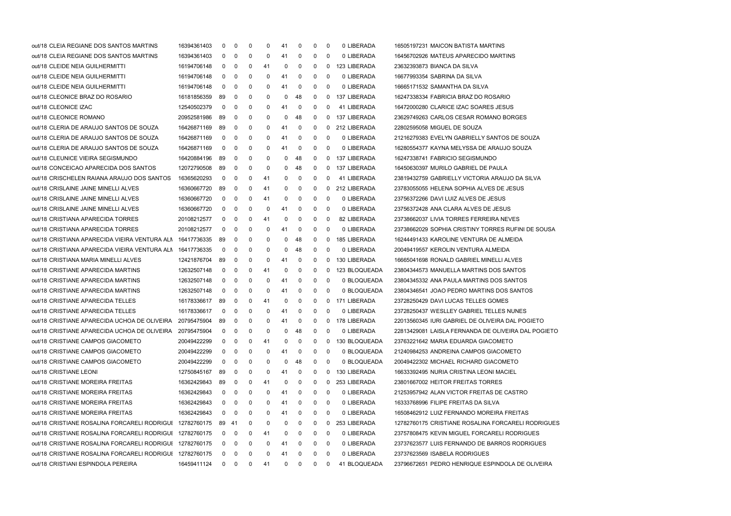| | | | | | | | | | | | | | | |
|---|---|---|---|---|---|---|---|---|---|---|---|---|---|---|
| out/18 | CLEIA REGIANE DOS SANTOS MARTINS | 16394361403 | 0 | 0 | 0 | 0 | 41 | 0 | 0 | 0 | 0 | LIBERADA | 16505197231 | MAICON BATISTA MARTINS |
| out/18 | CLEIA REGIANE DOS SANTOS MARTINS | 16394361403 | 0 | 0 | 0 | 0 | 41 | 0 | 0 | 0 | 0 | LIBERADA | 16456702926 | MATEUS APARECIDO MARTINS |
| out/18 | CLEIDE NEIA GUILHERMITTI | 16194706148 | 0 | 0 | 0 | 41 | 0 | 0 | 0 | 0 | 123 | LIBERADA | 23632393873 | BIANCA DA SILVA |
| out/18 | CLEIDE NEIA GUILHERMITTI | 16194706148 | 0 | 0 | 0 | 0 | 41 | 0 | 0 | 0 | 0 | LIBERADA | 16677993354 | SABRINA DA SILVA |
| out/18 | CLEIDE NEIA GUILHERMITTI | 16194706148 | 0 | 0 | 0 | 0 | 41 | 0 | 0 | 0 | 0 | LIBERADA | 16665171532 | SAMANTHA DA SILVA |
| out/18 | CLEONICE BRAZ DO ROSARIO | 16181856359 | 89 | 0 | 0 | 0 | 0 | 48 | 0 | 0 | 137 | LIBERADA | 16247338334 | FABRICIA BRAZ DO ROSARIO |
| out/18 | CLEONICE IZAC | 12540502379 | 0 | 0 | 0 | 0 | 41 | 0 | 0 | 0 | 41 | LIBERADA | 16472000280 | CLARICE IZAC SOARES JESUS |
| out/18 | CLEONICE ROMANO | 20952581986 | 89 | 0 | 0 | 0 | 0 | 48 | 0 | 0 | 137 | LIBERADA | 23629749263 | CARLOS CESAR ROMANO BORGES |
| out/18 | CLERIA DE ARAUJO SANTOS DE SOUZA | 16426871169 | 89 | 0 | 0 | 0 | 41 | 0 | 0 | 0 | 212 | LIBERADA | 22802595058 | MIGUEL DE SOUZA |
| out/18 | CLERIA DE ARAUJO SANTOS DE SOUZA | 16426871169 | 0 | 0 | 0 | 0 | 41 | 0 | 0 | 0 | 0 | LIBERADA | 21216279383 | EVELYN GABRIELLY SANTOS DE SOUZA |
| out/18 | CLERIA DE ARAUJO SANTOS DE SOUZA | 16426871169 | 0 | 0 | 0 | 0 | 41 | 0 | 0 | 0 | 0 | LIBERADA | 16280554377 | KAYNA MELYSSA DE ARAUJO SOUZA |
| out/18 | CLEUNICE VIEIRA SEGISMUNDO | 16420884196 | 89 | 0 | 0 | 0 | 0 | 48 | 0 | 0 | 137 | LIBERADA | 16247338741 | FABRICIO SEGISMUNDO |
| out/18 | CONCEICAO APARECIDA DOS SANTOS | 12072790508 | 89 | 0 | 0 | 0 | 0 | 48 | 0 | 0 | 137 | LIBERADA | 16450630397 | MURILO GABRIEL DE PAULA |
| out/18 | CRISCHELEN RAIANA ARAUJO DOS SANTOS | 16365620293 | 0 | 0 | 0 | 41 | 0 | 0 | 0 | 0 | 41 | LIBERADA | 23819432759 | GABRIELLY VICTORIA ARAUJO DA SILVA |
| out/18 | CRISLAINE JAINE MINELLI ALVES | 16360667720 | 89 | 0 | 0 | 41 | 0 | 0 | 0 | 0 | 212 | LIBERADA | 23783055055 | HELENA SOPHIA ALVES DE JESUS |
| out/18 | CRISLAINE JAINE MINELLI ALVES | 16360667720 | 0 | 0 | 0 | 41 | 0 | 0 | 0 | 0 | 0 | LIBERADA | 23756372266 | DAVI LUIZ ALVES DE JESUS |
| out/18 | CRISLAINE JAINE MINELLI ALVES | 16360667720 | 0 | 0 | 0 | 0 | 41 | 0 | 0 | 0 | 0 | LIBERADA | 23756372428 | ANA CLARA ALVES DE JESUS |
| out/18 | CRISTIANA APARECIDA TORRES | 20108212577 | 0 | 0 | 0 | 41 | 0 | 0 | 0 | 0 | 82 | LIBERADA | 23738662037 | LIVIA TORRES FERREIRA NEVES |
| out/18 | CRISTIANA APARECIDA TORRES | 20108212577 | 0 | 0 | 0 | 0 | 41 | 0 | 0 | 0 | 0 | LIBERADA | 23738662029 | SOPHIA CRISTINY TORRES RUFINI DE SOUSA |
| out/18 | CRISTIANA APARECIDA VIEIRA VENTURA ALM | 16417736335 | 89 | 0 | 0 | 0 | 0 | 48 | 0 | 0 | 185 | LIBERADA | 16244491433 | KAROLINE VENTURA DE ALMEIDA |
| out/18 | CRISTIANA APARECIDA VIEIRA VENTURA ALM | 16417736335 | 0 | 0 | 0 | 0 | 0 | 48 | 0 | 0 | 0 | LIBERADA | 20049419557 | KEROLIN VENTURA ALMEIDA |
| out/18 | CRISTIANA MARIA MINELLI ALVES | 12421876704 | 89 | 0 | 0 | 0 | 41 | 0 | 0 | 0 | 130 | LIBERADA | 16665041698 | RONALD GABRIEL MINELLI ALVES |
| out/18 | CRISTIANE APARECIDA MARTINS | 12632507148 | 0 | 0 | 0 | 41 | 0 | 0 | 0 | 0 | 123 | BLOQUEADA | 23804344573 | MANUELLA MARTINS DOS SANTOS |
| out/18 | CRISTIANE APARECIDA MARTINS | 12632507148 | 0 | 0 | 0 | 0 | 41 | 0 | 0 | 0 | 0 | BLOQUEADA | 23804345332 | ANA PAULA MARTINS DOS SANTOS |
| out/18 | CRISTIANE APARECIDA MARTINS | 12632507148 | 0 | 0 | 0 | 0 | 41 | 0 | 0 | 0 | 0 | BLOQUEADA | 23804346541 | JOAO PEDRO MARTINS DOS SANTOS |
| out/18 | CRISTIANE APARECIDA TELLES | 16178336617 | 89 | 0 | 0 | 41 | 0 | 0 | 0 | 0 | 171 | LIBERADA | 23728250429 | DAVI LUCAS TELLES GOMES |
| out/18 | CRISTIANE APARECIDA TELLES | 16178336617 | 0 | 0 | 0 | 0 | 41 | 0 | 0 | 0 | 0 | LIBERADA | 23728250437 | WESLLEY GABRIEL TELLES NUNES |
| out/18 | CRISTIANE APARECIDA UCHOA DE OLIVEIRA | 20795475904 | 89 | 0 | 0 | 0 | 41 | 0 | 0 | 0 | 178 | LIBERADA | 22013560345 | IURI GABRIEL DE OLIVEIRA DAL POGIETO |
| out/18 | CRISTIANE APARECIDA UCHOA DE OLIVEIRA | 20795475904 | 0 | 0 | 0 | 0 | 0 | 48 | 0 | 0 | 0 | LIBERADA | 22813429081 | LAISLA FERNANDA DE OLIVEIRA DAL POGIETO |
| out/18 | CRISTIANE CAMPOS GIACOMETO | 20049422299 | 0 | 0 | 0 | 41 | 0 | 0 | 0 | 0 | 130 | BLOQUEADA | 23763221642 | MARIA EDUARDA GIACOMETO |
| out/18 | CRISTIANE CAMPOS GIACOMETO | 20049422299 | 0 | 0 | 0 | 0 | 41 | 0 | 0 | 0 | 0 | BLOQUEADA | 21240984253 | ANDREINA CAMPOS GIACOMETO |
| out/18 | CRISTIANE CAMPOS GIACOMETO | 20049422299 | 0 | 0 | 0 | 0 | 0 | 48 | 0 | 0 | 0 | BLOQUEADA | 20049422302 | MICHAEL RICHARD GIACOMETO |
| out/18 | CRISTIANE LEONI | 12750845167 | 89 | 0 | 0 | 0 | 41 | 0 | 0 | 0 | 130 | LIBERADA | 16633392495 | NURIA CRISTINA LEONI MACIEL |
| out/18 | CRISTIANE MOREIRA FREITAS | 16362429843 | 89 | 0 | 0 | 41 | 0 | 0 | 0 | 0 | 253 | LIBERADA | 23801667002 | HEITOR FREITAS TORRES |
| out/18 | CRISTIANE MOREIRA FREITAS | 16362429843 | 0 | 0 | 0 | 0 | 41 | 0 | 0 | 0 | 0 | LIBERADA | 21253957942 | ALAN VICTOR FREITAS DE CASTRO |
| out/18 | CRISTIANE MOREIRA FREITAS | 16362429843 | 0 | 0 | 0 | 0 | 41 | 0 | 0 | 0 | 0 | LIBERADA | 16333768996 | FILIPE FREITAS DA SILVA |
| out/18 | CRISTIANE MOREIRA FREITAS | 16362429843 | 0 | 0 | 0 | 0 | 41 | 0 | 0 | 0 | 0 | LIBERADA | 16508462912 | LUIZ FERNANDO MOREIRA FREITAS |
| out/18 | CRISTIANE ROSALINA FORCARELI RODRIGUI | 12782760175 | 89 | 41 | 0 | 0 | 0 | 0 | 0 | 0 | 253 | LIBERADA | 12782760175 | CRISTIANE ROSALINA FORCARELI RODRIGUES |
| out/18 | CRISTIANE ROSALINA FORCARELI RODRIGUI | 12782760175 | 0 | 0 | 0 | 41 | 0 | 0 | 0 | 0 | 0 | LIBERADA | 23757808475 | KEVIN MIGUEL FORCARELI RODRIGUES |
| out/18 | CRISTIANE ROSALINA FORCARELI RODRIGUI | 12782760175 | 0 | 0 | 0 | 0 | 41 | 0 | 0 | 0 | 0 | LIBERADA | 23737623577 | LUIS FERNANDO DE BARROS RODRIGUES |
| out/18 | CRISTIANE ROSALINA FORCARELI RODRIGUI | 12782760175 | 0 | 0 | 0 | 0 | 41 | 0 | 0 | 0 | 0 | LIBERADA | 23737623569 | ISABELA RODRIGUES |
| out/18 | CRISTIANI ESPINDOLA PEREIRA | 16459411124 | 0 | 0 | 0 | 41 | 0 | 0 | 0 | 0 | 41 | BLOQUEADA | 23796672651 | PEDRO HENRIQUE ESPINDOLA DE OLIVEIRA |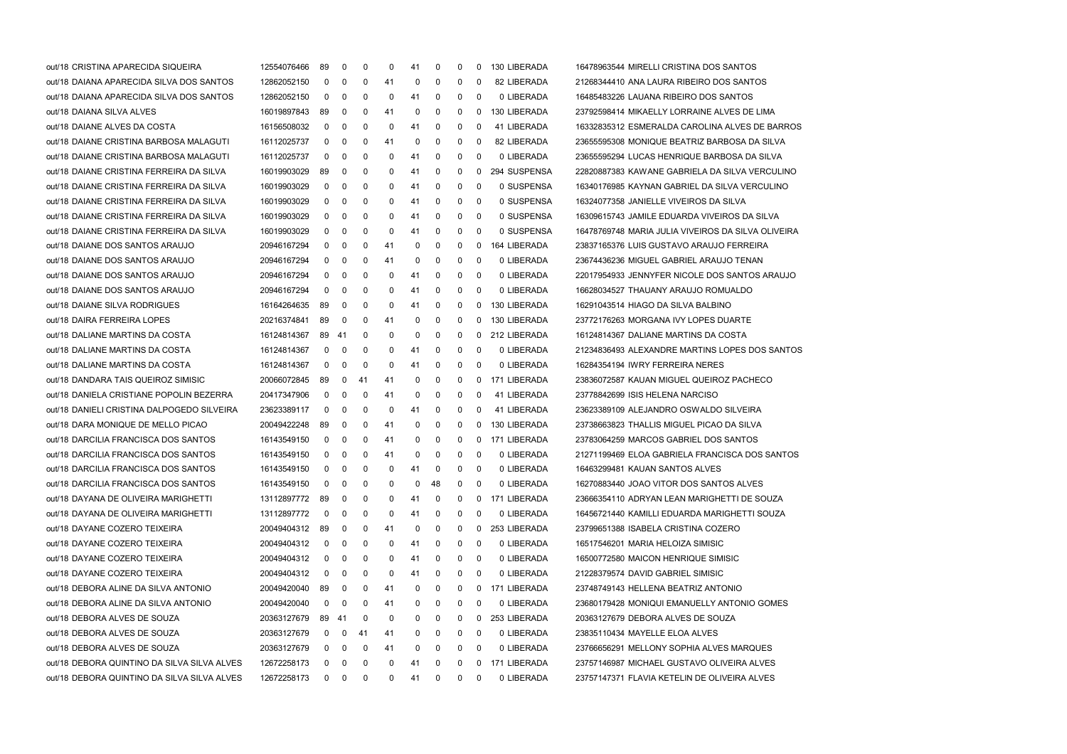| | | | | | | | | | | | | | |
|---|---|---|---|---|---|---|---|---|---|---|---|---|---|
| out/18 | CRISTINA APARECIDA SIQUEIRA | 12554076466 | 89 | 0 | 0 | 0 | 41 | 0 | 0 | 0 | 130 | LIBERADA | 16478963544 MIRELLI CRISTINA DOS SANTOS |
| out/18 | DAIANA APARECIDA SILVA DOS SANTOS | 12862052150 | 0 | 0 | 0 | 41 | 0 | 0 | 0 | 0 | 82 | LIBERADA | 21268344410 ANA LAURA RIBEIRO DOS SANTOS |
| out/18 | DAIANA APARECIDA SILVA DOS SANTOS | 12862052150 | 0 | 0 | 0 | 0 | 41 | 0 | 0 | 0 | 0 | LIBERADA | 16485483226 LAUANA RIBEIRO DOS SANTOS |
| out/18 | DAIANA SILVA ALVES | 16019897843 | 89 | 0 | 0 | 41 | 0 | 0 | 0 | 0 | 130 | LIBERADA | 23792598414 MIKAELLY LORRAINE ALVES DE LIMA |
| out/18 | DAIANE ALVES DA COSTA | 16156508032 | 0 | 0 | 0 | 0 | 41 | 0 | 0 | 0 | 41 | LIBERADA | 16332835312 ESMERALDA CAROLINA ALVES DE BARROS |
| out/18 | DAIANE CRISTINA BARBOSA MALAGUTI | 16112025737 | 0 | 0 | 0 | 41 | 0 | 0 | 0 | 0 | 82 | LIBERADA | 23655595308 MONIQUE BEATRIZ BARBOSA DA SILVA |
| out/18 | DAIANE CRISTINA BARBOSA MALAGUTI | 16112025737 | 0 | 0 | 0 | 0 | 41 | 0 | 0 | 0 | 0 | LIBERADA | 23655595294 LUCAS HENRIQUE BARBOSA DA SILVA |
| out/18 | DAIANE CRISTINA FERREIRA DA SILVA | 16019903029 | 89 | 0 | 0 | 0 | 41 | 0 | 0 | 0 | 294 | SUSPENSA | 22820887383 KAWANE GABRIELA DA SILVA VERCULINO |
| out/18 | DAIANE CRISTINA FERREIRA DA SILVA | 16019903029 | 0 | 0 | 0 | 0 | 41 | 0 | 0 | 0 | 0 | SUSPENSA | 16340176985 KAYNAN GABRIEL DA SILVA VERCULINO |
| out/18 | DAIANE CRISTINA FERREIRA DA SILVA | 16019903029 | 0 | 0 | 0 | 0 | 41 | 0 | 0 | 0 | 0 | SUSPENSA | 16324077358 JANIELLE VIVEIROS DA SILVA |
| out/18 | DAIANE CRISTINA FERREIRA DA SILVA | 16019903029 | 0 | 0 | 0 | 0 | 41 | 0 | 0 | 0 | 0 | SUSPENSA | 16309615743 JAMILE EDUARDA VIVEIROS DA SILVA |
| out/18 | DAIANE CRISTINA FERREIRA DA SILVA | 16019903029 | 0 | 0 | 0 | 0 | 41 | 0 | 0 | 0 | 0 | SUSPENSA | 16478769748 MARIA JULIA VIVEIROS DA SILVA OLIVEIRA |
| out/18 | DAIANE DOS SANTOS ARAUJO | 20946167294 | 0 | 0 | 0 | 41 | 0 | 0 | 0 | 0 | 164 | LIBERADA | 23837165376 LUIS GUSTAVO ARAUJO FERREIRA |
| out/18 | DAIANE DOS SANTOS ARAUJO | 20946167294 | 0 | 0 | 0 | 41 | 0 | 0 | 0 | 0 | 0 | LIBERADA | 23674436236 MIGUEL GABRIEL ARAUJO TENAN |
| out/18 | DAIANE DOS SANTOS ARAUJO | 20946167294 | 0 | 0 | 0 | 0 | 41 | 0 | 0 | 0 | 0 | LIBERADA | 22017954933 JENNYFER NICOLE DOS SANTOS ARAUJO |
| out/18 | DAIANE DOS SANTOS ARAUJO | 20946167294 | 0 | 0 | 0 | 0 | 41 | 0 | 0 | 0 | 0 | LIBERADA | 16628034527 THAUANY ARAUJO ROMUALDO |
| out/18 | DAIANE SILVA RODRIGUES | 16164264635 | 89 | 0 | 0 | 0 | 41 | 0 | 0 | 0 | 130 | LIBERADA | 16291043514 HIAGO DA SILVA BALBINO |
| out/18 | DAIRA FERREIRA LOPES | 20216374841 | 89 | 0 | 0 | 41 | 0 | 0 | 0 | 0 | 130 | LIBERADA | 23772176263 MORGANA IVY LOPES DUARTE |
| out/18 | DALIANE MARTINS DA COSTA | 16124814367 | 89 | 41 | 0 | 0 | 0 | 0 | 0 | 0 | 212 | LIBERADA | 16124814367 DALIANE MARTINS DA COSTA |
| out/18 | DALIANE MARTINS DA COSTA | 16124814367 | 0 | 0 | 0 | 0 | 41 | 0 | 0 | 0 | 0 | LIBERADA | 21234836493 ALEXANDRE MARTINS LOPES DOS SANTOS |
| out/18 | DALIANE MARTINS DA COSTA | 16124814367 | 0 | 0 | 0 | 0 | 41 | 0 | 0 | 0 | 0 | LIBERADA | 16284354194 IWRY FERREIRA NERES |
| out/18 | DANDARA TAIS QUEIROZ SIMISIC | 20066072845 | 89 | 0 | 41 | 41 | 0 | 0 | 0 | 0 | 171 | LIBERADA | 23836072587 KAUAN MIGUEL QUEIROZ PACHECO |
| out/18 | DANIELA CRISTIANE POPOLIN BEZERRA | 20417347906 | 0 | 0 | 0 | 41 | 0 | 0 | 0 | 0 | 41 | LIBERADA | 23778842699 ISIS HELENA NARCISO |
| out/18 | DANIELI CRISTINA DALPOGEDO SILVEIRA | 23623389117 | 0 | 0 | 0 | 0 | 41 | 0 | 0 | 0 | 41 | LIBERADA | 23623389109 ALEJANDRO OSWALDO SILVEIRA |
| out/18 | DARA MONIQUE DE MELLO PICAO | 20049422248 | 89 | 0 | 0 | 41 | 0 | 0 | 0 | 0 | 130 | LIBERADA | 23738663823 THALLIS MIGUEL PICAO DA SILVA |
| out/18 | DARCILIA FRANCISCA DOS SANTOS | 16143549150 | 0 | 0 | 0 | 41 | 0 | 0 | 0 | 0 | 171 | LIBERADA | 23783064259 MARCOS GABRIEL DOS SANTOS |
| out/18 | DARCILIA FRANCISCA DOS SANTOS | 16143549150 | 0 | 0 | 0 | 41 | 0 | 0 | 0 | 0 | 0 | LIBERADA | 21271199469 ELOA GABRIELA FRANCISCA DOS SANTOS |
| out/18 | DARCILIA FRANCISCA DOS SANTOS | 16143549150 | 0 | 0 | 0 | 0 | 41 | 0 | 0 | 0 | 0 | LIBERADA | 16463299481 KAUAN SANTOS ALVES |
| out/18 | DARCILIA FRANCISCA DOS SANTOS | 16143549150 | 0 | 0 | 0 | 0 | 0 | 48 | 0 | 0 | 0 | LIBERADA | 16270883440 JOAO VITOR DOS SANTOS ALVES |
| out/18 | DAYANA DE OLIVEIRA MARIGHETTI | 13112897772 | 89 | 0 | 0 | 0 | 41 | 0 | 0 | 0 | 171 | LIBERADA | 23666354110 ADRYAN LEAN MARIGHETTI DE SOUZA |
| out/18 | DAYANA DE OLIVEIRA MARIGHETTI | 13112897772 | 0 | 0 | 0 | 0 | 41 | 0 | 0 | 0 | 0 | LIBERADA | 16456721440 KAMILLI EDUARDA MARIGHETTI SOUZA |
| out/18 | DAYANE COZERO TEIXEIRA | 20049404312 | 89 | 0 | 0 | 41 | 0 | 0 | 0 | 0 | 253 | LIBERADA | 23799651388 ISABELA CRISTINA COZERO |
| out/18 | DAYANE COZERO TEIXEIRA | 20049404312 | 0 | 0 | 0 | 0 | 41 | 0 | 0 | 0 | 0 | LIBERADA | 16517546201 MARIA HELOIZA SIMISIC |
| out/18 | DAYANE COZERO TEIXEIRA | 20049404312 | 0 | 0 | 0 | 0 | 41 | 0 | 0 | 0 | 0 | LIBERADA | 16500772580 MAICON HENRIQUE SIMISIC |
| out/18 | DAYANE COZERO TEIXEIRA | 20049404312 | 0 | 0 | 0 | 0 | 41 | 0 | 0 | 0 | 0 | LIBERADA | 21228379574 DAVID GABRIEL SIMISIC |
| out/18 | DEBORA ALINE DA SILVA ANTONIO | 20049420040 | 89 | 0 | 0 | 41 | 0 | 0 | 0 | 0 | 171 | LIBERADA | 23748749143 HELLENA BEATRIZ ANTONIO |
| out/18 | DEBORA ALINE DA SILVA ANTONIO | 20049420040 | 0 | 0 | 0 | 41 | 0 | 0 | 0 | 0 | 0 | LIBERADA | 23680179428 MONIQUI EMANUELLY ANTONIO GOMES |
| out/18 | DEBORA ALVES DE SOUZA | 20363127679 | 89 | 41 | 0 | 0 | 0 | 0 | 0 | 0 | 253 | LIBERADA | 20363127679 DEBORA ALVES DE SOUZA |
| out/18 | DEBORA ALVES DE SOUZA | 20363127679 | 0 | 0 | 41 | 41 | 0 | 0 | 0 | 0 | 0 | LIBERADA | 23835110434 MAYELLE ELOA ALVES |
| out/18 | DEBORA ALVES DE SOUZA | 20363127679 | 0 | 0 | 0 | 41 | 0 | 0 | 0 | 0 | 0 | LIBERADA | 23766656291 MELLONY SOPHIA ALVES MARQUES |
| out/18 | DEBORA QUINTINO DA SILVA SILVA ALVES | 12672258173 | 0 | 0 | 0 | 0 | 41 | 0 | 0 | 0 | 171 | LIBERADA | 23757146987 MICHAEL GUSTAVO OLIVEIRA ALVES |
| out/18 | DEBORA QUINTINO DA SILVA SILVA ALVES | 12672258173 | 0 | 0 | 0 | 0 | 41 | 0 | 0 | 0 | 0 | LIBERADA | 23757147371 FLAVIA KETELIN DE OLIVEIRA ALVES |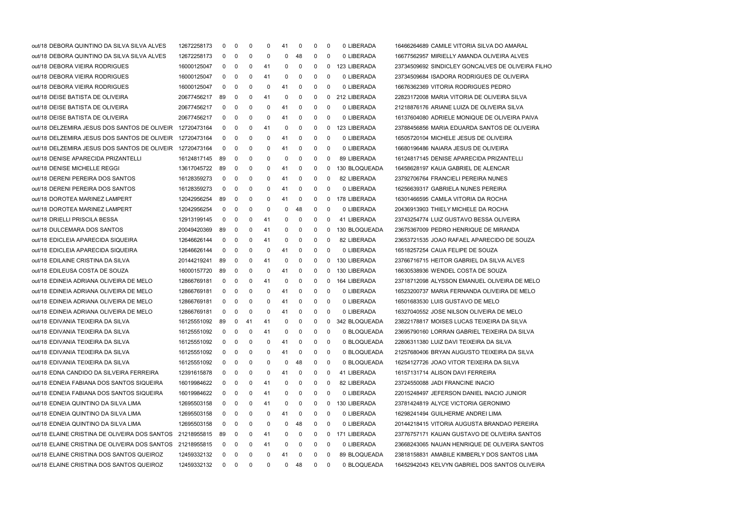| | | | | | | | | | | | | | |
|---|---|---|---|---|---|---|---|---|---|---|---|---|---|
| out/18 DEBORA QUINTINO DA SILVA SILVA ALVES | 12672258173 | 0 | 0 | 0 | 0 | 41 | 0 | 0 | 0 | 0 | LIBERADA | 16466264689 | CAMILE VITORIA SILVA DO AMARAL |
| out/18 DEBORA QUINTINO DA SILVA SILVA ALVES | 12672258173 | 0 | 0 | 0 | 0 | 0 | 48 | 0 | 0 | 0 | LIBERADA | 16677562957 | MIRIELLY AMANDA OLIVEIRA ALVES |
| out/18 DEBORA VIEIRA RODRIGUES | 16000125047 | 0 | 0 | 0 | 41 | 0 | 0 | 0 | 0 | 123 | LIBERADA | 23734509692 | SINDICLEY GONCALVES DE OLIVEIRA FILHO |
| out/18 DEBORA VIEIRA RODRIGUES | 16000125047 | 0 | 0 | 0 | 41 | 0 | 0 | 0 | 0 | 0 | LIBERADA | 23734509684 | ISADORA RODRIGUES DE OLIVEIRA |
| out/18 DEBORA VIEIRA RODRIGUES | 16000125047 | 0 | 0 | 0 | 0 | 41 | 0 | 0 | 0 | 0 | LIBERADA | 16676362369 | VITORIA RODRIGUES PEDRO |
| out/18 DEISE BATISTA DE OLIVEIRA | 20677456217 | 89 | 0 | 0 | 41 | 0 | 0 | 0 | 0 | 212 | LIBERADA | 22823172008 | MARIA VITORIA DE OLIVEIRA SILVA |
| out/18 DEISE BATISTA DE OLIVEIRA | 20677456217 | 0 | 0 | 0 | 0 | 41 | 0 | 0 | 0 | 0 | LIBERADA | 21218876176 | ARIANE LUIZA DE OLIVEIRA SILVA |
| out/18 DEISE BATISTA DE OLIVEIRA | 20677456217 | 0 | 0 | 0 | 0 | 41 | 0 | 0 | 0 | 0 | LIBERADA | 16137604080 | ADRIELE MONIQUE DE OLIVEIRA PAIVA |
| out/18 DELZEMIRA JESUS DOS SANTOS DE OLIVEIR | 12720473164 | 0 | 0 | 0 | 41 | 0 | 0 | 0 | 0 | 123 | LIBERADA | 23788456856 | MARIA EDUARDA SANTOS DE OLIVEIRA |
| out/18 DELZEMIRA JESUS DOS SANTOS DE OLIVEIR | 12720473164 | 0 | 0 | 0 | 0 | 41 | 0 | 0 | 0 | 0 | LIBERADA | 16505720104 | MICHELE JESUS DE OLIVEIRA |
| out/18 DELZEMIRA JESUS DOS SANTOS DE OLIVEIR | 12720473164 | 0 | 0 | 0 | 0 | 41 | 0 | 0 | 0 | 0 | LIBERADA | 16680196486 | NAIARA JESUS DE OLIVEIRA |
| out/18 DENISE APARECIDA PRIZANTELLI | 16124817145 | 89 | 0 | 0 | 0 | 0 | 0 | 0 | 0 | 89 | LIBERADA | 16124817145 | DENISE APARECIDA PRIZANTELLI |
| out/18 DENISE MICHELLE REGGI | 13617045722 | 89 | 0 | 0 | 0 | 41 | 0 | 0 | 0 | 130 | BLOQUEADA | 16458628197 | KAUA GABRIEL DE ALENCAR |
| out/18 DERENI PEREIRA DOS SANTOS | 16128359273 | 0 | 0 | 0 | 0 | 41 | 0 | 0 | 0 | 82 | LIBERADA | 23792706764 | FRANCIELI PEREIRA NUNES |
| out/18 DERENI PEREIRA DOS SANTOS | 16128359273 | 0 | 0 | 0 | 0 | 41 | 0 | 0 | 0 | 0 | LIBERADA | 16256639317 | GABRIELA NUNES PEREIRA |
| out/18 DOROTEA MARINEZ LAMPERT | 12042956254 | 89 | 0 | 0 | 0 | 41 | 0 | 0 | 0 | 178 | LIBERADA | 16301466595 | CAMILA VITORIA DA ROCHA |
| out/18 DOROTEA MARINEZ LAMPERT | 12042956254 | 0 | 0 | 0 | 0 | 0 | 48 | 0 | 0 | 0 | LIBERADA | 20436913903 | THIELY MICHELE DA ROCHA |
| out/18 DRIELLI PRISCILA BESSA | 12913199145 | 0 | 0 | 0 | 41 | 0 | 0 | 0 | 0 | 41 | LIBERADA | 23743254774 | LUIZ GUSTAVO BESSA OLIVEIRA |
| out/18 DULCEMARA DOS SANTOS | 20049420369 | 89 | 0 | 0 | 41 | 0 | 0 | 0 | 0 | 130 | BLOQUEADA | 23675367009 | PEDRO HENRIQUE DE MIRANDA |
| out/18 EDICLEIA APARECIDA SIQUEIRA | 12646626144 | 0 | 0 | 0 | 41 | 0 | 0 | 0 | 0 | 82 | LIBERADA | 23653721535 | JOAO RAFAEL APARECIDO DE SOUZA |
| out/18 EDICLEIA APARECIDA SIQUEIRA | 12646626144 | 0 | 0 | 0 | 0 | 41 | 0 | 0 | 0 | 0 | LIBERADA | 16518257254 | CAUA FELIPE DE SOUZA |
| out/18 EDILAINE CRISTINA DA SILVA | 20144219241 | 89 | 0 | 0 | 41 | 0 | 0 | 0 | 0 | 130 | LIBERADA | 23766716715 | HEITOR GABRIEL DA SILVA ALVES |
| out/18 EDILEUSA COSTA DE SOUZA | 16000157720 | 89 | 0 | 0 | 0 | 41 | 0 | 0 | 0 | 130 | LIBERADA | 16630538936 | WENDEL COSTA DE SOUZA |
| out/18 EDINEIA ADRIANA OLIVEIRA DE MELO | 12866769181 | 0 | 0 | 0 | 41 | 0 | 0 | 0 | 0 | 164 | LIBERADA | 23718712098 | ALYSSON EMANUEL OLIVEIRA DE MELO |
| out/18 EDINEIA ADRIANA OLIVEIRA DE MELO | 12866769181 | 0 | 0 | 0 | 0 | 41 | 0 | 0 | 0 | 0 | LIBERADA | 16523200737 | MARIA FERNANDA OLIVEIRA DE MELO |
| out/18 EDINEIA ADRIANA OLIVEIRA DE MELO | 12866769181 | 0 | 0 | 0 | 0 | 41 | 0 | 0 | 0 | 0 | LIBERADA | 16501683530 | LUIS GUSTAVO DE MELO |
| out/18 EDINEIA ADRIANA OLIVEIRA DE MELO | 12866769181 | 0 | 0 | 0 | 0 | 41 | 0 | 0 | 0 | 0 | LIBERADA | 16327040552 | JOSE NILSON OLIVEIRA DE MELO |
| out/18 EDIVANIA TEIXEIRA DA SILVA | 16125551092 | 89 | 0 | 41 | 41 | 0 | 0 | 0 | 0 | 342 | BLOQUEADA | 23822178817 | MOISES LUCAS TEIXEIRA DA SILVA |
| out/18 EDIVANIA TEIXEIRA DA SILVA | 16125551092 | 0 | 0 | 0 | 41 | 0 | 0 | 0 | 0 | 0 | BLOQUEADA | 23695790160 | LORRAN GABRIEL TEIXEIRA DA SILVA |
| out/18 EDIVANIA TEIXEIRA DA SILVA | 16125551092 | 0 | 0 | 0 | 0 | 41 | 0 | 0 | 0 | 0 | BLOQUEADA | 22806311380 | LUIZ DAVI TEIXEIRA DA SILVA |
| out/18 EDIVANIA TEIXEIRA DA SILVA | 16125551092 | 0 | 0 | 0 | 0 | 41 | 0 | 0 | 0 | 0 | BLOQUEADA | 21257680406 | BRYAN AUGUSTO TEIXEIRA DA SILVA |
| out/18 EDIVANIA TEIXEIRA DA SILVA | 16125551092 | 0 | 0 | 0 | 0 | 0 | 48 | 0 | 0 | 0 | BLOQUEADA | 16254127726 | JOAO VITOR TEIXEIRA DA SILVA |
| out/18 EDNA CANDIDO DA SILVEIRA FERREIRA | 12391615878 | 0 | 0 | 0 | 0 | 41 | 0 | 0 | 0 | 41 | LIBERADA | 16157131714 | ALISON DAVI FERREIRA |
| out/18 EDNEIA FABIANA DOS SANTOS SIQUEIRA | 16019984622 | 0 | 0 | 0 | 41 | 0 | 0 | 0 | 0 | 82 | LIBERADA | 23724550088 | JADI FRANCINE INACIO |
| out/18 EDNEIA FABIANA DOS SANTOS SIQUEIRA | 16019984622 | 0 | 0 | 0 | 41 | 0 | 0 | 0 | 0 | 0 | LIBERADA | 22015248497 | JEFERSON DANIEL INACIO JUNIOR |
| out/18 EDNEIA QUINTINO DA SILVA LIMA | 12695503158 | 0 | 0 | 0 | 41 | 0 | 0 | 0 | 0 | 130 | LIBERADA | 23781424819 | ALYCE VICTORIA GERONIMO |
| out/18 EDNEIA QUINTINO DA SILVA LIMA | 12695503158 | 0 | 0 | 0 | 0 | 41 | 0 | 0 | 0 | 0 | LIBERADA | 16298241494 | GUILHERME ANDREI LIMA |
| out/18 EDNEIA QUINTINO DA SILVA LIMA | 12695503158 | 0 | 0 | 0 | 0 | 0 | 48 | 0 | 0 | 0 | LIBERADA | 20144218415 | VITORIA AUGUSTA BRANDAO PEREIRA |
| out/18 ELAINE CRISTINA DE OLIVEIRA DOS SANTOS | 21218955815 | 89 | 0 | 0 | 41 | 0 | 0 | 0 | 0 | 171 | LIBERADA | 23776757171 | KAUAN GUSTAVO DE OLIVEIRA SANTOS |
| out/18 ELAINE CRISTINA DE OLIVEIRA DOS SANTOS | 21218955815 | 0 | 0 | 0 | 41 | 0 | 0 | 0 | 0 | 0 | LIBERADA | 23668243065 | NAUAN HENRIQUE DE OLIVEIRA SANTOS |
| out/18 ELAINE CRISTINA DOS SANTOS QUEIROZ | 12459332132 | 0 | 0 | 0 | 0 | 41 | 0 | 0 | 0 | 89 | BLOQUEADA | 23818158831 | AMABILE KIMBERLY DOS SANTOS LIMA |
| out/18 ELAINE CRISTINA DOS SANTOS QUEIROZ | 12459332132 | 0 | 0 | 0 | 0 | 0 | 48 | 0 | 0 | 0 | BLOQUEADA | 16452942043 | KELVYN GABRIEL DOS SANTOS OLIVEIRA |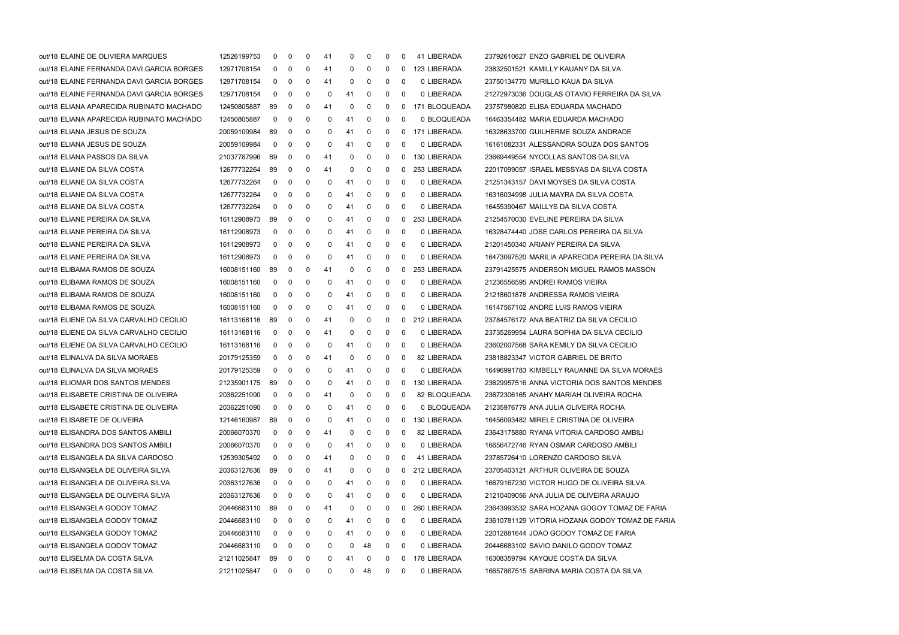| | | | | | | | | | | | | | |
|---|---|---|---|---|---|---|---|---|---|---|---|---|---|
| out/18 | ELAINE DE OLIVIERA MARQUES | 12526199753 | 0 | 0 | 0 | 41 | 0 | 0 | 0 | 0 | 41 | LIBERADA | 23792610627 ENZO GABRIEL DE OLIVEIRA |
| out/18 | ELAINE FERNANDA DAVI GARCIA BORGES | 12971708154 | 0 | 0 | 0 | 41 | 0 | 0 | 0 | 0 | 123 | LIBERADA | 23832501521 KAMILLY KAUANY DA SILVA |
| out/18 | ELAINE FERNANDA DAVI GARCIA BORGES | 12971708154 | 0 | 0 | 0 | 41 | 0 | 0 | 0 | 0 | 0 | LIBERADA | 23750134770 MURILLO KAUA DA SILVA |
| out/18 | ELAINE FERNANDA DAVI GARCIA BORGES | 12971708154 | 0 | 0 | 0 | 0 | 41 | 0 | 0 | 0 | 0 | LIBERADA | 21272973036 DOUGLAS OTAVIO FERREIRA DA SILVA |
| out/18 | ELIANA APARECIDA RUBINATO MACHADO | 12450805887 | 89 | 0 | 0 | 41 | 0 | 0 | 0 | 0 | 171 | BLOQUEADA | 23757980820 ELISA EDUARDA MACHADO |
| out/18 | ELIANA APARECIDA RUBINATO MACHADO | 12450805887 | 0 | 0 | 0 | 0 | 41 | 0 | 0 | 0 | 0 | BLOQUEADA | 16463354482 MARIA EDUARDA MACHADO |
| out/18 | ELIANA JESUS DE SOUZA | 20059109984 | 89 | 0 | 0 | 0 | 41 | 0 | 0 | 0 | 171 | LIBERADA | 16328633700 GUILHERME SOUZA ANDRADE |
| out/18 | ELIANA JESUS DE SOUZA | 20059109984 | 0 | 0 | 0 | 0 | 41 | 0 | 0 | 0 | 0 | LIBERADA | 16161082331 ALESSANDRA SOUZA DOS SANTOS |
| out/18 | ELIANA PASSOS DA SILVA | 21037787996 | 89 | 0 | 0 | 41 | 0 | 0 | 0 | 0 | 130 | LIBERADA | 23669449554 NYCOLLAS SANTOS DA SILVA |
| out/18 | ELIANE DA SILVA COSTA | 12677732264 | 89 | 0 | 0 | 41 | 0 | 0 | 0 | 0 | 253 | LIBERADA | 22017099057 ISRAEL MESSYAS DA SILVA COSTA |
| out/18 | ELIANE DA SILVA COSTA | 12677732264 | 0 | 0 | 0 | 0 | 41 | 0 | 0 | 0 | 0 | LIBERADA | 21251343157 DAVI MOYSES DA SILVA COSTA |
| out/18 | ELIANE DA SILVA COSTA | 12677732264 | 0 | 0 | 0 | 0 | 41 | 0 | 0 | 0 | 0 | LIBERADA | 16316034998 JULIA MAYRA DA SILVA COSTA |
| out/18 | ELIANE DA SILVA COSTA | 12677732264 | 0 | 0 | 0 | 0 | 41 | 0 | 0 | 0 | 0 | LIBERADA | 16455390467 MAILLYS DA SILVA COSTA |
| out/18 | ELIANE PEREIRA DA SILVA | 16112908973 | 89 | 0 | 0 | 0 | 41 | 0 | 0 | 0 | 253 | LIBERADA | 21254570030 EVELINE PEREIRA DA SILVA |
| out/18 | ELIANE PEREIRA DA SILVA | 16112908973 | 0 | 0 | 0 | 0 | 41 | 0 | 0 | 0 | 0 | LIBERADA | 16328474440 JOSE CARLOS PEREIRA DA SILVA |
| out/18 | ELIANE PEREIRA DA SILVA | 16112908973 | 0 | 0 | 0 | 0 | 41 | 0 | 0 | 0 | 0 | LIBERADA | 21201450340 ARIANY PEREIRA DA SILVA |
| out/18 | ELIANE PEREIRA DA SILVA | 16112908973 | 0 | 0 | 0 | 0 | 41 | 0 | 0 | 0 | 0 | LIBERADA | 16473097520 MARILIA APARECIDA PEREIRA DA SILVA |
| out/18 | ELIBAMA RAMOS DE SOUZA | 16008151160 | 89 | 0 | 0 | 41 | 0 | 0 | 0 | 0 | 253 | LIBERADA | 23791425575 ANDERSON MIGUEL RAMOS MASSON |
| out/18 | ELIBAMA RAMOS DE SOUZA | 16008151160 | 0 | 0 | 0 | 0 | 41 | 0 | 0 | 0 | 0 | LIBERADA | 21236556595 ANDREI RAMOS VIEIRA |
| out/18 | ELIBAMA RAMOS DE SOUZA | 16008151160 | 0 | 0 | 0 | 0 | 41 | 0 | 0 | 0 | 0 | LIBERADA | 21218601878 ANDRESSA RAMOS VIEIRA |
| out/18 | ELIBAMA RAMOS DE SOUZA | 16008151160 | 0 | 0 | 0 | 0 | 41 | 0 | 0 | 0 | 0 | LIBERADA | 16147567102 ANDRE LUIS RAMOS VIEIRA |
| out/18 | ELIENE DA SILVA CARVALHO CECILIO | 16113168116 | 89 | 0 | 0 | 41 | 0 | 0 | 0 | 0 | 212 | LIBERADA | 23784576172 ANA BEATRIZ DA SILVA CECILIO |
| out/18 | ELIENE DA SILVA CARVALHO CECILIO | 16113168116 | 0 | 0 | 0 | 41 | 0 | 0 | 0 | 0 | 0 | LIBERADA | 23735269954 LAURA SOPHIA DA SILVA CECILIO |
| out/18 | ELIENE DA SILVA CARVALHO CECILIO | 16113168116 | 0 | 0 | 0 | 0 | 41 | 0 | 0 | 0 | 0 | LIBERADA | 23602007568 SARA KEMILY DA SILVA CECILIO |
| out/18 | ELINALVA DA SILVA MORAES | 20179125359 | 0 | 0 | 0 | 41 | 0 | 0 | 0 | 0 | 82 | LIBERADA | 23818823347 VICTOR GABRIEL DE BRITO |
| out/18 | ELINALVA DA SILVA MORAES | 20179125359 | 0 | 0 | 0 | 0 | 41 | 0 | 0 | 0 | 0 | LIBERADA | 16496991783 KIMBELLY RAUANNE DA SILVA MORAES |
| out/18 | ELIOMAR DOS SANTOS MENDES | 21235901175 | 89 | 0 | 0 | 0 | 41 | 0 | 0 | 0 | 130 | LIBERADA | 23629957516 ANNA VICTORIA DOS SANTOS MENDES |
| out/18 | ELISABETE CRISTINA DE OLIVEIRA | 20362251090 | 0 | 0 | 0 | 41 | 0 | 0 | 0 | 0 | 82 | BLOQUEADA | 23672306165 ANAHY MARIAH OLIVEIRA ROCHA |
| out/18 | ELISABETE CRISTINA DE OLIVEIRA | 20362251090 | 0 | 0 | 0 | 0 | 41 | 0 | 0 | 0 | 0 | BLOQUEADA | 21235976779 ANA JULIA OLIVEIRA ROCHA |
| out/18 | ELISABETE DE OLIVEIRA | 12146160987 | 89 | 0 | 0 | 0 | 41 | 0 | 0 | 0 | 130 | LIBERADA | 16456093482 MIRELE CRISTINA DE OLIVEIRA |
| out/18 | ELISANDRA DOS SANTOS AMBILI | 20066070370 | 0 | 0 | 0 | 41 | 0 | 0 | 0 | 0 | 82 | LIBERADA | 23643175880 RYANA VITORIA CARDOSO AMBILI |
| out/18 | ELISANDRA DOS SANTOS AMBILI | 20066070370 | 0 | 0 | 0 | 0 | 41 | 0 | 0 | 0 | 0 | LIBERADA | 16656472746 RYAN OSMAR CARDOSO AMBILI |
| out/18 | ELISANGELA DA SILVA CARDOSO | 12539305492 | 0 | 0 | 0 | 41 | 0 | 0 | 0 | 0 | 41 | LIBERADA | 23785726410 LORENZO CARDOSO SILVA |
| out/18 | ELISANGELA DE OLIVEIRA SILVA | 20363127636 | 89 | 0 | 0 | 41 | 0 | 0 | 0 | 0 | 212 | LIBERADA | 23705403121 ARTHUR OLIVEIRA DE SOUZA |
| out/18 | ELISANGELA DE OLIVEIRA SILVA | 20363127636 | 0 | 0 | 0 | 0 | 41 | 0 | 0 | 0 | 0 | LIBERADA | 16679167230 VICTOR HUGO DE OLIVEIRA SILVA |
| out/18 | ELISANGELA DE OLIVEIRA SILVA | 20363127636 | 0 | 0 | 0 | 0 | 41 | 0 | 0 | 0 | 0 | LIBERADA | 21210409056 ANA JULIA DE OLIVEIRA ARAUJO |
| out/18 | ELISANGELA GODOY TOMAZ | 20446683110 | 89 | 0 | 0 | 41 | 0 | 0 | 0 | 0 | 260 | LIBERADA | 23643993532 SARA HOZANA GOGOY TOMAZ DE FARIA |
| out/18 | ELISANGELA GODOY TOMAZ | 20446683110 | 0 | 0 | 0 | 0 | 41 | 0 | 0 | 0 | 0 | LIBERADA | 23610781129 VITORIA HOZANA GODOY TOMAZ DE FARIA |
| out/18 | ELISANGELA GODOY TOMAZ | 20446683110 | 0 | 0 | 0 | 0 | 41 | 0 | 0 | 0 | 0 | LIBERADA | 22012881644 JOAO GODOY TOMAZ DE FARIA |
| out/18 | ELISANGELA GODOY TOMAZ | 20446683110 | 0 | 0 | 0 | 0 | 0 | 48 | 0 | 0 | 0 | LIBERADA | 20446683102 SAVIO DANILO GODOY TOMAZ |
| out/18 | ELISELMA DA COSTA SILVA | 21211025847 | 89 | 0 | 0 | 0 | 41 | 0 | 0 | 0 | 178 | LIBERADA | 16308359794 KAYQUE COSTA DA SILVA |
| out/18 | ELISELMA DA COSTA SILVA | 21211025847 | 0 | 0 | 0 | 0 | 0 | 48 | 0 | 0 | 0 | LIBERADA | 16657867515 SABRINA MARIA COSTA DA SILVA |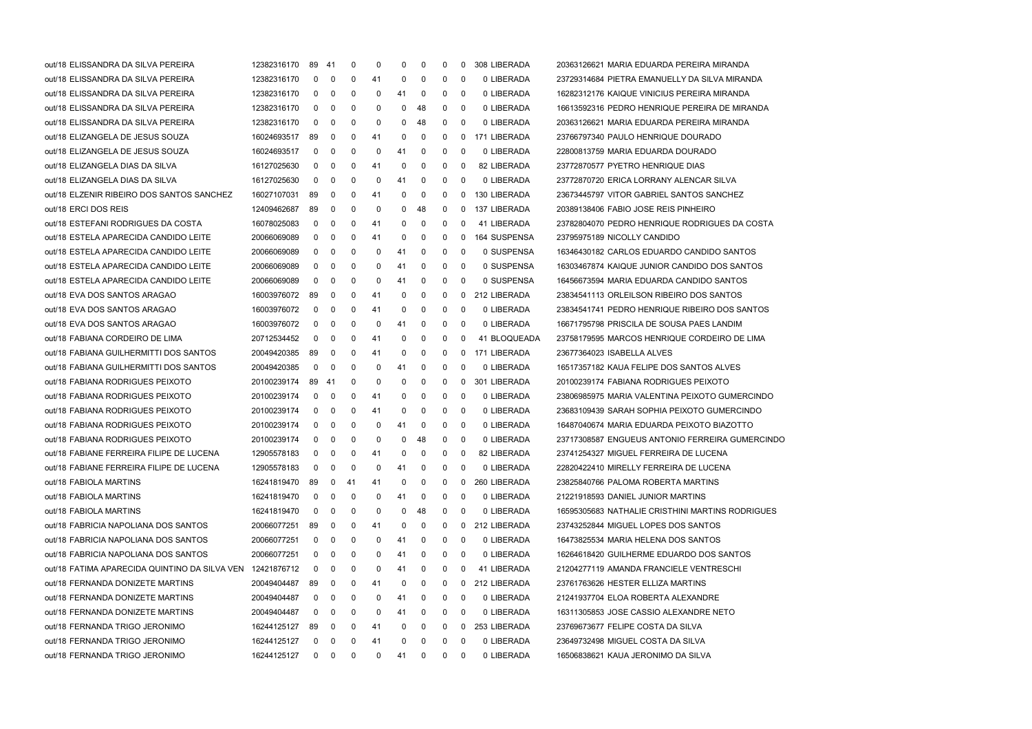| | | | | | | | | | | | | | |
|---|---|---|---|---|---|---|---|---|---|---|---|---|---|
| out/18 | ELISSANDRA DA SILVA PEREIRA | 12382316170 | 89 | 41 | 0 | 0 | 0 | 0 | 0 | 0 | 308 LIBERADA | 20363126621 | MARIA EDUARDA PEREIRA MIRANDA |
| out/18 | ELISSANDRA DA SILVA PEREIRA | 12382316170 | 0 | 0 | 0 | 41 | 0 | 0 | 0 | 0 | 0 LIBERADA | 23729314684 | PIETRA EMANUELLY DA SILVA MIRANDA |
| out/18 | ELISSANDRA DA SILVA PEREIRA | 12382316170 | 0 | 0 | 0 | 0 | 41 | 0 | 0 | 0 | 0 LIBERADA | 16282312176 | KAIQUE VINICIUS PEREIRA MIRANDA |
| out/18 | ELISSANDRA DA SILVA PEREIRA | 12382316170 | 0 | 0 | 0 | 0 | 0 | 48 | 0 | 0 | 0 LIBERADA | 16613592316 | PEDRO HENRIQUE PEREIRA DE MIRANDA |
| out/18 | ELISSANDRA DA SILVA PEREIRA | 12382316170 | 0 | 0 | 0 | 0 | 0 | 48 | 0 | 0 | 0 LIBERADA | 20363126621 | MARIA EDUARDA PEREIRA MIRANDA |
| out/18 | ELIZANGELA DE JESUS SOUZA | 16024693517 | 89 | 0 | 0 | 41 | 0 | 0 | 0 | 0 | 171 LIBERADA | 23766797340 | PAULO HENRIQUE DOURADO |
| out/18 | ELIZANGELA DE JESUS SOUZA | 16024693517 | 0 | 0 | 0 | 0 | 41 | 0 | 0 | 0 | 0 LIBERADA | 22800813759 | MARIA EDUARDA DOURADO |
| out/18 | ELIZANGELA DIAS DA SILVA | 16127025630 | 0 | 0 | 0 | 41 | 0 | 0 | 0 | 0 | 82 LIBERADA | 23772870577 | PYETRO HENRIQUE DIAS |
| out/18 | ELIZANGELA DIAS DA SILVA | 16127025630 | 0 | 0 | 0 | 0 | 41 | 0 | 0 | 0 | 0 LIBERADA | 23772870720 | ERICA LORRANY ALENCAR SILVA |
| out/18 | ELZENIR RIBEIRO DOS SANTOS SANCHEZ | 16027107031 | 89 | 0 | 0 | 41 | 0 | 0 | 0 | 0 | 130 LIBERADA | 23673445797 | VITOR GABRIEL SANTOS SANCHEZ |
| out/18 | ERCI DOS REIS | 12409462687 | 89 | 0 | 0 | 0 | 0 | 48 | 0 | 0 | 137 LIBERADA | 20389138406 | FABIO JOSE REIS PINHEIRO |
| out/18 | ESTEFANI RODRIGUES DA COSTA | 16078025083 | 0 | 0 | 0 | 41 | 0 | 0 | 0 | 0 | 41 LIBERADA | 23782804070 | PEDRO HENRIQUE RODRIGUES DA COSTA |
| out/18 | ESTELA APARECIDA CANDIDO LEITE | 20066069089 | 0 | 0 | 0 | 41 | 0 | 0 | 0 | 0 | 164 SUSPENSA | 23795975189 | NICOLLY CANDIDO |
| out/18 | ESTELA APARECIDA CANDIDO LEITE | 20066069089 | 0 | 0 | 0 | 0 | 41 | 0 | 0 | 0 | 0 SUSPENSA | 16346430182 | CARLOS EDUARDO CANDIDO SANTOS |
| out/18 | ESTELA APARECIDA CANDIDO LEITE | 20066069089 | 0 | 0 | 0 | 0 | 41 | 0 | 0 | 0 | 0 SUSPENSA | 16303467874 | KAIQUE JUNIOR CANDIDO DOS SANTOS |
| out/18 | ESTELA APARECIDA CANDIDO LEITE | 20066069089 | 0 | 0 | 0 | 0 | 41 | 0 | 0 | 0 | 0 SUSPENSA | 16456673594 | MARIA EDUARDA CANDIDO SANTOS |
| out/18 | EVA DOS SANTOS ARAGAO | 16003976072 | 89 | 0 | 0 | 41 | 0 | 0 | 0 | 0 | 212 LIBERADA | 23834541113 | ORLEILSON RIBEIRO DOS SANTOS |
| out/18 | EVA DOS SANTOS ARAGAO | 16003976072 | 0 | 0 | 0 | 41 | 0 | 0 | 0 | 0 | 0 LIBERADA | 23834541741 | PEDRO HENRIQUE RIBEIRO DOS SANTOS |
| out/18 | EVA DOS SANTOS ARAGAO | 16003976072 | 0 | 0 | 0 | 0 | 41 | 0 | 0 | 0 | 0 LIBERADA | 16671795798 | PRISCILA DE SOUSA PAES LANDIM |
| out/18 | FABIANA CORDEIRO DE LIMA | 20712534452 | 0 | 0 | 0 | 41 | 0 | 0 | 0 | 0 | 41 BLOQUEADA | 23758179595 | MARCOS HENRIQUE CORDEIRO DE LIMA |
| out/18 | FABIANA GUILHERMITTI DOS SANTOS | 20049420385 | 89 | 0 | 0 | 41 | 0 | 0 | 0 | 0 | 171 LIBERADA | 23677364023 | ISABELLA ALVES |
| out/18 | FABIANA GUILHERMITTI DOS SANTOS | 20049420385 | 0 | 0 | 0 | 0 | 41 | 0 | 0 | 0 | 0 LIBERADA | 16517357182 | KAUA FELIPE DOS SANTOS ALVES |
| out/18 | FABIANA RODRIGUES PEIXOTO | 20100239174 | 89 | 41 | 0 | 0 | 0 | 0 | 0 | 0 | 301 LIBERADA | 20100239174 | FABIANA RODRIGUES PEIXOTO |
| out/18 | FABIANA RODRIGUES PEIXOTO | 20100239174 | 0 | 0 | 0 | 41 | 0 | 0 | 0 | 0 | 0 LIBERADA | 23806985975 | MARIA VALENTINA PEIXOTO GUMERCINDO |
| out/18 | FABIANA RODRIGUES PEIXOTO | 20100239174 | 0 | 0 | 0 | 41 | 0 | 0 | 0 | 0 | 0 LIBERADA | 23683109439 | SARAH SOPHIA PEIXOTO GUMERCINDO |
| out/18 | FABIANA RODRIGUES PEIXOTO | 20100239174 | 0 | 0 | 0 | 0 | 41 | 0 | 0 | 0 | 0 LIBERADA | 16487040674 | MARIA EDUARDA PEIXOTO BIAZOTTO |
| out/18 | FABIANA RODRIGUES PEIXOTO | 20100239174 | 0 | 0 | 0 | 0 | 0 | 48 | 0 | 0 | 0 LIBERADA | 23717308587 | ENGUEUS ANTONIO FERREIRA GUMERCINDO |
| out/18 | FABIANE FERREIRA FILIPE DE LUCENA | 12905578183 | 0 | 0 | 0 | 41 | 0 | 0 | 0 | 0 | 82 LIBERADA | 23741254327 | MIGUEL FERREIRA DE LUCENA |
| out/18 | FABIANE FERREIRA FILIPE DE LUCENA | 12905578183 | 0 | 0 | 0 | 0 | 41 | 0 | 0 | 0 | 0 LIBERADA | 22820422410 | MIRELLY FERREIRA DE LUCENA |
| out/18 | FABIOLA MARTINS | 16241819470 | 89 | 0 | 41 | 41 | 0 | 0 | 0 | 0 | 260 LIBERADA | 23825840766 | PALOMA ROBERTA MARTINS |
| out/18 | FABIOLA MARTINS | 16241819470 | 0 | 0 | 0 | 0 | 41 | 0 | 0 | 0 | 0 LIBERADA | 21221918593 | DANIEL JUNIOR MARTINS |
| out/18 | FABIOLA MARTINS | 16241819470 | 0 | 0 | 0 | 0 | 0 | 48 | 0 | 0 | 0 LIBERADA | 16595305683 | NATHALIE CRISTHINI MARTINS RODRIGUES |
| out/18 | FABRICIA NAPOLIANA DOS SANTOS | 20066077251 | 89 | 0 | 0 | 41 | 0 | 0 | 0 | 0 | 212 LIBERADA | 23743252844 | MIGUEL LOPES DOS SANTOS |
| out/18 | FABRICIA NAPOLIANA DOS SANTOS | 20066077251 | 0 | 0 | 0 | 0 | 41 | 0 | 0 | 0 | 0 LIBERADA | 16473825534 | MARIA HELENA DOS SANTOS |
| out/18 | FABRICIA NAPOLIANA DOS SANTOS | 20066077251 | 0 | 0 | 0 | 0 | 41 | 0 | 0 | 0 | 0 LIBERADA | 16264618420 | GUILHERME EDUARDO DOS SANTOS |
| out/18 | FATIMA APARECIDA QUINTINO DA SILVA VEN | 12421876712 | 0 | 0 | 0 | 0 | 41 | 0 | 0 | 0 | 41 LIBERADA | 21204277119 | AMANDA FRANCIELE VENTRESCHI |
| out/18 | FERNANDA DONIZETE MARTINS | 20049404487 | 89 | 0 | 0 | 41 | 0 | 0 | 0 | 0 | 212 LIBERADA | 23761763626 | HESTER ELLIZA MARTINS |
| out/18 | FERNANDA DONIZETE MARTINS | 20049404487 | 0 | 0 | 0 | 0 | 41 | 0 | 0 | 0 | 0 LIBERADA | 21241937704 | ELOA ROBERTA ALEXANDRE |
| out/18 | FERNANDA DONIZETE MARTINS | 20049404487 | 0 | 0 | 0 | 0 | 41 | 0 | 0 | 0 | 0 LIBERADA | 16311305853 | JOSE CASSIO ALEXANDRE NETO |
| out/18 | FERNANDA TRIGO JERONIMO | 16244125127 | 89 | 0 | 0 | 41 | 0 | 0 | 0 | 0 | 253 LIBERADA | 23769673677 | FELIPE COSTA DA SILVA |
| out/18 | FERNANDA TRIGO JERONIMO | 16244125127 | 0 | 0 | 0 | 41 | 0 | 0 | 0 | 0 | 0 LIBERADA | 23649732498 | MIGUEL COSTA DA SILVA |
| out/18 | FERNANDA TRIGO JERONIMO | 16244125127 | 0 | 0 | 0 | 0 | 41 | 0 | 0 | 0 | 0 LIBERADA | 16506838621 | KAUA JERONIMO DA SILVA |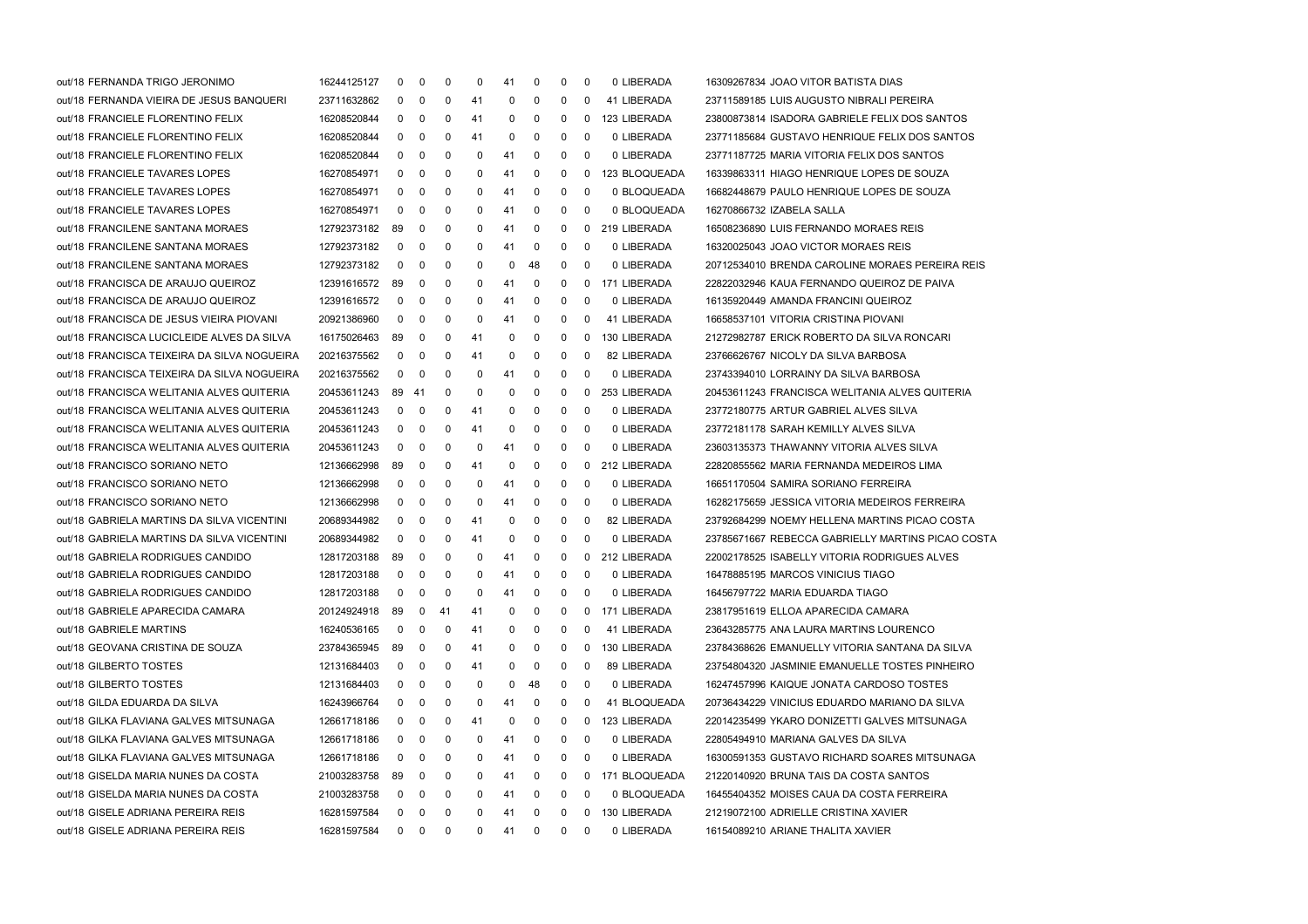| | | | | | | | | | | | | | |
|---|---|---|---|---|---|---|---|---|---|---|---|---|---|
| out/18 | FERNANDA TRIGO JERONIMO | 16244125127 | 0 | 0 | 0 | 0 | 41 | 0 | 0 | 0 | 0 | LIBERADA | 16309267834 JOAO VITOR BATISTA DIAS |
| out/18 | FERNANDA VIEIRA DE JESUS BANQUERI | 23711632862 | 0 | 0 | 0 | 41 | 0 | 0 | 0 | 0 | 41 | LIBERADA | 23711589185 LUIS AUGUSTO NIBRALI PEREIRA |
| out/18 | FRANCIELE FLORENTINO FELIX | 16208520844 | 0 | 0 | 0 | 41 | 0 | 0 | 0 | 0 | 123 | LIBERADA | 23800873814 ISADORA GABRIELE FELIX DOS SANTOS |
| out/18 | FRANCIELE FLORENTINO FELIX | 16208520844 | 0 | 0 | 0 | 41 | 0 | 0 | 0 | 0 | 0 | LIBERADA | 23771185684 GUSTAVO HENRIQUE FELIX DOS SANTOS |
| out/18 | FRANCIELE FLORENTINO FELIX | 16208520844 | 0 | 0 | 0 | 0 | 41 | 0 | 0 | 0 | 0 | LIBERADA | 23771187725 MARIA VITORIA FELIX DOS SANTOS |
| out/18 | FRANCIELE TAVARES LOPES | 16270854971 | 0 | 0 | 0 | 0 | 41 | 0 | 0 | 0 | 123 | BLOQUEADA | 16339863311 HIAGO HENRIQUE LOPES DE SOUZA |
| out/18 | FRANCIELE TAVARES LOPES | 16270854971 | 0 | 0 | 0 | 0 | 41 | 0 | 0 | 0 | 0 | BLOQUEADA | 16682448679 PAULO HENRIQUE LOPES DE SOUZA |
| out/18 | FRANCIELE TAVARES LOPES | 16270854971 | 0 | 0 | 0 | 0 | 41 | 0 | 0 | 0 | 0 | BLOQUEADA | 16270866732 IZABELA SALLA |
| out/18 | FRANCILENE SANTANA MORAES | 12792373182 | 89 | 0 | 0 | 0 | 41 | 0 | 0 | 0 | 219 | LIBERADA | 16508236890 LUIS FERNANDO MORAES REIS |
| out/18 | FRANCILENE SANTANA MORAES | 12792373182 | 0 | 0 | 0 | 0 | 41 | 0 | 0 | 0 | 0 | LIBERADA | 16320025043 JOAO VICTOR MORAES REIS |
| out/18 | FRANCILENE SANTANA MORAES | 12792373182 | 0 | 0 | 0 | 0 | 0 | 48 | 0 | 0 | 0 | LIBERADA | 20712534010 BRENDA CAROLINE MORAES PEREIRA REIS |
| out/18 | FRANCISCA DE ARAUJO QUEIROZ | 12391616572 | 89 | 0 | 0 | 0 | 41 | 0 | 0 | 0 | 171 | LIBERADA | 22822032946 KAUA FERNANDO QUEIROZ DE PAIVA |
| out/18 | FRANCISCA DE ARAUJO QUEIROZ | 12391616572 | 0 | 0 | 0 | 0 | 41 | 0 | 0 | 0 | 0 | LIBERADA | 16135920449 AMANDA FRANCINI QUEIROZ |
| out/18 | FRANCISCA DE JESUS VIEIRA PIOVANI | 20921386960 | 0 | 0 | 0 | 0 | 41 | 0 | 0 | 0 | 41 | LIBERADA | 16658537101 VITORIA CRISTINA PIOVANI |
| out/18 | FRANCISCA LUCICLEIDE ALVES DA SILVA | 16175026463 | 89 | 0 | 0 | 41 | 0 | 0 | 0 | 0 | 130 | LIBERADA | 21272982787 ERICK ROBERTO DA SILVA RONCARI |
| out/18 | FRANCISCA TEIXEIRA DA SILVA NOGUEIRA | 20216375562 | 0 | 0 | 0 | 41 | 0 | 0 | 0 | 0 | 82 | LIBERADA | 23766626767 NICOLY DA SILVA BARBOSA |
| out/18 | FRANCISCA TEIXEIRA DA SILVA NOGUEIRA | 20216375562 | 0 | 0 | 0 | 0 | 41 | 0 | 0 | 0 | 0 | LIBERADA | 23743394010 LORRAINY DA SILVA BARBOSA |
| out/18 | FRANCISCA WELITANIA ALVES QUITERIA | 20453611243 | 89 | 41 | 0 | 0 | 0 | 0 | 0 | 0 | 253 | LIBERADA | 20453611243 FRANCISCA WELITANIA ALVES QUITERIA |
| out/18 | FRANCISCA WELITANIA ALVES QUITERIA | 20453611243 | 0 | 0 | 0 | 41 | 0 | 0 | 0 | 0 | 0 | LIBERADA | 23772180775 ARTUR GABRIEL ALVES SILVA |
| out/18 | FRANCISCA WELITANIA ALVES QUITERIA | 20453611243 | 0 | 0 | 0 | 41 | 0 | 0 | 0 | 0 | 0 | LIBERADA | 23772181178 SARAH KEMILLY ALVES SILVA |
| out/18 | FRANCISCA WELITANIA ALVES QUITERIA | 20453611243 | 0 | 0 | 0 | 0 | 41 | 0 | 0 | 0 | 0 | LIBERADA | 23603135373 THAWANNY VITORIA ALVES SILVA |
| out/18 | FRANCISCO SORIANO NETO | 12136662998 | 89 | 0 | 0 | 41 | 0 | 0 | 0 | 0 | 212 | LIBERADA | 22820855562 MARIA FERNANDA MEDEIROS LIMA |
| out/18 | FRANCISCO SORIANO NETO | 12136662998 | 0 | 0 | 0 | 0 | 41 | 0 | 0 | 0 | 0 | LIBERADA | 16651170504 SAMIRA SORIANO FERREIRA |
| out/18 | FRANCISCO SORIANO NETO | 12136662998 | 0 | 0 | 0 | 0 | 41 | 0 | 0 | 0 | 0 | LIBERADA | 16282175659 JESSICA VITORIA MEDEIROS FERREIRA |
| out/18 | GABRIELA MARTINS DA SILVA VICENTINI | 20689344982 | 0 | 0 | 0 | 41 | 0 | 0 | 0 | 0 | 82 | LIBERADA | 23792684299 NOEMY HELLENA MARTINS PICAO COSTA |
| out/18 | GABRIELA MARTINS DA SILVA VICENTINI | 20689344982 | 0 | 0 | 0 | 41 | 0 | 0 | 0 | 0 | 0 | LIBERADA | 23785671667 REBECCA GABRIELLY MARTINS PICAO COSTA |
| out/18 | GABRIELA RODRIGUES CANDIDO | 12817203188 | 89 | 0 | 0 | 0 | 41 | 0 | 0 | 0 | 212 | LIBERADA | 22002178525 ISABELLY VITORIA RODRIGUES ALVES |
| out/18 | GABRIELA RODRIGUES CANDIDO | 12817203188 | 0 | 0 | 0 | 0 | 41 | 0 | 0 | 0 | 0 | LIBERADA | 16478885195 MARCOS VINICIUS TIAGO |
| out/18 | GABRIELA RODRIGUES CANDIDO | 12817203188 | 0 | 0 | 0 | 0 | 41 | 0 | 0 | 0 | 0 | LIBERADA | 16456797722 MARIA EDUARDA TIAGO |
| out/18 | GABRIELE APARECIDA CAMARA | 20124924918 | 89 | 0 | 41 | 41 | 0 | 0 | 0 | 0 | 171 | LIBERADA | 23817951619 ELLOA APARECIDA CAMARA |
| out/18 | GABRIELE MARTINS | 16240536165 | 0 | 0 | 0 | 41 | 0 | 0 | 0 | 0 | 41 | LIBERADA | 23643285775 ANA LAURA MARTINS LOURENCO |
| out/18 | GEOVANA CRISTINA DE SOUZA | 23784365945 | 89 | 0 | 0 | 41 | 0 | 0 | 0 | 0 | 130 | LIBERADA | 23784368626 EMANUELLY VITORIA SANTANA DA SILVA |
| out/18 | GILBERTO TOSTES | 12131684403 | 0 | 0 | 0 | 41 | 0 | 0 | 0 | 0 | 89 | LIBERADA | 23754804320 JASMINIE EMANUELLE TOSTES PINHEIRO |
| out/18 | GILBERTO TOSTES | 12131684403 | 0 | 0 | 0 | 0 | 0 | 48 | 0 | 0 | 0 | LIBERADA | 16247457996 KAIQUE JONATA CARDOSO TOSTES |
| out/18 | GILDA EDUARDA DA SILVA | 16243966764 | 0 | 0 | 0 | 0 | 41 | 0 | 0 | 0 | 41 | BLOQUEADA | 20736434229 VINICIUS EDUARDO MARIANO DA SILVA |
| out/18 | GILKA FLAVIANA GALVES MITSUNAGA | 12661718186 | 0 | 0 | 0 | 41 | 0 | 0 | 0 | 0 | 123 | LIBERADA | 22014235499 YKARO DONIZETTI GALVES MITSUNAGA |
| out/18 | GILKA FLAVIANA GALVES MITSUNAGA | 12661718186 | 0 | 0 | 0 | 0 | 41 | 0 | 0 | 0 | 0 | LIBERADA | 22805494910 MARIANA GALVES DA SILVA |
| out/18 | GILKA FLAVIANA GALVES MITSUNAGA | 12661718186 | 0 | 0 | 0 | 0 | 41 | 0 | 0 | 0 | 0 | LIBERADA | 16300591353 GUSTAVO RICHARD SOARES MITSUNAGA |
| out/18 | GISELDA MARIA NUNES DA COSTA | 21003283758 | 89 | 0 | 0 | 0 | 41 | 0 | 0 | 0 | 171 | BLOQUEADA | 21220140920 BRUNA TAIS DA COSTA SANTOS |
| out/18 | GISELDA MARIA NUNES DA COSTA | 21003283758 | 0 | 0 | 0 | 0 | 41 | 0 | 0 | 0 | 0 | BLOQUEADA | 16455404352 MOISES CAUA DA COSTA FERREIRA |
| out/18 | GISELE ADRIANA PEREIRA REIS | 16281597584 | 0 | 0 | 0 | 0 | 41 | 0 | 0 | 0 | 130 | LIBERADA | 21219072100 ADRIELLE CRISTINA XAVIER |
| out/18 | GISELE ADRIANA PEREIRA REIS | 16281597584 | 0 | 0 | 0 | 0 | 41 | 0 | 0 | 0 | 0 | LIBERADA | 16154089210 ARIANE THALITA XAVIER |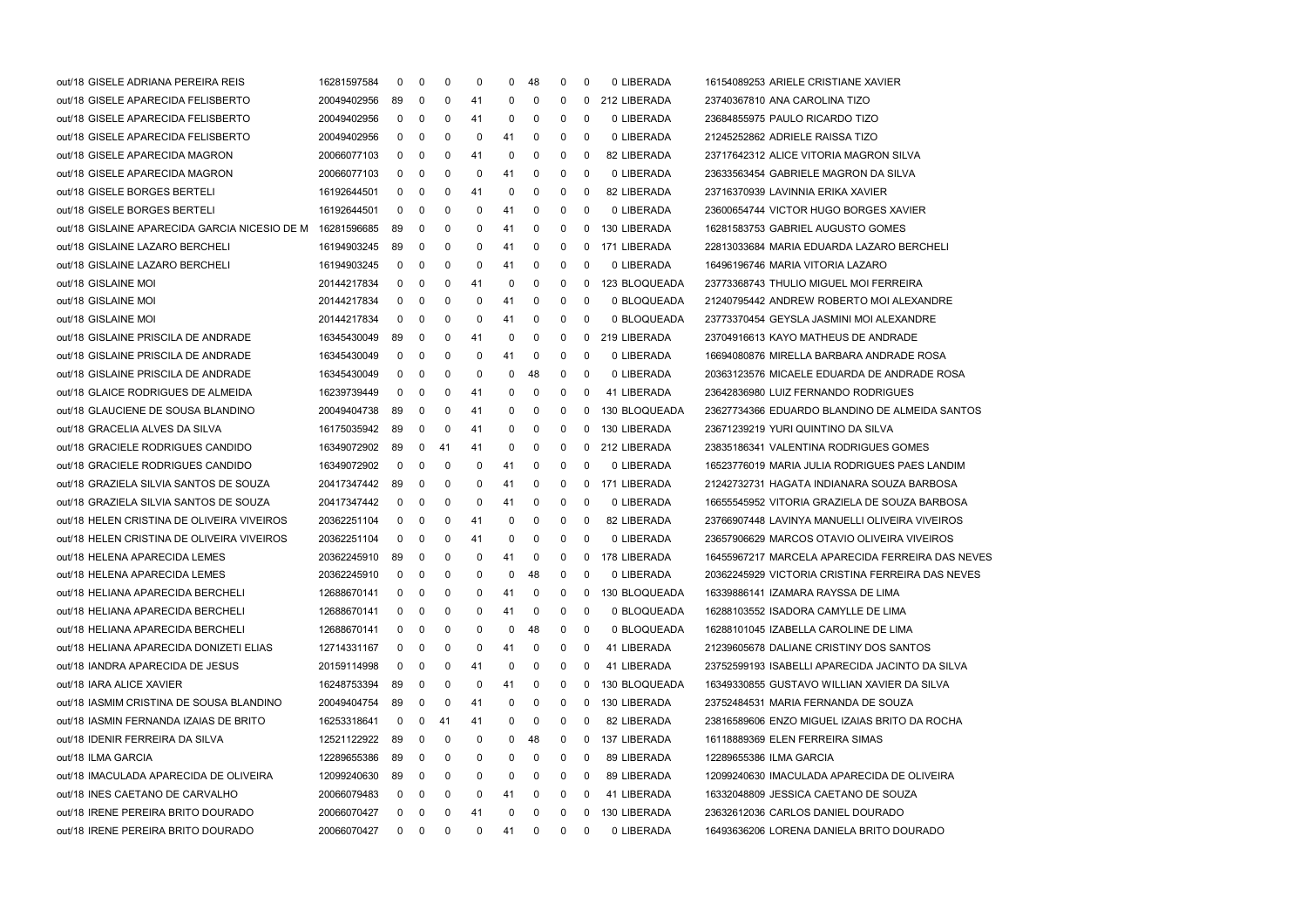| | | | | | | | | | | | | | | |
|---|---|---|---|---|---|---|---|---|---|---|---|---|---|---|
| out/18 | GISELE ADRIANA PEREIRA REIS | 16281597584 | 0 | 0 | 0 | 0 | 0 | 48 | 0 | 0 | 0 | LIBERADA | 16154089253 | ARIELE CRISTIANE XAVIER |
| out/18 | GISELE APARECIDA FELISBERTO | 20049402956 | 89 | 0 | 0 | 41 | 0 | 0 | 0 | 0 | 212 | LIBERADA | 23740367810 | ANA CAROLINA TIZO |
| out/18 | GISELE APARECIDA FELISBERTO | 20049402956 | 0 | 0 | 0 | 41 | 0 | 0 | 0 | 0 | 0 | LIBERADA | 23684855975 | PAULO RICARDO TIZO |
| out/18 | GISELE APARECIDA FELISBERTO | 20049402956 | 0 | 0 | 0 | 0 | 41 | 0 | 0 | 0 | 0 | LIBERADA | 21245252862 | ADRIELE RAISSA TIZO |
| out/18 | GISELE APARECIDA MAGRON | 20066077103 | 0 | 0 | 0 | 41 | 0 | 0 | 0 | 0 | 82 | LIBERADA | 23717642312 | ALICE VITORIA MAGRON SILVA |
| out/18 | GISELE APARECIDA MAGRON | 20066077103 | 0 | 0 | 0 | 0 | 41 | 0 | 0 | 0 | 0 | LIBERADA | 23633563454 | GABRIELE MAGRON DA SILVA |
| out/18 | GISELE BORGES BERTELI | 16192644501 | 0 | 0 | 0 | 41 | 0 | 0 | 0 | 0 | 82 | LIBERADA | 23716370939 | LAVINNIA ERIKA XAVIER |
| out/18 | GISELE BORGES BERTELI | 16192644501 | 0 | 0 | 0 | 0 | 41 | 0 | 0 | 0 | 0 | LIBERADA | 23600654744 | VICTOR HUGO BORGES XAVIER |
| out/18 | GISLAINE APARECIDA GARCIA NICESIO DE M | 16281596685 | 89 | 0 | 0 | 0 | 41 | 0 | 0 | 0 | 130 | LIBERADA | 16281583753 | GABRIEL AUGUSTO GOMES |
| out/18 | GISLAINE LAZARO BERCHELI | 16194903245 | 89 | 0 | 0 | 0 | 41 | 0 | 0 | 0 | 171 | LIBERADA | 22813033684 | MARIA EDUARDA LAZARO BERCHELI |
| out/18 | GISLAINE LAZARO BERCHELI | 16194903245 | 0 | 0 | 0 | 0 | 41 | 0 | 0 | 0 | 0 | LIBERADA | 16496196746 | MARIA VITORIA LAZARO |
| out/18 | GISLAINE MOI | 20144217834 | 0 | 0 | 0 | 41 | 0 | 0 | 0 | 0 | 123 | BLOQUEADA | 23773368743 | THULIO MIGUEL MOI FERREIRA |
| out/18 | GISLAINE MOI | 20144217834 | 0 | 0 | 0 | 0 | 41 | 0 | 0 | 0 | 0 | BLOQUEADA | 21240795442 | ANDREW ROBERTO MOI ALEXANDRE |
| out/18 | GISLAINE MOI | 20144217834 | 0 | 0 | 0 | 0 | 41 | 0 | 0 | 0 | 0 | BLOQUEADA | 23773370454 | GEYSLA JASMINI MOI ALEXANDRE |
| out/18 | GISLAINE PRISCILA DE ANDRADE | 16345430049 | 89 | 0 | 0 | 41 | 0 | 0 | 0 | 0 | 219 | LIBERADA | 23704916613 | KAYO MATHEUS DE ANDRADE |
| out/18 | GISLAINE PRISCILA DE ANDRADE | 16345430049 | 0 | 0 | 0 | 0 | 41 | 0 | 0 | 0 | 0 | LIBERADA | 16694080876 | MIRELLA BARBARA ANDRADE ROSA |
| out/18 | GISLAINE PRISCILA DE ANDRADE | 16345430049 | 0 | 0 | 0 | 0 | 0 | 48 | 0 | 0 | 0 | LIBERADA | 20363123576 | MICAELE EDUARDA DE ANDRADE ROSA |
| out/18 | GLAICE RODRIGUES DE ALMEIDA | 16239739449 | 0 | 0 | 0 | 41 | 0 | 0 | 0 | 0 | 41 | LIBERADA | 23642836980 | LUIZ FERNANDO RODRIGUES |
| out/18 | GLAUCIENE DE SOUSA BLANDINO | 20049404738 | 89 | 0 | 0 | 41 | 0 | 0 | 0 | 0 | 130 | BLOQUEADA | 23627734366 | EDUARDO BLANDINO DE ALMEIDA SANTOS |
| out/18 | GRACELIA ALVES DA SILVA | 16175035942 | 89 | 0 | 0 | 41 | 0 | 0 | 0 | 0 | 130 | LIBERADA | 23671239219 | YURI QUINTINO DA SILVA |
| out/18 | GRACIELE RODRIGUES CANDIDO | 16349072902 | 89 | 0 | 41 | 41 | 0 | 0 | 0 | 0 | 212 | LIBERADA | 23835186341 | VALENTINA RODRIGUES GOMES |
| out/18 | GRACIELE RODRIGUES CANDIDO | 16349072902 | 0 | 0 | 0 | 0 | 41 | 0 | 0 | 0 | 0 | LIBERADA | 16523776019 | MARIA JULIA RODRIGUES PAES LANDIM |
| out/18 | GRAZIELA SILVIA SANTOS DE SOUZA | 20417347442 | 89 | 0 | 0 | 0 | 41 | 0 | 0 | 0 | 171 | LIBERADA | 21242732731 | HAGATA INDIANARA SOUZA BARBOSA |
| out/18 | GRAZIELA SILVIA SANTOS DE SOUZA | 20417347442 | 0 | 0 | 0 | 0 | 41 | 0 | 0 | 0 | 0 | LIBERADA | 16655545952 | VITORIA GRAZIELA DE SOUZA BARBOSA |
| out/18 | HELEN CRISTINA DE OLIVEIRA VIVEIROS | 20362251104 | 0 | 0 | 0 | 41 | 0 | 0 | 0 | 0 | 82 | LIBERADA | 23766907448 | LAVINYA MANUELLI OLIVEIRA VIVEIROS |
| out/18 | HELEN CRISTINA DE OLIVEIRA VIVEIROS | 20362251104 | 0 | 0 | 0 | 41 | 0 | 0 | 0 | 0 | 0 | LIBERADA | 23657906629 | MARCOS OTAVIO OLIVEIRA VIVEIROS |
| out/18 | HELENA APARECIDA LEMES | 20362245910 | 89 | 0 | 0 | 0 | 41 | 0 | 0 | 0 | 178 | LIBERADA | 16455967217 | MARCELA APARECIDA FERREIRA DAS NEVES |
| out/18 | HELENA APARECIDA LEMES | 20362245910 | 0 | 0 | 0 | 0 | 0 | 48 | 0 | 0 | 0 | LIBERADA | 20362245929 | VICTORIA CRISTINA FERREIRA DAS NEVES |
| out/18 | HELIANA APARECIDA BERCHELI | 12688670141 | 0 | 0 | 0 | 0 | 41 | 0 | 0 | 0 | 130 | BLOQUEADA | 16339886141 | IZAMARA RAYSSA DE LIMA |
| out/18 | HELIANA APARECIDA BERCHELI | 12688670141 | 0 | 0 | 0 | 0 | 41 | 0 | 0 | 0 | 0 | BLOQUEADA | 16288103552 | ISADORA CAMYLLE DE LIMA |
| out/18 | HELIANA APARECIDA BERCHELI | 12688670141 | 0 | 0 | 0 | 0 | 0 | 48 | 0 | 0 | 0 | BLOQUEADA | 16288101045 | IZABELLA CAROLINE DE LIMA |
| out/18 | HELIANA APARECIDA DONIZETI ELIAS | 12714331167 | 0 | 0 | 0 | 0 | 41 | 0 | 0 | 0 | 41 | LIBERADA | 21239605678 | DALIANE CRISTINY DOS SANTOS |
| out/18 | IANDRA APARECIDA DE JESUS | 20159114998 | 0 | 0 | 0 | 41 | 0 | 0 | 0 | 0 | 41 | LIBERADA | 23752599193 | ISABELLI APARECIDA JACINTO DA SILVA |
| out/18 | IARA ALICE XAVIER | 16248753394 | 89 | 0 | 0 | 0 | 41 | 0 | 0 | 0 | 130 | BLOQUEADA | 16349330855 | GUSTAVO WILLIAN XAVIER DA SILVA |
| out/18 | IASMIM CRISTINA DE SOUSA BLANDINO | 20049404754 | 89 | 0 | 0 | 41 | 0 | 0 | 0 | 0 | 130 | LIBERADA | 23752484531 | MARIA FERNANDA DE SOUZA |
| out/18 | IASMIN FERNANDA IZAIAS DE BRITO | 16253318641 | 0 | 0 | 41 | 41 | 0 | 0 | 0 | 0 | 82 | LIBERADA | 23816589606 | ENZO MIGUEL IZAIAS BRITO DA ROCHA |
| out/18 | IDENIR FERREIRA DA SILVA | 12521122922 | 89 | 0 | 0 | 0 | 0 | 48 | 0 | 0 | 137 | LIBERADA | 16118889369 | ELEN FERREIRA SIMAS |
| out/18 | ILMA GARCIA | 12289655386 | 89 | 0 | 0 | 0 | 0 | 0 | 0 | 0 | 89 | LIBERADA | 12289655386 | ILMA GARCIA |
| out/18 | IMACULADA APARECIDA DE OLIVEIRA | 12099240630 | 89 | 0 | 0 | 0 | 0 | 0 | 0 | 0 | 89 | LIBERADA | 12099240630 | IMACULADA APARECIDA DE OLIVEIRA |
| out/18 | INES CAETANO DE CARVALHO | 20066079483 | 0 | 0 | 0 | 0 | 41 | 0 | 0 | 0 | 41 | LIBERADA | 16332048809 | JESSICA CAETANO DE SOUZA |
| out/18 | IRENE PEREIRA BRITO DOURADO | 20066070427 | 0 | 0 | 0 | 41 | 0 | 0 | 0 | 0 | 130 | LIBERADA | 23632612036 | CARLOS DANIEL DOURADO |
| out/18 | IRENE PEREIRA BRITO DOURADO | 20066070427 | 0 | 0 | 0 | 0 | 41 | 0 | 0 | 0 | 0 | LIBERADA | 16493636206 | LORENA DANIELA BRITO DOURADO |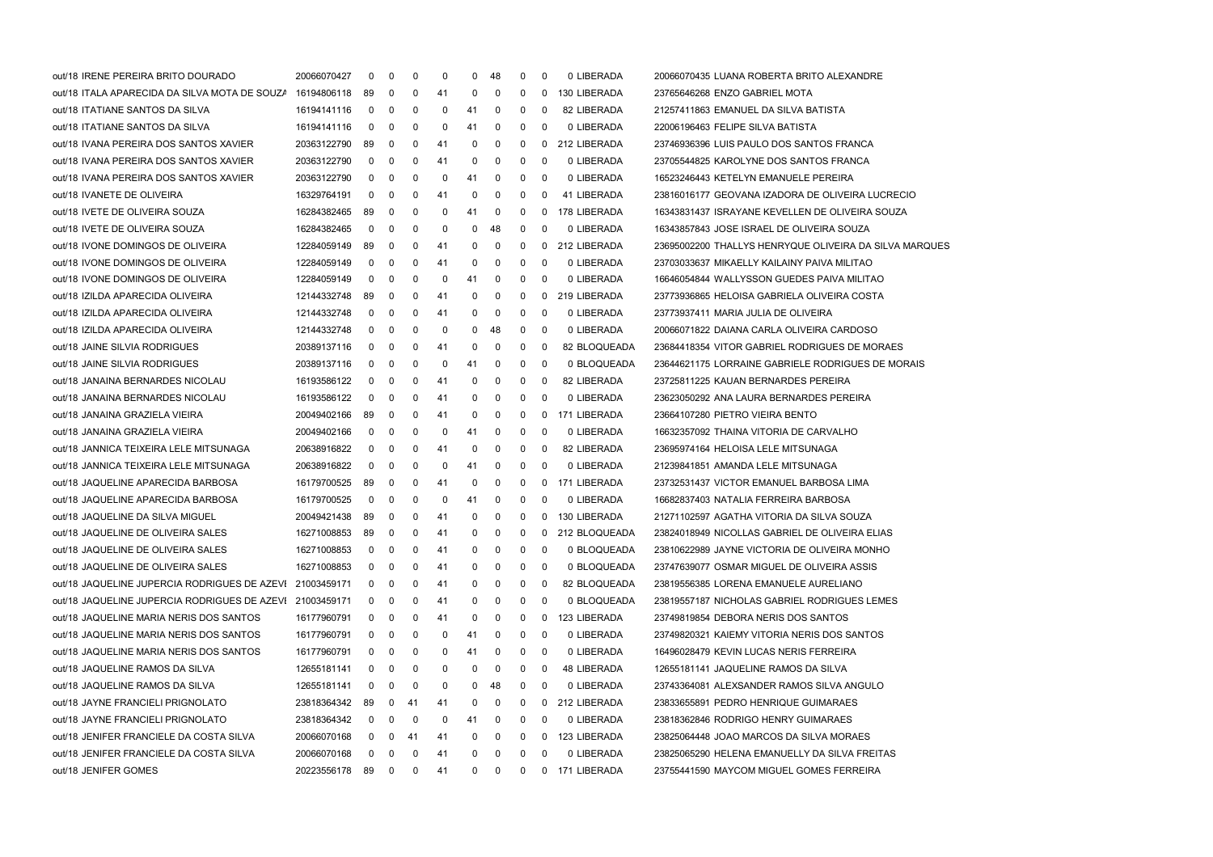| | | | | | | | | | | | | | |
|---|---|---|---|---|---|---|---|---|---|---|---|---|---|
| out/18 | IRENE PEREIRA BRITO DOURADO | 20066070427 | 0 | 0 | 0 | 0 | 0 | 48 | 0 | 0 | 0 | LIBERADA | 20066070435 LUANA ROBERTA BRITO ALEXANDRE |
| out/18 | ITALA APARECIDA DA SILVA MOTA DE SOUZA | 16194806118 | 89 | 0 | 0 | 41 | 0 | 0 | 0 | 0 | 130 | LIBERADA | 23765646268 ENZO GABRIEL MOTA |
| out/18 | ITATIANE SANTOS DA SILVA | 16194141116 | 0 | 0 | 0 | 0 | 41 | 0 | 0 | 0 | 82 | LIBERADA | 21257411863 EMANUEL DA SILVA BATISTA |
| out/18 | ITATIANE SANTOS DA SILVA | 16194141116 | 0 | 0 | 0 | 0 | 41 | 0 | 0 | 0 | 0 | LIBERADA | 22006196463 FELIPE SILVA BATISTA |
| out/18 | IVANA PEREIRA DOS SANTOS XAVIER | 20363122790 | 89 | 0 | 0 | 41 | 0 | 0 | 0 | 0 | 212 | LIBERADA | 23746936396 LUIS PAULO DOS SANTOS FRANCA |
| out/18 | IVANA PEREIRA DOS SANTOS XAVIER | 20363122790 | 0 | 0 | 0 | 41 | 0 | 0 | 0 | 0 | 0 | LIBERADA | 23705544825 KAROLYNE DOS SANTOS FRANCA |
| out/18 | IVANA PEREIRA DOS SANTOS XAVIER | 20363122790 | 0 | 0 | 0 | 0 | 41 | 0 | 0 | 0 | 0 | LIBERADA | 16523246443 KETELYN EMANUELE PEREIRA |
| out/18 | IVANETE DE OLIVEIRA | 16329764191 | 0 | 0 | 0 | 41 | 0 | 0 | 0 | 0 | 41 | LIBERADA | 23816016177 GEOVANA IZADORA DE OLIVEIRA LUCRECIO |
| out/18 | IVETE DE OLIVEIRA SOUZA | 16284382465 | 89 | 0 | 0 | 0 | 41 | 0 | 0 | 0 | 178 | LIBERADA | 16343831437 ISRAYANE KEVELLEN DE OLIVEIRA SOUZA |
| out/18 | IVETE DE OLIVEIRA SOUZA | 16284382465 | 0 | 0 | 0 | 0 | 0 | 48 | 0 | 0 | 0 | LIBERADA | 16343857843 JOSE ISRAEL DE OLIVEIRA SOUZA |
| out/18 | IVONE DOMINGOS DE OLIVEIRA | 12284059149 | 89 | 0 | 0 | 41 | 0 | 0 | 0 | 0 | 212 | LIBERADA | 23695002200 THALLYS HENRYQUE OLIVEIRA DA SILVA MARQUES |
| out/18 | IVONE DOMINGOS DE OLIVEIRA | 12284059149 | 0 | 0 | 0 | 41 | 0 | 0 | 0 | 0 | 0 | LIBERADA | 23703033637 MIKAELLY KAILAINY PAIVA MILITAO |
| out/18 | IVONE DOMINGOS DE OLIVEIRA | 12284059149 | 0 | 0 | 0 | 0 | 41 | 0 | 0 | 0 | 0 | LIBERADA | 16646054844 WALLYSSON GUEDES PAIVA MILITAO |
| out/18 | IZILDA APARECIDA OLIVEIRA | 12144332748 | 89 | 0 | 0 | 41 | 0 | 0 | 0 | 0 | 219 | LIBERADA | 23773936865 HELOISA GABRIELA OLIVEIRA COSTA |
| out/18 | IZILDA APARECIDA OLIVEIRA | 12144332748 | 0 | 0 | 0 | 41 | 0 | 0 | 0 | 0 | 0 | LIBERADA | 23773937411 MARIA JULIA DE OLIVEIRA |
| out/18 | IZILDA APARECIDA OLIVEIRA | 12144332748 | 0 | 0 | 0 | 0 | 0 | 48 | 0 | 0 | 0 | LIBERADA | 20066071822 DAIANA CARLA OLIVEIRA CARDOSO |
| out/18 | JAINE SILVIA RODRIGUES | 20389137116 | 0 | 0 | 0 | 41 | 0 | 0 | 0 | 0 | 82 | BLOQUEADA | 23684418354 VITOR GABRIEL RODRIGUES DE MORAES |
| out/18 | JAINE SILVIA RODRIGUES | 20389137116 | 0 | 0 | 0 | 0 | 41 | 0 | 0 | 0 | 0 | BLOQUEADA | 23644621175 LORRAINE GABRIELE RODRIGUES DE MORAIS |
| out/18 | JANAINA BERNARDES NICOLAU | 16193586122 | 0 | 0 | 0 | 41 | 0 | 0 | 0 | 0 | 82 | LIBERADA | 23725811225 KAUAN BERNARDES PEREIRA |
| out/18 | JANAINA BERNARDES NICOLAU | 16193586122 | 0 | 0 | 0 | 41 | 0 | 0 | 0 | 0 | 0 | LIBERADA | 23623050292 ANA LAURA BERNARDES PEREIRA |
| out/18 | JANAINA GRAZIELA VIEIRA | 20049402166 | 89 | 0 | 0 | 41 | 0 | 0 | 0 | 0 | 171 | LIBERADA | 23664107280 PIETRO VIEIRA BENTO |
| out/18 | JANAINA GRAZIELA VIEIRA | 20049402166 | 0 | 0 | 0 | 0 | 41 | 0 | 0 | 0 | 0 | LIBERADA | 16632357092 THAINA VITORIA DE CARVALHO |
| out/18 | JANNICA TEIXEIRA LELE MITSUNAGA | 20638916822 | 0 | 0 | 0 | 41 | 0 | 0 | 0 | 0 | 82 | LIBERADA | 23695974164 HELOISA LELE MITSUNAGA |
| out/18 | JANNICA TEIXEIRA LELE MITSUNAGA | 20638916822 | 0 | 0 | 0 | 0 | 41 | 0 | 0 | 0 | 0 | LIBERADA | 21239841851 AMANDA LELE MITSUNAGA |
| out/18 | JAQUELINE APARECIDA BARBOSA | 16179700525 | 89 | 0 | 0 | 41 | 0 | 0 | 0 | 0 | 171 | LIBERADA | 23732531437 VICTOR EMANUEL BARBOSA LIMA |
| out/18 | JAQUELINE APARECIDA BARBOSA | 16179700525 | 0 | 0 | 0 | 0 | 41 | 0 | 0 | 0 | 0 | LIBERADA | 16682837403 NATALIA FERREIRA BARBOSA |
| out/18 | JAQUELINE DA SILVA MIGUEL | 20049421438 | 89 | 0 | 0 | 41 | 0 | 0 | 0 | 0 | 130 | LIBERADA | 21271102597 AGATHA VITORIA DA SILVA SOUZA |
| out/18 | JAQUELINE DE OLIVEIRA SALES | 16271008853 | 89 | 0 | 0 | 41 | 0 | 0 | 0 | 0 | 212 | BLOQUEADA | 23824018949 NICOLLAS GABRIEL DE OLIVEIRA ELIAS |
| out/18 | JAQUELINE DE OLIVEIRA SALES | 16271008853 | 0 | 0 | 0 | 41 | 0 | 0 | 0 | 0 | 0 | BLOQUEADA | 23810622989 JAYNE VICTORIA DE OLIVEIRA MONHO |
| out/18 | JAQUELINE DE OLIVEIRA SALES | 16271008853 | 0 | 0 | 0 | 41 | 0 | 0 | 0 | 0 | 0 | BLOQUEADA | 23747639077 OSMAR MIGUEL DE OLIVEIRA ASSIS |
| out/18 | JAQUELINE JUPERCIA RODRIGUES DE AZEVE | 21003459171 | 0 | 0 | 0 | 41 | 0 | 0 | 0 | 0 | 82 | BLOQUEADA | 23819556385 LORENA EMANUELE AURELIANO |
| out/18 | JAQUELINE JUPERCIA RODRIGUES DE AZEVE | 21003459171 | 0 | 0 | 0 | 41 | 0 | 0 | 0 | 0 | 0 | BLOQUEADA | 23819557187 NICHOLAS GABRIEL RODRIGUES LEMES |
| out/18 | JAQUELINE MARIA NERIS DOS SANTOS | 16177960791 | 0 | 0 | 0 | 41 | 0 | 0 | 0 | 0 | 123 | LIBERADA | 23749819854 DEBORA NERIS DOS SANTOS |
| out/18 | JAQUELINE MARIA NERIS DOS SANTOS | 16177960791 | 0 | 0 | 0 | 0 | 41 | 0 | 0 | 0 | 0 | LIBERADA | 23749820321 KAIEMY VITORIA NERIS DOS SANTOS |
| out/18 | JAQUELINE MARIA NERIS DOS SANTOS | 16177960791 | 0 | 0 | 0 | 0 | 41 | 0 | 0 | 0 | 0 | LIBERADA | 16496028479 KEVIN LUCAS NERIS FERREIRA |
| out/18 | JAQUELINE RAMOS DA SILVA | 12655181141 | 0 | 0 | 0 | 0 | 0 | 0 | 0 | 0 | 48 | LIBERADA | 12655181141 JAQUELINE RAMOS DA SILVA |
| out/18 | JAQUELINE RAMOS DA SILVA | 12655181141 | 0 | 0 | 0 | 0 | 0 | 48 | 0 | 0 | 0 | LIBERADA | 23743364081 ALEXSANDER RAMOS SILVA ANGULO |
| out/18 | JAYNE FRANCIELI PRIGNOLATO | 23818364342 | 89 | 0 | 41 | 41 | 0 | 0 | 0 | 0 | 212 | LIBERADA | 23833655891 PEDRO HENRIQUE GUIMARAES |
| out/18 | JAYNE FRANCIELI PRIGNOLATO | 23818364342 | 0 | 0 | 0 | 0 | 41 | 0 | 0 | 0 | 0 | LIBERADA | 23818362846 RODRIGO HENRY GUIMARAES |
| out/18 | JENIFER FRANCIELE DA COSTA SILVA | 20066070168 | 0 | 0 | 41 | 41 | 0 | 0 | 0 | 0 | 123 | LIBERADA | 23825064448 JOAO MARCOS DA SILVA MORAES |
| out/18 | JENIFER FRANCIELE DA COSTA SILVA | 20066070168 | 0 | 0 | 0 | 41 | 0 | 0 | 0 | 0 | 0 | LIBERADA | 23825065290 HELENA EMANUELLY DA SILVA FREITAS |
| out/18 | JENIFER GOMES | 20223556178 | 89 | 0 | 0 | 41 | 0 | 0 | 0 | 0 | 171 | LIBERADA | 23755441590 MAYCOM MIGUEL GOMES FERREIRA |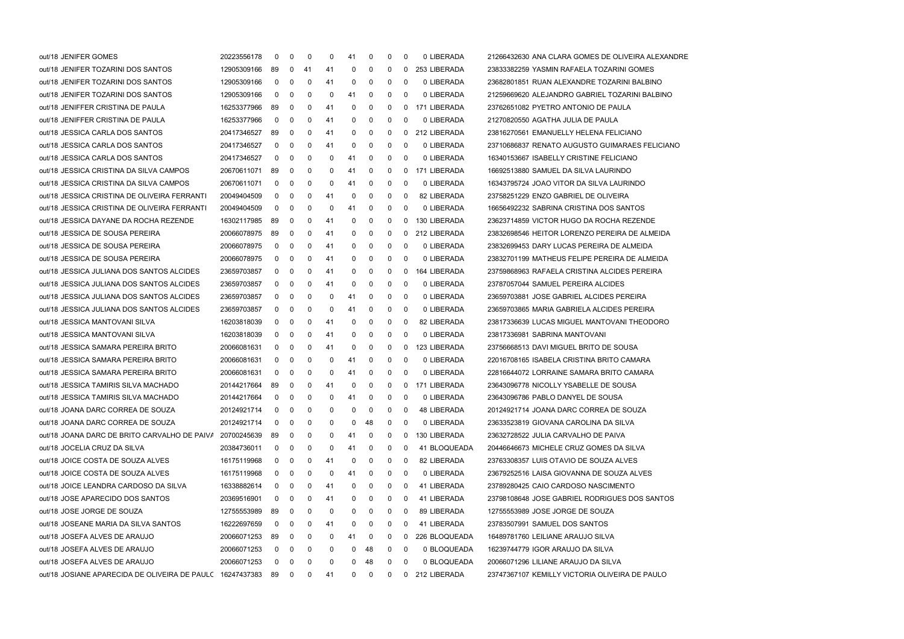| | | | | | | | | | | | | | |
|---|---|---|---|---|---|---|---|---|---|---|---|---|---|
| out/18 | JENIFER GOMES | 20223556178 | 0 | 0 | 0 | 0 | 41 | 0 | 0 | 0 | 0 LIBERADA | 21266432630 | ANA CLARA GOMES DE OLIVEIRA ALEXANDRE |
| out/18 | JENIFER TOZARINI DOS SANTOS | 12905309166 | 89 | 0 | 41 | 41 | 0 | 0 | 0 | 0 | 253 LIBERADA | 23833382259 | YASMIN RAFAELA TOZARINI GOMES |
| out/18 | JENIFER TOZARINI DOS SANTOS | 12905309166 | 0 | 0 | 0 | 41 | 0 | 0 | 0 | 0 | 0 LIBERADA | 23682801851 | RUAN ALEXANDRE TOZARINI BALBINO |
| out/18 | JENIFER TOZARINI DOS SANTOS | 12905309166 | 0 | 0 | 0 | 0 | 41 | 0 | 0 | 0 | 0 LIBERADA | 21259669620 | ALEJANDRO GABRIEL TOZARINI BALBINO |
| out/18 | JENIFFER CRISTINA DE PAULA | 16253377966 | 89 | 0 | 0 | 41 | 0 | 0 | 0 | 0 | 171 LIBERADA | 23762651082 | PYETRO ANTONIO DE PAULA |
| out/18 | JENIFFER CRISTINA DE PAULA | 16253377966 | 0 | 0 | 0 | 41 | 0 | 0 | 0 | 0 | 0 LIBERADA | 21270820550 | AGATHA JULIA DE PAULA |
| out/18 | JESSICA CARLA DOS SANTOS | 20417346527 | 89 | 0 | 0 | 41 | 0 | 0 | 0 | 0 | 212 LIBERADA | 23816270561 | EMANUELLY HELENA FELICIANO |
| out/18 | JESSICA CARLA DOS SANTOS | 20417346527 | 0 | 0 | 0 | 41 | 0 | 0 | 0 | 0 | 0 LIBERADA | 23710686837 | RENATO AUGUSTO GUIMARAES FELICIANO |
| out/18 | JESSICA CARLA DOS SANTOS | 20417346527 | 0 | 0 | 0 | 0 | 41 | 0 | 0 | 0 | 0 LIBERADA | 16340153667 | ISABELLY CRISTINE FELICIANO |
| out/18 | JESSICA CRISTINA DA SILVA CAMPOS | 20670611071 | 89 | 0 | 0 | 0 | 41 | 0 | 0 | 0 | 171 LIBERADA | 16692513880 | SAMUEL DA SILVA LAURINDO |
| out/18 | JESSICA CRISTINA DA SILVA CAMPOS | 20670611071 | 0 | 0 | 0 | 0 | 41 | 0 | 0 | 0 | 0 LIBERADA | 16343795724 | JOAO VITOR DA SILVA LAURINDO |
| out/18 | JESSICA CRISTINA DE OLIVEIRA FERRANTI | 20049404509 | 0 | 0 | 0 | 41 | 0 | 0 | 0 | 0 | 82 LIBERADA | 23758251229 | ENZO GABRIEL DE OLIVEIRA |
| out/18 | JESSICA CRISTINA DE OLIVEIRA FERRANTI | 20049404509 | 0 | 0 | 0 | 0 | 41 | 0 | 0 | 0 | 0 LIBERADA | 16656492232 | SABRINA CRISTINA DOS SANTOS |
| out/18 | JESSICA DAYANE DA ROCHA REZENDE | 16302117985 | 89 | 0 | 0 | 41 | 0 | 0 | 0 | 0 | 130 LIBERADA | 23623714859 | VICTOR HUGO DA ROCHA REZENDE |
| out/18 | JESSICA DE SOUSA PEREIRA | 20066078975 | 89 | 0 | 0 | 41 | 0 | 0 | 0 | 0 | 212 LIBERADA | 23832698546 | HEITOR LORENZO PEREIRA DE ALMEIDA |
| out/18 | JESSICA DE SOUSA PEREIRA | 20066078975 | 0 | 0 | 0 | 41 | 0 | 0 | 0 | 0 | 0 LIBERADA | 23832699453 | DARY LUCAS PEREIRA DE ALMEIDA |
| out/18 | JESSICA DE SOUSA PEREIRA | 20066078975 | 0 | 0 | 0 | 41 | 0 | 0 | 0 | 0 | 0 LIBERADA | 23832701199 | MATHEUS FELIPE PEREIRA DE ALMEIDA |
| out/18 | JESSICA JULIANA DOS SANTOS ALCIDES | 23659703857 | 0 | 0 | 0 | 41 | 0 | 0 | 0 | 0 | 164 LIBERADA | 23759868963 | RAFAELA CRISTINA ALCIDES PEREIRA |
| out/18 | JESSICA JULIANA DOS SANTOS ALCIDES | 23659703857 | 0 | 0 | 0 | 41 | 0 | 0 | 0 | 0 | 0 LIBERADA | 23787057044 | SAMUEL PEREIRA ALCIDES |
| out/18 | JESSICA JULIANA DOS SANTOS ALCIDES | 23659703857 | 0 | 0 | 0 | 0 | 41 | 0 | 0 | 0 | 0 LIBERADA | 23659703881 | JOSE GABRIEL ALCIDES PEREIRA |
| out/18 | JESSICA JULIANA DOS SANTOS ALCIDES | 23659703857 | 0 | 0 | 0 | 0 | 41 | 0 | 0 | 0 | 0 LIBERADA | 23659703865 | MARIA GABRIELA ALCIDES PEREIRA |
| out/18 | JESSICA MANTOVANI SILVA | 16203818039 | 0 | 0 | 0 | 41 | 0 | 0 | 0 | 0 | 82 LIBERADA | 23817336639 | LUCAS MIGUEL MANTOVANI THEODORO |
| out/18 | JESSICA MANTOVANI SILVA | 16203818039 | 0 | 0 | 0 | 41 | 0 | 0 | 0 | 0 | 0 LIBERADA | 23817336981 | SABRINA MANTOVANI |
| out/18 | JESSICA SAMARA PEREIRA BRITO | 20066081631 | 0 | 0 | 0 | 41 | 0 | 0 | 0 | 0 | 123 LIBERADA | 23756668513 | DAVI MIGUEL BRITO DE SOUSA |
| out/18 | JESSICA SAMARA PEREIRA BRITO | 20066081631 | 0 | 0 | 0 | 0 | 41 | 0 | 0 | 0 | 0 LIBERADA | 22016708165 | ISABELA CRISTINA BRITO CAMARA |
| out/18 | JESSICA SAMARA PEREIRA BRITO | 20066081631 | 0 | 0 | 0 | 0 | 41 | 0 | 0 | 0 | 0 LIBERADA | 22816644072 | LORRAINE SAMARA BRITO CAMARA |
| out/18 | JESSICA TAMIRIS SILVA MACHADO | 20144217664 | 89 | 0 | 0 | 41 | 0 | 0 | 0 | 0 | 171 LIBERADA | 23643096778 | NICOLLY YSABELLE DE SOUSA |
| out/18 | JESSICA TAMIRIS SILVA MACHADO | 20144217664 | 0 | 0 | 0 | 0 | 41 | 0 | 0 | 0 | 0 LIBERADA | 23643096786 | PABLO DANYEL DE SOUSA |
| out/18 | JOANA DARC CORREA DE SOUZA | 20124921714 | 0 | 0 | 0 | 0 | 0 | 0 | 0 | 0 | 48 LIBERADA | 20124921714 | JOANA DARC CORREA DE SOUZA |
| out/18 | JOANA DARC CORREA DE SOUZA | 20124921714 | 0 | 0 | 0 | 0 | 0 | 48 | 0 | 0 | 0 LIBERADA | 23633523819 | GIOVANA CAROLINA DA SILVA |
| out/18 | JOANA DARC DE BRITO CARVALHO DE PAIVA | 20700245639 | 89 | 0 | 0 | 0 | 41 | 0 | 0 | 0 | 130 LIBERADA | 23632728522 | JULIA CARVALHO DE PAIVA |
| out/18 | JOCELIA CRUZ DA SILVA | 20384736011 | 0 | 0 | 0 | 0 | 41 | 0 | 0 | 0 | 41 BLOQUEADA | 20446646673 | MICHELE CRUZ GOMES DA SILVA |
| out/18 | JOICE COSTA DE SOUZA ALVES | 16175119968 | 0 | 0 | 0 | 41 | 0 | 0 | 0 | 0 | 82 LIBERADA | 23763308357 | LUIS OTAVIO DE SOUZA ALVES |
| out/18 | JOICE COSTA DE SOUZA ALVES | 16175119968 | 0 | 0 | 0 | 0 | 41 | 0 | 0 | 0 | 0 LIBERADA | 23679252516 | LAISA GIOVANNA DE SOUZA ALVES |
| out/18 | JOICE LEANDRA CARDOSO DA SILVA | 16338882614 | 0 | 0 | 0 | 41 | 0 | 0 | 0 | 0 | 41 LIBERADA | 23789280425 | CAIO CARDOSO NASCIMENTO |
| out/18 | JOSE APARECIDO DOS SANTOS | 20369516901 | 0 | 0 | 0 | 41 | 0 | 0 | 0 | 0 | 41 LIBERADA | 23798108648 | JOSE GABRIEL RODRIGUES DOS SANTOS |
| out/18 | JOSE JORGE DE SOUZA | 12755553989 | 89 | 0 | 0 | 0 | 0 | 0 | 0 | 0 | 89 LIBERADA | 12755553989 | JOSE JORGE DE SOUZA |
| out/18 | JOSEANE MARIA DA SILVA SANTOS | 16222697659 | 0 | 0 | 0 | 41 | 0 | 0 | 0 | 0 | 41 LIBERADA | 23783507991 | SAMUEL DOS SANTOS |
| out/18 | JOSEFA ALVES DE ARAUJO | 20066071253 | 89 | 0 | 0 | 0 | 41 | 0 | 0 | 0 | 226 BLOQUEADA | 16489781760 | LEILIANE ARAUJO SILVA |
| out/18 | JOSEFA ALVES DE ARAUJO | 20066071253 | 0 | 0 | 0 | 0 | 0 | 48 | 0 | 0 | 0 BLOQUEADA | 16239744779 | IGOR ARAUJO DA SILVA |
| out/18 | JOSEFA ALVES DE ARAUJO | 20066071253 | 0 | 0 | 0 | 0 | 0 | 48 | 0 | 0 | 0 BLOQUEADA | 20066071296 | LILIANE ARAUJO DA SILVA |
| out/18 | JOSIANE APARECIDA DE OLIVEIRA DE PAULO | 16247437383 | 89 | 0 | 0 | 41 | 0 | 0 | 0 | 0 | 212 LIBERADA | 23747367107 | KEMILLY VICTORIA OLIVEIRA DE PAULO |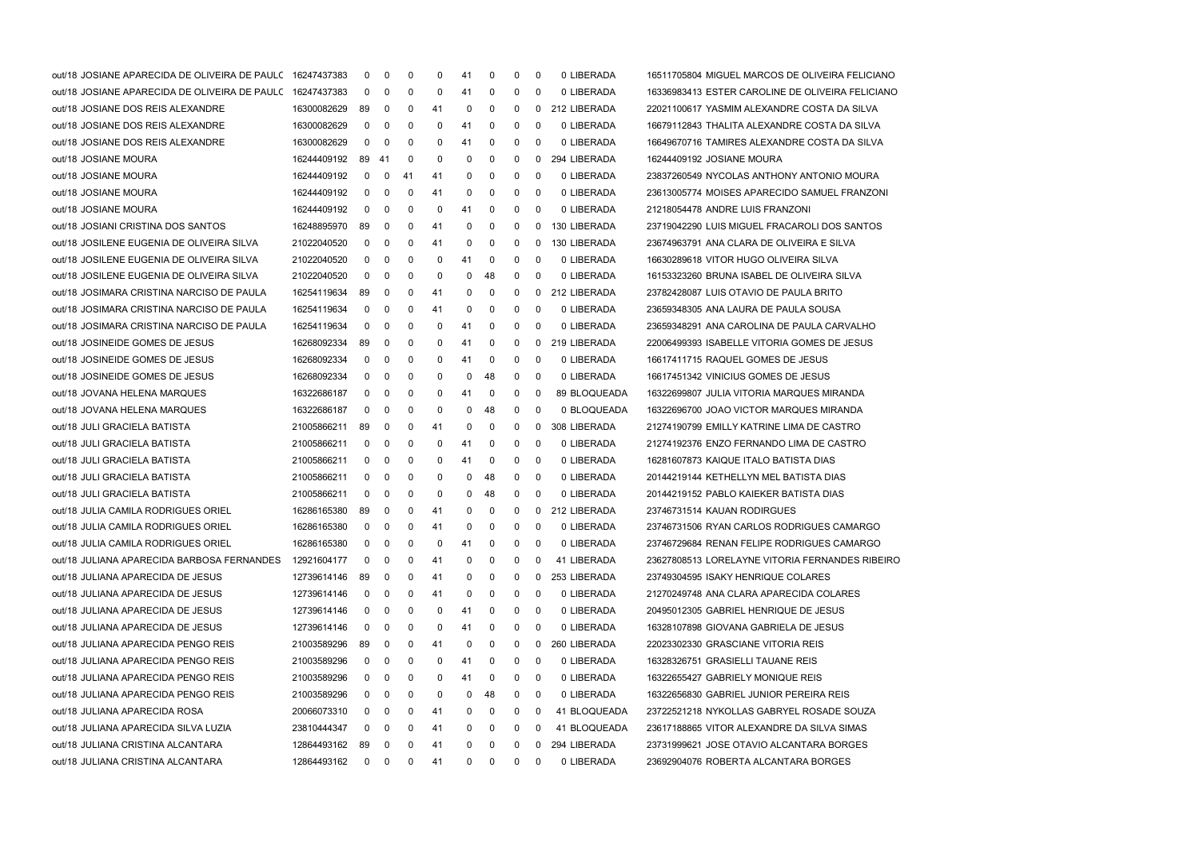| | | | | | | | | | | | | | |
|---|---|---|---|---|---|---|---|---|---|---|---|---|---|
| out/18 | JOSIANE APARECIDA DE OLIVEIRA DE PAULC | 16247437383 | 0 | 0 | 0 | 0 | 41 | 0 | 0 | 0 | 0 | LIBERADA | 16511705804 MIGUEL MARCOS DE OLIVEIRA FELICIANO |
| out/18 | JOSIANE APARECIDA DE OLIVEIRA DE PAULC | 16247437383 | 0 | 0 | 0 | 0 | 41 | 0 | 0 | 0 | 0 | LIBERADA | 16336983413 ESTER CAROLINE DE OLIVEIRA FELICIANO |
| out/18 | JOSIANE DOS REIS ALEXANDRE | 16300082629 | 89 | 0 | 0 | 41 | 0 | 0 | 0 | 0 | 212 | LIBERADA | 22021100617 YASMIM ALEXANDRE COSTA DA SILVA |
| out/18 | JOSIANE DOS REIS ALEXANDRE | 16300082629 | 0 | 0 | 0 | 0 | 41 | 0 | 0 | 0 | 0 | LIBERADA | 16679112843 THALITA ALEXANDRE COSTA DA SILVA |
| out/18 | JOSIANE DOS REIS ALEXANDRE | 16300082629 | 0 | 0 | 0 | 0 | 41 | 0 | 0 | 0 | 0 | LIBERADA | 16649670716 TAMIRES ALEXANDRE COSTA DA SILVA |
| out/18 | JOSIANE MOURA | 16244409192 | 89 | 41 | 0 | 0 | 0 | 0 | 0 | 0 | 294 | LIBERADA | 16244409192 JOSIANE MOURA |
| out/18 | JOSIANE MOURA | 16244409192 | 0 | 0 | 41 | 41 | 0 | 0 | 0 | 0 | 0 | LIBERADA | 23837260549 NYCOLAS ANTHONY ANTONIO MOURA |
| out/18 | JOSIANE MOURA | 16244409192 | 0 | 0 | 0 | 41 | 0 | 0 | 0 | 0 | 0 | LIBERADA | 23613005774 MOISES APARECIDO SAMUEL FRANZONI |
| out/18 | JOSIANE MOURA | 16244409192 | 0 | 0 | 0 | 0 | 41 | 0 | 0 | 0 | 0 | LIBERADA | 21218054478 ANDRE LUIS FRANZONI |
| out/18 | JOSIANI CRISTINA DOS SANTOS | 16248895970 | 89 | 0 | 0 | 41 | 0 | 0 | 0 | 0 | 130 | LIBERADA | 23719042290 LUIS MIGUEL FRACAROLI DOS SANTOS |
| out/18 | JOSILENE EUGENIA DE OLIVEIRA SILVA | 21022040520 | 0 | 0 | 0 | 41 | 0 | 0 | 0 | 0 | 130 | LIBERADA | 23674963791 ANA CLARA DE OLIVEIRA E SILVA |
| out/18 | JOSILENE EUGENIA DE OLIVEIRA SILVA | 21022040520 | 0 | 0 | 0 | 0 | 41 | 0 | 0 | 0 | 0 | LIBERADA | 16630289618 VITOR HUGO OLIVEIRA SILVA |
| out/18 | JOSILENE EUGENIA DE OLIVEIRA SILVA | 21022040520 | 0 | 0 | 0 | 0 | 0 | 48 | 0 | 0 | 0 | LIBERADA | 16153323260 BRUNA ISABEL DE OLIVEIRA SILVA |
| out/18 | JOSIMARA CRISTINA NARCISO DE PAULA | 16254119634 | 89 | 0 | 0 | 41 | 0 | 0 | 0 | 0 | 212 | LIBERADA | 23782428087 LUIS OTAVIO DE PAULA BRITO |
| out/18 | JOSIMARA CRISTINA NARCISO DE PAULA | 16254119634 | 0 | 0 | 0 | 41 | 0 | 0 | 0 | 0 | 0 | LIBERADA | 23659348305 ANA LAURA DE PAULA SOUSA |
| out/18 | JOSIMARA CRISTINA NARCISO DE PAULA | 16254119634 | 0 | 0 | 0 | 0 | 41 | 0 | 0 | 0 | 0 | LIBERADA | 23659348291 ANA CAROLINA DE PAULA CARVALHO |
| out/18 | JOSINEIDE GOMES DE JESUS | 16268092334 | 89 | 0 | 0 | 0 | 41 | 0 | 0 | 0 | 219 | LIBERADA | 22006499393 ISABELLE VITORIA GOMES DE JESUS |
| out/18 | JOSINEIDE GOMES DE JESUS | 16268092334 | 0 | 0 | 0 | 0 | 41 | 0 | 0 | 0 | 0 | LIBERADA | 16617411715 RAQUEL GOMES DE JESUS |
| out/18 | JOSINEIDE GOMES DE JESUS | 16268092334 | 0 | 0 | 0 | 0 | 0 | 48 | 0 | 0 | 0 | LIBERADA | 16617451342 VINICIUS GOMES DE JESUS |
| out/18 | JOVANA HELENA MARQUES | 16322686187 | 0 | 0 | 0 | 0 | 41 | 0 | 0 | 0 | 89 | BLOQUEADA | 16322699807 JULIA VITORIA MARQUES MIRANDA |
| out/18 | JOVANA HELENA MARQUES | 16322686187 | 0 | 0 | 0 | 0 | 0 | 48 | 0 | 0 | 0 | BLOQUEADA | 16322696700 JOAO VICTOR MARQUES MIRANDA |
| out/18 | JULI GRACIELA BATISTA | 21005866211 | 89 | 0 | 0 | 41 | 0 | 0 | 0 | 0 | 308 | LIBERADA | 21274190799 EMILLY KATRINE LIMA DE CASTRO |
| out/18 | JULI GRACIELA BATISTA | 21005866211 | 0 | 0 | 0 | 0 | 41 | 0 | 0 | 0 | 0 | LIBERADA | 21274192376 ENZO FERNANDO LIMA DE CASTRO |
| out/18 | JULI GRACIELA BATISTA | 21005866211 | 0 | 0 | 0 | 0 | 41 | 0 | 0 | 0 | 0 | LIBERADA | 16281607873 KAIQUE ITALO BATISTA DIAS |
| out/18 | JULI GRACIELA BATISTA | 21005866211 | 0 | 0 | 0 | 0 | 0 | 48 | 0 | 0 | 0 | LIBERADA | 20144219144 KETHELLYN MEL BATISTA DIAS |
| out/18 | JULI GRACIELA BATISTA | 21005866211 | 0 | 0 | 0 | 0 | 0 | 48 | 0 | 0 | 0 | LIBERADA | 20144219152 PABLO KAIEKER BATISTA DIAS |
| out/18 | JULIA CAMILA RODRIGUES ORIEL | 16286165380 | 89 | 0 | 0 | 41 | 0 | 0 | 0 | 0 | 212 | LIBERADA | 23746731514 KAUAN RODIRGUES |
| out/18 | JULIA CAMILA RODRIGUES ORIEL | 16286165380 | 0 | 0 | 0 | 41 | 0 | 0 | 0 | 0 | 0 | LIBERADA | 23746731506 RYAN CARLOS RODRIGUES CAMARGO |
| out/18 | JULIA CAMILA RODRIGUES ORIEL | 16286165380 | 0 | 0 | 0 | 0 | 41 | 0 | 0 | 0 | 0 | LIBERADA | 23746729684 RENAN FELIPE RODRIGUES CAMARGO |
| out/18 | JULIANA APARECIDA BARBOSA FERNANDES | 12921604177 | 0 | 0 | 0 | 41 | 0 | 0 | 0 | 0 | 41 | LIBERADA | 23627808513 LORELAYNE VITORIA FERNANDES RIBEIRO |
| out/18 | JULIANA APARECIDA DE JESUS | 12739614146 | 89 | 0 | 0 | 41 | 0 | 0 | 0 | 0 | 253 | LIBERADA | 23749304595 ISAKY HENRIQUE COLARES |
| out/18 | JULIANA APARECIDA DE JESUS | 12739614146 | 0 | 0 | 0 | 41 | 0 | 0 | 0 | 0 | 0 | LIBERADA | 21270249748 ANA CLARA APARECIDA COLARES |
| out/18 | JULIANA APARECIDA DE JESUS | 12739614146 | 0 | 0 | 0 | 0 | 41 | 0 | 0 | 0 | 0 | LIBERADA | 20495012305 GABRIEL HENRIQUE DE JESUS |
| out/18 | JULIANA APARECIDA DE JESUS | 12739614146 | 0 | 0 | 0 | 0 | 41 | 0 | 0 | 0 | 0 | LIBERADA | 16328107898 GIOVANA GABRIELA DE JESUS |
| out/18 | JULIANA APARECIDA PENGO REIS | 21003589296 | 89 | 0 | 0 | 41 | 0 | 0 | 0 | 0 | 260 | LIBERADA | 22023302330 GRASCIANE VITORIA REIS |
| out/18 | JULIANA APARECIDA PENGO REIS | 21003589296 | 0 | 0 | 0 | 0 | 41 | 0 | 0 | 0 | 0 | LIBERADA | 16328326751 GRASIELLI TAUANE REIS |
| out/18 | JULIANA APARECIDA PENGO REIS | 21003589296 | 0 | 0 | 0 | 0 | 41 | 0 | 0 | 0 | 0 | LIBERADA | 16322655427 GABRIELY MONIQUE REIS |
| out/18 | JULIANA APARECIDA PENGO REIS | 21003589296 | 0 | 0 | 0 | 0 | 0 | 48 | 0 | 0 | 0 | LIBERADA | 16322656830 GABRIEL JUNIOR PEREIRA REIS |
| out/18 | JULIANA APARECIDA ROSA | 20066073310 | 0 | 0 | 0 | 41 | 0 | 0 | 0 | 0 | 41 | BLOQUEADA | 23722521218 NYKOLLAS GABRYEL ROSADE SOUZA |
| out/18 | JULIANA APARECIDA SILVA LUZIA | 23810444347 | 0 | 0 | 0 | 41 | 0 | 0 | 0 | 0 | 41 | BLOQUEADA | 23617188865 VITOR ALEXANDRE DA SILVA SIMAS |
| out/18 | JULIANA CRISTINA ALCANTARA | 12864493162 | 89 | 0 | 0 | 41 | 0 | 0 | 0 | 0 | 294 | LIBERADA | 23731999621 JOSE OTAVIO ALCANTARA BORGES |
| out/18 | JULIANA CRISTINA ALCANTARA | 12864493162 | 0 | 0 | 0 | 41 | 0 | 0 | 0 | 0 | 0 | LIBERADA | 23692904076 ROBERTA ALCANTARA BORGES |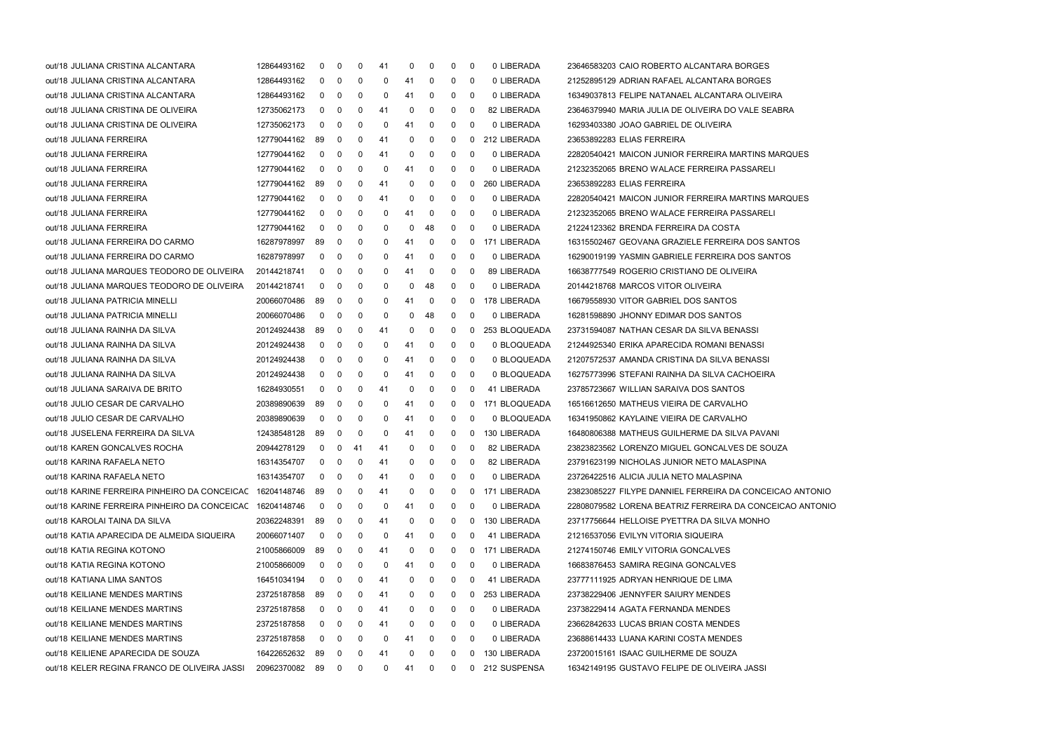| | | | | | | | | | | | | | |
|---|---|---|---|---|---|---|---|---|---|---|---|---|---|
| out/18 JULIANA CRISTINA ALCANTARA | 12864493162 | 0 | 0 | 0 | 41 | 0 | 0 | 0 | 0 | 0 | LIBERADA | 23646583203 | CAIO ROBERTO ALCANTARA BORGES |
| out/18 JULIANA CRISTINA ALCANTARA | 12864493162 | 0 | 0 | 0 | 0 | 41 | 0 | 0 | 0 | 0 | LIBERADA | 21252895129 | ADRIAN RAFAEL ALCANTARA BORGES |
| out/18 JULIANA CRISTINA ALCANTARA | 12864493162 | 0 | 0 | 0 | 0 | 41 | 0 | 0 | 0 | 0 | LIBERADA | 16349037813 | FELIPE NATANAEL ALCANTARA OLIVEIRA |
| out/18 JULIANA CRISTINA DE OLIVEIRA | 12735062173 | 0 | 0 | 0 | 41 | 0 | 0 | 0 | 0 | 82 | LIBERADA | 23646379940 | MARIA JULIA DE OLIVEIRA DO VALE SEABRA |
| out/18 JULIANA CRISTINA DE OLIVEIRA | 12735062173 | 0 | 0 | 0 | 0 | 41 | 0 | 0 | 0 | 0 | LIBERADA | 16293403380 | JOAO GABRIEL DE OLIVEIRA |
| out/18 JULIANA FERREIRA | 12779044162 | 89 | 0 | 0 | 41 | 0 | 0 | 0 | 0 | 212 | LIBERADA | 23653892283 | ELIAS FERREIRA |
| out/18 JULIANA FERREIRA | 12779044162 | 0 | 0 | 0 | 41 | 0 | 0 | 0 | 0 | 0 | LIBERADA | 22820540421 | MAICON JUNIOR FERREIRA MARTINS MARQUES |
| out/18 JULIANA FERREIRA | 12779044162 | 0 | 0 | 0 | 0 | 41 | 0 | 0 | 0 | 0 | LIBERADA | 21232352065 | BRENO WALACE FERREIRA PASSARELI |
| out/18 JULIANA FERREIRA | 12779044162 | 89 | 0 | 0 | 41 | 0 | 0 | 0 | 0 | 260 | LIBERADA | 23653892283 | ELIAS FERREIRA |
| out/18 JULIANA FERREIRA | 12779044162 | 0 | 0 | 0 | 41 | 0 | 0 | 0 | 0 | 0 | LIBERADA | 22820540421 | MAICON JUNIOR FERREIRA MARTINS MARQUES |
| out/18 JULIANA FERREIRA | 12779044162 | 0 | 0 | 0 | 0 | 41 | 0 | 0 | 0 | 0 | LIBERADA | 21232352065 | BRENO WALACE FERREIRA PASSARELI |
| out/18 JULIANA FERREIRA | 12779044162 | 0 | 0 | 0 | 0 | 0 | 48 | 0 | 0 | 0 | LIBERADA | 21224123362 | BRENDA FERREIRA DA COSTA |
| out/18 JULIANA FERREIRA DO CARMO | 16287978997 | 89 | 0 | 0 | 0 | 41 | 0 | 0 | 0 | 171 | LIBERADA | 16315502467 | GEOVANA GRAZIELE FERREIRA DOS SANTOS |
| out/18 JULIANA FERREIRA DO CARMO | 16287978997 | 0 | 0 | 0 | 0 | 41 | 0 | 0 | 0 | 0 | LIBERADA | 16290019199 | YASMIN GABRIELE FERREIRA DOS SANTOS |
| out/18 JULIANA MARQUES TEODORO DE OLIVEIRA | 20144218741 | 0 | 0 | 0 | 0 | 41 | 0 | 0 | 0 | 89 | LIBERADA | 16638777549 | ROGERIO CRISTIANO DE OLIVEIRA |
| out/18 JULIANA MARQUES TEODORO DE OLIVEIRA | 20144218741 | 0 | 0 | 0 | 0 | 0 | 48 | 0 | 0 | 0 | LIBERADA | 20144218768 | MARCOS VITOR OLIVEIRA |
| out/18 JULIANA PATRICIA MINELLI | 20066070486 | 89 | 0 | 0 | 0 | 41 | 0 | 0 | 0 | 178 | LIBERADA | 16679558930 | VITOR GABRIEL DOS SANTOS |
| out/18 JULIANA PATRICIA MINELLI | 20066070486 | 0 | 0 | 0 | 0 | 0 | 48 | 0 | 0 | 0 | LIBERADA | 16281598890 | JHONNY EDIMAR DOS SANTOS |
| out/18 JULIANA RAINHA DA SILVA | 20124924438 | 89 | 0 | 0 | 41 | 0 | 0 | 0 | 0 | 253 | BLOQUEADA | 23731594087 | NATHAN CESAR DA SILVA BENASSI |
| out/18 JULIANA RAINHA DA SILVA | 20124924438 | 0 | 0 | 0 | 0 | 41 | 0 | 0 | 0 | 0 | BLOQUEADA | 21244925340 | ERIKA APARECIDA ROMANI BENASSI |
| out/18 JULIANA RAINHA DA SILVA | 20124924438 | 0 | 0 | 0 | 0 | 41 | 0 | 0 | 0 | 0 | BLOQUEADA | 21207572537 | AMANDA CRISTINA DA SILVA BENASSI |
| out/18 JULIANA RAINHA DA SILVA | 20124924438 | 0 | 0 | 0 | 0 | 41 | 0 | 0 | 0 | 0 | BLOQUEADA | 16275773996 | STEFANI RAINHA DA SILVA CACHOEIRA |
| out/18 JULIANA SARAIVA DE BRITO | 16284930551 | 0 | 0 | 0 | 41 | 0 | 0 | 0 | 0 | 41 | LIBERADA | 23785723667 | WILLIAN SARAIVA DOS SANTOS |
| out/18 JULIO CESAR DE CARVALHO | 20389890639 | 89 | 0 | 0 | 0 | 41 | 0 | 0 | 0 | 171 | BLOQUEADA | 16516612650 | MATHEUS VIEIRA DE CARVALHO |
| out/18 JULIO CESAR DE CARVALHO | 20389890639 | 0 | 0 | 0 | 0 | 41 | 0 | 0 | 0 | 0 | BLOQUEADA | 16341950862 | KAYLAINE VIEIRA DE CARVALHO |
| out/18 JUSELENA FERREIRA DA SILVA | 12438548128 | 89 | 0 | 0 | 0 | 41 | 0 | 0 | 0 | 130 | LIBERADA | 16480806388 | MATHEUS GUILHERME DA SILVA PAVANI |
| out/18 KAREN GONCALVES ROCHA | 20944278129 | 0 | 0 | 41 | 41 | 0 | 0 | 0 | 0 | 82 | LIBERADA | 23823823562 | LORENZO MIGUEL GONCALVES DE SOUZA |
| out/18 KARINA RAFAELA NETO | 16314354707 | 0 | 0 | 0 | 41 | 0 | 0 | 0 | 0 | 82 | LIBERADA | 23791623199 | NICHOLAS JUNIOR NETO MALASPINA |
| out/18 KARINA RAFAELA NETO | 16314354707 | 0 | 0 | 0 | 41 | 0 | 0 | 0 | 0 | 0 | LIBERADA | 23726422516 | ALICIA JULIA NETO MALASPINA |
| out/18 KARINE FERREIRA PINHEIRO DA CONCEICAC | 16204148746 | 89 | 0 | 0 | 41 | 0 | 0 | 0 | 0 | 171 | LIBERADA | 23823085227 | FILYPE DANNIEL FERREIRA DA CONCEICAO ANTONIO |
| out/18 KARINE FERREIRA PINHEIRO DA CONCEICAC | 16204148746 | 0 | 0 | 0 | 0 | 41 | 0 | 0 | 0 | 0 | LIBERADA | 22808079582 | LORENA BEATRIZ FERREIRA DA CONCEICAO ANTONIO |
| out/18 KAROLAI TAINA DA SILVA | 20362248391 | 89 | 0 | 0 | 41 | 0 | 0 | 0 | 0 | 130 | LIBERADA | 23717756644 | HELLOISE PYETTRA DA SILVA MONHO |
| out/18 KATIA APARECIDA DE ALMEIDA SIQUEIRA | 20066071407 | 0 | 0 | 0 | 0 | 41 | 0 | 0 | 0 | 41 | LIBERADA | 21216537056 | EVILYN VITORIA SIQUEIRA |
| out/18 KATIA REGINA KOTONO | 21005866009 | 89 | 0 | 0 | 41 | 0 | 0 | 0 | 0 | 171 | LIBERADA | 21274150746 | EMILY VITORIA GONCALVES |
| out/18 KATIA REGINA KOTONO | 21005866009 | 0 | 0 | 0 | 0 | 41 | 0 | 0 | 0 | 0 | LIBERADA | 16683876453 | SAMIRA REGINA GONCALVES |
| out/18 KATIANA LIMA SANTOS | 16451034194 | 0 | 0 | 0 | 41 | 0 | 0 | 0 | 0 | 41 | LIBERADA | 23777111925 | ADRYAN HENRIQUE DE LIMA |
| out/18 KEILIANE MENDES MARTINS | 23725187858 | 89 | 0 | 0 | 41 | 0 | 0 | 0 | 0 | 253 | LIBERADA | 23738229406 | JENNYFER SAIURY MENDES |
| out/18 KEILIANE MENDES MARTINS | 23725187858 | 0 | 0 | 0 | 41 | 0 | 0 | 0 | 0 | 0 | LIBERADA | 23738229414 | AGATA FERNANDA MENDES |
| out/18 KEILIANE MENDES MARTINS | 23725187858 | 0 | 0 | 0 | 41 | 0 | 0 | 0 | 0 | 0 | LIBERADA | 23662842633 | LUCAS BRIAN COSTA MENDES |
| out/18 KEILIANE MENDES MARTINS | 23725187858 | 0 | 0 | 0 | 0 | 41 | 0 | 0 | 0 | 0 | LIBERADA | 23688614433 | LUANA KARINI COSTA MENDES |
| out/18 KEILIENE APARECIDA DE SOUZA | 16422652632 | 89 | 0 | 0 | 41 | 0 | 0 | 0 | 0 | 130 | LIBERADA | 23720015161 | ISAAC GUILHERME DE SOUZA |
| out/18 KELER REGINA FRANCO DE OLIVEIRA JASSI | 20962370082 | 89 | 0 | 0 | 0 | 41 | 0 | 0 | 0 | 212 | SUSPENSA | 16342149195 | GUSTAVO FELIPE DE OLIVEIRA JASSI |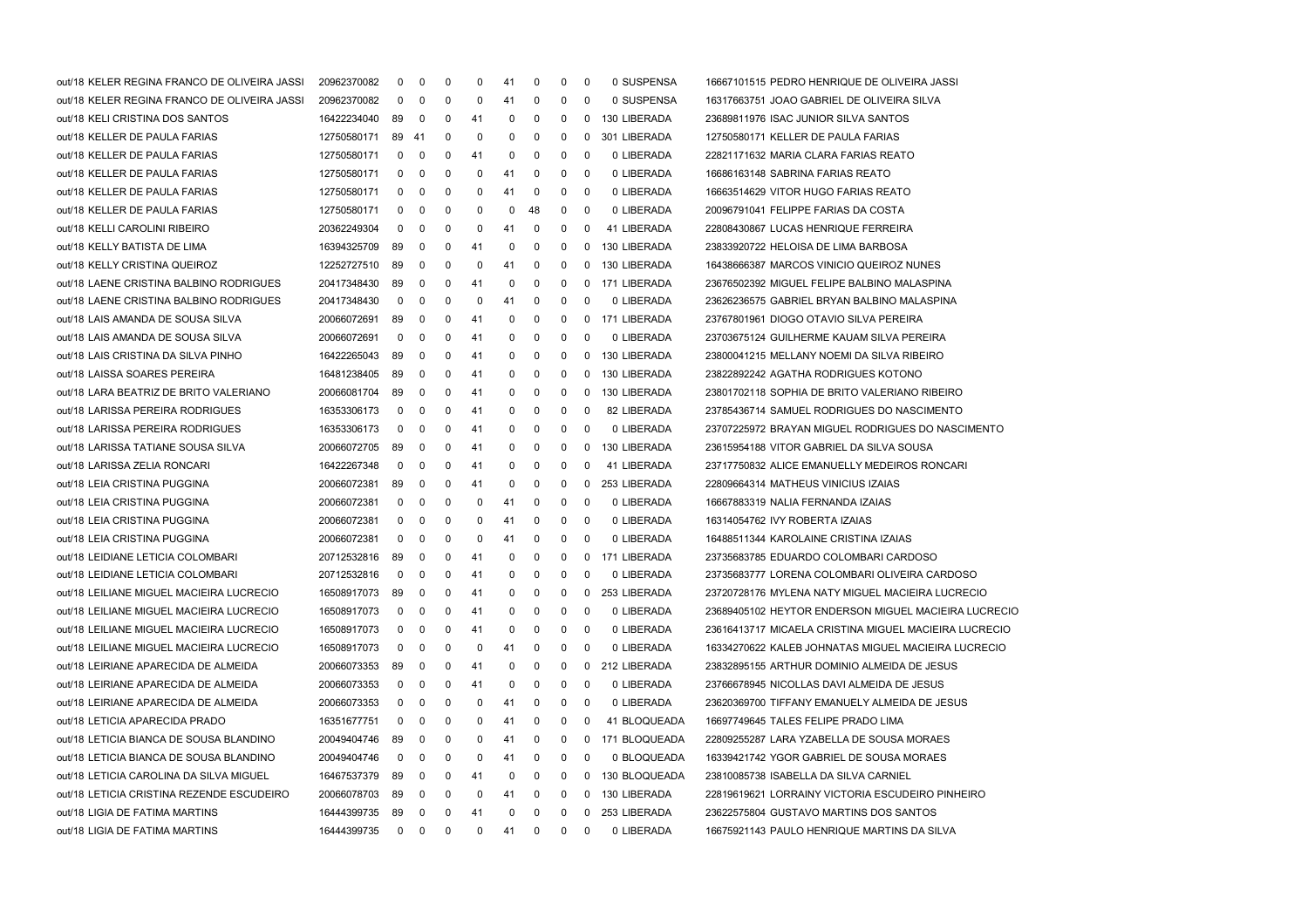| | | | | | | | | | | | | | |
|---|---|---|---|---|---|---|---|---|---|---|---|---|---|
| out/18 | KELER REGINA FRANCO DE OLIVEIRA JASSI | 20962370082 | 0 | 0 | 0 | 0 | 41 | 0 | 0 | 0 | 0 | SUSPENSA | 16667101515 PEDRO HENRIQUE DE OLIVEIRA JASSI |
| out/18 | KELER REGINA FRANCO DE OLIVEIRA JASSI | 20962370082 | 0 | 0 | 0 | 0 | 41 | 0 | 0 | 0 | 0 | SUSPENSA | 16317663751 JOAO GABRIEL DE OLIVEIRA SILVA |
| out/18 | KELI CRISTINA DOS SANTOS | 16422234040 | 89 | 0 | 0 | 41 | 0 | 0 | 0 | 0 | 130 | LIBERADA | 23689811976 ISAC JUNIOR SILVA SANTOS |
| out/18 | KELLER DE PAULA FARIAS | 12750580171 | 89 | 41 | 0 | 0 | 0 | 0 | 0 | 0 | 301 | LIBERADA | 12750580171 KELLER DE PAULA FARIAS |
| out/18 | KELLER DE PAULA FARIAS | 12750580171 | 0 | 0 | 0 | 41 | 0 | 0 | 0 | 0 | 0 | LIBERADA | 22821171632 MARIA CLARA FARIAS REATO |
| out/18 | KELLER DE PAULA FARIAS | 12750580171 | 0 | 0 | 0 | 0 | 41 | 0 | 0 | 0 | 0 | LIBERADA | 16686163148 SABRINA FARIAS REATO |
| out/18 | KELLER DE PAULA FARIAS | 12750580171 | 0 | 0 | 0 | 0 | 41 | 0 | 0 | 0 | 0 | LIBERADA | 16663514629 VITOR HUGO FARIAS REATO |
| out/18 | KELLER DE PAULA FARIAS | 12750580171 | 0 | 0 | 0 | 0 | 0 | 48 | 0 | 0 | 0 | LIBERADA | 20096791041 FELIPPE FARIAS DA COSTA |
| out/18 | KELLI CAROLINI RIBEIRO | 20362249304 | 0 | 0 | 0 | 0 | 41 | 0 | 0 | 0 | 41 | LIBERADA | 22808430867 LUCAS HENRIQUE FERREIRA |
| out/18 | KELLY BATISTA DE LIMA | 16394325709 | 89 | 0 | 0 | 41 | 0 | 0 | 0 | 0 | 130 | LIBERADA | 23833920722 HELOISA DE LIMA BARBOSA |
| out/18 | KELLY CRISTINA QUEIROZ | 12252727510 | 89 | 0 | 0 | 0 | 41 | 0 | 0 | 0 | 130 | LIBERADA | 16438666387 MARCOS VINICIO QUEIROZ NUNES |
| out/18 | LAENE CRISTINA BALBINO RODRIGUES | 20417348430 | 89 | 0 | 0 | 41 | 0 | 0 | 0 | 0 | 171 | LIBERADA | 23676502392 MIGUEL FELIPE BALBINO MALASPINA |
| out/18 | LAENE CRISTINA BALBINO RODRIGUES | 20417348430 | 0 | 0 | 0 | 0 | 41 | 0 | 0 | 0 | 0 | LIBERADA | 23626236575 GABRIEL BRYAN BALBINO MALASPINA |
| out/18 | LAIS AMANDA DE SOUSA SILVA | 20066072691 | 89 | 0 | 0 | 41 | 0 | 0 | 0 | 0 | 171 | LIBERADA | 23767801961 DIOGO OTAVIO SILVA PEREIRA |
| out/18 | LAIS AMANDA DE SOUSA SILVA | 20066072691 | 0 | 0 | 0 | 41 | 0 | 0 | 0 | 0 | 0 | LIBERADA | 23703675124 GUILHERME KAUAM SILVA PEREIRA |
| out/18 | LAIS CRISTINA DA SILVA PINHO | 16422265043 | 89 | 0 | 0 | 41 | 0 | 0 | 0 | 0 | 130 | LIBERADA | 23800041215 MELLANY NOEMI DA SILVA RIBEIRO |
| out/18 | LAISSA SOARES PEREIRA | 16481238405 | 89 | 0 | 0 | 41 | 0 | 0 | 0 | 0 | 130 | LIBERADA | 23822892242 AGATHA RODRIGUES KOTONO |
| out/18 | LARA BEATRIZ DE BRITO VALERIANO | 20066081704 | 89 | 0 | 0 | 41 | 0 | 0 | 0 | 0 | 130 | LIBERADA | 23801702118 SOPHIA DE BRITO VALERIANO RIBEIRO |
| out/18 | LARISSA PEREIRA RODRIGUES | 16353306173 | 0 | 0 | 0 | 41 | 0 | 0 | 0 | 0 | 82 | LIBERADA | 23785436714 SAMUEL RODRIGUES DO NASCIMENTO |
| out/18 | LARISSA PEREIRA RODRIGUES | 16353306173 | 0 | 0 | 0 | 41 | 0 | 0 | 0 | 0 | 0 | LIBERADA | 23707225972 BRAYAN MIGUEL RODRIGUES DO NASCIMENTO |
| out/18 | LARISSA TATIANE SOUSA SILVA | 20066072705 | 89 | 0 | 0 | 41 | 0 | 0 | 0 | 0 | 130 | LIBERADA | 23615954188 VITOR GABRIEL DA SILVA SOUSA |
| out/18 | LARISSA ZELIA RONCARI | 16422267348 | 0 | 0 | 0 | 41 | 0 | 0 | 0 | 0 | 41 | LIBERADA | 23717750832 ALICE EMANUELLY MEDEIROS RONCARI |
| out/18 | LEIA CRISTINA PUGGINA | 20066072381 | 89 | 0 | 0 | 41 | 0 | 0 | 0 | 0 | 253 | LIBERADA | 22809664314 MATHEUS VINICIUS IZAIAS |
| out/18 | LEIA CRISTINA PUGGINA | 20066072381 | 0 | 0 | 0 | 0 | 41 | 0 | 0 | 0 | 0 | LIBERADA | 16667883319 NALIA FERNANDA IZAIAS |
| out/18 | LEIA CRISTINA PUGGINA | 20066072381 | 0 | 0 | 0 | 0 | 41 | 0 | 0 | 0 | 0 | LIBERADA | 16314054762 IVY ROBERTA IZAIAS |
| out/18 | LEIA CRISTINA PUGGINA | 20066072381 | 0 | 0 | 0 | 0 | 41 | 0 | 0 | 0 | 0 | LIBERADA | 16488511344 KAROLAINE CRISTINA IZAIAS |
| out/18 | LEIDIANE LETICIA COLOMBARI | 20712532816 | 89 | 0 | 0 | 41 | 0 | 0 | 0 | 0 | 171 | LIBERADA | 23735683785 EDUARDO COLOMBARI CARDOSO |
| out/18 | LEIDIANE LETICIA COLOMBARI | 20712532816 | 0 | 0 | 0 | 41 | 0 | 0 | 0 | 0 | 0 | LIBERADA | 23735683777 LORENA COLOMBARI OLIVEIRA CARDOSO |
| out/18 | LEILIANE MIGUEL MACIEIRA LUCRECIO | 16508917073 | 89 | 0 | 0 | 41 | 0 | 0 | 0 | 0 | 253 | LIBERADA | 23720728176 MYLENA NATY MIGUEL MACIEIRA LUCRECIO |
| out/18 | LEILIANE MIGUEL MACIEIRA LUCRECIO | 16508917073 | 0 | 0 | 0 | 41 | 0 | 0 | 0 | 0 | 0 | LIBERADA | 23689405102 HEYTOR ENDERSON MIGUEL MACIEIRA LUCRECIO |
| out/18 | LEILIANE MIGUEL MACIEIRA LUCRECIO | 16508917073 | 0 | 0 | 0 | 41 | 0 | 0 | 0 | 0 | 0 | LIBERADA | 23616413717 MICAELA CRISTINA MIGUEL MACIEIRA LUCRECIO |
| out/18 | LEILIANE MIGUEL MACIEIRA LUCRECIO | 16508917073 | 0 | 0 | 0 | 0 | 41 | 0 | 0 | 0 | 0 | LIBERADA | 16334270622 KALEB JOHNATAS MIGUEL MACIEIRA LUCRECIO |
| out/18 | LEIRIANE APARECIDA DE ALMEIDA | 20066073353 | 89 | 0 | 0 | 41 | 0 | 0 | 0 | 0 | 212 | LIBERADA | 23832895155 ARTHUR DOMINIO ALMEIDA DE JESUS |
| out/18 | LEIRIANE APARECIDA DE ALMEIDA | 20066073353 | 0 | 0 | 0 | 41 | 0 | 0 | 0 | 0 | 0 | LIBERADA | 23766678945 NICOLLAS DAVI ALMEIDA DE JESUS |
| out/18 | LEIRIANE APARECIDA DE ALMEIDA | 20066073353 | 0 | 0 | 0 | 0 | 41 | 0 | 0 | 0 | 0 | LIBERADA | 23620369700 TIFFANY EMANUELY ALMEIDA DE JESUS |
| out/18 | LETICIA APARECIDA PRADO | 16351677751 | 0 | 0 | 0 | 0 | 41 | 0 | 0 | 0 | 41 | BLOQUEADA | 16697749645 TALES FELIPE PRADO LIMA |
| out/18 | LETICIA BIANCA DE SOUSA BLANDINO | 20049404746 | 89 | 0 | 0 | 0 | 41 | 0 | 0 | 0 | 171 | BLOQUEADA | 22809255287 LARA YZABELLA DE SOUSA MORAES |
| out/18 | LETICIA BIANCA DE SOUSA BLANDINO | 20049404746 | 0 | 0 | 0 | 0 | 41 | 0 | 0 | 0 | 0 | BLOQUEADA | 16339421742 YGOR GABRIEL DE SOUSA MORAES |
| out/18 | LETICIA CAROLINA DA SILVA MIGUEL | 16467537379 | 89 | 0 | 0 | 41 | 0 | 0 | 0 | 0 | 130 | BLOQUEADA | 23810085738 ISABELLA DA SILVA CARNIEL |
| out/18 | LETICIA CRISTINA REZENDE ESCUDEIRO | 20066078703 | 89 | 0 | 0 | 0 | 41 | 0 | 0 | 0 | 130 | LIBERADA | 22819619621 LORRAINY VICTORIA ESCUDEIRO PINHEIRO |
| out/18 | LIGIA DE FATIMA MARTINS | 16444399735 | 89 | 0 | 0 | 41 | 0 | 0 | 0 | 0 | 253 | LIBERADA | 23622575804 GUSTAVO MARTINS DOS SANTOS |
| out/18 | LIGIA DE FATIMA MARTINS | 16444399735 | 0 | 0 | 0 | 0 | 41 | 0 | 0 | 0 | 0 | LIBERADA | 16675921143 PAULO HENRIQUE MARTINS DA SILVA |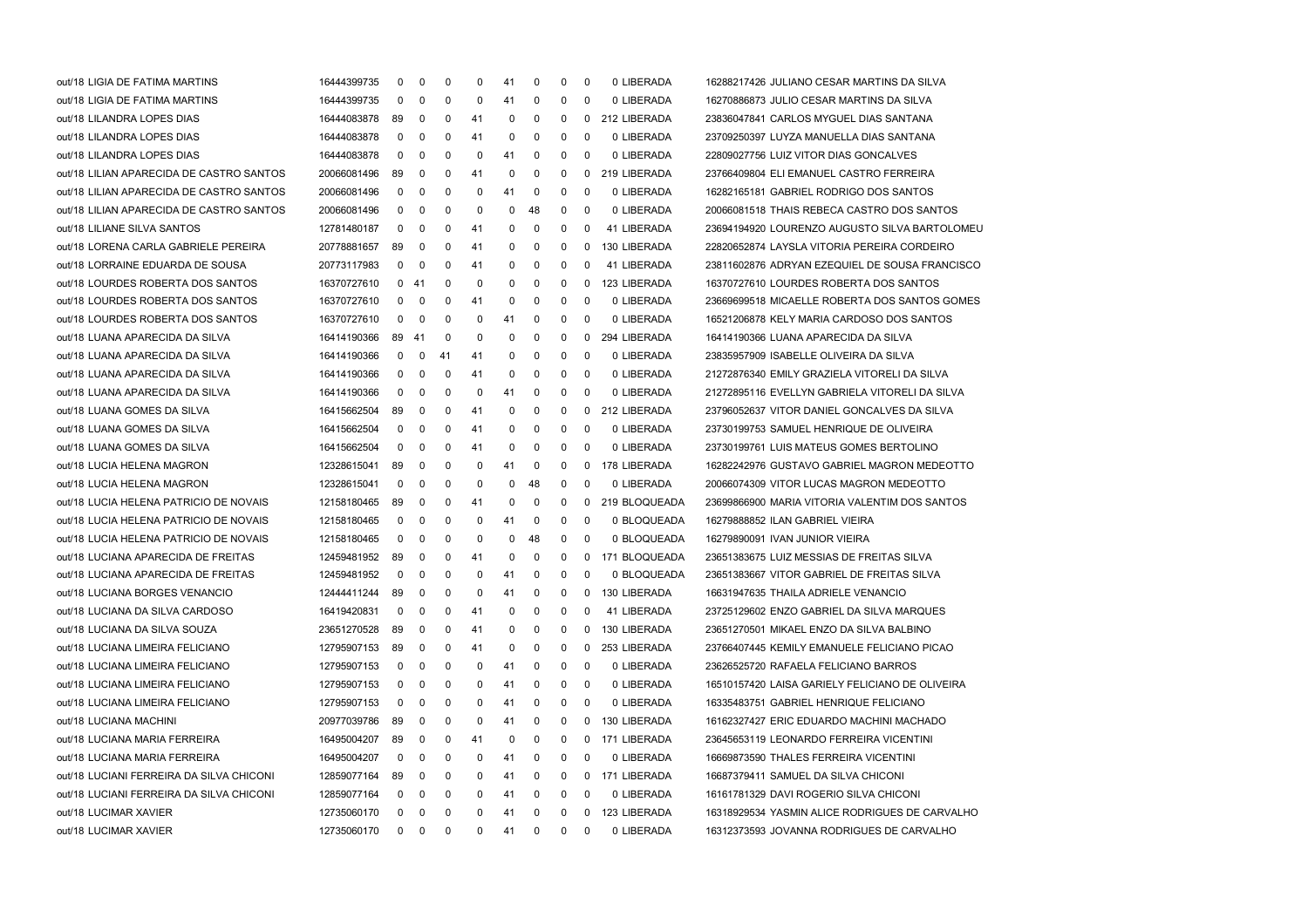| | | | | | | | | | | | | | |
|---|---|---|---|---|---|---|---|---|---|---|---|---|---|
| out/18 | LIGIA DE FATIMA MARTINS | 16444399735 | 0 | 0 | 0 | 0 | 41 | 0 | 0 | 0 | 0 | LIBERADA | 16288217426 JULIANO CESAR MARTINS DA SILVA |
| out/18 | LIGIA DE FATIMA MARTINS | 16444399735 | 0 | 0 | 0 | 0 | 41 | 0 | 0 | 0 | 0 | LIBERADA | 16270886873 JULIO CESAR MARTINS DA SILVA |
| out/18 | LILANDRA LOPES DIAS | 16444083878 | 89 | 0 | 0 | 41 | 0 | 0 | 0 | 0 | 212 | LIBERADA | 23836047841 CARLOS MYGUEL DIAS SANTANA |
| out/18 | LILANDRA LOPES DIAS | 16444083878 | 0 | 0 | 0 | 41 | 0 | 0 | 0 | 0 | 0 | LIBERADA | 23709250397 LUYZA MANUELLA DIAS SANTANA |
| out/18 | LILANDRA LOPES DIAS | 16444083878 | 0 | 0 | 0 | 0 | 41 | 0 | 0 | 0 | 0 | LIBERADA | 22809027756 LUIZ VITOR DIAS GONCALVES |
| out/18 | LILIAN APARECIDA DE CASTRO SANTOS | 20066081496 | 89 | 0 | 0 | 41 | 0 | 0 | 0 | 0 | 219 | LIBERADA | 23766409804 ELI EMANUEL CASTRO FERREIRA |
| out/18 | LILIAN APARECIDA DE CASTRO SANTOS | 20066081496 | 0 | 0 | 0 | 0 | 41 | 0 | 0 | 0 | 0 | LIBERADA | 16282165181 GABRIEL RODRIGO DOS SANTOS |
| out/18 | LILIAN APARECIDA DE CASTRO SANTOS | 20066081496 | 0 | 0 | 0 | 0 | 0 | 48 | 0 | 0 | 0 | LIBERADA | 20066081518 THAIS REBECA CASTRO DOS SANTOS |
| out/18 | LILIANE SILVA SANTOS | 12781480187 | 0 | 0 | 0 | 41 | 0 | 0 | 0 | 0 | 41 | LIBERADA | 23694194920 LOURENZO AUGUSTO SILVA BARTOLOMEU |
| out/18 | LORENA CARLA GABRIELE PEREIRA | 20778881657 | 89 | 0 | 0 | 41 | 0 | 0 | 0 | 0 | 130 | LIBERADA | 22820652874 LAYSLA VITORIA PEREIRA CORDEIRO |
| out/18 | LORRAINE EDUARDA DE SOUSA | 20773117983 | 0 | 0 | 0 | 41 | 0 | 0 | 0 | 0 | 41 | LIBERADA | 23811602876 ADRYAN EZEQUIEL DE SOUSA FRANCISCO |
| out/18 | LOURDES ROBERTA DOS SANTOS | 16370727610 | 0 | 41 | 0 | 0 | 0 | 0 | 0 | 0 | 123 | LIBERADA | 16370727610 LOURDES ROBERTA DOS SANTOS |
| out/18 | LOURDES ROBERTA DOS SANTOS | 16370727610 | 0 | 0 | 0 | 41 | 0 | 0 | 0 | 0 | 0 | LIBERADA | 23669699518 MICAELLE ROBERTA DOS SANTOS GOMES |
| out/18 | LOURDES ROBERTA DOS SANTOS | 16370727610 | 0 | 0 | 0 | 0 | 41 | 0 | 0 | 0 | 0 | LIBERADA | 16521206878 KELY MARIA CARDOSO DOS SANTOS |
| out/18 | LUANA APARECIDA DA SILVA | 16414190366 | 89 | 41 | 0 | 0 | 0 | 0 | 0 | 0 | 294 | LIBERADA | 16414190366 LUANA APARECIDA DA SILVA |
| out/18 | LUANA APARECIDA DA SILVA | 16414190366 | 0 | 0 | 41 | 41 | 0 | 0 | 0 | 0 | 0 | LIBERADA | 23835957909 ISABELLE OLIVEIRA DA SILVA |
| out/18 | LUANA APARECIDA DA SILVA | 16414190366 | 0 | 0 | 0 | 41 | 0 | 0 | 0 | 0 | 0 | LIBERADA | 21272876340 EMILY GRAZIELA VITORELI DA SILVA |
| out/18 | LUANA APARECIDA DA SILVA | 16414190366 | 0 | 0 | 0 | 0 | 41 | 0 | 0 | 0 | 0 | LIBERADA | 21272895116 EVELLYN GABRIELA VITORELI DA SILVA |
| out/18 | LUANA GOMES DA SILVA | 16415662504 | 89 | 0 | 0 | 41 | 0 | 0 | 0 | 0 | 212 | LIBERADA | 23796052637 VITOR DANIEL GONCALVES DA SILVA |
| out/18 | LUANA GOMES DA SILVA | 16415662504 | 0 | 0 | 0 | 41 | 0 | 0 | 0 | 0 | 0 | LIBERADA | 23730199753 SAMUEL HENRIQUE DE OLIVEIRA |
| out/18 | LUANA GOMES DA SILVA | 16415662504 | 0 | 0 | 0 | 41 | 0 | 0 | 0 | 0 | 0 | LIBERADA | 23730199761 LUIS MATEUS GOMES BERTOLINO |
| out/18 | LUCIA HELENA MAGRON | 12328615041 | 89 | 0 | 0 | 0 | 41 | 0 | 0 | 0 | 178 | LIBERADA | 16282242976 GUSTAVO GABRIEL MAGRON MEDEOTTO |
| out/18 | LUCIA HELENA MAGRON | 12328615041 | 0 | 0 | 0 | 0 | 0 | 48 | 0 | 0 | 0 | LIBERADA | 20066074309 VITOR LUCAS MAGRON MEDEOTTO |
| out/18 | LUCIA HELENA PATRICIO DE NOVAIS | 12158180465 | 89 | 0 | 0 | 41 | 0 | 0 | 0 | 0 | 219 | BLOQUEADA | 23699866900 MARIA VITORIA VALENTIM DOS SANTOS |
| out/18 | LUCIA HELENA PATRICIO DE NOVAIS | 12158180465 | 0 | 0 | 0 | 0 | 41 | 0 | 0 | 0 | 0 | BLOQUEADA | 16279888852 ILAN GABRIEL VIEIRA |
| out/18 | LUCIA HELENA PATRICIO DE NOVAIS | 12158180465 | 0 | 0 | 0 | 0 | 0 | 48 | 0 | 0 | 0 | BLOQUEADA | 16279890091 IVAN JUNIOR VIEIRA |
| out/18 | LUCIANA APARECIDA DE FREITAS | 12459481952 | 89 | 0 | 0 | 41 | 0 | 0 | 0 | 0 | 171 | BLOQUEADA | 23651383675 LUIZ MESSIAS DE FREITAS SILVA |
| out/18 | LUCIANA APARECIDA DE FREITAS | 12459481952 | 0 | 0 | 0 | 0 | 41 | 0 | 0 | 0 | 0 | BLOQUEADA | 23651383667 VITOR GABRIEL DE FREITAS SILVA |
| out/18 | LUCIANA BORGES VENANCIO | 12444411244 | 89 | 0 | 0 | 0 | 41 | 0 | 0 | 0 | 130 | LIBERADA | 16631947635 THAILA ADRIELE VENANCIO |
| out/18 | LUCIANA DA SILVA CARDOSO | 16419420831 | 0 | 0 | 0 | 41 | 0 | 0 | 0 | 0 | 41 | LIBERADA | 23725129602 ENZO GABRIEL DA SILVA MARQUES |
| out/18 | LUCIANA DA SILVA SOUZA | 23651270528 | 89 | 0 | 0 | 41 | 0 | 0 | 0 | 0 | 130 | LIBERADA | 23651270501 MIKAEL ENZO DA SILVA BALBINO |
| out/18 | LUCIANA LIMEIRA FELICIANO | 12795907153 | 89 | 0 | 0 | 41 | 0 | 0 | 0 | 0 | 253 | LIBERADA | 23766407445 KEMILY EMANUELE FELICIANO PICAO |
| out/18 | LUCIANA LIMEIRA FELICIANO | 12795907153 | 0 | 0 | 0 | 0 | 41 | 0 | 0 | 0 | 0 | LIBERADA | 23626525720 RAFAELA FELICIANO BARROS |
| out/18 | LUCIANA LIMEIRA FELICIANO | 12795907153 | 0 | 0 | 0 | 0 | 41 | 0 | 0 | 0 | 0 | LIBERADA | 16510157420 LAISA GARIELY FELICIANO DE OLIVEIRA |
| out/18 | LUCIANA LIMEIRA FELICIANO | 12795907153 | 0 | 0 | 0 | 0 | 41 | 0 | 0 | 0 | 0 | LIBERADA | 16335483751 GABRIEL HENRIQUE FELICIANO |
| out/18 | LUCIANA MACHINI | 20977039786 | 89 | 0 | 0 | 0 | 41 | 0 | 0 | 0 | 130 | LIBERADA | 16162327427 ERIC EDUARDO MACHINI MACHADO |
| out/18 | LUCIANA MARIA FERREIRA | 16495004207 | 89 | 0 | 0 | 41 | 0 | 0 | 0 | 0 | 171 | LIBERADA | 23645653119 LEONARDO FERREIRA VICENTINI |
| out/18 | LUCIANA MARIA FERREIRA | 16495004207 | 0 | 0 | 0 | 0 | 41 | 0 | 0 | 0 | 0 | LIBERADA | 16669873590 THALES FERREIRA VICENTINI |
| out/18 | LUCIANI FERREIRA DA SILVA CHICONI | 12859077164 | 89 | 0 | 0 | 0 | 41 | 0 | 0 | 0 | 171 | LIBERADA | 16687379411 SAMUEL DA SILVA CHICONI |
| out/18 | LUCIANI FERREIRA DA SILVA CHICONI | 12859077164 | 0 | 0 | 0 | 0 | 41 | 0 | 0 | 0 | 0 | LIBERADA | 16161781329 DAVI ROGERIO SILVA CHICONI |
| out/18 | LUCIMAR XAVIER | 12735060170 | 0 | 0 | 0 | 0 | 41 | 0 | 0 | 0 | 123 | LIBERADA | 16318929534 YASMIN ALICE RODRIGUES DE CARVALHO |
| out/18 | LUCIMAR XAVIER | 12735060170 | 0 | 0 | 0 | 0 | 41 | 0 | 0 | 0 | 0 | LIBERADA | 16312373593 JOVANNA RODRIGUES DE CARVALHO |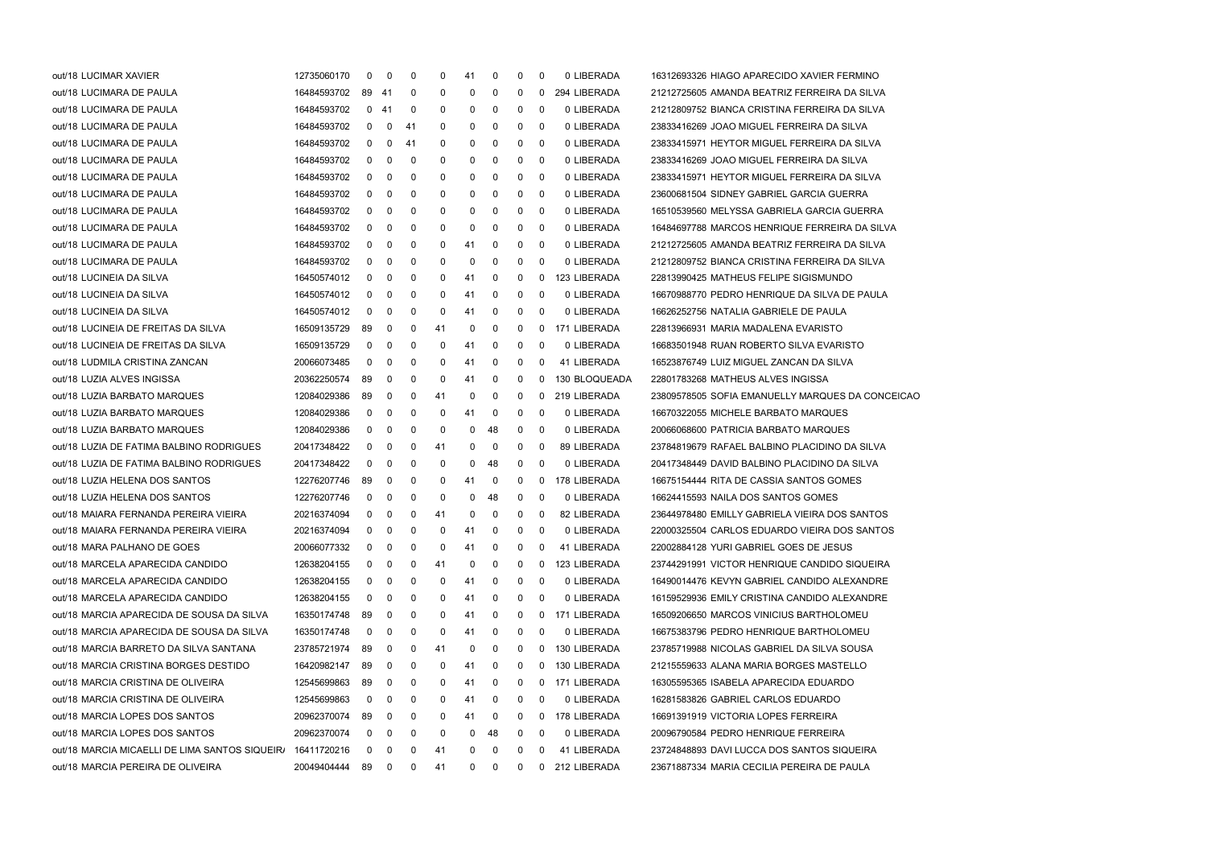| | | | | | | | | | | | | |
|---|---|---|---|---|---|---|---|---|---|---|---|---|
| out/18 LUCIMAR XAVIER | 12735060170 | 0 | 0 | 0 | 0 | 41 | 0 | 0 | 0 | 0 LIBERADA | 16312693326 HIAGO APARECIDO XAVIER FERMINO |
| out/18 LUCIMARA DE PAULA | 16484593702 | 89 | 41 | 0 | 0 | 0 | 0 | 0 | 0 | 294 LIBERADA | 21212725605 AMANDA BEATRIZ FERREIRA DA SILVA |
| out/18 LUCIMARA DE PAULA | 16484593702 | 0 | 41 | 0 | 0 | 0 | 0 | 0 | 0 | 0 LIBERADA | 21212809752 BIANCA CRISTINA FERREIRA DA SILVA |
| out/18 LUCIMARA DE PAULA | 16484593702 | 0 | 0 | 41 | 0 | 0 | 0 | 0 | 0 | 0 LIBERADA | 23833416269 JOAO MIGUEL FERREIRA DA SILVA |
| out/18 LUCIMARA DE PAULA | 16484593702 | 0 | 0 | 41 | 0 | 0 | 0 | 0 | 0 | 0 LIBERADA | 23833415971 HEYTOR MIGUEL FERREIRA DA SILVA |
| out/18 LUCIMARA DE PAULA | 16484593702 | 0 | 0 | 0 | 0 | 0 | 0 | 0 | 0 | 0 LIBERADA | 23833416269 JOAO MIGUEL FERREIRA DA SILVA |
| out/18 LUCIMARA DE PAULA | 16484593702 | 0 | 0 | 0 | 0 | 0 | 0 | 0 | 0 | 0 LIBERADA | 23833415971 HEYTOR MIGUEL FERREIRA DA SILVA |
| out/18 LUCIMARA DE PAULA | 16484593702 | 0 | 0 | 0 | 0 | 0 | 0 | 0 | 0 | 0 LIBERADA | 23600681504 SIDNEY GABRIEL GARCIA GUERRA |
| out/18 LUCIMARA DE PAULA | 16484593702 | 0 | 0 | 0 | 0 | 0 | 0 | 0 | 0 | 0 LIBERADA | 16510539560 MELYSSA GABRIELA GARCIA GUERRA |
| out/18 LUCIMARA DE PAULA | 16484593702 | 0 | 0 | 0 | 0 | 0 | 0 | 0 | 0 | 0 LIBERADA | 16484697788 MARCOS HENRIQUE FERREIRA DA SILVA |
| out/18 LUCIMARA DE PAULA | 16484593702 | 0 | 0 | 0 | 0 | 41 | 0 | 0 | 0 | 0 LIBERADA | 21212725605 AMANDA BEATRIZ FERREIRA DA SILVA |
| out/18 LUCIMARA DE PAULA | 16484593702 | 0 | 0 | 0 | 0 | 0 | 0 | 0 | 0 | 0 LIBERADA | 21212809752 BIANCA CRISTINA FERREIRA DA SILVA |
| out/18 LUCINEIA DA SILVA | 16450574012 | 0 | 0 | 0 | 0 | 41 | 0 | 0 | 0 | 123 LIBERADA | 22813990425 MATHEUS FELIPE SIGISMUNDO |
| out/18 LUCINEIA DA SILVA | 16450574012 | 0 | 0 | 0 | 0 | 41 | 0 | 0 | 0 | 0 LIBERADA | 16670988770 PEDRO HENRIQUE DA SILVA DE PAULA |
| out/18 LUCINEIA DA SILVA | 16450574012 | 0 | 0 | 0 | 0 | 41 | 0 | 0 | 0 | 0 LIBERADA | 16626252756 NATALIA GABRIELE DE PAULA |
| out/18 LUCINEIA DE FREITAS DA SILVA | 16509135729 | 89 | 0 | 0 | 41 | 0 | 0 | 0 | 0 | 171 LIBERADA | 22813966931 MARIA MADALENA EVARISTO |
| out/18 LUCINEIA DE FREITAS DA SILVA | 16509135729 | 0 | 0 | 0 | 0 | 41 | 0 | 0 | 0 | 0 LIBERADA | 16683501948 RUAN ROBERTO SILVA EVARISTO |
| out/18 LUDMILA CRISTINA ZANCAN | 20066073485 | 0 | 0 | 0 | 0 | 41 | 0 | 0 | 0 | 41 LIBERADA | 16523876749 LUIZ MIGUEL ZANCAN DA SILVA |
| out/18 LUZIA ALVES INGISSA | 20362250574 | 89 | 0 | 0 | 0 | 41 | 0 | 0 | 0 | 130 BLOQUEADA | 22801783268 MATHEUS ALVES INGISSA |
| out/18 LUZIA BARBATO MARQUES | 12084029386 | 89 | 0 | 0 | 41 | 0 | 0 | 0 | 0 | 219 LIBERADA | 23809578505 SOFIA EMANUELLY MARQUES DA CONCEICAO |
| out/18 LUZIA BARBATO MARQUES | 12084029386 | 0 | 0 | 0 | 0 | 41 | 0 | 0 | 0 | 0 LIBERADA | 16670322055 MICHELE BARBATO MARQUES |
| out/18 LUZIA BARBATO MARQUES | 12084029386 | 0 | 0 | 0 | 0 | 0 | 48 | 0 | 0 | 0 LIBERADA | 20066068600 PATRICIA BARBATO MARQUES |
| out/18 LUZIA DE FATIMA BALBINO RODRIGUES | 20417348422 | 0 | 0 | 0 | 41 | 0 | 0 | 0 | 0 | 89 LIBERADA | 23784819679 RAFAEL BALBINO PLACIDINO DA SILVA |
| out/18 LUZIA DE FATIMA BALBINO RODRIGUES | 20417348422 | 0 | 0 | 0 | 0 | 0 | 48 | 0 | 0 | 0 LIBERADA | 20417348449 DAVID BALBINO PLACIDINO DA SILVA |
| out/18 LUZIA HELENA DOS SANTOS | 12276207746 | 89 | 0 | 0 | 0 | 41 | 0 | 0 | 0 | 178 LIBERADA | 16675154444 RITA DE CASSIA SANTOS GOMES |
| out/18 LUZIA HELENA DOS SANTOS | 12276207746 | 0 | 0 | 0 | 0 | 0 | 48 | 0 | 0 | 0 LIBERADA | 16624415593 NAILA DOS SANTOS GOMES |
| out/18 MAIARA FERNANDA PEREIRA VIEIRA | 20216374094 | 0 | 0 | 0 | 41 | 0 | 0 | 0 | 0 | 82 LIBERADA | 23644978480 EMILLY GABRIELA VIEIRA DOS SANTOS |
| out/18 MAIARA FERNANDA PEREIRA VIEIRA | 20216374094 | 0 | 0 | 0 | 0 | 41 | 0 | 0 | 0 | 0 LIBERADA | 22000325504 CARLOS EDUARDO VIEIRA DOS SANTOS |
| out/18 MARA PALHANO DE GOES | 20066077332 | 0 | 0 | 0 | 0 | 41 | 0 | 0 | 0 | 41 LIBERADA | 22002884128 YURI GABRIEL GOES DE JESUS |
| out/18 MARCELA APARECIDA CANDIDO | 12638204155 | 0 | 0 | 0 | 41 | 0 | 0 | 0 | 0 | 123 LIBERADA | 23744291991 VICTOR HENRIQUE CANDIDO SIQUEIRA |
| out/18 MARCELA APARECIDA CANDIDO | 12638204155 | 0 | 0 | 0 | 0 | 41 | 0 | 0 | 0 | 0 LIBERADA | 16490014476 KEVYN GABRIEL CANDIDO ALEXANDRE |
| out/18 MARCELA APARECIDA CANDIDO | 12638204155 | 0 | 0 | 0 | 0 | 41 | 0 | 0 | 0 | 0 LIBERADA | 16159529936 EMILY CRISTINA CANDIDO ALEXANDRE |
| out/18 MARCIA APARECIDA DE SOUSA DA SILVA | 16350174748 | 89 | 0 | 0 | 0 | 41 | 0 | 0 | 0 | 171 LIBERADA | 16509206650 MARCOS VINICIUS BARTHOLOMEU |
| out/18 MARCIA APARECIDA DE SOUSA DA SILVA | 16350174748 | 0 | 0 | 0 | 0 | 41 | 0 | 0 | 0 | 0 LIBERADA | 16675383796 PEDRO HENRIQUE BARTHOLOMEU |
| out/18 MARCIA BARRETO DA SILVA SANTANA | 23785721974 | 89 | 0 | 0 | 41 | 0 | 0 | 0 | 0 | 130 LIBERADA | 23785719988 NICOLAS GABRIEL DA SILVA SOUSA |
| out/18 MARCIA CRISTINA BORGES DESTIDO | 16420982147 | 89 | 0 | 0 | 0 | 41 | 0 | 0 | 0 | 130 LIBERADA | 21215559633 ALANA MARIA BORGES MASTELLO |
| out/18 MARCIA CRISTINA DE OLIVEIRA | 12545699863 | 89 | 0 | 0 | 0 | 41 | 0 | 0 | 0 | 171 LIBERADA | 16305595365 ISABELA APARECIDA EDUARDO |
| out/18 MARCIA CRISTINA DE OLIVEIRA | 12545699863 | 0 | 0 | 0 | 0 | 41 | 0 | 0 | 0 | 0 LIBERADA | 16281583826 GABRIEL CARLOS EDUARDO |
| out/18 MARCIA LOPES DOS SANTOS | 20962370074 | 89 | 0 | 0 | 0 | 41 | 0 | 0 | 0 | 178 LIBERADA | 16691391919 VICTORIA LOPES FERREIRA |
| out/18 MARCIA LOPES DOS SANTOS | 20962370074 | 0 | 0 | 0 | 0 | 0 | 48 | 0 | 0 | 0 LIBERADA | 20096790584 PEDRO HENRIQUE FERREIRA |
| out/18 MARCIA MICAELLI DE LIMA SANTOS SIQUEIR/ | 16411720216 | 0 | 0 | 0 | 41 | 0 | 0 | 0 | 0 | 41 LIBERADA | 23724848893 DAVI LUCCA DOS SANTOS SIQUEIRA |
| out/18 MARCIA PEREIRA DE OLIVEIRA | 20049404444 | 89 | 0 | 0 | 41 | 0 | 0 | 0 | 0 | 212 LIBERADA | 23671887334 MARIA CECILIA PEREIRA DE PAULA |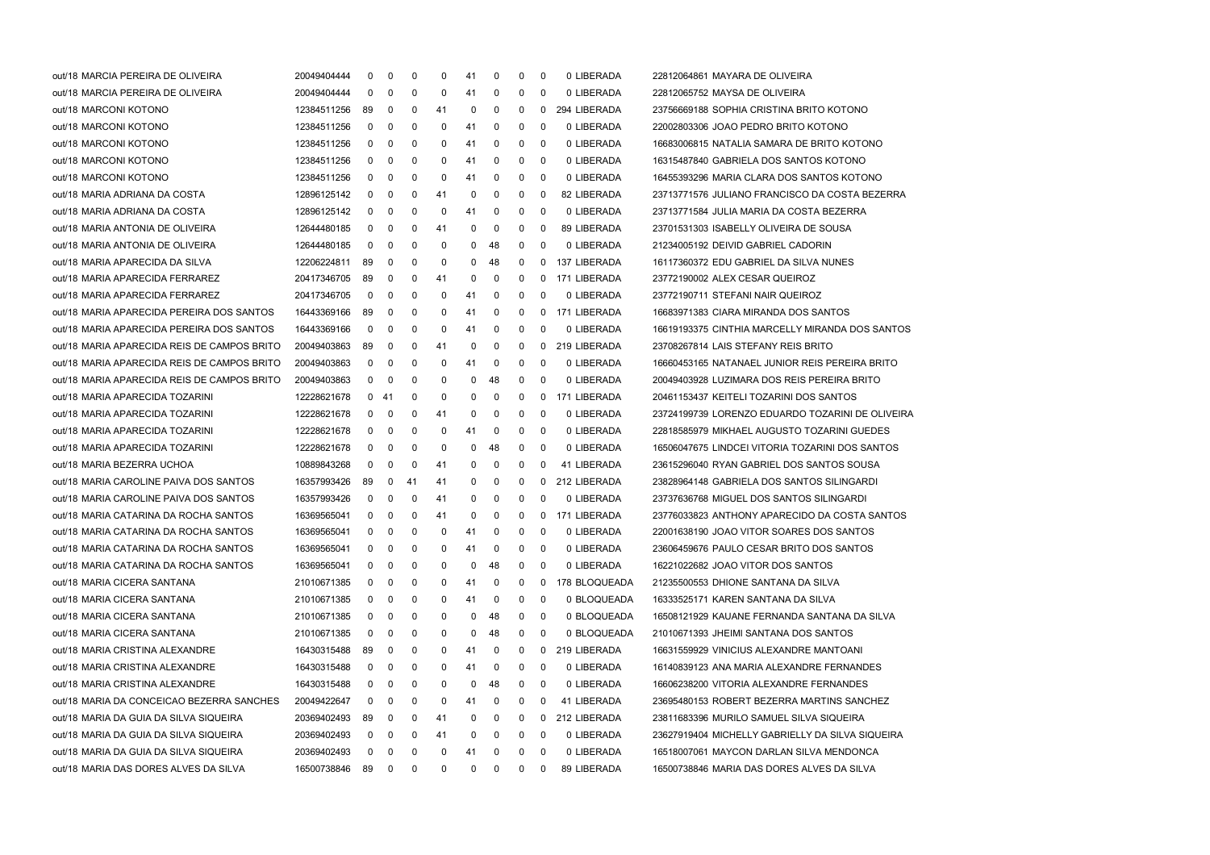| | | | | | | | | | | | | |
|---|---|---|---|---|---|---|---|---|---|---|---|---|
| out/18 MARCIA PEREIRA DE OLIVEIRA | 20049404444 | 0 | 0 | 0 | 0 | 41 | 0 | 0 | 0 | 0 LIBERADA | 22812064861 | MAYARA DE OLIVEIRA |
| out/18 MARCIA PEREIRA DE OLIVEIRA | 20049404444 | 0 | 0 | 0 | 0 | 41 | 0 | 0 | 0 | 0 LIBERADA | 22812065752 | MAYSA DE OLIVEIRA |
| out/18 MARCONI KOTONO | 12384511256 | 89 | 0 | 0 | 41 | 0 | 0 | 0 | 0 | 294 LIBERADA | 23756669188 | SOPHIA CRISTINA BRITO KOTONO |
| out/18 MARCONI KOTONO | 12384511256 | 0 | 0 | 0 | 0 | 41 | 0 | 0 | 0 | 0 LIBERADA | 22002803306 | JOAO PEDRO BRITO KOTONO |
| out/18 MARCONI KOTONO | 12384511256 | 0 | 0 | 0 | 0 | 41 | 0 | 0 | 0 | 0 LIBERADA | 16683006815 | NATALIA SAMARA DE BRITO KOTONO |
| out/18 MARCONI KOTONO | 12384511256 | 0 | 0 | 0 | 0 | 41 | 0 | 0 | 0 | 0 LIBERADA | 16315487840 | GABRIELA DOS SANTOS KOTONO |
| out/18 MARCONI KOTONO | 12384511256 | 0 | 0 | 0 | 0 | 41 | 0 | 0 | 0 | 0 LIBERADA | 16455393296 | MARIA CLARA DOS SANTOS KOTONO |
| out/18 MARIA ADRIANA DA COSTA | 12896125142 | 0 | 0 | 0 | 41 | 0 | 0 | 0 | 0 | 82 LIBERADA | 23713771576 | JULIANO FRANCISCO DA COSTA BEZERRA |
| out/18 MARIA ADRIANA DA COSTA | 12896125142 | 0 | 0 | 0 | 0 | 41 | 0 | 0 | 0 | 0 LIBERADA | 23713771584 | JULIA MARIA DA COSTA BEZERRA |
| out/18 MARIA ANTONIA DE OLIVEIRA | 12644480185 | 0 | 0 | 0 | 41 | 0 | 0 | 0 | 0 | 89 LIBERADA | 23701531303 | ISABELLY OLIVEIRA DE SOUSA |
| out/18 MARIA ANTONIA DE OLIVEIRA | 12644480185 | 0 | 0 | 0 | 0 | 0 | 48 | 0 | 0 | 0 LIBERADA | 21234005192 | DEIVID GABRIEL CADORIN |
| out/18 MARIA APARECIDA DA SILVA | 12206224811 | 89 | 0 | 0 | 0 | 0 | 48 | 0 | 0 | 137 LIBERADA | 16117360372 | EDU GABRIEL DA SILVA NUNES |
| out/18 MARIA APARECIDA FERRAREZ | 20417346705 | 89 | 0 | 0 | 41 | 0 | 0 | 0 | 0 | 171 LIBERADA | 23772190002 | ALEX CESAR QUEIROZ |
| out/18 MARIA APARECIDA FERRAREZ | 20417346705 | 0 | 0 | 0 | 0 | 41 | 0 | 0 | 0 | 0 LIBERADA | 23772190711 | STEFANI NAIR QUEIROZ |
| out/18 MARIA APARECIDA PEREIRA DOS SANTOS | 16443369166 | 89 | 0 | 0 | 0 | 41 | 0 | 0 | 0 | 171 LIBERADA | 16683971383 | CIARA MIRANDA DOS SANTOS |
| out/18 MARIA APARECIDA PEREIRA DOS SANTOS | 16443369166 | 0 | 0 | 0 | 0 | 41 | 0 | 0 | 0 | 0 LIBERADA | 16619193375 | CINTHIA MARCELLY MIRANDA DOS SANTOS |
| out/18 MARIA APARECIDA REIS DE CAMPOS BRITO | 20049403863 | 89 | 0 | 0 | 41 | 0 | 0 | 0 | 0 | 219 LIBERADA | 23708267814 | LAIS STEFANY REIS BRITO |
| out/18 MARIA APARECIDA REIS DE CAMPOS BRITO | 20049403863 | 0 | 0 | 0 | 0 | 41 | 0 | 0 | 0 | 0 LIBERADA | 16660453165 | NATANAEL JUNIOR REIS PEREIRA BRITO |
| out/18 MARIA APARECIDA REIS DE CAMPOS BRITO | 20049403863 | 0 | 0 | 0 | 0 | 0 | 48 | 0 | 0 | 0 LIBERADA | 20049403928 | LUZIMARA DOS REIS PEREIRA BRITO |
| out/18 MARIA APARECIDA TOZARINI | 12228621678 | 0 | 41 | 0 | 0 | 0 | 0 | 0 | 0 | 171 LIBERADA | 20461153437 | KEITELI TOZARINI DOS SANTOS |
| out/18 MARIA APARECIDA TOZARINI | 12228621678 | 0 | 0 | 0 | 41 | 0 | 0 | 0 | 0 | 0 LIBERADA | 23724199739 | LORENZO EDUARDO TOZARINI DE OLIVEIRA |
| out/18 MARIA APARECIDA TOZARINI | 12228621678 | 0 | 0 | 0 | 0 | 41 | 0 | 0 | 0 | 0 LIBERADA | 22818585979 | MIKHAEL AUGUSTO TOZARINI GUEDES |
| out/18 MARIA APARECIDA TOZARINI | 12228621678 | 0 | 0 | 0 | 0 | 0 | 48 | 0 | 0 | 0 LIBERADA | 16506047675 | LINDCEI VITORIA TOZARINI DOS SANTOS |
| out/18 MARIA BEZERRA UCHOA | 10889843268 | 0 | 0 | 0 | 41 | 0 | 0 | 0 | 0 | 41 LIBERADA | 23615296040 | RYAN GABRIEL DOS SANTOS SOUSA |
| out/18 MARIA CAROLINE PAIVA DOS SANTOS | 16357993426 | 89 | 0 | 41 | 41 | 0 | 0 | 0 | 0 | 212 LIBERADA | 23828964148 | GABRIELA DOS SANTOS SILINGARDI |
| out/18 MARIA CAROLINE PAIVA DOS SANTOS | 16357993426 | 0 | 0 | 0 | 41 | 0 | 0 | 0 | 0 | 0 LIBERADA | 23737636768 | MIGUEL DOS SANTOS SILINGARDI |
| out/18 MARIA CATARINA DA ROCHA SANTOS | 16369565041 | 0 | 0 | 0 | 41 | 0 | 0 | 0 | 0 | 171 LIBERADA | 23776033823 | ANTHONY APARECIDO DA COSTA SANTOS |
| out/18 MARIA CATARINA DA ROCHA SANTOS | 16369565041 | 0 | 0 | 0 | 0 | 41 | 0 | 0 | 0 | 0 LIBERADA | 22001638190 | JOAO VITOR SOARES DOS SANTOS |
| out/18 MARIA CATARINA DA ROCHA SANTOS | 16369565041 | 0 | 0 | 0 | 0 | 41 | 0 | 0 | 0 | 0 LIBERADA | 23606459676 | PAULO CESAR BRITO DOS SANTOS |
| out/18 MARIA CATARINA DA ROCHA SANTOS | 16369565041 | 0 | 0 | 0 | 0 | 0 | 48 | 0 | 0 | 0 LIBERADA | 16221022682 | JOAO VITOR DOS SANTOS |
| out/18 MARIA CICERA SANTANA | 21010671385 | 0 | 0 | 0 | 0 | 41 | 0 | 0 | 0 | 178 BLOQUEADA | 21235500553 | DHIONE SANTANA DA SILVA |
| out/18 MARIA CICERA SANTANA | 21010671385 | 0 | 0 | 0 | 0 | 41 | 0 | 0 | 0 | 0 BLOQUEADA | 16333525171 | KAREN SANTANA DA SILVA |
| out/18 MARIA CICERA SANTANA | 21010671385 | 0 | 0 | 0 | 0 | 0 | 48 | 0 | 0 | 0 BLOQUEADA | 16508121929 | KAUANE FERNANDA SANTANA DA SILVA |
| out/18 MARIA CICERA SANTANA | 21010671385 | 0 | 0 | 0 | 0 | 0 | 48 | 0 | 0 | 0 BLOQUEADA | 21010671393 | JHEIMI SANTANA DOS SANTOS |
| out/18 MARIA CRISTINA ALEXANDRE | 16430315488 | 89 | 0 | 0 | 0 | 41 | 0 | 0 | 0 | 219 LIBERADA | 16631559929 | VINICIUS ALEXANDRE MANTOANI |
| out/18 MARIA CRISTINA ALEXANDRE | 16430315488 | 0 | 0 | 0 | 0 | 41 | 0 | 0 | 0 | 0 LIBERADA | 16140839123 | ANA MARIA ALEXANDRE FERNANDES |
| out/18 MARIA CRISTINA ALEXANDRE | 16430315488 | 0 | 0 | 0 | 0 | 0 | 48 | 0 | 0 | 0 LIBERADA | 16606238200 | VITORIA ALEXANDRE FERNANDES |
| out/18 MARIA DA CONCEICAO BEZERRA SANCHES | 20049422647 | 0 | 0 | 0 | 0 | 41 | 0 | 0 | 0 | 41 LIBERADA | 23695480153 | ROBERT BEZERRA MARTINS SANCHEZ |
| out/18 MARIA DA GUIA DA SILVA SIQUEIRA | 20369402493 | 89 | 0 | 0 | 41 | 0 | 0 | 0 | 0 | 212 LIBERADA | 23811683396 | MURILO SAMUEL SILVA SIQUEIRA |
| out/18 MARIA DA GUIA DA SILVA SIQUEIRA | 20369402493 | 0 | 0 | 0 | 41 | 0 | 0 | 0 | 0 | 0 LIBERADA | 23627919404 | MICHELLY GABRIELLY DA SILVA SIQUEIRA |
| out/18 MARIA DA GUIA DA SILVA SIQUEIRA | 20369402493 | 0 | 0 | 0 | 0 | 41 | 0 | 0 | 0 | 0 LIBERADA | 16518007061 | MAYCON DARLAN SILVA MENDONCA |
| out/18 MARIA DAS DORES ALVES DA SILVA | 16500738846 | 89 | 0 | 0 | 0 | 0 | 0 | 0 | 0 | 89 LIBERADA | 16500738846 | MARIA DAS DORES ALVES DA SILVA |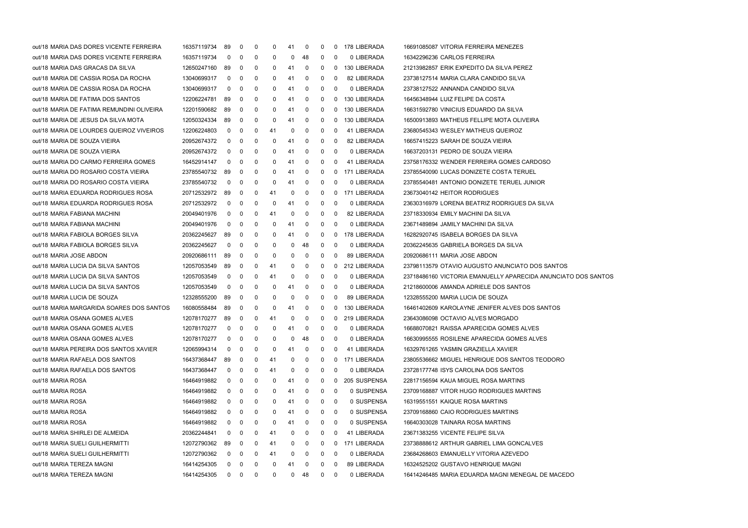| | | | | | | | | | | | | | |
|---|---|---|---|---|---|---|---|---|---|---|---|---|---|
| out/18 | MARIA DAS DORES VICENTE FERREIRA | 16357119734 | 89 | 0 | 0 | 0 | 41 | 0 | 0 | 0 | 178 | LIBERADA | 16691085087 VITORIA FERREIRA MENEZES |
| out/18 | MARIA DAS DORES VICENTE FERREIRA | 16357119734 | 0 | 0 | 0 | 0 | 0 | 48 | 0 | 0 | 0 | LIBERADA | 16342296236 CARLOS FERREIRA |
| out/18 | MARIA DAS GRACAS DA SILVA | 12650247160 | 89 | 0 | 0 | 0 | 41 | 0 | 0 | 0 | 130 | LIBERADA | 21213982857 ERIK EXPEDITO DA SILVA PEREZ |
| out/18 | MARIA DE CASSIA ROSA DA ROCHA | 13040699317 | 0 | 0 | 0 | 0 | 41 | 0 | 0 | 0 | 82 | LIBERADA | 23738127514 MARIA CLARA CANDIDO SILVA |
| out/18 | MARIA DE CASSIA ROSA DA ROCHA | 13040699317 | 0 | 0 | 0 | 0 | 41 | 0 | 0 | 0 | 0 | LIBERADA | 23738127522 ANNANDA CANDIDO SILVA |
| out/18 | MARIA DE FATIMA DOS SANTOS | 12206224781 | 89 | 0 | 0 | 0 | 41 | 0 | 0 | 0 | 130 | LIBERADA | 16456348944 LUIZ FELIPE DA COSTA |
| out/18 | MARIA DE FATIMA REMUNDINI OLIVEIRA | 12201590682 | 89 | 0 | 0 | 0 | 41 | 0 | 0 | 0 | 130 | LIBERADA | 16631592780 VINICIUS EDUARDO DA SILVA |
| out/18 | MARIA DE JESUS DA SILVA MOTA | 12050324334 | 89 | 0 | 0 | 0 | 41 | 0 | 0 | 0 | 130 | LIBERADA | 16500913893 MATHEUS FELLIPE MOTA OLIVEIRA |
| out/18 | MARIA DE LOURDES QUEIROZ VIVEIROS | 12206224803 | 0 | 0 | 0 | 41 | 0 | 0 | 0 | 0 | 41 | LIBERADA | 23680545343 WESLEY MATHEUS QUEIROZ |
| out/18 | MARIA DE SOUZA VIEIRA | 20952674372 | 0 | 0 | 0 | 0 | 41 | 0 | 0 | 0 | 82 | LIBERADA | 16657415223 SARAH DE SOUZA VIEIRA |
| out/18 | MARIA DE SOUZA VIEIRA | 20952674372 | 0 | 0 | 0 | 0 | 41 | 0 | 0 | 0 | 0 | LIBERADA | 16637203131 PEDRO DE SOUZA VIEIRA |
| out/18 | MARIA DO CARMO FERREIRA GOMES | 16452914147 | 0 | 0 | 0 | 0 | 41 | 0 | 0 | 0 | 41 | LIBERADA | 23758176332 WENDER FERREIRA GOMES CARDOSO |
| out/18 | MARIA DO ROSARIO COSTA VIEIRA | 23785540732 | 89 | 0 | 0 | 0 | 41 | 0 | 0 | 0 | 171 | LIBERADA | 23785540090 LUCAS DONIZETE COSTA TERUEL |
| out/18 | MARIA DO ROSARIO COSTA VIEIRA | 23785540732 | 0 | 0 | 0 | 0 | 41 | 0 | 0 | 0 | 0 | LIBERADA | 23785540481 ANTONIO DONIZETE TERUEL JUNIOR |
| out/18 | MARIA EDUARDA RODRIGUES ROSA | 20712532972 | 89 | 0 | 0 | 41 | 0 | 0 | 0 | 0 | 171 | LIBERADA | 23673040142 HEITOR RODRIGUES |
| out/18 | MARIA EDUARDA RODRIGUES ROSA | 20712532972 | 0 | 0 | 0 | 0 | 41 | 0 | 0 | 0 | 0 | LIBERADA | 23630316979 LORENA BEATRIZ RODRIGUES DA SILVA |
| out/18 | MARIA FABIANA MACHINI | 20049401976 | 0 | 0 | 0 | 41 | 0 | 0 | 0 | 0 | 82 | LIBERADA | 23718330934 EMILY MACHINI DA SILVA |
| out/18 | MARIA FABIANA MACHINI | 20049401976 | 0 | 0 | 0 | 0 | 41 | 0 | 0 | 0 | 0 | LIBERADA | 23671489894 JAMILY MACHINI DA SILVA |
| out/18 | MARIA FABIOLA BORGES SILVA | 20362245627 | 89 | 0 | 0 | 0 | 41 | 0 | 0 | 0 | 178 | LIBERADA | 16282920745 ISABELA BORGES DA SILVA |
| out/18 | MARIA FABIOLA BORGES SILVA | 20362245627 | 0 | 0 | 0 | 0 | 0 | 48 | 0 | 0 | 0 | LIBERADA | 20362245635 GABRIELA BORGES DA SILVA |
| out/18 | MARIA JOSE ABDON | 20920686111 | 89 | 0 | 0 | 0 | 0 | 0 | 0 | 0 | 89 | LIBERADA | 20920686111 MARIA JOSE ABDON |
| out/18 | MARIA LUCIA DA SILVA SANTOS | 12057053549 | 89 | 0 | 0 | 41 | 0 | 0 | 0 | 0 | 212 | LIBERADA | 23798113579 OTAVIO AUGUSTO ANUNCIATO DOS SANTOS |
| out/18 | MARIA LUCIA DA SILVA SANTOS | 12057053549 | 0 | 0 | 0 | 41 | 0 | 0 | 0 | 0 | 0 | LIBERADA | 23718486160 VICTORIA EMANUELLY APARECIDA ANUNCIATO DOS SANTOS |
| out/18 | MARIA LUCIA DA SILVA SANTOS | 12057053549 | 0 | 0 | 0 | 0 | 41 | 0 | 0 | 0 | 0 | LIBERADA | 21218600006 AMANDA ADRIELE DOS SANTOS |
| out/18 | MARIA LUCIA DE SOUZA | 12328555200 | 89 | 0 | 0 | 0 | 0 | 0 | 0 | 0 | 89 | LIBERADA | 12328555200 MARIA LUCIA DE SOUZA |
| out/18 | MARIA MARGARIDA SOARES DOS SANTOS | 16080558484 | 89 | 0 | 0 | 0 | 41 | 0 | 0 | 0 | 130 | LIBERADA | 16461402609 KAROLAYNE JENIFER ALVES DOS SANTOS |
| out/18 | MARIA OSANA GOMES ALVES | 12078170277 | 89 | 0 | 0 | 41 | 0 | 0 | 0 | 0 | 219 | LIBERADA | 23643086098 OCTAVIO ALVES MORGADO |
| out/18 | MARIA OSANA GOMES ALVES | 12078170277 | 0 | 0 | 0 | 0 | 41 | 0 | 0 | 0 | 0 | LIBERADA | 16688070821 RAISSA APARECIDA GOMES ALVES |
| out/18 | MARIA OSANA GOMES ALVES | 12078170277 | 0 | 0 | 0 | 0 | 0 | 48 | 0 | 0 | 0 | LIBERADA | 16630995555 ROSILENE APARECIDA GOMES ALVES |
| out/18 | MARIA PEREIRA DOS SANTOS XAVIER | 12065994314 | 0 | 0 | 0 | 0 | 41 | 0 | 0 | 0 | 41 | LIBERADA | 16329761265 YASMIN GRAZIELLA XAVIER |
| out/18 | MARIA RAFAELA DOS SANTOS | 16437368447 | 89 | 0 | 0 | 41 | 0 | 0 | 0 | 0 | 171 | LIBERADA | 23805536662 MIGUEL HENRIQUE DOS SANTOS TEODORO |
| out/18 | MARIA RAFAELA DOS SANTOS | 16437368447 | 0 | 0 | 0 | 41 | 0 | 0 | 0 | 0 | 0 | LIBERADA | 23728177748 ISYS CAROLINA DOS SANTOS |
| out/18 | MARIA ROSA | 16464919882 | 0 | 0 | 0 | 0 | 41 | 0 | 0 | 0 | 205 | SUSPENSA | 22817156594 KAUA MIGUEL ROSA MARTINS |
| out/18 | MARIA ROSA | 16464919882 | 0 | 0 | 0 | 0 | 41 | 0 | 0 | 0 | 0 | SUSPENSA | 23709168887 VITOR HUGO RODRIGUES MARTINS |
| out/18 | MARIA ROSA | 16464919882 | 0 | 0 | 0 | 0 | 41 | 0 | 0 | 0 | 0 | SUSPENSA | 16319551551 KAIQUE ROSA MARTINS |
| out/18 | MARIA ROSA | 16464919882 | 0 | 0 | 0 | 0 | 41 | 0 | 0 | 0 | 0 | SUSPENSA | 23709168860 CAIO RODRIGUES MARTINS |
| out/18 | MARIA ROSA | 16464919882 | 0 | 0 | 0 | 0 | 41 | 0 | 0 | 0 | 0 | SUSPENSA | 16640303028 TAINARA ROSA MARTINS |
| out/18 | MARIA SHIRLEI DE ALMEIDA | 20362244841 | 0 | 0 | 0 | 41 | 0 | 0 | 0 | 0 | 41 | LIBERADA | 23671383255 VICENTE FELIPE SILVA |
| out/18 | MARIA SUELI GUILHERMITTI | 12072790362 | 89 | 0 | 0 | 41 | 0 | 0 | 0 | 0 | 171 | LIBERADA | 23738888612 ARTHUR GABRIEL LIMA GONCALVES |
| out/18 | MARIA SUELI GUILHERMITTI | 12072790362 | 0 | 0 | 0 | 41 | 0 | 0 | 0 | 0 | 0 | LIBERADA | 23684268603 EMANUELLY VITORIA AZEVEDO |
| out/18 | MARIA TEREZA MAGNI | 16414254305 | 0 | 0 | 0 | 0 | 41 | 0 | 0 | 0 | 89 | LIBERADA | 16324525202 GUSTAVO HENRIQUE MAGNI |
| out/18 | MARIA TEREZA MAGNI | 16414254305 | 0 | 0 | 0 | 0 | 0 | 48 | 0 | 0 | 0 | LIBERADA | 16414246485 MARIA EDUARDA MAGNI MENEGAL DE MACEDO |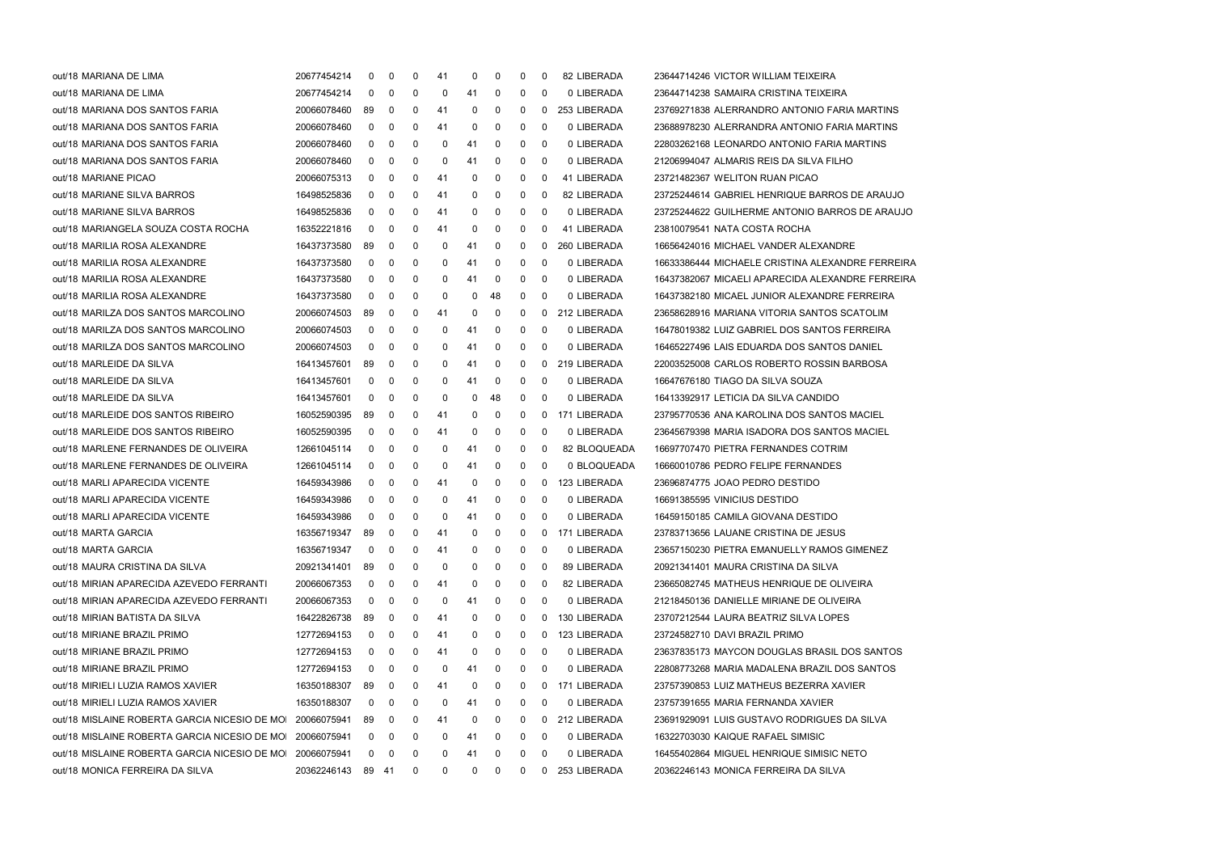| | | | | | | | | | | | | | | |
|---|---|---|---|---|---|---|---|---|---|---|---|---|---|---|
| out/18 | MARIANA DE LIMA | 20677454214 | 0 | 0 | 0 | 41 | 0 | 0 | 0 | 0 | 82 | LIBERADA | 23644714246 | VICTOR WILLIAM TEIXEIRA |
| out/18 | MARIANA DE LIMA | 20677454214 | 0 | 0 | 0 | 0 | 41 | 0 | 0 | 0 | 0 | LIBERADA | 23644714238 | SAMAIRA CRISTINA TEIXEIRA |
| out/18 | MARIANA DOS SANTOS FARIA | 20066078460 | 89 | 0 | 0 | 41 | 0 | 0 | 0 | 0 | 253 | LIBERADA | 23769271838 | ALERRANDRO ANTONIO FARIA MARTINS |
| out/18 | MARIANA DOS SANTOS FARIA | 20066078460 | 0 | 0 | 0 | 41 | 0 | 0 | 0 | 0 | 0 | LIBERADA | 23688978230 | ALERRANDRA ANTONIO FARIA MARTINS |
| out/18 | MARIANA DOS SANTOS FARIA | 20066078460 | 0 | 0 | 0 | 0 | 41 | 0 | 0 | 0 | 0 | LIBERADA | 22803262168 | LEONARDO ANTONIO FARIA MARTINS |
| out/18 | MARIANA DOS SANTOS FARIA | 20066078460 | 0 | 0 | 0 | 0 | 41 | 0 | 0 | 0 | 0 | LIBERADA | 21206994047 | ALMARIS REIS DA SILVA FILHO |
| out/18 | MARIANE PICAO | 20066075313 | 0 | 0 | 0 | 41 | 0 | 0 | 0 | 0 | 41 | LIBERADA | 23721482367 | WELITON RUAN PICAO |
| out/18 | MARIANE SILVA BARROS | 16498525836 | 0 | 0 | 0 | 41 | 0 | 0 | 0 | 0 | 82 | LIBERADA | 23725244614 | GABRIEL HENRIQUE BARROS DE ARAUJO |
| out/18 | MARIANE SILVA BARROS | 16498525836 | 0 | 0 | 0 | 41 | 0 | 0 | 0 | 0 | 0 | LIBERADA | 23725244622 | GUILHERME ANTONIO BARROS DE ARAUJO |
| out/18 | MARIANGELA SOUZA COSTA ROCHA | 16352221816 | 0 | 0 | 0 | 41 | 0 | 0 | 0 | 0 | 41 | LIBERADA | 23810079541 | NATA COSTA ROCHA |
| out/18 | MARILIA ROSA ALEXANDRE | 16437373580 | 89 | 0 | 0 | 0 | 41 | 0 | 0 | 0 | 260 | LIBERADA | 16656424016 | MICHAEL VANDER ALEXANDRE |
| out/18 | MARILIA ROSA ALEXANDRE | 16437373580 | 0 | 0 | 0 | 0 | 41 | 0 | 0 | 0 | 0 | LIBERADA | 16633386444 | MICHAELE CRISTINA ALEXANDRE FERREIRA |
| out/18 | MARILIA ROSA ALEXANDRE | 16437373580 | 0 | 0 | 0 | 0 | 41 | 0 | 0 | 0 | 0 | LIBERADA | 16437382067 | MICAELI APARECIDA ALEXANDRE FERREIRA |
| out/18 | MARILIA ROSA ALEXANDRE | 16437373580 | 0 | 0 | 0 | 0 | 0 | 48 | 0 | 0 | 0 | LIBERADA | 16437382180 | MICAEL JUNIOR ALEXANDRE FERREIRA |
| out/18 | MARILZA DOS SANTOS MARCOLINO | 20066074503 | 89 | 0 | 0 | 41 | 0 | 0 | 0 | 0 | 212 | LIBERADA | 23658628916 | MARIANA VITORIA SANTOS SCATOLIM |
| out/18 | MARILZA DOS SANTOS MARCOLINO | 20066074503 | 0 | 0 | 0 | 0 | 41 | 0 | 0 | 0 | 0 | LIBERADA | 16478019382 | LUIZ GABRIEL DOS SANTOS FERREIRA |
| out/18 | MARILZA DOS SANTOS MARCOLINO | 20066074503 | 0 | 0 | 0 | 0 | 41 | 0 | 0 | 0 | 0 | LIBERADA | 16465227496 | LAIS EDUARDA DOS SANTOS DANIEL |
| out/18 | MARLEIDE DA SILVA | 16413457601 | 89 | 0 | 0 | 0 | 41 | 0 | 0 | 0 | 219 | LIBERADA | 22003525008 | CARLOS ROBERTO ROSSIN BARBOSA |
| out/18 | MARLEIDE DA SILVA | 16413457601 | 0 | 0 | 0 | 0 | 41 | 0 | 0 | 0 | 0 | LIBERADA | 16647676180 | TIAGO DA SILVA SOUZA |
| out/18 | MARLEIDE DA SILVA | 16413457601 | 0 | 0 | 0 | 0 | 0 | 48 | 0 | 0 | 0 | LIBERADA | 16413392917 | LETICIA DA SILVA CANDIDO |
| out/18 | MARLEIDE DOS SANTOS RIBEIRO | 16052590395 | 89 | 0 | 0 | 41 | 0 | 0 | 0 | 0 | 171 | LIBERADA | 23795770536 | ANA KAROLINA DOS SANTOS MACIEL |
| out/18 | MARLEIDE DOS SANTOS RIBEIRO | 16052590395 | 0 | 0 | 0 | 41 | 0 | 0 | 0 | 0 | 0 | LIBERADA | 23645679398 | MARIA ISADORA DOS SANTOS MACIEL |
| out/18 | MARLENE FERNANDES DE OLIVEIRA | 12661045114 | 0 | 0 | 0 | 0 | 41 | 0 | 0 | 0 | 82 | BLOQUEADA | 16697707470 | PIETRA FERNANDES COTRIM |
| out/18 | MARLENE FERNANDES DE OLIVEIRA | 12661045114 | 0 | 0 | 0 | 0 | 41 | 0 | 0 | 0 | 0 | BLOQUEADA | 16660010786 | PEDRO FELIPE FERNANDES |
| out/18 | MARLI APARECIDA VICENTE | 16459343986 | 0 | 0 | 0 | 41 | 0 | 0 | 0 | 0 | 123 | LIBERADA | 23696874775 | JOAO PEDRO DESTIDO |
| out/18 | MARLI APARECIDA VICENTE | 16459343986 | 0 | 0 | 0 | 0 | 41 | 0 | 0 | 0 | 0 | LIBERADA | 16691385595 | VINICIUS DESTIDO |
| out/18 | MARLI APARECIDA VICENTE | 16459343986 | 0 | 0 | 0 | 0 | 41 | 0 | 0 | 0 | 0 | LIBERADA | 16459150185 | CAMILA GIOVANA DESTIDO |
| out/18 | MARTA GARCIA | 16356719347 | 89 | 0 | 0 | 41 | 0 | 0 | 0 | 0 | 171 | LIBERADA | 23783713656 | LAUANE CRISTINA DE JESUS |
| out/18 | MARTA GARCIA | 16356719347 | 0 | 0 | 0 | 41 | 0 | 0 | 0 | 0 | 0 | LIBERADA | 23657150230 | PIETRA EMANUELLY RAMOS GIMENEZ |
| out/18 | MAURA CRISTINA DA SILVA | 20921341401 | 89 | 0 | 0 | 0 | 0 | 0 | 0 | 0 | 89 | LIBERADA | 20921341401 | MAURA CRISTINA DA SILVA |
| out/18 | MIRIAN APARECIDA AZEVEDO FERRANTI | 20066067353 | 0 | 0 | 0 | 41 | 0 | 0 | 0 | 0 | 82 | LIBERADA | 23665082745 | MATHEUS HENRIQUE DE OLIVEIRA |
| out/18 | MIRIAN APARECIDA AZEVEDO FERRANTI | 20066067353 | 0 | 0 | 0 | 0 | 41 | 0 | 0 | 0 | 0 | LIBERADA | 21218450136 | DANIELLE MIRIANE DE OLIVEIRA |
| out/18 | MIRIAN BATISTA DA SILVA | 16422826738 | 89 | 0 | 0 | 41 | 0 | 0 | 0 | 0 | 130 | LIBERADA | 23707212544 | LAURA BEATRIZ SILVA LOPES |
| out/18 | MIRIANE BRAZIL PRIMO | 12772694153 | 0 | 0 | 0 | 41 | 0 | 0 | 0 | 0 | 123 | LIBERADA | 23724582710 | DAVI BRAZIL PRIMO |
| out/18 | MIRIANE BRAZIL PRIMO | 12772694153 | 0 | 0 | 0 | 41 | 0 | 0 | 0 | 0 | 0 | LIBERADA | 23637835173 | MAYCON DOUGLAS BRASIL DOS SANTOS |
| out/18 | MIRIANE BRAZIL PRIMO | 12772694153 | 0 | 0 | 0 | 0 | 41 | 0 | 0 | 0 | 0 | LIBERADA | 22808773268 | MARIA MADALENA BRAZIL DOS SANTOS |
| out/18 | MIRIELI LUZIA RAMOS XAVIER | 16350188307 | 89 | 0 | 0 | 41 | 0 | 0 | 0 | 0 | 171 | LIBERADA | 23757390853 | LUIZ MATHEUS BEZERRA XAVIER |
| out/18 | MIRIELI LUZIA RAMOS XAVIER | 16350188307 | 0 | 0 | 0 | 0 | 41 | 0 | 0 | 0 | 0 | LIBERADA | 23757391655 | MARIA FERNANDA XAVIER |
| out/18 | MISLAINE ROBERTA GARCIA NICESIO DE MOI | 20066075941 | 89 | 0 | 0 | 41 | 0 | 0 | 0 | 0 | 212 | LIBERADA | 23691929091 | LUIS GUSTAVO RODRIGUES DA SILVA |
| out/18 | MISLAINE ROBERTA GARCIA NICESIO DE MOI | 20066075941 | 0 | 0 | 0 | 0 | 41 | 0 | 0 | 0 | 0 | LIBERADA | 16322703030 | KAIQUE RAFAEL SIMISIC |
| out/18 | MISLAINE ROBERTA GARCIA NICESIO DE MOI | 20066075941 | 0 | 0 | 0 | 0 | 41 | 0 | 0 | 0 | 0 | LIBERADA | 16455402864 | MIGUEL HENRIQUE SIMISIC NETO |
| out/18 | MONICA FERREIRA DA SILVA | 20362246143 | 89 | 41 | 0 | 0 | 0 | 0 | 0 | 0 | 253 | LIBERADA | 20362246143 | MONICA FERREIRA DA SILVA |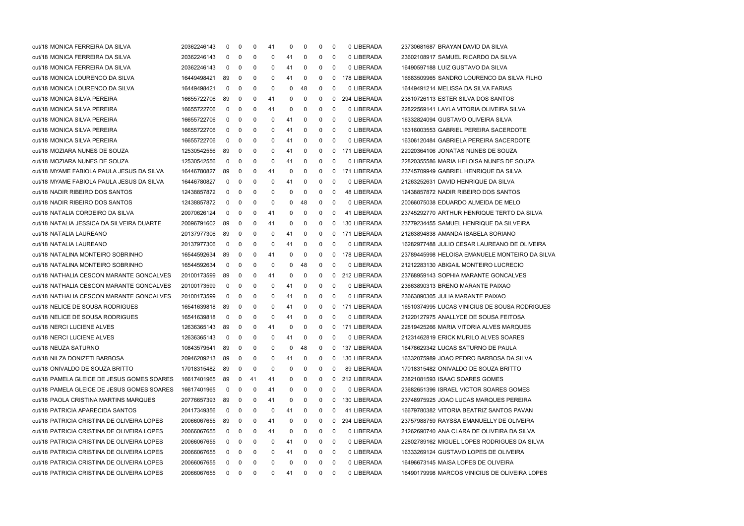| | | | | | | | | | | | | | |
|---|---|---|---|---|---|---|---|---|---|---|---|---|---|
| out/18 | MONICA FERREIRA DA SILVA | 20362246143 | 0 | 0 | 0 | 41 | 0 | 0 | 0 | 0 | 0 LIBERADA | 23730681687 | BRAYAN DAVID DA SILVA |
| out/18 | MONICA FERREIRA DA SILVA | 20362246143 | 0 | 0 | 0 | 0 | 41 | 0 | 0 | 0 | 0 LIBERADA | 23602108917 | SAMUEL RICARDO DA SILVA |
| out/18 | MONICA FERREIRA DA SILVA | 20362246143 | 0 | 0 | 0 | 0 | 41 | 0 | 0 | 0 | 0 LIBERADA | 16490597188 | LUIZ GUSTAVO DA SILVA |
| out/18 | MONICA LOURENCO DA SILVA | 16449498421 | 89 | 0 | 0 | 0 | 41 | 0 | 0 | 0 | 178 LIBERADA | 16683509965 | SANDRO LOURENCO DA SILVA FILHO |
| out/18 | MONICA LOURENCO DA SILVA | 16449498421 | 0 | 0 | 0 | 0 | 0 | 48 | 0 | 0 | 0 LIBERADA | 16449491214 | MELISSA DA SILVA FARIAS |
| out/18 | MONICA SILVA PEREIRA | 16655722706 | 89 | 0 | 0 | 41 | 0 | 0 | 0 | 0 | 294 LIBERADA | 23810726113 | ESTER SILVA DOS SANTOS |
| out/18 | MONICA SILVA PEREIRA | 16655722706 | 0 | 0 | 0 | 41 | 0 | 0 | 0 | 0 | 0 LIBERADA | 22822569141 | LAYLA VITORIA OLIVEIRA SILVA |
| out/18 | MONICA SILVA PEREIRA | 16655722706 | 0 | 0 | 0 | 0 | 41 | 0 | 0 | 0 | 0 LIBERADA | 16332824094 | GUSTAVO OLIVEIRA SILVA |
| out/18 | MONICA SILVA PEREIRA | 16655722706 | 0 | 0 | 0 | 0 | 41 | 0 | 0 | 0 | 0 LIBERADA | 16316003553 | GABRIEL PEREIRA SACERDOTE |
| out/18 | MONICA SILVA PEREIRA | 16655722706 | 0 | 0 | 0 | 0 | 41 | 0 | 0 | 0 | 0 LIBERADA | 16306120484 | GABRIELA PEREIRA SACERDOTE |
| out/18 | MOZIARA NUNES DE SOUZA | 12530542556 | 89 | 0 | 0 | 0 | 41 | 0 | 0 | 0 | 171 LIBERADA | 22020364106 | JONATAS NUNES DE SOUZA |
| out/18 | MOZIARA NUNES DE SOUZA | 12530542556 | 0 | 0 | 0 | 0 | 41 | 0 | 0 | 0 | 0 LIBERADA | 22820355586 | MARIA HELOISA NUNES DE SOUZA |
| out/18 | MYAME FABIOLA PAULA JESUS DA SILVA | 16446780827 | 89 | 0 | 0 | 41 | 0 | 0 | 0 | 0 | 171 LIBERADA | 23745709949 | GABRIEL HENRIQUE DA SILVA |
| out/18 | MYAME FABIOLA PAULA JESUS DA SILVA | 16446780827 | 0 | 0 | 0 | 0 | 41 | 0 | 0 | 0 | 0 LIBERADA | 21263252631 | DAVID HENRIQUE DA SILVA |
| out/18 | NADIR RIBEIRO DOS SANTOS | 12438857872 | 0 | 0 | 0 | 0 | 0 | 0 | 0 | 0 | 48 LIBERADA | 12438857872 | NADIR RIBEIRO DOS SANTOS |
| out/18 | NADIR RIBEIRO DOS SANTOS | 12438857872 | 0 | 0 | 0 | 0 | 0 | 48 | 0 | 0 | 0 LIBERADA | 20066075038 | EDUARDO ALMEIDA DE MELO |
| out/18 | NATALIA CORDEIRO DA SILVA | 20070626124 | 0 | 0 | 0 | 41 | 0 | 0 | 0 | 0 | 41 LIBERADA | 23745292770 | ARTHUR HENRIQUE TERTO DA SILVA |
| out/18 | NATALIA JESSICA DA SILVEIRA DUARTE | 20096791602 | 89 | 0 | 0 | 41 | 0 | 0 | 0 | 0 | 130 LIBERADA | 23779234455 | SAMUEL HENRIQUE DA SILVEIRA |
| out/18 | NATALIA LAUREANO | 20137977306 | 89 | 0 | 0 | 0 | 41 | 0 | 0 | 0 | 171 LIBERADA | 21263894838 | AMANDA ISABELA SORIANO |
| out/18 | NATALIA LAUREANO | 20137977306 | 0 | 0 | 0 | 0 | 41 | 0 | 0 | 0 | 0 LIBERADA | 16282977488 | JULIO CESAR LAUREANO DE OLIVEIRA |
| out/18 | NATALINA MONTEIRO SOBRINHO | 16544592634 | 89 | 0 | 0 | 41 | 0 | 0 | 0 | 0 | 178 LIBERADA | 23789445998 | HELOISA EMANUELE MONTEIRO DA SILVA |
| out/18 | NATALINA MONTEIRO SOBRINHO | 16544592634 | 0 | 0 | 0 | 0 | 0 | 48 | 0 | 0 | 0 LIBERADA | 21212283130 | ABIGAIL MONTEIRO LUCRECIO |
| out/18 | NATHALIA CESCON MARANTE GONCALVES | 20100173599 | 89 | 0 | 0 | 41 | 0 | 0 | 0 | 0 | 212 LIBERADA | 23768959143 | SOPHIA MARANTE GONCALVES |
| out/18 | NATHALIA CESCON MARANTE GONCALVES | 20100173599 | 0 | 0 | 0 | 0 | 41 | 0 | 0 | 0 | 0 LIBERADA | 23663890313 | BRENO MARANTE PAIXAO |
| out/18 | NATHALIA CESCON MARANTE GONCALVES | 20100173599 | 0 | 0 | 0 | 0 | 41 | 0 | 0 | 0 | 0 LIBERADA | 23663890305 | JULIA MARANTE PAIXAO |
| out/18 | NELICE DE SOUSA RODRIGUES | 16541639818 | 89 | 0 | 0 | 0 | 41 | 0 | 0 | 0 | 171 LIBERADA | 16510374995 | LUCAS VINICIUS DE SOUSA RODRIGUES |
| out/18 | NELICE DE SOUSA RODRIGUES | 16541639818 | 0 | 0 | 0 | 0 | 41 | 0 | 0 | 0 | 0 LIBERADA | 21220127975 | ANALLYCE DE SOUSA FEITOSA |
| out/18 | NERCI LUCIENE ALVES | 12636365143 | 89 | 0 | 0 | 41 | 0 | 0 | 0 | 0 | 171 LIBERADA | 22819425266 | MARIA VITORIA ALVES MARQUES |
| out/18 | NERCI LUCIENE ALVES | 12636365143 | 0 | 0 | 0 | 0 | 41 | 0 | 0 | 0 | 0 LIBERADA | 21231462819 | ERICK MURILO ALVES SOARES |
| out/18 | NEUZA SATURNO | 10843579541 | 89 | 0 | 0 | 0 | 0 | 48 | 0 | 0 | 137 LIBERADA | 16478629342 | LUCAS SATURNO DE PAULA |
| out/18 | NILZA DONIZETI BARBOSA | 20946209213 | 89 | 0 | 0 | 0 | 41 | 0 | 0 | 0 | 130 LIBERADA | 16332075989 | JOAO PEDRO BARBOSA DA SILVA |
| out/18 | ONIVALDO DE SOUZA BRITTO | 17018315482 | 89 | 0 | 0 | 0 | 0 | 0 | 0 | 0 | 89 LIBERADA | 17018315482 | ONIVALDO DE SOUZA BRITTO |
| out/18 | PAMELA GLEICE DE JESUS GOMES SOARES | 16617401965 | 89 | 0 | 41 | 41 | 0 | 0 | 0 | 0 | 212 LIBERADA | 23821081593 | ISAAC SOARES GOMES |
| out/18 | PAMELA GLEICE DE JESUS GOMES SOARES | 16617401965 | 0 | 0 | 0 | 41 | 0 | 0 | 0 | 0 | 0 LIBERADA | 23682651396 | ISRAEL VICTOR SOARES GOMES |
| out/18 | PAOLA CRISTINA MARTINS MARQUES | 20776657393 | 89 | 0 | 0 | 41 | 0 | 0 | 0 | 0 | 130 LIBERADA | 23748975925 | JOAO LUCAS MARQUES PEREIRA |
| out/18 | PATRICIA APARECIDA SANTOS | 20417349356 | 0 | 0 | 0 | 0 | 41 | 0 | 0 | 0 | 41 LIBERADA | 16679780382 | VITORIA BEATRIZ SANTOS PAVAN |
| out/18 | PATRICIA CRISTINA DE OLIVEIRA LOPES | 20066067655 | 89 | 0 | 0 | 41 | 0 | 0 | 0 | 0 | 294 LIBERADA | 23757988759 | RAYSSA EMANUELLY DE OLIVEIRA |
| out/18 | PATRICIA CRISTINA DE OLIVEIRA LOPES | 20066067655 | 0 | 0 | 0 | 41 | 0 | 0 | 0 | 0 | 0 LIBERADA | 21262690740 | ANA CLARA DE OLIVEIRA DA SILVA |
| out/18 | PATRICIA CRISTINA DE OLIVEIRA LOPES | 20066067655 | 0 | 0 | 0 | 0 | 41 | 0 | 0 | 0 | 0 LIBERADA | 22802789162 | MIGUEL LOPES RODRIGUES DA SILVA |
| out/18 | PATRICIA CRISTINA DE OLIVEIRA LOPES | 20066067655 | 0 | 0 | 0 | 0 | 41 | 0 | 0 | 0 | 0 LIBERADA | 16333269124 | GUSTAVO LOPES DE OLIVEIRA |
| out/18 | PATRICIA CRISTINA DE OLIVEIRA LOPES | 20066067655 | 0 | 0 | 0 | 0 | 0 | 0 | 0 | 0 | 0 LIBERADA | 16496673145 | MAISA LOPES DE OLIVEIRA |
| out/18 | PATRICIA CRISTINA DE OLIVEIRA LOPES | 20066067655 | 0 | 0 | 0 | 0 | 41 | 0 | 0 | 0 | 0 LIBERADA | 16490179998 | MARCOS VINICIUS DE OLIVEIRA LOPES |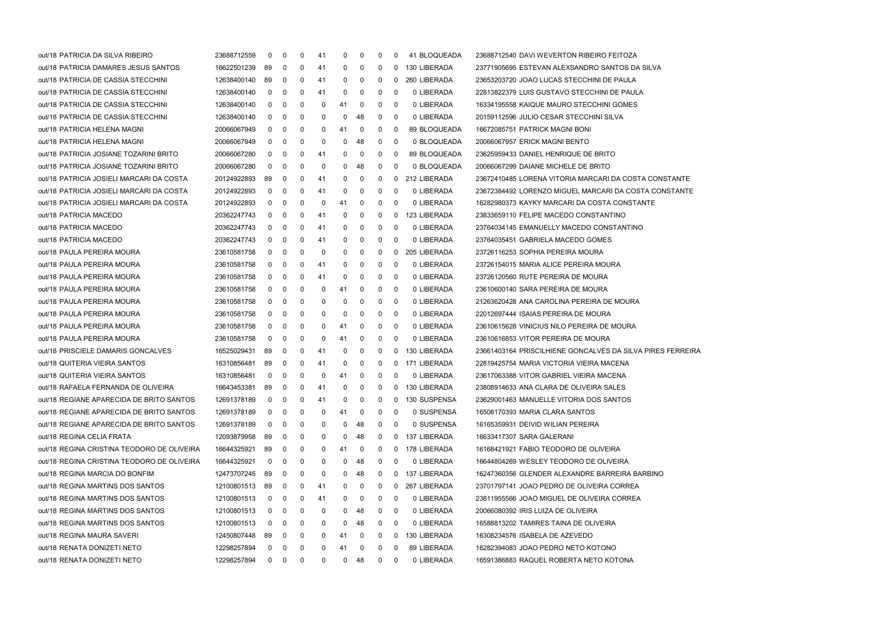| | | | | | | | | | | | | | |
|---|---|---|---|---|---|---|---|---|---|---|---|---|---|
| out/18 | PATRICIA DA SILVA RIBEIRO | 23688712559 | 0 | 0 | 0 | 41 | 0 | 0 | 0 | 0 | 41 | BLOQUEADA | 23688712540 DAVI WEVERTON RIBEIRO FEITOZA |
| out/18 | PATRICIA DAMARES JESUS SANTOS | 16622501239 | 89 | 0 | 0 | 41 | 0 | 0 | 0 | 0 | 130 | LIBERADA | 23771905695 ESTEVAN ALEXSANDRO SANTOS DA SILVA |
| out/18 | PATRICIA DE CASSIA STECCHINI | 12638400140 | 89 | 0 | 0 | 41 | 0 | 0 | 0 | 0 | 260 | LIBERADA | 23653203720 JOAO LUCAS STECCHINI DE PAULA |
| out/18 | PATRICIA DE CASSIA STECCHINI | 12638400140 | 0 | 0 | 0 | 41 | 0 | 0 | 0 | 0 | 0 | LIBERADA | 22813822379 LUIS GUSTAVO STECCHINI DE PAULA |
| out/18 | PATRICIA DE CASSIA STECCHINI | 12638400140 | 0 | 0 | 0 | 0 | 41 | 0 | 0 | 0 | 0 | LIBERADA | 16334195558 KAIQUE MAURO STECCHINI GOMES |
| out/18 | PATRICIA DE CASSIA STECCHINI | 12638400140 | 0 | 0 | 0 | 0 | 0 | 48 | 0 | 0 | 0 | LIBERADA | 20159112596 JULIO CESAR STECCHINI SILVA |
| out/18 | PATRICIA HELENA MAGNI | 20066067949 | 0 | 0 | 0 | 0 | 41 | 0 | 0 | 0 | 89 | BLOQUEADA | 16672085751 PATRICK MAGNI BONI |
| out/18 | PATRICIA HELENA MAGNI | 20066067949 | 0 | 0 | 0 | 0 | 0 | 48 | 0 | 0 | 0 | BLOQUEADA | 20066067957 ERICK MAGNI BENTO |
| out/18 | PATRICIA JOSIANE TOZARINI BRITO | 20066067280 | 0 | 0 | 0 | 41 | 0 | 0 | 0 | 0 | 89 | BLOQUEADA | 23625959433 DANIEL HENRIQUE DE BRITO |
| out/18 | PATRICIA JOSIANE TOZARINI BRITO | 20066067280 | 0 | 0 | 0 | 0 | 0 | 48 | 0 | 0 | 0 | BLOQUEADA | 20066067299 DAIANE MICHELE DE BRITO |
| out/18 | PATRICIA JOSIELI MARCARI DA COSTA | 20124922893 | 89 | 0 | 0 | 41 | 0 | 0 | 0 | 0 | 212 | LIBERADA | 23672410485 LORENA VITORIA MARCARI DA COSTA CONSTANTE |
| out/18 | PATRICIA JOSIELI MARCARI DA COSTA | 20124922893 | 0 | 0 | 0 | 41 | 0 | 0 | 0 | 0 | 0 | LIBERADA | 23672384492 LORENZO MIGUEL MARCARI DA COSTA CONSTANTE |
| out/18 | PATRICIA JOSIELI MARCARI DA COSTA | 20124922893 | 0 | 0 | 0 | 0 | 41 | 0 | 0 | 0 | 0 | LIBERADA | 16282980373 KAYKY MARCARI DA COSTA CONSTANTE |
| out/18 | PATRICIA MACEDO | 20362247743 | 0 | 0 | 0 | 41 | 0 | 0 | 0 | 0 | 123 | LIBERADA | 23833659110 FELIPE MACEDO CONSTANTINO |
| out/18 | PATRICIA MACEDO | 20362247743 | 0 | 0 | 0 | 41 | 0 | 0 | 0 | 0 | 0 | LIBERADA | 23764034145 EMANUELLY MACEDO CONSTANTINO |
| out/18 | PATRICIA MACEDO | 20362247743 | 0 | 0 | 0 | 41 | 0 | 0 | 0 | 0 | 0 | LIBERADA | 23764035451 GABRIELA MACEDO GOMES |
| out/18 | PAULA PEREIRA MOURA | 23610581758 | 0 | 0 | 0 | 0 | 0 | 0 | 0 | 0 | 205 | LIBERADA | 23726116253 SOPHIA PEREIRA MOURA |
| out/18 | PAULA PEREIRA MOURA | 23610581758 | 0 | 0 | 0 | 41 | 0 | 0 | 0 | 0 | 0 | LIBERADA | 23726154015 MARIA ALICE PEREIRA MOURA |
| out/18 | PAULA PEREIRA MOURA | 23610581758 | 0 | 0 | 0 | 41 | 0 | 0 | 0 | 0 | 0 | LIBERADA | 23726120560 RUTE PEREIRA DE MOURA |
| out/18 | PAULA PEREIRA MOURA | 23610581758 | 0 | 0 | 0 | 0 | 41 | 0 | 0 | 0 | 0 | LIBERADA | 23610600140 SARA PEREIRA DE MOURA |
| out/18 | PAULA PEREIRA MOURA | 23610581758 | 0 | 0 | 0 | 0 | 0 | 0 | 0 | 0 | 0 | LIBERADA | 21263620428 ANA CAROLINA PEREIRA DE MOURA |
| out/18 | PAULA PEREIRA MOURA | 23610581758 | 0 | 0 | 0 | 0 | 0 | 0 | 0 | 0 | 0 | LIBERADA | 22012697444 ISAIAS PEREIRA DE MOURA |
| out/18 | PAULA PEREIRA MOURA | 23610581758 | 0 | 0 | 0 | 0 | 41 | 0 | 0 | 0 | 0 | LIBERADA | 23610615628 VINICIUS NILO PEREIRA DE MOURA |
| out/18 | PAULA PEREIRA MOURA | 23610581758 | 0 | 0 | 0 | 0 | 41 | 0 | 0 | 0 | 0 | LIBERADA | 23610616853 VITOR PEREIRA DE MOURA |
| out/18 | PRISCIELE DAMARIS GONCALVES | 16525029431 | 89 | 0 | 0 | 41 | 0 | 0 | 0 | 0 | 130 | LIBERADA | 23661403164 PRISCILHIENE GONCALVES DA SILVA PIRES FERREIRA |
| out/18 | QUITERIA VIEIRA SANTOS | 16310856481 | 89 | 0 | 0 | 41 | 0 | 0 | 0 | 0 | 171 | LIBERADA | 22819425754 MARIA VICTORIA VIEIRA MACENA |
| out/18 | QUITERIA VIEIRA SANTOS | 16310856481 | 0 | 0 | 0 | 0 | 41 | 0 | 0 | 0 | 0 | LIBERADA | 23617063388 VITOR GABRIEL VIEIRA MACENA |
| out/18 | RAFAELA FERNANDA DE OLIVEIRA | 16643453381 | 89 | 0 | 0 | 41 | 0 | 0 | 0 | 0 | 130 | LIBERADA | 23808914633 ANA CLARA DE OLIVEIRA SALES |
| out/18 | REGIANE APARECIDA DE BRITO SANTOS | 12691378189 | 0 | 0 | 0 | 41 | 0 | 0 | 0 | 0 | 130 | SUSPENSA | 23629001463 MANUELLE VITORIA DOS SANTOS |
| out/18 | REGIANE APARECIDA DE BRITO SANTOS | 12691378189 | 0 | 0 | 0 | 0 | 41 | 0 | 0 | 0 | 0 | SUSPENSA | 16508170393 MARIA CLARA SANTOS |
| out/18 | REGIANE APARECIDA DE BRITO SANTOS | 12691378189 | 0 | 0 | 0 | 0 | 0 | 48 | 0 | 0 | 0 | SUSPENSA | 16165359931 DEIVID WILIAN PEREIRA |
| out/18 | REGINA CELIA FRATA | 12093879958 | 89 | 0 | 0 | 0 | 0 | 48 | 0 | 0 | 137 | LIBERADA | 16633417307 SARA GALERANI |
| out/18 | REGINA CRISTINA TEODORO DE OLIVEIRA | 16644325921 | 89 | 0 | 0 | 0 | 41 | 0 | 0 | 0 | 178 | LIBERADA | 16168421921 FABIO TEODORO DE OLIVEIRA |
| out/18 | REGINA CRISTINA TEODORO DE OLIVEIRA | 16644325921 | 0 | 0 | 0 | 0 | 0 | 48 | 0 | 0 | 0 | LIBERADA | 16644804269 WESLEY TEODORO DE OLIVEIRA |
| out/18 | REGINA MARCIA DO BONFIM | 12473707245 | 89 | 0 | 0 | 0 | 0 | 48 | 0 | 0 | 137 | LIBERADA | 16247360356 GLENDER ALEXANDRE BARREIRA BARBINO |
| out/18 | REGINA MARTINS DOS SANTOS | 12100801513 | 89 | 0 | 0 | 41 | 0 | 0 | 0 | 0 | 267 | LIBERADA | 23701797141 JOAO PEDRO DE OLIVEIRA CORREA |
| out/18 | REGINA MARTINS DOS SANTOS | 12100801513 | 0 | 0 | 0 | 41 | 0 | 0 | 0 | 0 | 0 | LIBERADA | 23811955566 JOAO MIGUEL DE OLIVEIRA CORREA |
| out/18 | REGINA MARTINS DOS SANTOS | 12100801513 | 0 | 0 | 0 | 0 | 0 | 48 | 0 | 0 | 0 | LIBERADA | 20066080392 IRIS LUIZA DE OLIVEIRA |
| out/18 | REGINA MARTINS DOS SANTOS | 12100801513 | 0 | 0 | 0 | 0 | 0 | 48 | 0 | 0 | 0 | LIBERADA | 16588813202 TAMIRES TAINA DE OLIVEIRA |
| out/18 | REGINA MAURA SAVERI | 12450807448 | 89 | 0 | 0 | 0 | 41 | 0 | 0 | 0 | 130 | LIBERADA | 16308234576 ISABELA DE AZEVEDO |
| out/18 | RENATA DONIZETI NETO | 12298257894 | 0 | 0 | 0 | 0 | 41 | 0 | 0 | 0 | 89 | LIBERADA | 16282394083 JOAO PEDRO NETO KOTONO |
| out/18 | RENATA DONIZETI NETO | 12298257894 | 0 | 0 | 0 | 0 | 0 | 48 | 0 | 0 | 0 | LIBERADA | 16591386883 RAQUEL ROBERTA NETO KOTONA |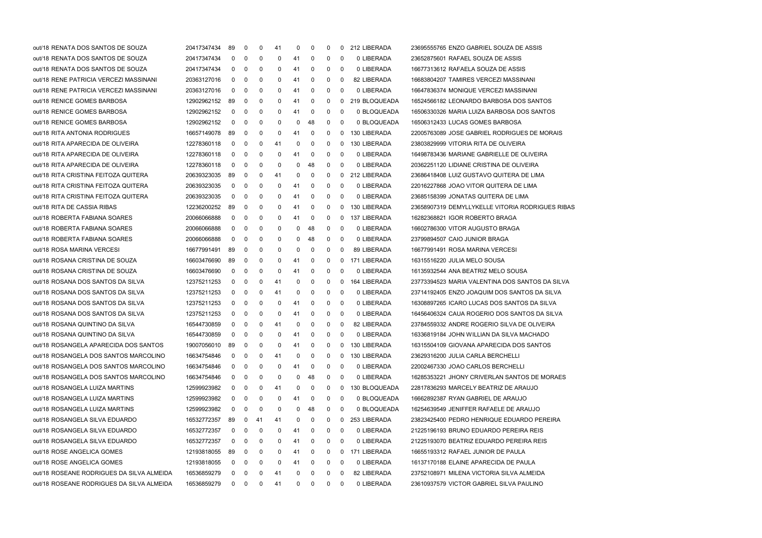| | | | | | | | | | | | | | |
|---|---|---|---|---|---|---|---|---|---|---|---|---|---|
| out/18 | RENATA DOS SANTOS DE SOUZA | 20417347434 | 89 | 0 | 0 | 41 | 0 | 0 | 0 | 0 | 212 | LIBERADA | 23695555765 ENZO GABRIEL SOUZA DE ASSIS |
| out/18 | RENATA DOS SANTOS DE SOUZA | 20417347434 | 0 | 0 | 0 | 0 | 41 | 0 | 0 | 0 | 0 | LIBERADA | 23652875601 RAFAEL SOUZA DE ASSIS |
| out/18 | RENATA DOS SANTOS DE SOUZA | 20417347434 | 0 | 0 | 0 | 0 | 41 | 0 | 0 | 0 | 0 | LIBERADA | 16677313612 RAFAELA SOUZA DE ASSIS |
| out/18 | RENE PATRICIA VERCEZI MASSINANI | 20363127016 | 0 | 0 | 0 | 0 | 41 | 0 | 0 | 0 | 82 | LIBERADA | 16683804207 TAMIRES VERCEZI MASSINANI |
| out/18 | RENE PATRICIA VERCEZI MASSINANI | 20363127016 | 0 | 0 | 0 | 0 | 41 | 0 | 0 | 0 | 0 | LIBERADA | 16647836374 MONIQUE VERCEZI MASSINANI |
| out/18 | RENICE GOMES BARBOSA | 12902962152 | 89 | 0 | 0 | 0 | 41 | 0 | 0 | 0 | 219 | BLOQUEADA | 16524566182 LEONARDO BARBOSA DOS SANTOS |
| out/18 | RENICE GOMES BARBOSA | 12902962152 | 0 | 0 | 0 | 0 | 41 | 0 | 0 | 0 | 0 | BLOQUEADA | 16506330326 MARIA LUIZA BARBOSA DOS SANTOS |
| out/18 | RENICE GOMES BARBOSA | 12902962152 | 0 | 0 | 0 | 0 | 0 | 48 | 0 | 0 | 0 | BLOQUEADA | 16506312433 LUCAS GOMES BARBOSA |
| out/18 | RITA ANTONIA RODRIGUES | 16657149078 | 89 | 0 | 0 | 0 | 41 | 0 | 0 | 0 | 130 | LIBERADA | 22005763089 JOSE GABRIEL RODRIGUES DE MORAIS |
| out/18 | RITA APARECIDA DE OLIVEIRA | 12278360118 | 0 | 0 | 0 | 41 | 0 | 0 | 0 | 0 | 130 | LIBERADA | 23803829999 VITORIA RITA DE OLIVEIRA |
| out/18 | RITA APARECIDA DE OLIVEIRA | 12278360118 | 0 | 0 | 0 | 0 | 41 | 0 | 0 | 0 | 0 | LIBERADA | 16498783436 MARIANE GABRIELLE DE OLIVEIRA |
| out/18 | RITA APARECIDA DE OLIVEIRA | 12278360118 | 0 | 0 | 0 | 0 | 0 | 48 | 0 | 0 | 0 | LIBERADA | 20362251120 LIDIANE CRISTINA DE OLIVEIRA |
| out/18 | RITA CRISTINA FEITOZA QUITERA | 20639323035 | 89 | 0 | 0 | 41 | 0 | 0 | 0 | 0 | 212 | LIBERADA | 23686418408 LUIZ GUSTAVO QUITERA DE LIMA |
| out/18 | RITA CRISTINA FEITOZA QUITERA | 20639323035 | 0 | 0 | 0 | 0 | 41 | 0 | 0 | 0 | 0 | LIBERADA | 22016227868 JOAO VITOR QUITERA DE LIMA |
| out/18 | RITA CRISTINA FEITOZA QUITERA | 20639323035 | 0 | 0 | 0 | 0 | 41 | 0 | 0 | 0 | 0 | LIBERADA | 23685158399 JONATAS QUITERA DE LIMA |
| out/18 | RITA DE CASSIA RIBAS | 12236200252 | 89 | 0 | 0 | 0 | 41 | 0 | 0 | 0 | 130 | LIBERADA | 23658907319 DEMYLLYKELLE VITORIA RODRIGUES RIBAS |
| out/18 | ROBERTA FABIANA SOARES | 20066066888 | 0 | 0 | 0 | 0 | 41 | 0 | 0 | 0 | 137 | LIBERADA | 16282368821 IGOR ROBERTO BRAGA |
| out/18 | ROBERTA FABIANA SOARES | 20066066888 | 0 | 0 | 0 | 0 | 0 | 48 | 0 | 0 | 0 | LIBERADA | 16602786300 VITOR AUGUSTO BRAGA |
| out/18 | ROBERTA FABIANA SOARES | 20066066888 | 0 | 0 | 0 | 0 | 0 | 48 | 0 | 0 | 0 | LIBERADA | 23799894507 CAIO JUNIOR BRAGA |
| out/18 | ROSA MARINA VERCESI | 16677991491 | 89 | 0 | 0 | 0 | 0 | 0 | 0 | 0 | 89 | LIBERADA | 16677991491 ROSA MARINA VERCESI |
| out/18 | ROSANA CRISTINA DE SOUZA | 16603476690 | 89 | 0 | 0 | 0 | 41 | 0 | 0 | 0 | 171 | LIBERADA | 16315516220 JULIA MELO SOUSA |
| out/18 | ROSANA CRISTINA DE SOUZA | 16603476690 | 0 | 0 | 0 | 0 | 41 | 0 | 0 | 0 | 0 | LIBERADA | 16135932544 ANA BEATRIZ MELO SOUSA |
| out/18 | ROSANA DOS SANTOS DA SILVA | 12375211253 | 0 | 0 | 0 | 41 | 0 | 0 | 0 | 0 | 164 | LIBERADA | 23773394523 MARIA VALENTINA DOS SANTOS DA SILVA |
| out/18 | ROSANA DOS SANTOS DA SILVA | 12375211253 | 0 | 0 | 0 | 41 | 0 | 0 | 0 | 0 | 0 | LIBERADA | 23714192405 ENZO JOAQUIM DOS SANTOS DA SILVA |
| out/18 | ROSANA DOS SANTOS DA SILVA | 12375211253 | 0 | 0 | 0 | 0 | 41 | 0 | 0 | 0 | 0 | LIBERADA | 16308897265 ICARO LUCAS DOS SANTOS DA SILVA |
| out/18 | ROSANA DOS SANTOS DA SILVA | 12375211253 | 0 | 0 | 0 | 0 | 41 | 0 | 0 | 0 | 0 | LIBERADA | 16456406324 CAUA ROGERIO DOS SANTOS DA SILVA |
| out/18 | ROSANA QUINTINO DA SILVA | 16544730859 | 0 | 0 | 0 | 41 | 0 | 0 | 0 | 0 | 82 | LIBERADA | 23784559332 ANDRE ROGERIO SILVA DE OLIVEIRA |
| out/18 | ROSANA QUINTINO DA SILVA | 16544730859 | 0 | 0 | 0 | 0 | 41 | 0 | 0 | 0 | 0 | LIBERADA | 16336819184 JOHN WILLIAN DA SILVA MACHADO |
| out/18 | ROSANGELA APARECIDA DOS SANTOS | 19007056010 | 89 | 0 | 0 | 0 | 41 | 0 | 0 | 0 | 130 | LIBERADA | 16315504109 GIOVANA APARECIDA DOS SANTOS |
| out/18 | ROSANGELA DOS SANTOS MARCOLINO | 16634754846 | 0 | 0 | 0 | 41 | 0 | 0 | 0 | 0 | 130 | LIBERADA | 23629316200 JULIA CARLA BERCHELLI |
| out/18 | ROSANGELA DOS SANTOS MARCOLINO | 16634754846 | 0 | 0 | 0 | 0 | 41 | 0 | 0 | 0 | 0 | LIBERADA | 22002467330 JOAO CARLOS BERCHELLI |
| out/18 | ROSANGELA DOS SANTOS MARCOLINO | 16634754846 | 0 | 0 | 0 | 0 | 0 | 48 | 0 | 0 | 0 | LIBERADA | 16285353221 JHONY CRIVERLAN SANTOS DE MORAES |
| out/18 | ROSANGELA LUIZA MARTINS | 12599923982 | 0 | 0 | 0 | 41 | 0 | 0 | 0 | 0 | 130 | BLOQUEADA | 22817836293 MARCELY BEATRIZ DE ARAUJO |
| out/18 | ROSANGELA LUIZA MARTINS | 12599923982 | 0 | 0 | 0 | 0 | 41 | 0 | 0 | 0 | 0 | BLOQUEADA | 16662892387 RYAN GABRIEL DE ARAUJO |
| out/18 | ROSANGELA LUIZA MARTINS | 12599923982 | 0 | 0 | 0 | 0 | 0 | 48 | 0 | 0 | 0 | BLOQUEADA | 16254639549 JENIFFER RAFAELE DE ARAUJO |
| out/18 | ROSANGELA SILVA EDUARDO | 16532772357 | 89 | 0 | 41 | 41 | 0 | 0 | 0 | 0 | 253 | LIBERADA | 23823425400 PEDRO HENRIQUE EDUARDO PEREIRA |
| out/18 | ROSANGELA SILVA EDUARDO | 16532772357 | 0 | 0 | 0 | 0 | 41 | 0 | 0 | 0 | 0 | LIBERADA | 21225196193 BRUNO EDUARDO PEREIRA REIS |
| out/18 | ROSANGELA SILVA EDUARDO | 16532772357 | 0 | 0 | 0 | 0 | 41 | 0 | 0 | 0 | 0 | LIBERADA | 21225193070 BEATRIZ EDUARDO PEREIRA REIS |
| out/18 | ROSE ANGELICA GOMES | 12193818055 | 89 | 0 | 0 | 0 | 41 | 0 | 0 | 0 | 171 | LIBERADA | 16655193312 RAFAEL JUNIOR DE PAULA |
| out/18 | ROSE ANGELICA GOMES | 12193818055 | 0 | 0 | 0 | 0 | 41 | 0 | 0 | 0 | 0 | LIBERADA | 16137170188 ELAINE APARECIDA DE PAULA |
| out/18 | ROSEANE RODRIGUES DA SILVA ALMEIDA | 16536859279 | 0 | 0 | 0 | 41 | 0 | 0 | 0 | 0 | 82 | LIBERADA | 23752108971 MILENA VICTORIA SILVA ALMEIDA |
| out/18 | ROSEANE RODRIGUES DA SILVA ALMEIDA | 16536859279 | 0 | 0 | 0 | 41 | 0 | 0 | 0 | 0 | 0 | LIBERADA | 23610937579 VICTOR GABRIEL SILVA PAULINO |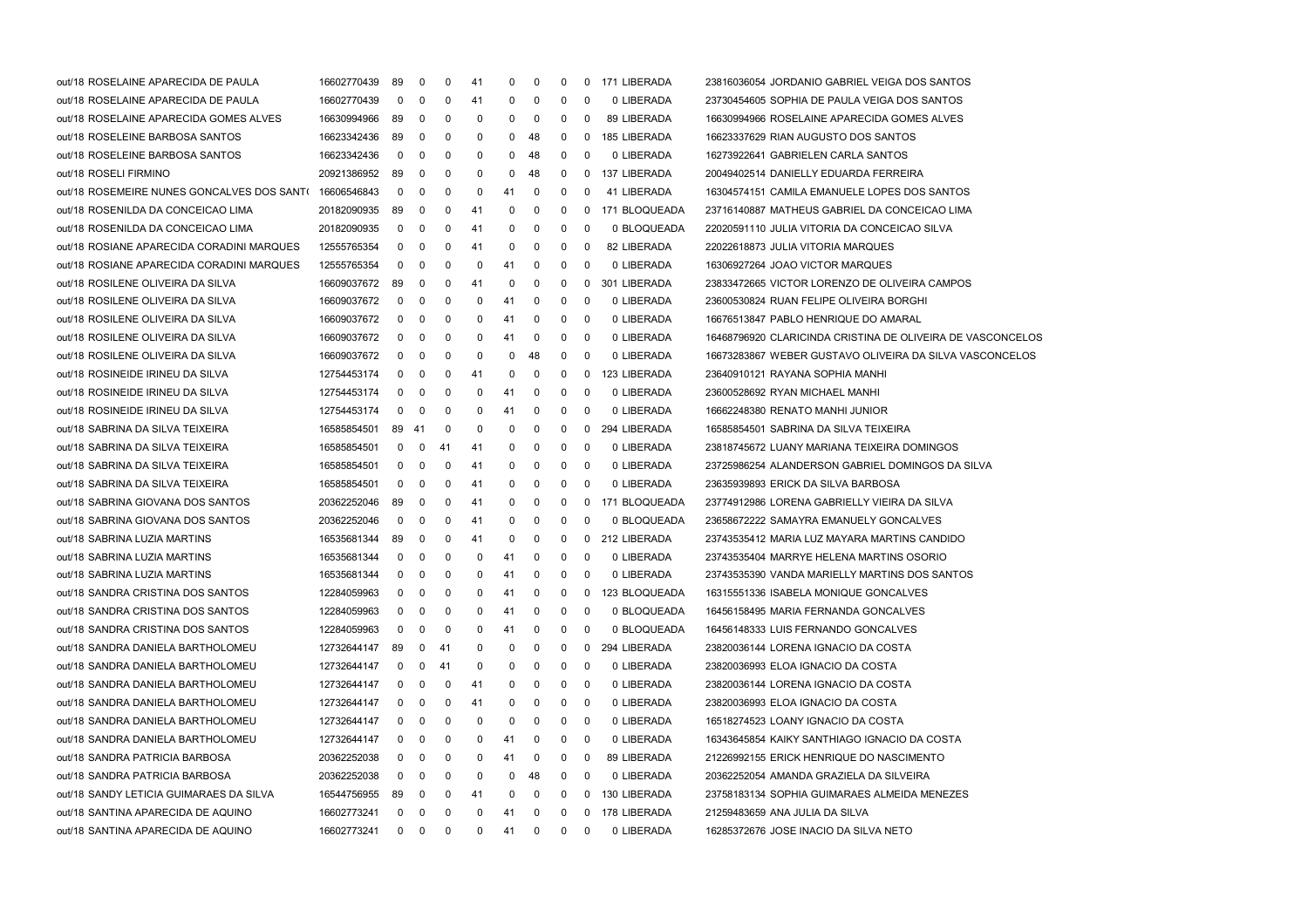| | | | | | | | | | | | | | | |
|---|---|---|---|---|---|---|---|---|---|---|---|---|---|---|
| out/18 | ROSELAINE APARECIDA DE PAULA | 16602770439 | 89 | 0 | 0 | 41 | 0 | 0 | 0 | 0 | 171 | LIBERADA | 23816036054 | JORDANIO GABRIEL VEIGA DOS SANTOS |
| out/18 | ROSELAINE APARECIDA DE PAULA | 16602770439 | 0 | 0 | 0 | 41 | 0 | 0 | 0 | 0 | 0 | LIBERADA | 23730454605 | SOPHIA DE PAULA VEIGA DOS SANTOS |
| out/18 | ROSELAINE APARECIDA GOMES ALVES | 16630994966 | 89 | 0 | 0 | 0 | 0 | 0 | 0 | 0 | 89 | LIBERADA | 16630994966 | ROSELAINE APARECIDA GOMES ALVES |
| out/18 | ROSELEINE BARBOSA SANTOS | 16623342436 | 89 | 0 | 0 | 0 | 0 | 48 | 0 | 0 | 185 | LIBERADA | 16623337629 | RIAN AUGUSTO DOS SANTOS |
| out/18 | ROSELEINE BARBOSA SANTOS | 16623342436 | 0 | 0 | 0 | 0 | 0 | 48 | 0 | 0 | 0 | LIBERADA | 16273922641 | GABRIELEN CARLA SANTOS |
| out/18 | ROSELI FIRMINO | 20921386952 | 89 | 0 | 0 | 0 | 0 | 48 | 0 | 0 | 137 | LIBERADA | 20049402514 | DANIELLY EDUARDA FERREIRA |
| out/18 | ROSEMEIRE NUNES GONCALVES DOS SANT( | 16606546843 | 0 | 0 | 0 | 0 | 41 | 0 | 0 | 0 | 41 | LIBERADA | 16304574151 | CAMILA EMANUELE LOPES DOS SANTOS |
| out/18 | ROSENILDA DA CONCEICAO LIMA | 20182090935 | 89 | 0 | 0 | 41 | 0 | 0 | 0 | 0 | 171 | BLOQUEADA | 23716140887 | MATHEUS GABRIEL DA CONCEICAO LIMA |
| out/18 | ROSENILDA DA CONCEICAO LIMA | 20182090935 | 0 | 0 | 0 | 41 | 0 | 0 | 0 | 0 | 0 | BLOQUEADA | 22020591110 | JULIA VITORIA DA CONCEICAO SILVA |
| out/18 | ROSIANE APARECIDA CORADINI MARQUES | 12555765354 | 0 | 0 | 0 | 41 | 0 | 0 | 0 | 0 | 82 | LIBERADA | 22022618873 | JULIA VITORIA MARQUES |
| out/18 | ROSIANE APARECIDA CORADINI MARQUES | 12555765354 | 0 | 0 | 0 | 0 | 41 | 0 | 0 | 0 | 0 | LIBERADA | 16306927264 | JOAO VICTOR MARQUES |
| out/18 | ROSILENE OLIVEIRA DA SILVA | 16609037672 | 89 | 0 | 0 | 41 | 0 | 0 | 0 | 0 | 301 | LIBERADA | 23833472665 | VICTOR LORENZO DE OLIVEIRA CAMPOS |
| out/18 | ROSILENE OLIVEIRA DA SILVA | 16609037672 | 0 | 0 | 0 | 0 | 41 | 0 | 0 | 0 | 0 | LIBERADA | 23600530824 | RUAN FELIPE OLIVEIRA BORGHI |
| out/18 | ROSILENE OLIVEIRA DA SILVA | 16609037672 | 0 | 0 | 0 | 0 | 41 | 0 | 0 | 0 | 0 | LIBERADA | 16676513847 | PABLO HENRIQUE DO AMARAL |
| out/18 | ROSILENE OLIVEIRA DA SILVA | 16609037672 | 0 | 0 | 0 | 0 | 41 | 0 | 0 | 0 | 0 | LIBERADA | 16468796920 | CLARICINDA CRISTINA DE OLIVEIRA DE VASCONCELOS |
| out/18 | ROSILENE OLIVEIRA DA SILVA | 16609037672 | 0 | 0 | 0 | 0 | 0 | 48 | 0 | 0 | 0 | LIBERADA | 16673283867 | WEBER GUSTAVO OLIVEIRA DA SILVA VASCONCELOS |
| out/18 | ROSINEIDE IRINEU DA SILVA | 12754453174 | 0 | 0 | 0 | 41 | 0 | 0 | 0 | 0 | 123 | LIBERADA | 23640910121 | RAYANA SOPHIA MANHI |
| out/18 | ROSINEIDE IRINEU DA SILVA | 12754453174 | 0 | 0 | 0 | 0 | 41 | 0 | 0 | 0 | 0 | LIBERADA | 23600528692 | RYAN MICHAEL MANHI |
| out/18 | ROSINEIDE IRINEU DA SILVA | 12754453174 | 0 | 0 | 0 | 0 | 41 | 0 | 0 | 0 | 0 | LIBERADA | 16662248380 | RENATO MANHI JUNIOR |
| out/18 | SABRINA DA SILVA TEIXEIRA | 16585854501 | 89 | 41 | 0 | 0 | 0 | 0 | 0 | 0 | 294 | LIBERADA | 16585854501 | SABRINA DA SILVA TEIXEIRA |
| out/18 | SABRINA DA SILVA TEIXEIRA | 16585854501 | 0 | 0 | 41 | 41 | 0 | 0 | 0 | 0 | 0 | LIBERADA | 23818745672 | LUANY MARIANA TEIXEIRA DOMINGOS |
| out/18 | SABRINA DA SILVA TEIXEIRA | 16585854501 | 0 | 0 | 0 | 41 | 0 | 0 | 0 | 0 | 0 | LIBERADA | 23725986254 | ALANDERSON GABRIEL DOMINGOS DA SILVA |
| out/18 | SABRINA DA SILVA TEIXEIRA | 16585854501 | 0 | 0 | 0 | 41 | 0 | 0 | 0 | 0 | 0 | LIBERADA | 23635939893 | ERICK DA SILVA BARBOSA |
| out/18 | SABRINA GIOVANA DOS SANTOS | 20362252046 | 89 | 0 | 0 | 41 | 0 | 0 | 0 | 0 | 171 | BLOQUEADA | 23774912986 | LORENA GABRIELLY VIEIRA DA SILVA |
| out/18 | SABRINA GIOVANA DOS SANTOS | 20362252046 | 0 | 0 | 0 | 41 | 0 | 0 | 0 | 0 | 0 | BLOQUEADA | 23658672222 | SAMAYRA EMANUELY GONCALVES |
| out/18 | SABRINA LUZIA MARTINS | 16535681344 | 89 | 0 | 0 | 41 | 0 | 0 | 0 | 0 | 212 | LIBERADA | 23743535412 | MARIA LUZ MAYARA MARTINS CANDIDO |
| out/18 | SABRINA LUZIA MARTINS | 16535681344 | 0 | 0 | 0 | 0 | 41 | 0 | 0 | 0 | 0 | LIBERADA | 23743535404 | MARRYE HELENA MARTINS OSORIO |
| out/18 | SABRINA LUZIA MARTINS | 16535681344 | 0 | 0 | 0 | 0 | 41 | 0 | 0 | 0 | 0 | LIBERADA | 23743535390 | VANDA MARIELLY MARTINS DOS SANTOS |
| out/18 | SANDRA CRISTINA DOS SANTOS | 12284059963 | 0 | 0 | 0 | 0 | 41 | 0 | 0 | 0 | 123 | BLOQUEADA | 16315551336 | ISABELA MONIQUE GONCALVES |
| out/18 | SANDRA CRISTINA DOS SANTOS | 12284059963 | 0 | 0 | 0 | 0 | 41 | 0 | 0 | 0 | 0 | BLOQUEADA | 16456158495 | MARIA FERNANDA GONCALVES |
| out/18 | SANDRA CRISTINA DOS SANTOS | 12284059963 | 0 | 0 | 0 | 0 | 41 | 0 | 0 | 0 | 0 | BLOQUEADA | 16456148333 | LUIS FERNANDO GONCALVES |
| out/18 | SANDRA DANIELA BARTHOLOMEU | 12732644147 | 89 | 0 | 41 | 0 | 0 | 0 | 0 | 0 | 294 | LIBERADA | 23820036144 | LORENA IGNACIO DA COSTA |
| out/18 | SANDRA DANIELA BARTHOLOMEU | 12732644147 | 0 | 0 | 41 | 0 | 0 | 0 | 0 | 0 | 0 | LIBERADA | 23820036993 | ELOA IGNACIO DA COSTA |
| out/18 | SANDRA DANIELA BARTHOLOMEU | 12732644147 | 0 | 0 | 0 | 41 | 0 | 0 | 0 | 0 | 0 | LIBERADA | 23820036144 | LORENA IGNACIO DA COSTA |
| out/18 | SANDRA DANIELA BARTHOLOMEU | 12732644147 | 0 | 0 | 0 | 41 | 0 | 0 | 0 | 0 | 0 | LIBERADA | 23820036993 | ELOA IGNACIO DA COSTA |
| out/18 | SANDRA DANIELA BARTHOLOMEU | 12732644147 | 0 | 0 | 0 | 0 | 0 | 0 | 0 | 0 | 0 | LIBERADA | 16518274523 | LOANY IGNACIO DA COSTA |
| out/18 | SANDRA DANIELA BARTHOLOMEU | 12732644147 | 0 | 0 | 0 | 0 | 41 | 0 | 0 | 0 | 0 | LIBERADA | 16343645854 | KAIKY SANTHIAGO IGNACIO DA COSTA |
| out/18 | SANDRA PATRICIA BARBOSA | 20362252038 | 0 | 0 | 0 | 0 | 41 | 0 | 0 | 0 | 89 | LIBERADA | 21226992155 | ERICK HENRIQUE DO NASCIMENTO |
| out/18 | SANDRA PATRICIA BARBOSA | 20362252038 | 0 | 0 | 0 | 0 | 0 | 48 | 0 | 0 | 0 | LIBERADA | 20362252054 | AMANDA GRAZIELA DA SILVEIRA |
| out/18 | SANDY LETICIA GUIMARAES DA SILVA | 16544756955 | 89 | 0 | 0 | 41 | 0 | 0 | 0 | 0 | 130 | LIBERADA | 23758183134 | SOPHIA GUIMARAES ALMEIDA MENEZES |
| out/18 | SANTINA APARECIDA DE AQUINO | 16602773241 | 0 | 0 | 0 | 0 | 41 | 0 | 0 | 0 | 178 | LIBERADA | 21259483659 | ANA JULIA DA SILVA |
| out/18 | SANTINA APARECIDA DE AQUINO | 16602773241 | 0 | 0 | 0 | 0 | 41 | 0 | 0 | 0 | 0 | LIBERADA | 16285372676 | JOSE INACIO DA SILVA NETO |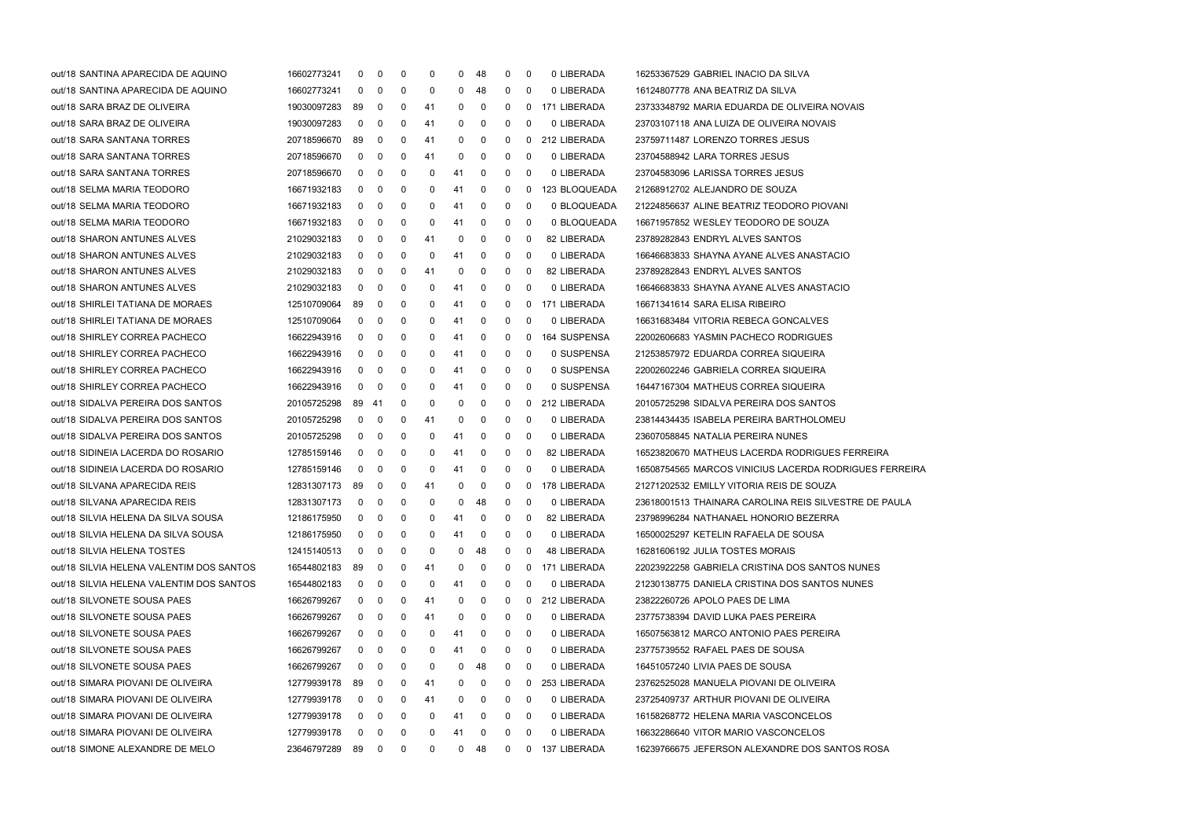| | | | | | | | | | | | | | | |
|---|---|---|---|---|---|---|---|---|---|---|---|---|---|---|
| out/18 | SANTINA APARECIDA DE AQUINO | 16602773241 | 0 | 0 | 0 | 0 | 0 | 48 | 0 | 0 | 0 | LIBERADA | 16253367529 | GABRIEL INACIO DA SILVA |
| out/18 | SANTINA APARECIDA DE AQUINO | 16602773241 | 0 | 0 | 0 | 0 | 0 | 48 | 0 | 0 | 0 | LIBERADA | 16124807778 | ANA BEATRIZ DA SILVA |
| out/18 | SARA BRAZ DE OLIVEIRA | 19030097283 | 89 | 0 | 0 | 41 | 0 | 0 | 0 | 0 | 171 | LIBERADA | 23733348792 | MARIA EDUARDA DE OLIVEIRA NOVAIS |
| out/18 | SARA BRAZ DE OLIVEIRA | 19030097283 | 0 | 0 | 0 | 41 | 0 | 0 | 0 | 0 | 0 | LIBERADA | 23703107118 | ANA LUIZA DE OLIVEIRA NOVAIS |
| out/18 | SARA SANTANA TORRES | 20718596670 | 89 | 0 | 0 | 41 | 0 | 0 | 0 | 0 | 212 | LIBERADA | 23759711487 | LORENZO TORRES JESUS |
| out/18 | SARA SANTANA TORRES | 20718596670 | 0 | 0 | 0 | 41 | 0 | 0 | 0 | 0 | 0 | LIBERADA | 23704588942 | LARA TORRES JESUS |
| out/18 | SARA SANTANA TORRES | 20718596670 | 0 | 0 | 0 | 0 | 41 | 0 | 0 | 0 | 0 | LIBERADA | 23704583096 | LARISSA TORRES JESUS |
| out/18 | SELMA MARIA TEODORO | 16671932183 | 0 | 0 | 0 | 0 | 41 | 0 | 0 | 0 | 123 | BLOQUEADA | 21268912702 | ALEJANDRO DE SOUZA |
| out/18 | SELMA MARIA TEODORO | 16671932183 | 0 | 0 | 0 | 0 | 41 | 0 | 0 | 0 | 0 | BLOQUEADA | 21224856637 | ALINE BEATRIZ TEODORO PIOVANI |
| out/18 | SELMA MARIA TEODORO | 16671932183 | 0 | 0 | 0 | 0 | 41 | 0 | 0 | 0 | 0 | BLOQUEADA | 16671957852 | WESLEY TEODORO DE SOUZA |
| out/18 | SHARON ANTUNES ALVES | 21029032183 | 0 | 0 | 0 | 41 | 0 | 0 | 0 | 0 | 82 | LIBERADA | 23789282843 | ENDRYL ALVES SANTOS |
| out/18 | SHARON ANTUNES ALVES | 21029032183 | 0 | 0 | 0 | 0 | 41 | 0 | 0 | 0 | 0 | LIBERADA | 16646683833 | SHAYNA AYANE ALVES ANASTACIO |
| out/18 | SHARON ANTUNES ALVES | 21029032183 | 0 | 0 | 0 | 41 | 0 | 0 | 0 | 0 | 82 | LIBERADA | 23789282843 | ENDRYL ALVES SANTOS |
| out/18 | SHARON ANTUNES ALVES | 21029032183 | 0 | 0 | 0 | 0 | 41 | 0 | 0 | 0 | 0 | LIBERADA | 16646683833 | SHAYNA AYANE ALVES ANASTACIO |
| out/18 | SHIRLEI TATIANA DE MORAES | 12510709064 | 89 | 0 | 0 | 0 | 41 | 0 | 0 | 0 | 171 | LIBERADA | 16671341614 | SARA ELISA RIBEIRO |
| out/18 | SHIRLEI TATIANA DE MORAES | 12510709064 | 0 | 0 | 0 | 0 | 41 | 0 | 0 | 0 | 0 | LIBERADA | 16631683484 | VITORIA REBECA GONCALVES |
| out/18 | SHIRLEY CORREA PACHECO | 16622943916 | 0 | 0 | 0 | 0 | 41 | 0 | 0 | 0 | 164 | SUSPENSA | 22002606683 | YASMIN PACHECO RODRIGUES |
| out/18 | SHIRLEY CORREA PACHECO | 16622943916 | 0 | 0 | 0 | 0 | 41 | 0 | 0 | 0 | 0 | SUSPENSA | 21253857972 | EDUARDA CORREA SIQUEIRA |
| out/18 | SHIRLEY CORREA PACHECO | 16622943916 | 0 | 0 | 0 | 0 | 41 | 0 | 0 | 0 | 0 | SUSPENSA | 22002602246 | GABRIELA CORREA SIQUEIRA |
| out/18 | SHIRLEY CORREA PACHECO | 16622943916 | 0 | 0 | 0 | 0 | 41 | 0 | 0 | 0 | 0 | SUSPENSA | 16447167304 | MATHEUS CORREA SIQUEIRA |
| out/18 | SIDALVA PEREIRA DOS SANTOS | 20105725298 | 89 | 41 | 0 | 0 | 0 | 0 | 0 | 0 | 212 | LIBERADA | 20105725298 | SIDALVA PEREIRA DOS SANTOS |
| out/18 | SIDALVA PEREIRA DOS SANTOS | 20105725298 | 0 | 0 | 0 | 41 | 0 | 0 | 0 | 0 | 0 | LIBERADA | 23814434435 | ISABELA PEREIRA BARTHOLOMEU |
| out/18 | SIDALVA PEREIRA DOS SANTOS | 20105725298 | 0 | 0 | 0 | 0 | 41 | 0 | 0 | 0 | 0 | LIBERADA | 23607058845 | NATALIA PEREIRA NUNES |
| out/18 | SIDINEIA LACERDA DO ROSARIO | 12785159146 | 0 | 0 | 0 | 0 | 41 | 0 | 0 | 0 | 82 | LIBERADA | 16523820670 | MATHEUS LACERDA RODRIGUES FERREIRA |
| out/18 | SIDINEIA LACERDA DO ROSARIO | 12785159146 | 0 | 0 | 0 | 0 | 41 | 0 | 0 | 0 | 0 | LIBERADA | 16508754565 | MARCOS VINICIUS LACERDA RODRIGUES FERREIRA |
| out/18 | SILVANA APARECIDA REIS | 12831307173 | 89 | 0 | 0 | 41 | 0 | 0 | 0 | 0 | 178 | LIBERADA | 21271202532 | EMILLY VITORIA REIS DE SOUZA |
| out/18 | SILVANA APARECIDA REIS | 12831307173 | 0 | 0 | 0 | 0 | 0 | 48 | 0 | 0 | 0 | LIBERADA | 23618001513 | THAINARA CAROLINA REIS SILVESTRE DE PAULA |
| out/18 | SILVIA HELENA DA SILVA SOUSA | 12186175950 | 0 | 0 | 0 | 0 | 41 | 0 | 0 | 0 | 82 | LIBERADA | 23798996284 | NATHANAEL HONORIO BEZERRA |
| out/18 | SILVIA HELENA DA SILVA SOUSA | 12186175950 | 0 | 0 | 0 | 0 | 41 | 0 | 0 | 0 | 0 | LIBERADA | 16500025297 | KETELIN RAFAELA DE SOUSA |
| out/18 | SILVIA HELENA TOSTES | 12415140513 | 0 | 0 | 0 | 0 | 0 | 48 | 0 | 0 | 48 | LIBERADA | 16281606192 | JULIA TOSTES MORAIS |
| out/18 | SILVIA HELENA VALENTIM DOS SANTOS | 16544802183 | 89 | 0 | 0 | 41 | 0 | 0 | 0 | 0 | 171 | LIBERADA | 22023922258 | GABRIELA CRISTINA DOS SANTOS NUNES |
| out/18 | SILVIA HELENA VALENTIM DOS SANTOS | 16544802183 | 0 | 0 | 0 | 0 | 41 | 0 | 0 | 0 | 0 | LIBERADA | 21230138775 | DANIELA CRISTINA DOS SANTOS NUNES |
| out/18 | SILVONETE SOUSA PAES | 16626799267 | 0 | 0 | 0 | 41 | 0 | 0 | 0 | 0 | 212 | LIBERADA | 23822260726 | APOLO PAES DE LIMA |
| out/18 | SILVONETE SOUSA PAES | 16626799267 | 0 | 0 | 0 | 41 | 0 | 0 | 0 | 0 | 0 | LIBERADA | 23775738394 | DAVID LUKA PAES PEREIRA |
| out/18 | SILVONETE SOUSA PAES | 16626799267 | 0 | 0 | 0 | 0 | 41 | 0 | 0 | 0 | 0 | LIBERADA | 16507563812 | MARCO ANTONIO PAES PEREIRA |
| out/18 | SILVONETE SOUSA PAES | 16626799267 | 0 | 0 | 0 | 0 | 41 | 0 | 0 | 0 | 0 | LIBERADA | 23775739552 | RAFAEL PAES DE SOUSA |
| out/18 | SILVONETE SOUSA PAES | 16626799267 | 0 | 0 | 0 | 0 | 0 | 48 | 0 | 0 | 0 | LIBERADA | 16451057240 | LIVIA PAES DE SOUSA |
| out/18 | SIMARA PIOVANI DE OLIVEIRA | 12779939178 | 89 | 0 | 0 | 41 | 0 | 0 | 0 | 0 | 253 | LIBERADA | 23762525028 | MANUELA PIOVANI DE OLIVEIRA |
| out/18 | SIMARA PIOVANI DE OLIVEIRA | 12779939178 | 0 | 0 | 0 | 41 | 0 | 0 | 0 | 0 | 0 | LIBERADA | 23725409737 | ARTHUR PIOVANI DE OLIVEIRA |
| out/18 | SIMARA PIOVANI DE OLIVEIRA | 12779939178 | 0 | 0 | 0 | 0 | 41 | 0 | 0 | 0 | 0 | LIBERADA | 16158268772 | HELENA MARIA VASCONCELOS |
| out/18 | SIMARA PIOVANI DE OLIVEIRA | 12779939178 | 0 | 0 | 0 | 0 | 41 | 0 | 0 | 0 | 0 | LIBERADA | 16632286640 | VITOR MARIO VASCONCELOS |
| out/18 | SIMONE ALEXANDRE DE MELO | 23646797289 | 89 | 0 | 0 | 0 | 0 | 48 | 0 | 0 | 137 | LIBERADA | 16239766675 | JEFERSON ALEXANDRE DOS SANTOS ROSA |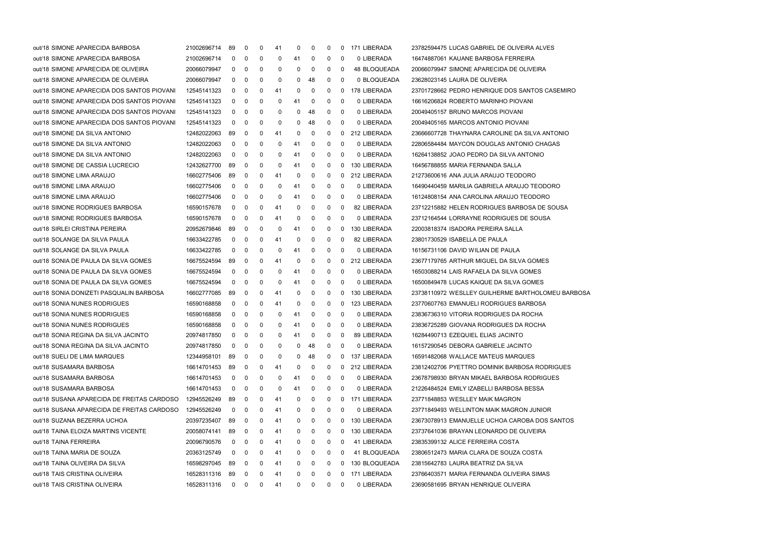| | | | | | | | | | | | | | |
|---|---|---|---|---|---|---|---|---|---|---|---|---|---|
| out/18 | SIMONE APARECIDA BARBOSA | 21002696714 | 89 | 0 | 0 | 41 | 0 | 0 | 0 | 0 | 171 LIBERADA | 23782594475 | LUCAS GABRIEL DE OLIVEIRA ALVES |
| out/18 | SIMONE APARECIDA BARBOSA | 21002696714 | 0 | 0 | 0 | 0 | 41 | 0 | 0 | 0 | 0 LIBERADA | 16474887061 | KAUANE BARBOSA FERREIRA |
| out/18 | SIMONE APARECIDA DE OLIVEIRA | 20066079947 | 0 | 0 | 0 | 0 | 0 | 0 | 0 | 0 | 48 BLOQUEADA | 20066079947 | SIMONE APARECIDA DE OLIVEIRA |
| out/18 | SIMONE APARECIDA DE OLIVEIRA | 20066079947 | 0 | 0 | 0 | 0 | 0 | 48 | 0 | 0 | 0 BLOQUEADA | 23628023145 | LAURA DE OLIVEIRA |
| out/18 | SIMONE APARECIDA DOS SANTOS PIOVANI | 12545141323 | 0 | 0 | 0 | 41 | 0 | 0 | 0 | 0 | 178 LIBERADA | 23701728662 | PEDRO HENRIQUE DOS SANTOS CASEMIRO |
| out/18 | SIMONE APARECIDA DOS SANTOS PIOVANI | 12545141323 | 0 | 0 | 0 | 0 | 41 | 0 | 0 | 0 | 0 LIBERADA | 16616206824 | ROBERTO MARINHO PIOVANI |
| out/18 | SIMONE APARECIDA DOS SANTOS PIOVANI | 12545141323 | 0 | 0 | 0 | 0 | 0 | 48 | 0 | 0 | 0 LIBERADA | 20049405157 | BRUNO MARCOS PIOVANI |
| out/18 | SIMONE APARECIDA DOS SANTOS PIOVANI | 12545141323 | 0 | 0 | 0 | 0 | 0 | 48 | 0 | 0 | 0 LIBERADA | 20049405165 | MARCOS ANTONIO PIOVANI |
| out/18 | SIMONE DA SILVA ANTONIO | 12482022063 | 89 | 0 | 0 | 41 | 0 | 0 | 0 | 0 | 212 LIBERADA | 23666607728 | THAYNARA CAROLINE DA SILVA ANTONIO |
| out/18 | SIMONE DA SILVA ANTONIO | 12482022063 | 0 | 0 | 0 | 0 | 41 | 0 | 0 | 0 | 0 LIBERADA | 22806584484 | MAYCON DOUGLAS ANTONIO CHAGAS |
| out/18 | SIMONE DA SILVA ANTONIO | 12482022063 | 0 | 0 | 0 | 0 | 41 | 0 | 0 | 0 | 0 LIBERADA | 16264138852 | JOAO PEDRO DA SILVA ANTONIO |
| out/18 | SIMONE DE CASSIA LUCRECIO | 12432627700 | 89 | 0 | 0 | 0 | 41 | 0 | 0 | 0 | 130 LIBERADA | 16456788855 | MARIA FERNANDA SALLA |
| out/18 | SIMONE LIMA ARAUJO | 16602775406 | 89 | 0 | 0 | 41 | 0 | 0 | 0 | 0 | 212 LIBERADA | 21273600616 | ANA JULIA ARAUJO TEODORO |
| out/18 | SIMONE LIMA ARAUJO | 16602775406 | 0 | 0 | 0 | 0 | 41 | 0 | 0 | 0 | 0 LIBERADA | 16490440459 | MARILIA GABRIELA ARAUJO TEODORO |
| out/18 | SIMONE LIMA ARAUJO | 16602775406 | 0 | 0 | 0 | 0 | 41 | 0 | 0 | 0 | 0 LIBERADA | 16124808154 | ANA CAROLINA ARAUJO TEODORO |
| out/18 | SIMONE RODRIGUES BARBOSA | 16590157678 | 0 | 0 | 0 | 41 | 0 | 0 | 0 | 0 | 82 LIBERADA | 23712215882 | HELEN RODRIGUES BARBOSA DE SOUSA |
| out/18 | SIMONE RODRIGUES BARBOSA | 16590157678 | 0 | 0 | 0 | 41 | 0 | 0 | 0 | 0 | 0 LIBERADA | 23712164544 | LORRAYNE RODRIGUES DE SOUSA |
| out/18 | SIRLEI CRISTINA PEREIRA | 20952679846 | 89 | 0 | 0 | 0 | 41 | 0 | 0 | 0 | 130 LIBERADA | 22003818374 | ISADORA PEREIRA SALLA |
| out/18 | SOLANGE DA SILVA PAULA | 16633422785 | 0 | 0 | 0 | 41 | 0 | 0 | 0 | 0 | 82 LIBERADA | 23801730529 | ISABELLA DE PAULA |
| out/18 | SOLANGE DA SILVA PAULA | 16633422785 | 0 | 0 | 0 | 0 | 41 | 0 | 0 | 0 | 0 LIBERADA | 16156731106 | DAVID WILIAN DE PAULA |
| out/18 | SONIA DE PAULA DA SILVA GOMES | 16675524594 | 89 | 0 | 0 | 41 | 0 | 0 | 0 | 0 | 212 LIBERADA | 23677179765 | ARTHUR MIGUEL DA SILVA GOMES |
| out/18 | SONIA DE PAULA DA SILVA GOMES | 16675524594 | 0 | 0 | 0 | 0 | 41 | 0 | 0 | 0 | 0 LIBERADA | 16503088214 | LAIS RAFAELA DA SILVA GOMES |
| out/18 | SONIA DE PAULA DA SILVA GOMES | 16675524594 | 0 | 0 | 0 | 0 | 41 | 0 | 0 | 0 | 0 LIBERADA | 16500849478 | LUCAS KAIQUE DA SILVA GOMES |
| out/18 | SONIA DONIZETI PASQUALIN BARBOSA | 16602777085 | 89 | 0 | 0 | 41 | 0 | 0 | 0 | 0 | 130 LIBERADA | 23738110972 | WESLLEY GUILHERME BARTHOLOMEU BARBOSA |
| out/18 | SONIA NUNES RODRIGUES | 16590168858 | 0 | 0 | 0 | 41 | 0 | 0 | 0 | 0 | 123 LIBERADA | 23770607763 | EMANUELI RODRIGUES BARBOSA |
| out/18 | SONIA NUNES RODRIGUES | 16590168858 | 0 | 0 | 0 | 0 | 41 | 0 | 0 | 0 | 0 LIBERADA | 23836736310 | VITORIA RODRIGUES DA ROCHA |
| out/18 | SONIA NUNES RODRIGUES | 16590168858 | 0 | 0 | 0 | 0 | 41 | 0 | 0 | 0 | 0 LIBERADA | 23836725289 | GIOVANA RODRIGUES DA ROCHA |
| out/18 | SONIA REGINA DA SILVA JACINTO | 20974817850 | 0 | 0 | 0 | 0 | 41 | 0 | 0 | 0 | 89 LIBERADA | 16284490713 | EZEQUIEL ELIAS JACINTO |
| out/18 | SONIA REGINA DA SILVA JACINTO | 20974817850 | 0 | 0 | 0 | 0 | 0 | 48 | 0 | 0 | 0 LIBERADA | 16157290545 | DEBORA GABRIELE JACINTO |
| out/18 | SUELI DE LIMA MARQUES | 12344958101 | 89 | 0 | 0 | 0 | 0 | 48 | 0 | 0 | 137 LIBERADA | 16591482068 | WALLACE MATEUS MARQUES |
| out/18 | SUSAMARA BARBOSA | 16614701453 | 89 | 0 | 0 | 41 | 0 | 0 | 0 | 0 | 212 LIBERADA | 23812402706 | PYETTRO DOMINIK BARBOSA RODRIGUES |
| out/18 | SUSAMARA BARBOSA | 16614701453 | 0 | 0 | 0 | 0 | 41 | 0 | 0 | 0 | 0 LIBERADA | 23678798930 | BRYAN MIKAEL BARBOSA RODRIGUES |
| out/18 | SUSAMARA BARBOSA | 16614701453 | 0 | 0 | 0 | 0 | 41 | 0 | 0 | 0 | 0 LIBERADA | 21226484524 | EMILY IZABELLI BARBOSA BESSA |
| out/18 | SUSANA APARECIDA DE FREITAS CARDOSO | 12945526249 | 89 | 0 | 0 | 41 | 0 | 0 | 0 | 0 | 171 LIBERADA | 23771848853 | WESLLEY MAIK MAGRON |
| out/18 | SUSANA APARECIDA DE FREITAS CARDOSO | 12945526249 | 0 | 0 | 0 | 41 | 0 | 0 | 0 | 0 | 0 LIBERADA | 23771849493 | WELLINTON MAIK MAGRON JUNIOR |
| out/18 | SUZANA BEZERRA UCHOA | 20397235407 | 89 | 0 | 0 | 41 | 0 | 0 | 0 | 0 | 130 LIBERADA | 23673078913 | EMANUELLE UCHOA CAROBA DOS SANTOS |
| out/18 | TAINA ELOIZA MARTINS VICENTE | 20058074141 | 89 | 0 | 0 | 41 | 0 | 0 | 0 | 0 | 130 LIBERADA | 23737641036 | BRAYAN LEONARDO DE OLIVEIRA |
| out/18 | TAINA FERREIRA | 20096790576 | 0 | 0 | 0 | 41 | 0 | 0 | 0 | 0 | 41 LIBERADA | 23835399132 | ALICE FERREIRA COSTA |
| out/18 | TAINA MARIA DE SOUZA | 20363125749 | 0 | 0 | 0 | 41 | 0 | 0 | 0 | 0 | 41 BLOQUEADA | 23806512473 | MARIA CLARA DE SOUZA COSTA |
| out/18 | TAINA OLIVEIRA DA SILVA | 16598297045 | 89 | 0 | 0 | 41 | 0 | 0 | 0 | 0 | 130 BLOQUEADA | 23815642783 | LAURA BEATRIZ DA SILVA |
| out/18 | TAIS CRISTINA OLIVEIRA | 16528311316 | 89 | 0 | 0 | 41 | 0 | 0 | 0 | 0 | 171 LIBERADA | 23766403571 | MARIA FERNANDA OLIVEIRA SIMAS |
| out/18 | TAIS CRISTINA OLIVEIRA | 16528311316 | 0 | 0 | 0 | 41 | 0 | 0 | 0 | 0 | 0 LIBERADA | 23690581695 | BRYAN HENRIQUE OLIVEIRA |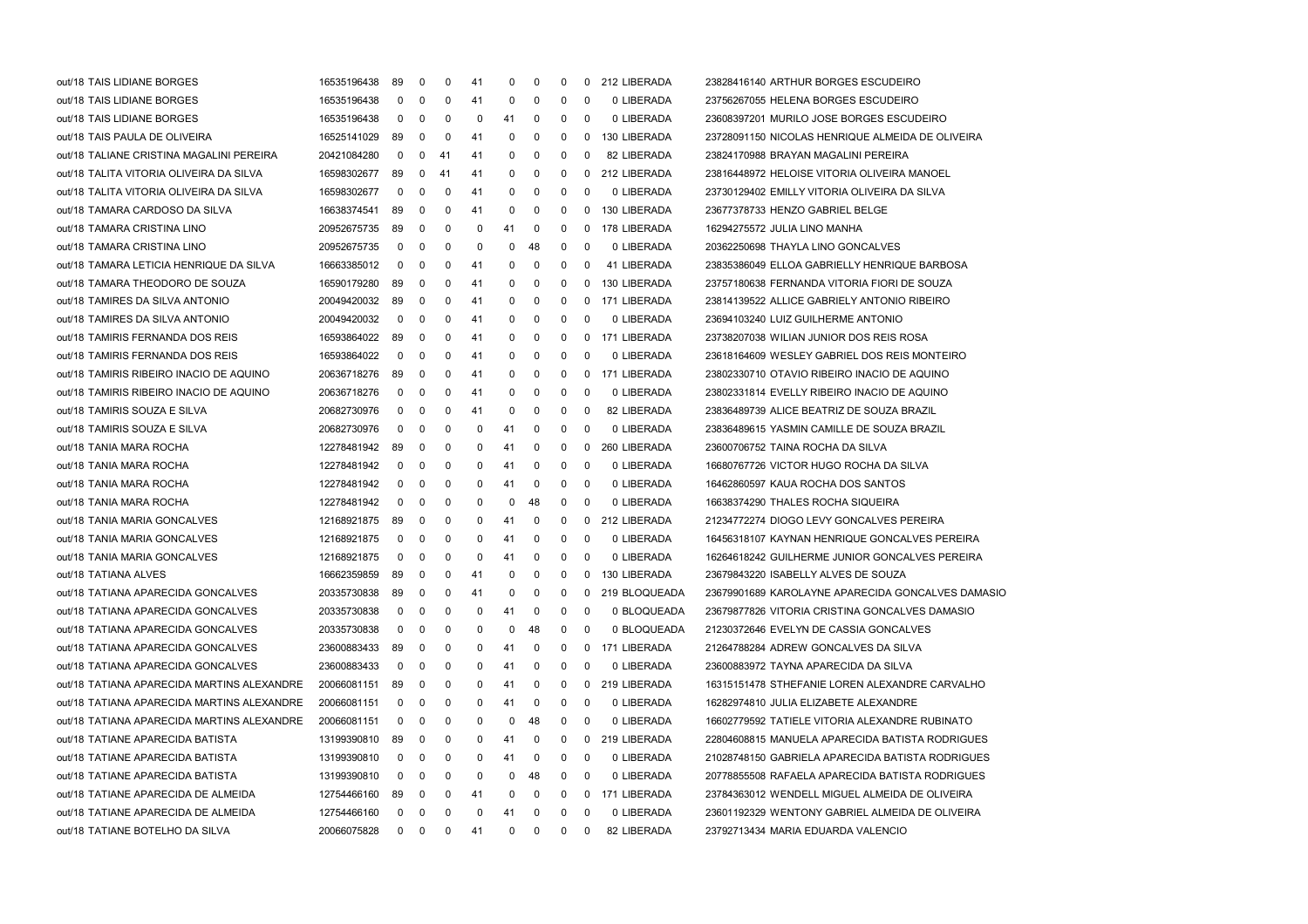| | | | | | | | | | | | | | | |
|---|---|---|---|---|---|---|---|---|---|---|---|---|---|---|
| out/18 | TAIS LIDIANE BORGES | 16535196438 | 89 | 0 | 0 | 41 | 0 | 0 | 0 | 0 | 212 | LIBERADA | 23828416140 | ARTHUR BORGES ESCUDEIRO |
| out/18 | TAIS LIDIANE BORGES | 16535196438 | 0 | 0 | 0 | 41 | 0 | 0 | 0 | 0 | 0 | LIBERADA | 23756267055 | HELENA BORGES ESCUDEIRO |
| out/18 | TAIS LIDIANE BORGES | 16535196438 | 0 | 0 | 0 | 0 | 41 | 0 | 0 | 0 | 0 | LIBERADA | 23608397201 | MURILO JOSE BORGES ESCUDEIRO |
| out/18 | TAIS PAULA DE OLIVEIRA | 16525141029 | 89 | 0 | 0 | 41 | 0 | 0 | 0 | 0 | 130 | LIBERADA | 23728091150 | NICOLAS HENRIQUE ALMEIDA DE OLIVEIRA |
| out/18 | TALIANE CRISTINA MAGALINI PEREIRA | 20421084280 | 0 | 0 | 41 | 41 | 0 | 0 | 0 | 0 | 82 | LIBERADA | 23824170988 | BRAYAN MAGALINI PEREIRA |
| out/18 | TALITA VITORIA OLIVEIRA DA SILVA | 16598302677 | 89 | 0 | 41 | 41 | 0 | 0 | 0 | 0 | 212 | LIBERADA | 23816448972 | HELOISE VITORIA OLIVEIRA MANOEL |
| out/18 | TALITA VITORIA OLIVEIRA DA SILVA | 16598302677 | 0 | 0 | 0 | 41 | 0 | 0 | 0 | 0 | 0 | LIBERADA | 23730129402 | EMILLY VITORIA OLIVEIRA DA SILVA |
| out/18 | TAMARA CARDOSO DA SILVA | 16638374541 | 89 | 0 | 0 | 41 | 0 | 0 | 0 | 0 | 130 | LIBERADA | 23677378733 | HENZO GABRIEL BELGE |
| out/18 | TAMARA CRISTINA LINO | 20952675735 | 89 | 0 | 0 | 0 | 41 | 0 | 0 | 0 | 178 | LIBERADA | 16294275572 | JULIA LINO MANHA |
| out/18 | TAMARA CRISTINA LINO | 20952675735 | 0 | 0 | 0 | 0 | 0 | 48 | 0 | 0 | 0 | LIBERADA | 20362250698 | THAYLA LINO GONCALVES |
| out/18 | TAMARA LETICIA HENRIQUE DA SILVA | 16663385012 | 0 | 0 | 0 | 41 | 0 | 0 | 0 | 0 | 41 | LIBERADA | 23835386049 | ELLOA GABRIELLY HENRIQUE BARBOSA |
| out/18 | TAMARA THEODORO DE SOUZA | 16590179280 | 89 | 0 | 0 | 41 | 0 | 0 | 0 | 0 | 130 | LIBERADA | 23757180638 | FERNANDA VITORIA FIORI DE SOUZA |
| out/18 | TAMIRES DA SILVA ANTONIO | 20049420032 | 89 | 0 | 0 | 41 | 0 | 0 | 0 | 0 | 171 | LIBERADA | 23814139522 | ALLICE GABRIELY ANTONIO RIBEIRO |
| out/18 | TAMIRES DA SILVA ANTONIO | 20049420032 | 0 | 0 | 0 | 41 | 0 | 0 | 0 | 0 | 0 | LIBERADA | 23694103240 | LUIZ GUILHERME ANTONIO |
| out/18 | TAMIRIS FERNANDA DOS REIS | 16593864022 | 89 | 0 | 0 | 41 | 0 | 0 | 0 | 0 | 171 | LIBERADA | 23738207038 | WILIAN JUNIOR DOS REIS ROSA |
| out/18 | TAMIRIS FERNANDA DOS REIS | 16593864022 | 0 | 0 | 0 | 41 | 0 | 0 | 0 | 0 | 0 | LIBERADA | 23618164609 | WESLEY GABRIEL DOS REIS MONTEIRO |
| out/18 | TAMIRIS RIBEIRO INACIO DE AQUINO | 20636718276 | 89 | 0 | 0 | 41 | 0 | 0 | 0 | 0 | 171 | LIBERADA | 23802330710 | OTAVIO RIBEIRO INACIO DE AQUINO |
| out/18 | TAMIRIS RIBEIRO INACIO DE AQUINO | 20636718276 | 0 | 0 | 0 | 41 | 0 | 0 | 0 | 0 | 0 | LIBERADA | 23802331814 | EVELLY RIBEIRO INACIO DE AQUINO |
| out/18 | TAMIRIS SOUZA E SILVA | 20682730976 | 0 | 0 | 0 | 41 | 0 | 0 | 0 | 0 | 82 | LIBERADA | 23836489739 | ALICE BEATRIZ DE SOUZA BRAZIL |
| out/18 | TAMIRIS SOUZA E SILVA | 20682730976 | 0 | 0 | 0 | 0 | 41 | 0 | 0 | 0 | 0 | LIBERADA | 23836489615 | YASMIN CAMILLE DE SOUZA BRAZIL |
| out/18 | TANIA MARA ROCHA | 12278481942 | 89 | 0 | 0 | 0 | 41 | 0 | 0 | 0 | 260 | LIBERADA | 23600706752 | TAINA ROCHA DA SILVA |
| out/18 | TANIA MARA ROCHA | 12278481942 | 0 | 0 | 0 | 0 | 41 | 0 | 0 | 0 | 0 | LIBERADA | 16680767726 | VICTOR HUGO ROCHA DA SILVA |
| out/18 | TANIA MARA ROCHA | 12278481942 | 0 | 0 | 0 | 0 | 41 | 0 | 0 | 0 | 0 | LIBERADA | 16462860597 | KAUA ROCHA DOS SANTOS |
| out/18 | TANIA MARA ROCHA | 12278481942 | 0 | 0 | 0 | 0 | 0 | 48 | 0 | 0 | 0 | LIBERADA | 16638374290 | THALES ROCHA SIQUEIRA |
| out/18 | TANIA MARIA GONCALVES | 12168921875 | 89 | 0 | 0 | 0 | 41 | 0 | 0 | 0 | 212 | LIBERADA | 21234772274 | DIOGO LEVY GONCALVES PEREIRA |
| out/18 | TANIA MARIA GONCALVES | 12168921875 | 0 | 0 | 0 | 0 | 41 | 0 | 0 | 0 | 0 | LIBERADA | 16456318107 | KAYNAN HENRIQUE GONCALVES PEREIRA |
| out/18 | TANIA MARIA GONCALVES | 12168921875 | 0 | 0 | 0 | 0 | 41 | 0 | 0 | 0 | 0 | LIBERADA | 16264618242 | GUILHERME JUNIOR GONCALVES PEREIRA |
| out/18 | TATIANA ALVES | 16662359859 | 89 | 0 | 0 | 41 | 0 | 0 | 0 | 0 | 130 | LIBERADA | 23679843220 | ISABELLY ALVES DE SOUZA |
| out/18 | TATIANA APARECIDA GONCALVES | 20335730838 | 89 | 0 | 0 | 41 | 0 | 0 | 0 | 0 | 219 | BLOQUEADA | 23679901689 | KAROLAYNE APARECIDA GONCALVES DAMASIO |
| out/18 | TATIANA APARECIDA GONCALVES | 20335730838 | 0 | 0 | 0 | 0 | 41 | 0 | 0 | 0 | 0 | BLOQUEADA | 23679877826 | VITORIA CRISTINA GONCALVES DAMASIO |
| out/18 | TATIANA APARECIDA GONCALVES | 20335730838 | 0 | 0 | 0 | 0 | 0 | 48 | 0 | 0 | 0 | BLOQUEADA | 21230372646 | EVELYN DE CASSIA GONCALVES |
| out/18 | TATIANA APARECIDA GONCALVES | 23600883433 | 89 | 0 | 0 | 0 | 41 | 0 | 0 | 0 | 171 | LIBERADA | 21264788284 | ADREW GONCALVES DA SILVA |
| out/18 | TATIANA APARECIDA GONCALVES | 23600883433 | 0 | 0 | 0 | 0 | 41 | 0 | 0 | 0 | 0 | LIBERADA | 23600883972 | TAYNA APARECIDA DA SILVA |
| out/18 | TATIANA APARECIDA MARTINS ALEXANDRE | 20066081151 | 89 | 0 | 0 | 0 | 41 | 0 | 0 | 0 | 219 | LIBERADA | 16315151478 | STHEFANIE LOREN ALEXANDRE CARVALHO |
| out/18 | TATIANA APARECIDA MARTINS ALEXANDRE | 20066081151 | 0 | 0 | 0 | 0 | 41 | 0 | 0 | 0 | 0 | LIBERADA | 16282974810 | JULIA ELIZABETE ALEXANDRE |
| out/18 | TATIANA APARECIDA MARTINS ALEXANDRE | 20066081151 | 0 | 0 | 0 | 0 | 0 | 48 | 0 | 0 | 0 | LIBERADA | 16602779592 | TATIELE VITORIA ALEXANDRE RUBINATO |
| out/18 | TATIANE APARECIDA BATISTA | 13199390810 | 89 | 0 | 0 | 0 | 41 | 0 | 0 | 0 | 219 | LIBERADA | 22804608815 | MANUELA APARECIDA BATISTA RODRIGUES |
| out/18 | TATIANE APARECIDA BATISTA | 13199390810 | 0 | 0 | 0 | 0 | 41 | 0 | 0 | 0 | 0 | LIBERADA | 21028748150 | GABRIELA APARECIDA BATISTA RODRIGUES |
| out/18 | TATIANE APARECIDA BATISTA | 13199390810 | 0 | 0 | 0 | 0 | 0 | 48 | 0 | 0 | 0 | LIBERADA | 20778855508 | RAFAELA APARECIDA BATISTA RODRIGUES |
| out/18 | TATIANE APARECIDA DE ALMEIDA | 12754466160 | 89 | 0 | 0 | 41 | 0 | 0 | 0 | 0 | 171 | LIBERADA | 23784363012 | WENDELL MIGUEL ALMEIDA DE OLIVEIRA |
| out/18 | TATIANE APARECIDA DE ALMEIDA | 12754466160 | 0 | 0 | 0 | 0 | 41 | 0 | 0 | 0 | 0 | LIBERADA | 23601192329 | WENTONY GABRIEL ALMEIDA DE OLIVEIRA |
| out/18 | TATIANE BOTELHO DA SILVA | 20066075828 | 0 | 0 | 0 | 41 | 0 | 0 | 0 | 0 | 82 | LIBERADA | 23792713434 | MARIA EDUARDA VALENCIO |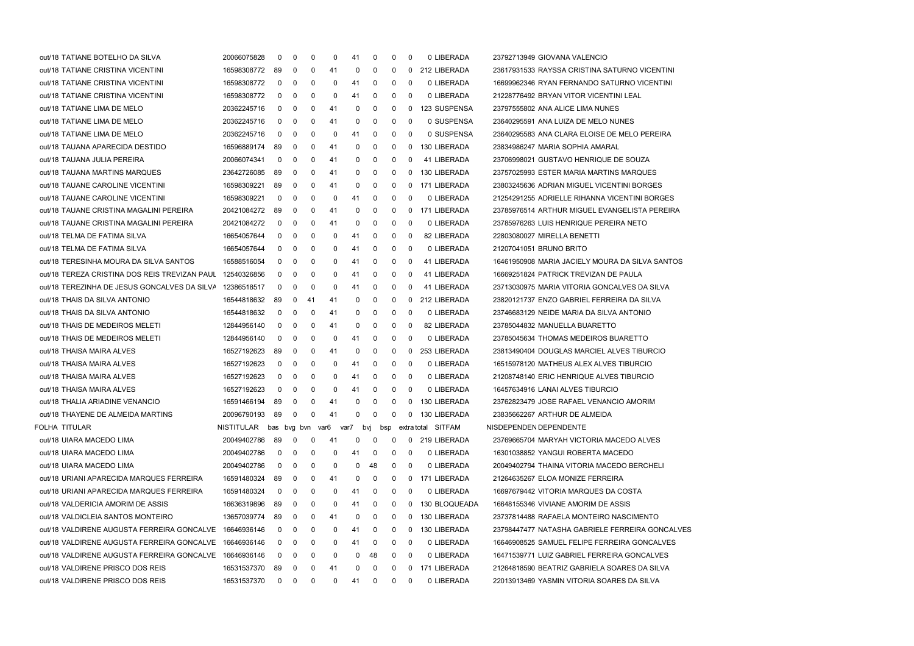| FOLHA | TITULAR | NISTITULAR | bas | bvg | bvn | var6 | var7 | bvj | bsp | extra | total | SITFAM | NISDEPENDEN | DEPENDENTE |
|---|---|---|---|---|---|---|---|---|---|---|---|---|---|---|
| out/18 | TATIANE BOTELHO DA SILVA | 20066075828 | 0 | 0 | 0 | 0 | 41 | 0 | 0 | 0 | 0 | LIBERADA | 23792713949 | GIOVANA VALENCIO |
| out/18 | TATIANE CRISTINA VICENTINI | 16598308772 | 89 | 0 | 0 | 41 | 0 | 0 | 0 | 0 | 212 | LIBERADA | 23617931533 | RAYSSA CRISTINA SATURNO VICENTINI |
| out/18 | TATIANE CRISTINA VICENTINI | 16598308772 | 0 | 0 | 0 | 0 | 41 | 0 | 0 | 0 | 0 | LIBERADA | 16699962346 | RYAN FERNANDO SATURNO VICENTINI |
| out/18 | TATIANE CRISTINA VICENTINI | 16598308772 | 0 | 0 | 0 | 0 | 41 | 0 | 0 | 0 | 0 | LIBERADA | 21228776492 | BRYAN VITOR VICENTINI LEAL |
| out/18 | TATIANE LIMA DE MELO | 20362245716 | 0 | 0 | 0 | 41 | 0 | 0 | 0 | 0 | 123 | SUSPENSA | 23797555802 | ANA ALICE LIMA NUNES |
| out/18 | TATIANE LIMA DE MELO | 20362245716 | 0 | 0 | 0 | 41 | 0 | 0 | 0 | 0 | 0 | SUSPENSA | 23640295591 | ANA LUIZA DE MELO NUNES |
| out/18 | TATIANE LIMA DE MELO | 20362245716 | 0 | 0 | 0 | 0 | 41 | 0 | 0 | 0 | 0 | SUSPENSA | 23640295583 | ANA CLARA ELOISE DE MELO PEREIRA |
| out/18 | TAUANA APARECIDA DESTIDO | 16596889174 | 89 | 0 | 0 | 41 | 0 | 0 | 0 | 0 | 130 | LIBERADA | 23834986247 | MARIA SOPHIA AMARAL |
| out/18 | TAUANA JULIA PEREIRA | 20066074341 | 0 | 0 | 0 | 41 | 0 | 0 | 0 | 0 | 41 | LIBERADA | 23706998021 | GUSTAVO HENRIQUE DE SOUZA |
| out/18 | TAUANA MARTINS MARQUES | 23642726085 | 89 | 0 | 0 | 41 | 0 | 0 | 0 | 0 | 130 | LIBERADA | 23757025993 | ESTER MARIA MARTINS MARQUES |
| out/18 | TAUANE CAROLINE VICENTINI | 16598309221 | 89 | 0 | 0 | 41 | 0 | 0 | 0 | 0 | 171 | LIBERADA | 23803245636 | ADRIAN MIGUEL VICENTINI BORGES |
| out/18 | TAUANE CAROLINE VICENTINI | 16598309221 | 0 | 0 | 0 | 0 | 41 | 0 | 0 | 0 | 0 | LIBERADA | 21254291255 | ADRIELLE RIHANNA VICENTINI BORGES |
| out/18 | TAUANE CRISTINA MAGALINI PEREIRA | 20421084272 | 89 | 0 | 0 | 41 | 0 | 0 | 0 | 0 | 171 | LIBERADA | 23785976514 | ARTHUR MIGUEL EVANGELISTA PEREIRA |
| out/18 | TAUANE CRISTINA MAGALINI PEREIRA | 20421084272 | 0 | 0 | 0 | 41 | 0 | 0 | 0 | 0 | 0 | LIBERADA | 23785976263 | LUIS HENRIQUE PEREIRA NETO |
| out/18 | TELMA DE FATIMA SILVA | 16654057644 | 0 | 0 | 0 | 0 | 41 | 0 | 0 | 0 | 82 | LIBERADA | 22803080027 | MIRELLA BENETTI |
| out/18 | TELMA DE FATIMA SILVA | 16654057644 | 0 | 0 | 0 | 0 | 41 | 0 | 0 | 0 | 0 | LIBERADA | 21207041051 | BRUNO BRITO |
| out/18 | TERESINHA MOURA DA SILVA SANTOS | 16588516054 | 0 | 0 | 0 | 0 | 41 | 0 | 0 | 0 | 41 | LIBERADA | 16461950908 | MARIA JACIELY MOURA DA SILVA SANTOS |
| out/18 | TEREZA CRISTINA DOS REIS TREVIZAN PAUL | 12540326856 | 0 | 0 | 0 | 0 | 41 | 0 | 0 | 0 | 41 | LIBERADA | 16669251824 | PATRICK TREVIZAN DE PAULA |
| out/18 | TEREZINHA DE JESUS GONCALVES DA SILVA | 12386518517 | 0 | 0 | 0 | 0 | 41 | 0 | 0 | 0 | 41 | LIBERADA | 23713030975 | MARIA VITORIA GONCALVES DA SILVA |
| out/18 | THAIS DA SILVA ANTONIO | 16544818632 | 89 | 0 | 41 | 41 | 0 | 0 | 0 | 0 | 212 | LIBERADA | 23820121737 | ENZO GABRIEL FERREIRA DA SILVA |
| out/18 | THAIS DA SILVA ANTONIO | 16544818632 | 0 | 0 | 0 | 41 | 0 | 0 | 0 | 0 | 0 | LIBERADA | 23746683129 | NEIDE MARIA DA SILVA ANTONIO |
| out/18 | THAIS DE MEDEIROS MELETI | 12844956140 | 0 | 0 | 0 | 41 | 0 | 0 | 0 | 0 | 82 | LIBERADA | 23785044832 | MANUELLA BUARETTO |
| out/18 | THAIS DE MEDEIROS MELETI | 12844956140 | 0 | 0 | 0 | 0 | 41 | 0 | 0 | 0 | 0 | LIBERADA | 23785045634 | THOMAS MEDEIROS BUARETTO |
| out/18 | THAISA MAIRA ALVES | 16527192623 | 89 | 0 | 0 | 41 | 0 | 0 | 0 | 0 | 253 | LIBERADA | 23813490404 | DOUGLAS MARCIEL ALVES TIBURCIO |
| out/18 | THAISA MAIRA ALVES | 16527192623 | 0 | 0 | 0 | 0 | 41 | 0 | 0 | 0 | 0 | LIBERADA | 16515978120 | MATHEUS ALEX ALVES TIBURCIO |
| out/18 | THAISA MAIRA ALVES | 16527192623 | 0 | 0 | 0 | 0 | 41 | 0 | 0 | 0 | 0 | LIBERADA | 21208748140 | ERIC HENRIQUE ALVES TIBURCIO |
| out/18 | THAISA MAIRA ALVES | 16527192623 | 0 | 0 | 0 | 0 | 41 | 0 | 0 | 0 | 0 | LIBERADA | 16457634916 | LANAI ALVES TIBURCIO |
| out/18 | THALIA ARIADINE VENANCIO | 16591466194 | 89 | 0 | 0 | 41 | 0 | 0 | 0 | 0 | 130 | LIBERADA | 23762823479 | JOSE RAFAEL VENANCIO AMORIM |
| out/18 | THAYENE DE ALMEIDA MARTINS | 20096790193 | 89 | 0 | 0 | 41 | 0 | 0 | 0 | 0 | 130 | LIBERADA | 23835662267 | ARTHUR DE ALMEIDA |
| FOLHA | TITULAR | NISTITULAR | bas | bvg | bvn | var6 | var7 | bvj | bsp | extra | total | SITFAM | NISDEPENDEN | DEPENDENTE |
| out/18 | UIARA MACEDO LIMA | 20049402786 | 89 | 0 | 0 | 41 | 0 | 0 | 0 | 0 | 219 | LIBERADA | 23769665704 | MARYAH VICTORIA MACEDO ALVES |
| out/18 | UIARA MACEDO LIMA | 20049402786 | 0 | 0 | 0 | 0 | 41 | 0 | 0 | 0 | 0 | LIBERADA | 16301038852 | YANGUI ROBERTA MACEDO |
| out/18 | UIARA MACEDO LIMA | 20049402786 | 0 | 0 | 0 | 0 | 0 | 48 | 0 | 0 | 0 | LIBERADA | 20049402794 | THAINA VITORIA MACEDO BERCHELI |
| out/18 | URIANI APARECIDA MARQUES FERREIRA | 16591480324 | 89 | 0 | 0 | 41 | 0 | 0 | 0 | 0 | 171 | LIBERADA | 21264635267 | ELOA MONIZE FERREIRA |
| out/18 | URIANI APARECIDA MARQUES FERREIRA | 16591480324 | 0 | 0 | 0 | 0 | 41 | 0 | 0 | 0 | 0 | LIBERADA | 16697679442 | VITORIA MARQUES DA COSTA |
| out/18 | VALDERICIA AMORIM DE ASSIS | 16636319896 | 89 | 0 | 0 | 0 | 41 | 0 | 0 | 0 | 130 | BLOQUEADA | 16648155346 | VIVIANE AMORIM DE ASSIS |
| out/18 | VALDICLEIA SANTOS MONTEIRO | 13657039774 | 89 | 0 | 0 | 41 | 0 | 0 | 0 | 0 | 130 | LIBERADA | 23737814488 | RAFAELA MONTEIRO NASCIMENTO |
| out/18 | VALDIRENE AUGUSTA FERREIRA GONCALVE | 16646936146 | 0 | 0 | 0 | 0 | 41 | 0 | 0 | 0 | 130 | LIBERADA | 23798447477 | NATASHA GABRIELE FERREIRA GONCALVES |
| out/18 | VALDIRENE AUGUSTA FERREIRA GONCALVE | 16646936146 | 0 | 0 | 0 | 0 | 41 | 0 | 0 | 0 | 0 | LIBERADA | 16646908525 | SAMUEL FELIPE FERREIRA GONCALVES |
| out/18 | VALDIRENE AUGUSTA FERREIRA GONCALVE | 16646936146 | 0 | 0 | 0 | 0 | 0 | 48 | 0 | 0 | 0 | LIBERADA | 16471539771 | LUIZ GABRIEL FERREIRA GONCALVES |
| out/18 | VALDIRENE PRISCO DOS REIS | 16531537370 | 89 | 0 | 0 | 41 | 0 | 0 | 0 | 0 | 171 | LIBERADA | 21264818590 | BEATRIZ GABRIELA SOARES DA SILVA |
| out/18 | VALDIRENE PRISCO DOS REIS | 16531537370 | 0 | 0 | 0 | 0 | 41 | 0 | 0 | 0 | 0 | LIBERADA | 22013913469 | YASMIN VITORIA SOARES DA SILVA |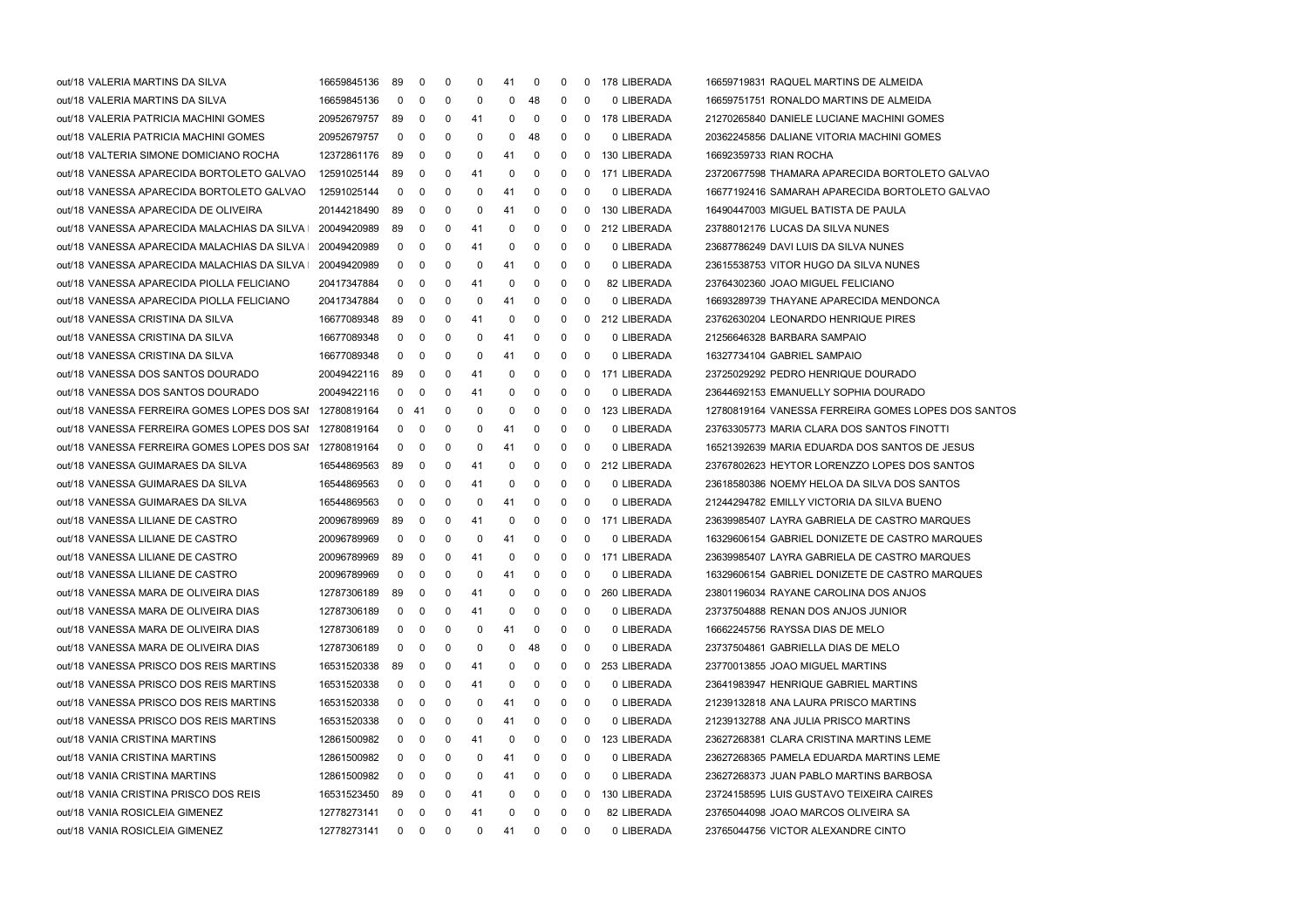| | | | | | | | | | | | | | |
|---|---|---|---|---|---|---|---|---|---|---|---|---|---|
| out/18 VALERIA MARTINS DA SILVA | 16659845136 | 89 | 0 | 0 | 0 | 41 | 0 | 0 | 0 | 178 | LIBERADA | 16659719831 | RAQUEL MARTINS DE ALMEIDA |
| out/18 VALERIA MARTINS DA SILVA | 16659845136 | 0 | 0 | 0 | 0 | 0 | 48 | 0 | 0 | 0 | LIBERADA | 16659751751 | RONALDO MARTINS DE ALMEIDA |
| out/18 VALERIA PATRICIA MACHINI GOMES | 20952679757 | 89 | 0 | 0 | 41 | 0 | 0 | 0 | 0 | 178 | LIBERADA | 21270265840 | DANIELE LUCIANE MACHINI GOMES |
| out/18 VALERIA PATRICIA MACHINI GOMES | 20952679757 | 0 | 0 | 0 | 0 | 0 | 48 | 0 | 0 | 0 | LIBERADA | 20362245856 | DALIANE VITORIA MACHINI GOMES |
| out/18 VALTERIA SIMONE DOMICIANO ROCHA | 12372861176 | 89 | 0 | 0 | 0 | 41 | 0 | 0 | 0 | 130 | LIBERADA | 16692359733 | RIAN ROCHA |
| out/18 VANESSA APARECIDA BORTOLETO GALVAO | 12591025144 | 89 | 0 | 0 | 41 | 0 | 0 | 0 | 0 | 171 | LIBERADA | 23720677598 | THAMARA APARECIDA BORTOLETO GALVAO |
| out/18 VANESSA APARECIDA BORTOLETO GALVAO | 12591025144 | 0 | 0 | 0 | 0 | 41 | 0 | 0 | 0 | 0 | LIBERADA | 16677192416 | SAMARAH APARECIDA BORTOLETO GALVAO |
| out/18 VANESSA APARECIDA DE OLIVEIRA | 20144218490 | 89 | 0 | 0 | 0 | 41 | 0 | 0 | 0 | 130 | LIBERADA | 16490447003 | MIGUEL BATISTA DE PAULA |
| out/18 VANESSA APARECIDA MALACHIAS DA SILVA I | 20049420989 | 89 | 0 | 0 | 41 | 0 | 0 | 0 | 0 | 212 | LIBERADA | 23788012176 | LUCAS DA SILVA NUNES |
| out/18 VANESSA APARECIDA MALACHIAS DA SILVA I | 20049420989 | 0 | 0 | 0 | 41 | 0 | 0 | 0 | 0 | 0 | LIBERADA | 23687786249 | DAVI LUIS DA SILVA NUNES |
| out/18 VANESSA APARECIDA MALACHIAS DA SILVA I | 20049420989 | 0 | 0 | 0 | 0 | 41 | 0 | 0 | 0 | 0 | LIBERADA | 23615538753 | VITOR HUGO DA SILVA NUNES |
| out/18 VANESSA APARECIDA PIOLLA FELICIANO | 20417347884 | 0 | 0 | 0 | 41 | 0 | 0 | 0 | 0 | 82 | LIBERADA | 23764302360 | JOAO MIGUEL FELICIANO |
| out/18 VANESSA APARECIDA PIOLLA FELICIANO | 20417347884 | 0 | 0 | 0 | 0 | 41 | 0 | 0 | 0 | 0 | LIBERADA | 16693289739 | THAYANE APARECIDA MENDONCA |
| out/18 VANESSA CRISTINA DA SILVA | 16677089348 | 89 | 0 | 0 | 41 | 0 | 0 | 0 | 0 | 212 | LIBERADA | 23762630204 | LEONARDO HENRIQUE PIRES |
| out/18 VANESSA CRISTINA DA SILVA | 16677089348 | 0 | 0 | 0 | 0 | 41 | 0 | 0 | 0 | 0 | LIBERADA | 21256646328 | BARBARA SAMPAIO |
| out/18 VANESSA CRISTINA DA SILVA | 16677089348 | 0 | 0 | 0 | 0 | 41 | 0 | 0 | 0 | 0 | LIBERADA | 16327734104 | GABRIEL SAMPAIO |
| out/18 VANESSA DOS SANTOS DOURADO | 20049422116 | 89 | 0 | 0 | 41 | 0 | 0 | 0 | 0 | 171 | LIBERADA | 23725029292 | PEDRO HENRIQUE DOURADO |
| out/18 VANESSA DOS SANTOS DOURADO | 20049422116 | 0 | 0 | 0 | 41 | 0 | 0 | 0 | 0 | 0 | LIBERADA | 23644692153 | EMANUELLY SOPHIA DOURADO |
| out/18 VANESSA FERREIRA GOMES LOPES DOS SAI | 12780819164 | 0 | 41 | 0 | 0 | 0 | 0 | 0 | 0 | 123 | LIBERADA | 12780819164 | VANESSA FERREIRA GOMES LOPES DOS SANTOS |
| out/18 VANESSA FERREIRA GOMES LOPES DOS SAI | 12780819164 | 0 | 0 | 0 | 0 | 41 | 0 | 0 | 0 | 0 | LIBERADA | 23763305773 | MARIA CLARA DOS SANTOS FINOTTI |
| out/18 VANESSA FERREIRA GOMES LOPES DOS SAI | 12780819164 | 0 | 0 | 0 | 0 | 41 | 0 | 0 | 0 | 0 | LIBERADA | 16521392639 | MARIA EDUARDA DOS SANTOS DE JESUS |
| out/18 VANESSA GUIMARAES DA SILVA | 16544869563 | 89 | 0 | 0 | 41 | 0 | 0 | 0 | 0 | 212 | LIBERADA | 23767802623 | HEYTOR LORENZZO LOPES DOS SANTOS |
| out/18 VANESSA GUIMARAES DA SILVA | 16544869563 | 0 | 0 | 0 | 41 | 0 | 0 | 0 | 0 | 0 | LIBERADA | 23618580386 | NOEMY HELOA DA SILVA DOS SANTOS |
| out/18 VANESSA GUIMARAES DA SILVA | 16544869563 | 0 | 0 | 0 | 0 | 41 | 0 | 0 | 0 | 0 | LIBERADA | 21244294782 | EMILLY VICTORIA DA SILVA BUENO |
| out/18 VANESSA LILIANE DE CASTRO | 20096789969 | 89 | 0 | 0 | 41 | 0 | 0 | 0 | 0 | 171 | LIBERADA | 23639985407 | LAYRA GABRIELA DE CASTRO MARQUES |
| out/18 VANESSA LILIANE DE CASTRO | 20096789969 | 0 | 0 | 0 | 0 | 41 | 0 | 0 | 0 | 0 | LIBERADA | 16329606154 | GABRIEL DONIZETE DE CASTRO MARQUES |
| out/18 VANESSA LILIANE DE CASTRO | 20096789969 | 89 | 0 | 0 | 41 | 0 | 0 | 0 | 0 | 171 | LIBERADA | 23639985407 | LAYRA GABRIELA DE CASTRO MARQUES |
| out/18 VANESSA LILIANE DE CASTRO | 20096789969 | 0 | 0 | 0 | 0 | 41 | 0 | 0 | 0 | 0 | LIBERADA | 16329606154 | GABRIEL DONIZETE DE CASTRO MARQUES |
| out/18 VANESSA MARA DE OLIVEIRA DIAS | 12787306189 | 89 | 0 | 0 | 41 | 0 | 0 | 0 | 0 | 260 | LIBERADA | 23801196034 | RAYANE CAROLINA DOS ANJOS |
| out/18 VANESSA MARA DE OLIVEIRA DIAS | 12787306189 | 0 | 0 | 0 | 41 | 0 | 0 | 0 | 0 | 0 | LIBERADA | 23737504888 | RENAN DOS ANJOS JUNIOR |
| out/18 VANESSA MARA DE OLIVEIRA DIAS | 12787306189 | 0 | 0 | 0 | 0 | 41 | 0 | 0 | 0 | 0 | LIBERADA | 16662245756 | RAYSSA DIAS DE MELO |
| out/18 VANESSA MARA DE OLIVEIRA DIAS | 12787306189 | 0 | 0 | 0 | 0 | 0 | 48 | 0 | 0 | 0 | LIBERADA | 23737504861 | GABRIELLA DIAS DE MELO |
| out/18 VANESSA PRISCO DOS REIS MARTINS | 16531520338 | 89 | 0 | 0 | 41 | 0 | 0 | 0 | 0 | 253 | LIBERADA | 23770013855 | JOAO MIGUEL MARTINS |
| out/18 VANESSA PRISCO DOS REIS MARTINS | 16531520338 | 0 | 0 | 0 | 41 | 0 | 0 | 0 | 0 | 0 | LIBERADA | 23641983947 | HENRIQUE GABRIEL MARTINS |
| out/18 VANESSA PRISCO DOS REIS MARTINS | 16531520338 | 0 | 0 | 0 | 0 | 41 | 0 | 0 | 0 | 0 | LIBERADA | 21239132818 | ANA LAURA PRISCO MARTINS |
| out/18 VANESSA PRISCO DOS REIS MARTINS | 16531520338 | 0 | 0 | 0 | 0 | 41 | 0 | 0 | 0 | 0 | LIBERADA | 21239132788 | ANA JULIA PRISCO MARTINS |
| out/18 VANIA CRISTINA MARTINS | 12861500982 | 0 | 0 | 0 | 41 | 0 | 0 | 0 | 0 | 123 | LIBERADA | 23627268381 | CLARA CRISTINA MARTINS LEME |
| out/18 VANIA CRISTINA MARTINS | 12861500982 | 0 | 0 | 0 | 0 | 41 | 0 | 0 | 0 | 0 | LIBERADA | 23627268365 | PAMELA EDUARDA MARTINS LEME |
| out/18 VANIA CRISTINA MARTINS | 12861500982 | 0 | 0 | 0 | 0 | 41 | 0 | 0 | 0 | 0 | LIBERADA | 23627268373 | JUAN PABLO MARTINS BARBOSA |
| out/18 VANIA CRISTINA PRISCO DOS REIS | 16531523450 | 89 | 0 | 0 | 41 | 0 | 0 | 0 | 0 | 130 | LIBERADA | 23724158595 | LUIS GUSTAVO TEIXEIRA CAIRES |
| out/18 VANIA ROSICLEIA GIMENEZ | 12778273141 | 0 | 0 | 0 | 41 | 0 | 0 | 0 | 0 | 82 | LIBERADA | 23765044098 | JOAO MARCOS OLIVEIRA SA |
| out/18 VANIA ROSICLEIA GIMENEZ | 12778273141 | 0 | 0 | 0 | 0 | 41 | 0 | 0 | 0 | 0 | LIBERADA | 23765044756 | VICTOR ALEXANDRE CINTO |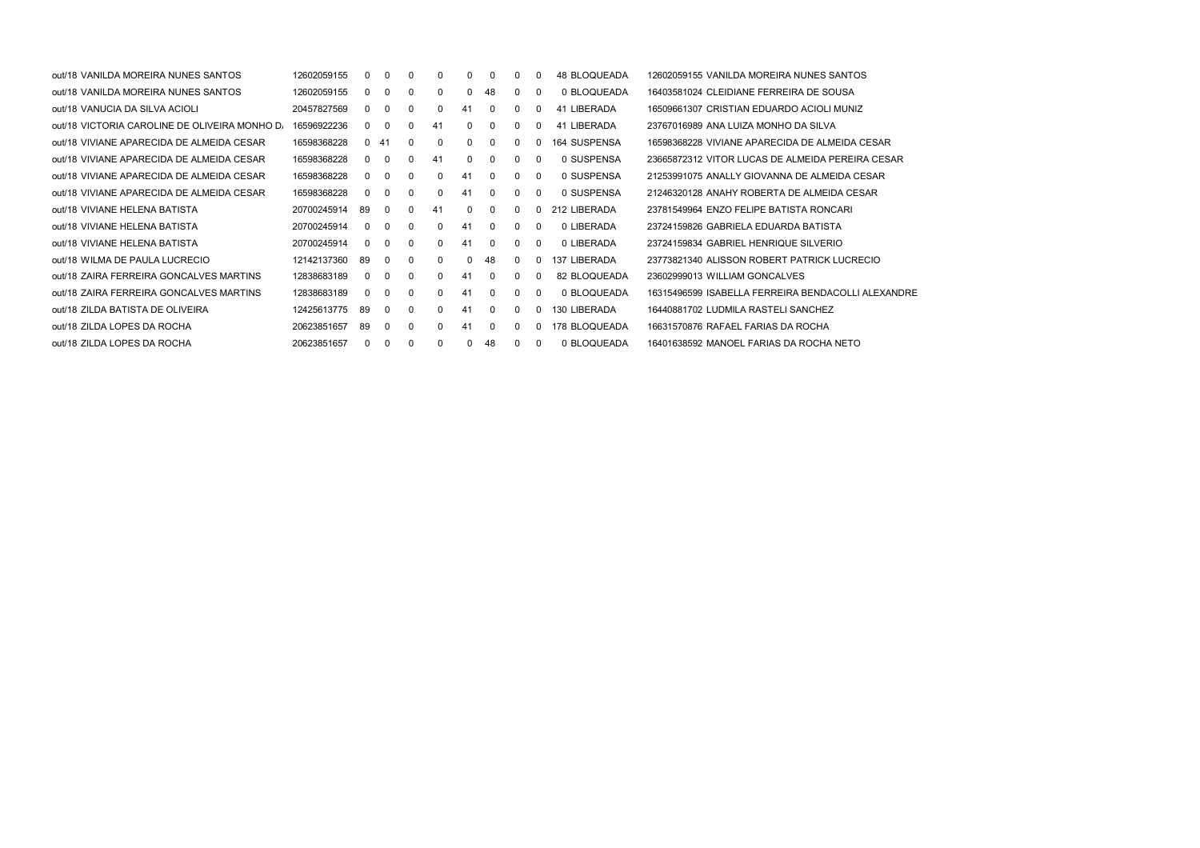| | | | | | | | | | | | | | |
|---|---|---|---|---|---|---|---|---|---|---|---|---|---|
| out/18 | VANILDA MOREIRA NUNES SANTOS | 12602059155 | 0 | 0 | 0 | 0 | 0 | 0 | 0 | 0 | 48 | BLOQUEADA | 12602059155 VANILDA MOREIRA NUNES SANTOS |
| out/18 | VANILDA MOREIRA NUNES SANTOS | 12602059155 | 0 | 0 | 0 | 0 | 0 | 48 | 0 | 0 | 0 | BLOQUEADA | 16403581024 CLEIDIANE FERREIRA DE SOUSA |
| out/18 | VANUCIA DA SILVA ACIOLI | 20457827569 | 0 | 0 | 0 | 0 | 41 | 0 | 0 | 0 | 41 | LIBERADA | 16509661307 CRISTIAN EDUARDO ACIOLI MUNIZ |
| out/18 | VICTORIA CAROLINE DE OLIVEIRA MONHO D. | 16596922236 | 0 | 0 | 0 | 41 | 0 | 0 | 0 | 0 | 41 | LIBERADA | 23767016989 ANA LUIZA MONHO DA SILVA |
| out/18 | VIVIANE APARECIDA DE ALMEIDA CESAR | 16598368228 | 0 | 41 | 0 | 0 | 0 | 0 | 0 | 0 | 164 | SUSPENSA | 16598368228 VIVIANE APARECIDA DE ALMEIDA CESAR |
| out/18 | VIVIANE APARECIDA DE ALMEIDA CESAR | 16598368228 | 0 | 0 | 0 | 41 | 0 | 0 | 0 | 0 | 0 | SUSPENSA | 23665872312 VITOR LUCAS DE ALMEIDA PEREIRA CESAR |
| out/18 | VIVIANE APARECIDA DE ALMEIDA CESAR | 16598368228 | 0 | 0 | 0 | 0 | 41 | 0 | 0 | 0 | 0 | SUSPENSA | 21253991075 ANALLY GIOVANNA DE ALMEIDA CESAR |
| out/18 | VIVIANE APARECIDA DE ALMEIDA CESAR | 16598368228 | 0 | 0 | 0 | 0 | 41 | 0 | 0 | 0 | 0 | SUSPENSA | 21246320128 ANAHY ROBERTA DE ALMEIDA CESAR |
| out/18 | VIVIANE HELENA BATISTA | 20700245914 | 89 | 0 | 0 | 41 | 0 | 0 | 0 | 0 | 212 | LIBERADA | 23781549964 ENZO FELIPE BATISTA RONCARI |
| out/18 | VIVIANE HELENA BATISTA | 20700245914 | 0 | 0 | 0 | 0 | 41 | 0 | 0 | 0 | 0 | LIBERADA | 23724159826 GABRIELA EDUARDA BATISTA |
| out/18 | VIVIANE HELENA BATISTA | 20700245914 | 0 | 0 | 0 | 0 | 41 | 0 | 0 | 0 | 0 | LIBERADA | 23724159834 GABRIEL HENRIQUE SILVERIO |
| out/18 | WILMA DE PAULA LUCRECIO | 12142137360 | 89 | 0 | 0 | 0 | 0 | 48 | 0 | 0 | 137 | LIBERADA | 23773821340 ALISSON ROBERT PATRICK LUCRECIO |
| out/18 | ZAIRA FERREIRA GONCALVES MARTINS | 12838683189 | 0 | 0 | 0 | 0 | 41 | 0 | 0 | 0 | 82 | BLOQUEADA | 23602999013 WILLIAM GONCALVES |
| out/18 | ZAIRA FERREIRA GONCALVES MARTINS | 12838683189 | 0 | 0 | 0 | 0 | 41 | 0 | 0 | 0 | 0 | BLOQUEADA | 16315496599 ISABELLA FERREIRA BENDACOLLI ALEXANDRE |
| out/18 | ZILDA BATISTA DE OLIVEIRA | 12425613775 | 89 | 0 | 0 | 0 | 41 | 0 | 0 | 0 | 130 | LIBERADA | 16440881702 LUDMILA RASTELI SANCHEZ |
| out/18 | ZILDA LOPES DA ROCHA | 20623851657 | 89 | 0 | 0 | 0 | 41 | 0 | 0 | 0 | 178 | BLOQUEADA | 16631570876 RAFAEL FARIAS DA ROCHA |
| out/18 | ZILDA LOPES DA ROCHA | 20623851657 | 0 | 0 | 0 | 0 | 0 | 48 | 0 | 0 | 0 | BLOQUEADA | 16401638592 MANOEL FARIAS DA ROCHA NETO |